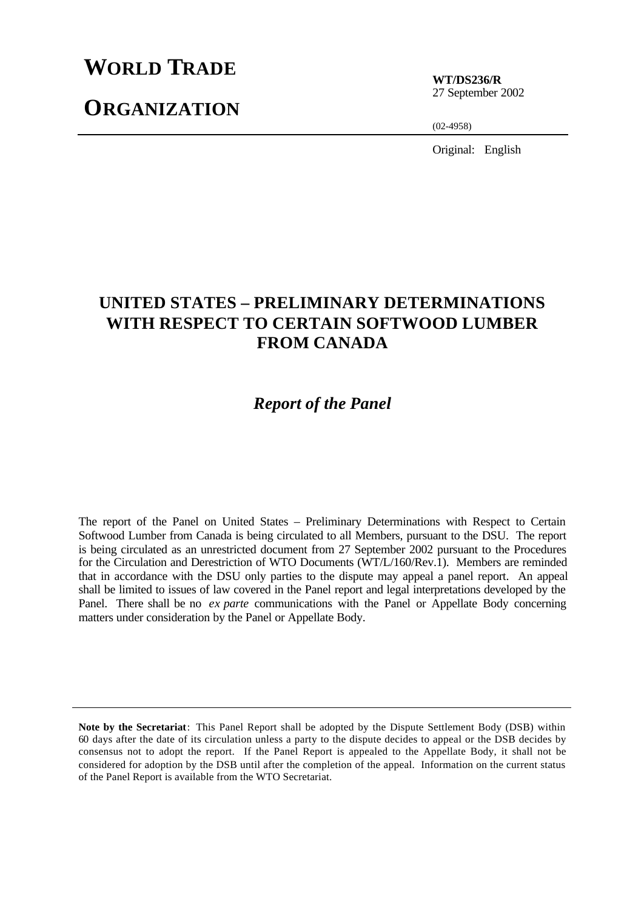# WORLD TRADE ORGANIZATION

**WT/DS236/R**
27 September 2002

(02-4958)

Original: English

# UNITED STATES – PRELIMINARY DETERMINATIONS WITH RESPECT TO CERTAIN SOFTWOOD LUMBER FROM CANADA

## *Report of the Panel*

The report of the Panel on United States – Preliminary Determinations with Respect to Certain Softwood Lumber from Canada is being circulated to all Members, pursuant to the DSU. The report is being circulated as an unrestricted document from 27 September 2002 pursuant to the Procedures for the Circulation and Derestriction of WTO Documents (WT/L/160/Rev.1). Members are reminded that in accordance with the DSU only parties to the dispute may appeal a panel report. An appeal shall be limited to issues of law covered in the Panel report and legal interpretations developed by the Panel. There shall be no *ex parte* communications with the Panel or Appellate Body concerning matters under consideration by the Panel or Appellate Body.

---

**Note by the Secretariat**: This Panel Report shall be adopted by the Dispute Settlement Body (DSB) within 60 days after the date of its circulation unless a party to the dispute decides to appeal or the DSB decides by consensus not to adopt the report. If the Panel Report is appealed to the Appellate Body, it shall not be considered for adoption by the DSB until after the completion of the appeal. Information on the current status of the Panel Report is available from the WTO Secretariat.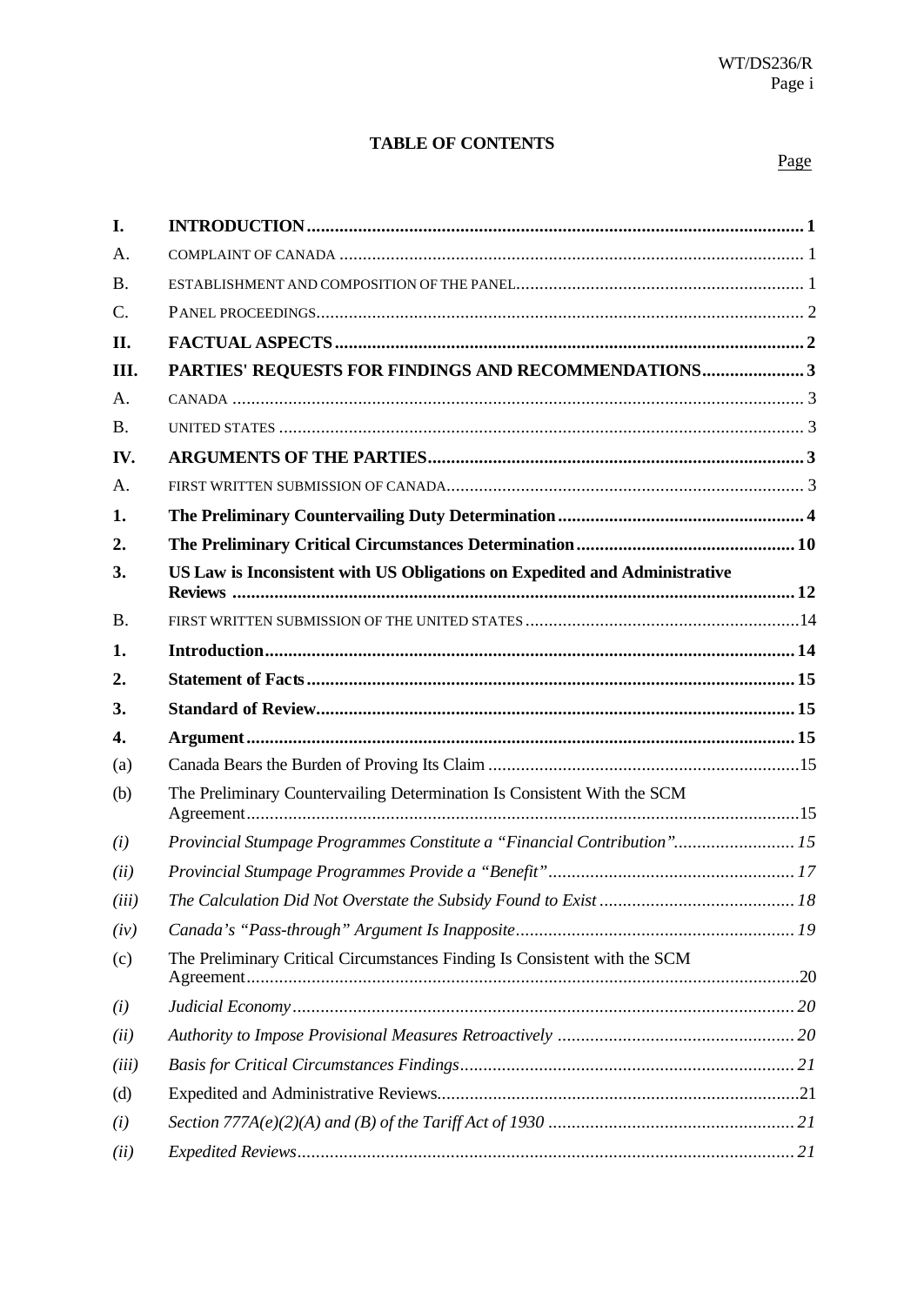**TABLE OF CONTENTS**

Page

| | | |
|---|---|---|
| **I.** | **INTRODUCTION** | **1** |
| A. | COMPLAINT OF CANADA | 1 |
| B. | ESTABLISHMENT AND COMPOSITION OF THE PANEL | 1 |
| C. | PANEL PROCEEDINGS | 2 |
| **II.** | **FACTUAL ASPECTS** | **2** |
| **III.** | **PARTIES' REQUESTS FOR FINDINGS AND RECOMMENDATIONS** | **3** |
| A. | CANADA | 3 |
| B. | UNITED STATES | 3 |
| **IV.** | **ARGUMENTS OF THE PARTIES** | **3** |
| A. | FIRST WRITTEN SUBMISSION OF CANADA | 3 |
| **1.** | **The Preliminary Countervailing Duty Determination** | **4** |
| **2.** | **The Preliminary Critical Circumstances Determination** | **10** |
| **3.** | **US Law is Inconsistent with US Obligations on Expedited and Administrative Reviews** | **12** |
| B. | FIRST WRITTEN SUBMISSION OF THE UNITED STATES | 14 |
| **1.** | **Introduction** | **14** |
| **2.** | **Statement of Facts** | **15** |
| **3.** | **Standard of Review** | **15** |
| **4.** | **Argument** | **15** |
| (a) | Canada Bears the Burden of Proving Its Claim | 15 |
| (b) | The Preliminary Countervailing Determination Is Consistent With the SCM Agreement | 15 |
| *(i)* | *Provincial Stumpage Programmes Constitute a "Financial Contribution"* | *15* |
| *(ii)* | *Provincial Stumpage Programmes Provide a "Benefit"* | *17* |
| *(iii)* | *The Calculation Did Not Overstate the Subsidy Found to Exist* | *18* |
| *(iv)* | *Canada's "Pass-through" Argument Is Inapposite* | *19* |
| (c) | The Preliminary Critical Circumstances Finding Is Consistent with the SCM Agreement | 20 |
| *(i)* | *Judicial Economy* | *20* |
| *(ii)* | *Authority to Impose Provisional Measures Retroactively* | *20* |
| *(iii)* | *Basis for Critical Circumstances Findings* | *21* |
| (d) | Expedited and Administrative Reviews | 21 |
| *(i)* | *Section 777A(e)(2)(A) and (B) of the Tariff Act of 1930* | *21* |
| *(ii)* | *Expedited Reviews* | *21* |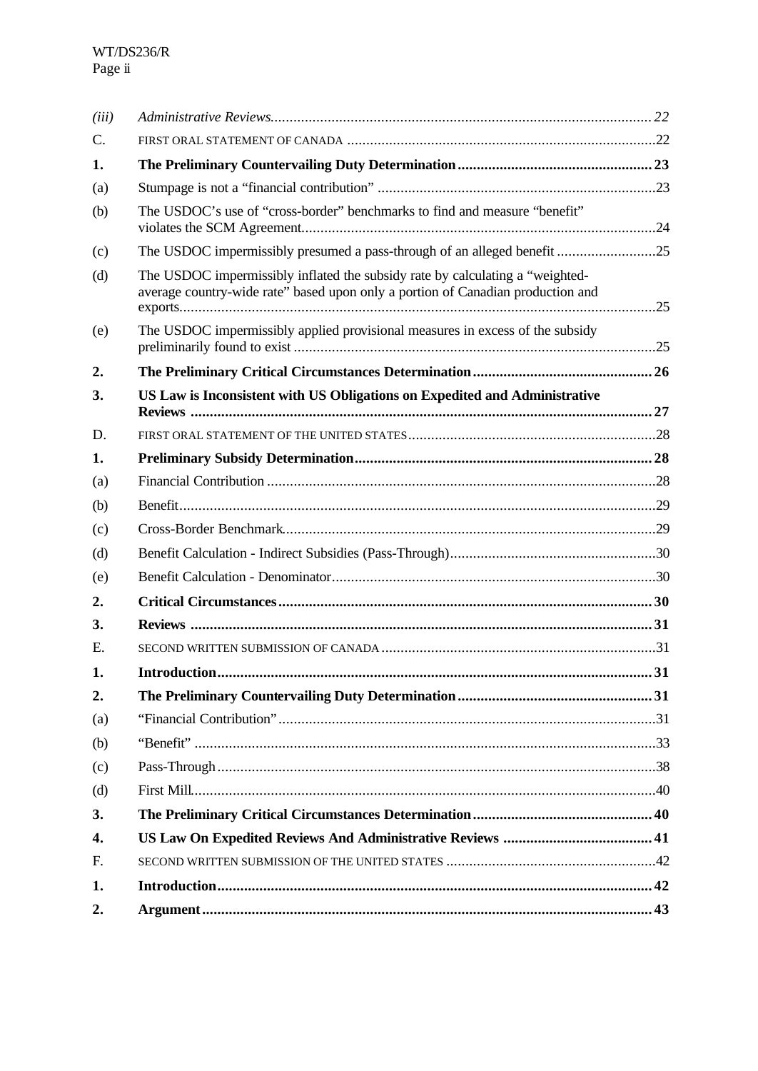| | | |
|---|---|---|
| *(iii)* | *Administrative Reviews* | *22* |
| C. | FIRST ORAL STATEMENT OF CANADA | 22 |
| **1.** | **The Preliminary Countervailing Duty Determination** | **23** |
| (a) | Stumpage is not a "financial contribution" | 23 |
| (b) | The USDOC's use of "cross-border" benchmarks to find and measure "benefit" violates the SCM Agreement | 24 |
| (c) | The USDOC impermissibly presumed a pass-through of an alleged benefit | 25 |
| (d) | The USDOC impermissibly inflated the subsidy rate by calculating a "weighted-average country-wide rate" based upon only a portion of Canadian production and exports | 25 |
| (e) | The USDOC impermissibly applied provisional measures in excess of the subsidy preliminarily found to exist | 25 |
| **2.** | **The Preliminary Critical Circumstances Determination** | **26** |
| **3.** | **US Law is Inconsistent with US Obligations on Expedited and Administrative Reviews** | **27** |
| D. | FIRST ORAL STATEMENT OF THE UNITED STATES | 28 |
| **1.** | **Preliminary Subsidy Determination** | **28** |
| (a) | Financial Contribution | 28 |
| (b) | Benefit | 29 |
| (c) | Cross-Border Benchmark | 29 |
| (d) | Benefit Calculation - Indirect Subsidies (Pass-Through) | 30 |
| (e) | Benefit Calculation - Denominator | 30 |
| **2.** | **Critical Circumstances** | **30** |
| **3.** | **Reviews** | **31** |
| E. | SECOND WRITTEN SUBMISSION OF CANADA | 31 |
| **1.** | **Introduction** | **31** |
| **2.** | **The Preliminary Countervailing Duty Determination** | **31** |
| (a) | "Financial Contribution" | 31 |
| (b) | "Benefit" | 33 |
| (c) | Pass-Through | 38 |
| (d) | First Mill | 40 |
| **3.** | **The Preliminary Critical Circumstances Determination** | **40** |
| **4.** | **US Law On Expedited Reviews And Administrative Reviews** | **41** |
| F. | SECOND WRITTEN SUBMISSION OF THE UNITED STATES | 42 |
| **1.** | **Introduction** | **42** |
| **2.** | **Argument** | **43** |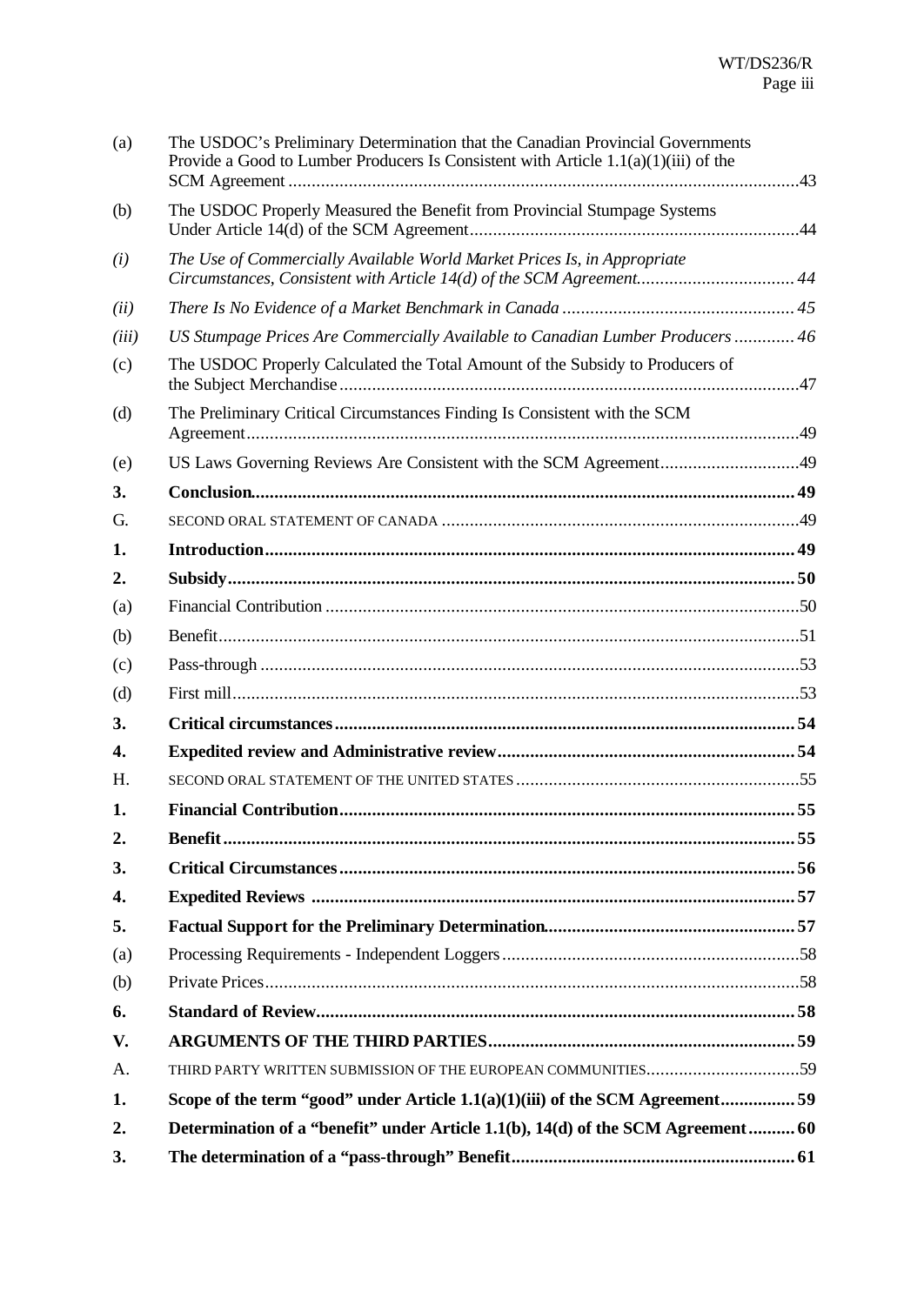| | | |
|---|---|---|
| (a) | The USDOC's Preliminary Determination that the Canadian Provincial Governments Provide a Good to Lumber Producers Is Consistent with Article 1.1(a)(1)(iii) of the SCM Agreement | 43 |
| (b) | The USDOC Properly Measured the Benefit from Provincial Stumpage Systems Under Article 14(d) of the SCM Agreement | 44 |
| *(i)* | *The Use of Commercially Available World Market Prices Is, in Appropriate Circumstances, Consistent with Article 14(d) of the SCM Agreement* | *44* |
| *(ii)* | *There Is No Evidence of a Market Benchmark in Canada* | *45* |
| *(iii)* | *US Stumpage Prices Are Commercially Available to Canadian Lumber Producers* | *46* |
| (c) | The USDOC Properly Calculated the Total Amount of the Subsidy to Producers of the Subject Merchandise | 47 |
| (d) | The Preliminary Critical Circumstances Finding Is Consistent with the SCM Agreement | 49 |
| (e) | US Laws Governing Reviews Are Consistent with the SCM Agreement | 49 |
| **3.** | **Conclusion** | **49** |
| G. | SECOND ORAL STATEMENT OF CANADA | 49 |
| **1.** | **Introduction** | **49** |
| **2.** | **Subsidy** | **50** |
| (a) | Financial Contribution | 50 |
| (b) | Benefit | 51 |
| (c) | Pass-through | 53 |
| (d) | First mill | 53 |
| **3.** | **Critical circumstances** | **54** |
| **4.** | **Expedited review and Administrative review** | **54** |
| H. | SECOND ORAL STATEMENT OF THE UNITED STATES | 55 |
| **1.** | **Financial Contribution** | **55** |
| **2.** | **Benefit** | **55** |
| **3.** | **Critical Circumstances** | **56** |
| **4.** | **Expedited Reviews** | **57** |
| **5.** | **Factual Support for the Preliminary Determination** | **57** |
| (a) | Processing Requirements - Independent Loggers | 58 |
| (b) | Private Prices | 58 |
| **6.** | **Standard of Review** | **58** |
| **V.** | **ARGUMENTS OF THE THIRD PARTIES** | **59** |
| A. | THIRD PARTY WRITTEN SUBMISSION OF THE EUROPEAN COMMUNITIES | 59 |
| **1.** | **Scope of the term "good" under Article 1.1(a)(1)(iii) of the SCM Agreement** | **59** |
| **2.** | **Determination of a "benefit" under Article 1.1(b), 14(d) of the SCM Agreement** | **60** |
| **3.** | **The determination of a "pass-through" Benefit** | **61** |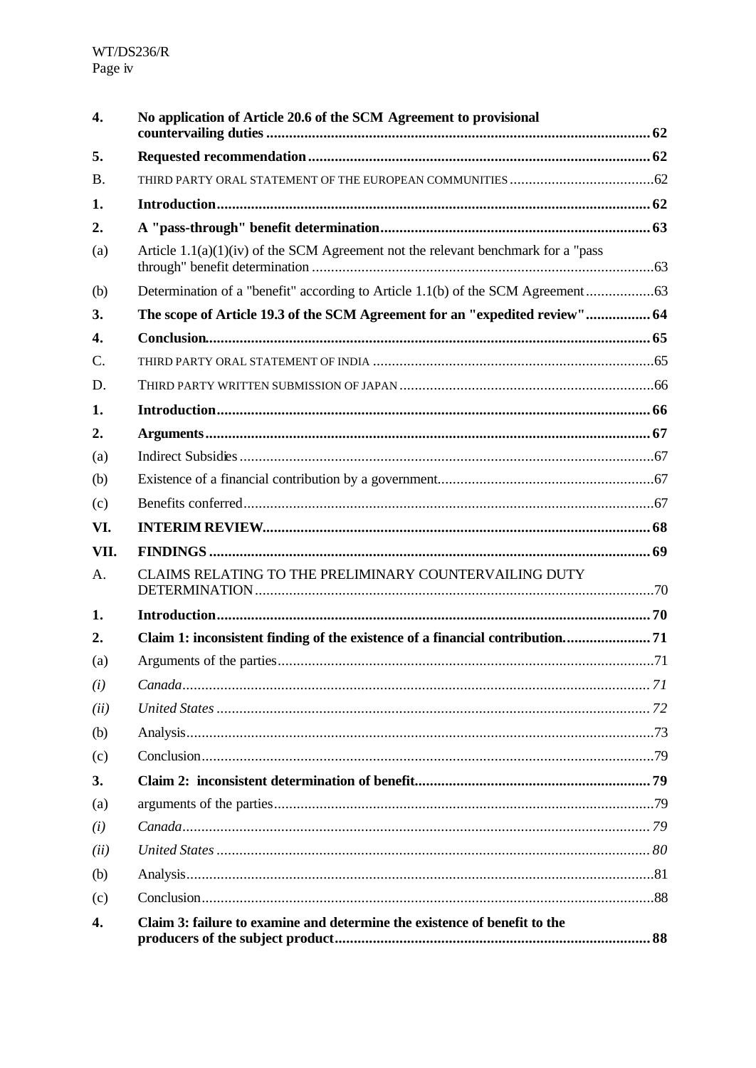| | | |
|---|---|---|
| **4.** | **No application of Article 20.6 of the SCM Agreement to provisional countervailing duties** | **62** |
| **5.** | **Requested recommendation** | **62** |
| B. | THIRD PARTY ORAL STATEMENT OF THE EUROPEAN COMMUNITIES | 62 |
| **1.** | **Introduction** | **62** |
| **2.** | **A "pass-through" benefit determination** | **63** |
| (a) | Article 1.1(a)(1)(iv) of the SCM Agreement not the relevant benchmark for a "pass through" benefit determination | 63 |
| (b) | Determination of a "benefit" according to Article 1.1(b) of the SCM Agreement | 63 |
| **3.** | **The scope of Article 19.3 of the SCM Agreement for an "expedited review"** | **64** |
| **4.** | **Conclusion** | **65** |
| C. | THIRD PARTY ORAL STATEMENT OF INDIA | 65 |
| D. | THIRD PARTY WRITTEN SUBMISSION OF JAPAN | 66 |
| **1.** | **Introduction** | **66** |
| **2.** | **Arguments** | **67** |
| (a) | Indirect Subsidies | 67 |
| (b) | Existence of a financial contribution by a government | 67 |
| (c) | Benefits conferred | 67 |
| **VI.** | **INTERIM REVIEW** | **68** |
| **VII.** | **FINDINGS** | **69** |
| A. | CLAIMS RELATING TO THE PRELIMINARY COUNTERVAILING DUTY DETERMINATION | 70 |
| **1.** | **Introduction** | **70** |
| **2.** | **Claim 1: inconsistent finding of the existence of a financial contribution.** | **71** |
| (a) | Arguments of the parties | 71 |
| *(i)* | *Canada* | *71* |
| *(ii)* | *United States* | *72* |
| (b) | Analysis | 73 |
| (c) | Conclusion | 79 |
| **3.** | **Claim 2: inconsistent determination of benefit** | **79** |
| (a) | arguments of the parties | 79 |
| *(i)* | *Canada* | *79* |
| *(ii)* | *United States* | *80* |
| (b) | Analysis | 81 |
| (c) | Conclusion | 88 |
| **4.** | **Claim 3: failure to examine and determine the existence of benefit to the producers of the subject product** | **88** |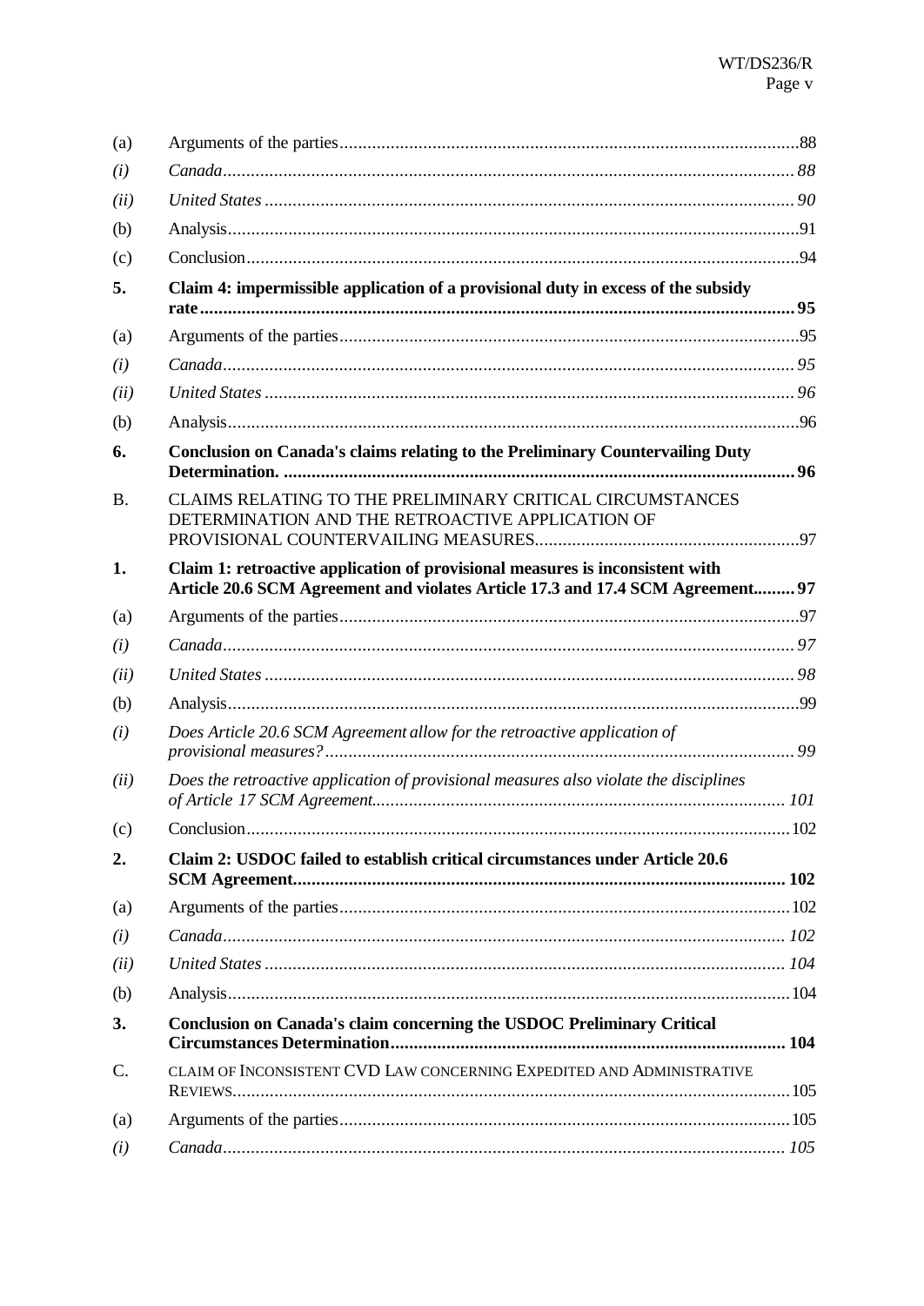| | |
|---|---|
| (a) | Arguments of the parties..........................................................................................88 |
| *(i)* | *Canada..........................................................................................................88* |
| *(ii)* | *United States .................................................................................................90* |
| (b) | Analysis..........................................................................................................91 |
| (c) | Conclusion......................................................................................................94 |
| **5.** | **Claim 4: impermissible application of a provisional duty in excess of the subsidy rate................................................................................................................95** |
| (a) | Arguments of the parties..........................................................................................95 |
| *(i)* | *Canada..........................................................................................................95* |
| *(ii)* | *United States .................................................................................................96* |
| (b) | Analysis..........................................................................................................96 |
| **6.** | **Conclusion on Canada's claims relating to the Preliminary Countervailing Duty Determination. ..............................................................................................96** |
| B. | CLAIMS RELATING TO THE PRELIMINARY CRITICAL CIRCUMSTANCES DETERMINATION AND THE RETROACTIVE APPLICATION OF PROVISIONAL COUNTERVAILING MEASURES.........................................................97 |
| **1.** | **Claim 1: retroactive application of provisional measures is inconsistent with Article 20.6 SCM Agreement and violates Article 17.3 and 17.4 SCM Agreement.........97** |
| (a) | Arguments of the parties..........................................................................................97 |
| *(i)* | *Canada..........................................................................................................97* |
| *(ii)* | *United States .................................................................................................98* |
| (b) | Analysis..........................................................................................................99 |
| *(i)* | *Does Article 20.6 SCM Agreement allow for the retroactive application of provisional measures?.....................................................................................99* |
| *(ii)* | *Does the retroactive application of provisional measures also violate the disciplines of Article 17 SCM Agreement.........................................................................101* |
| (c) | Conclusion......................................................................................................102 |
| **2.** | **Claim 2: USDOC failed to establish critical circumstances under Article 20.6 SCM Agreement..........................................................................................102** |
| (a) | Arguments of the parties..........................................................................................102 |
| *(i)* | *Canada..........................................................................................................102* |
| *(ii)* | *United States .................................................................................................104* |
| (b) | Analysis..........................................................................................................104 |
| **3.** | **Conclusion on Canada's claim concerning the USDOC Preliminary Critical Circumstances Determination.....................................................................104** |
| C. | CLAIM OF INCONSISTENT CVD LAW CONCERNING EXPEDITED AND ADMINISTRATIVE REVIEWS.......................................................................................................105 |
| (a) | Arguments of the parties..........................................................................................105 |
| *(i)* | *Canada..........................................................................................................105* |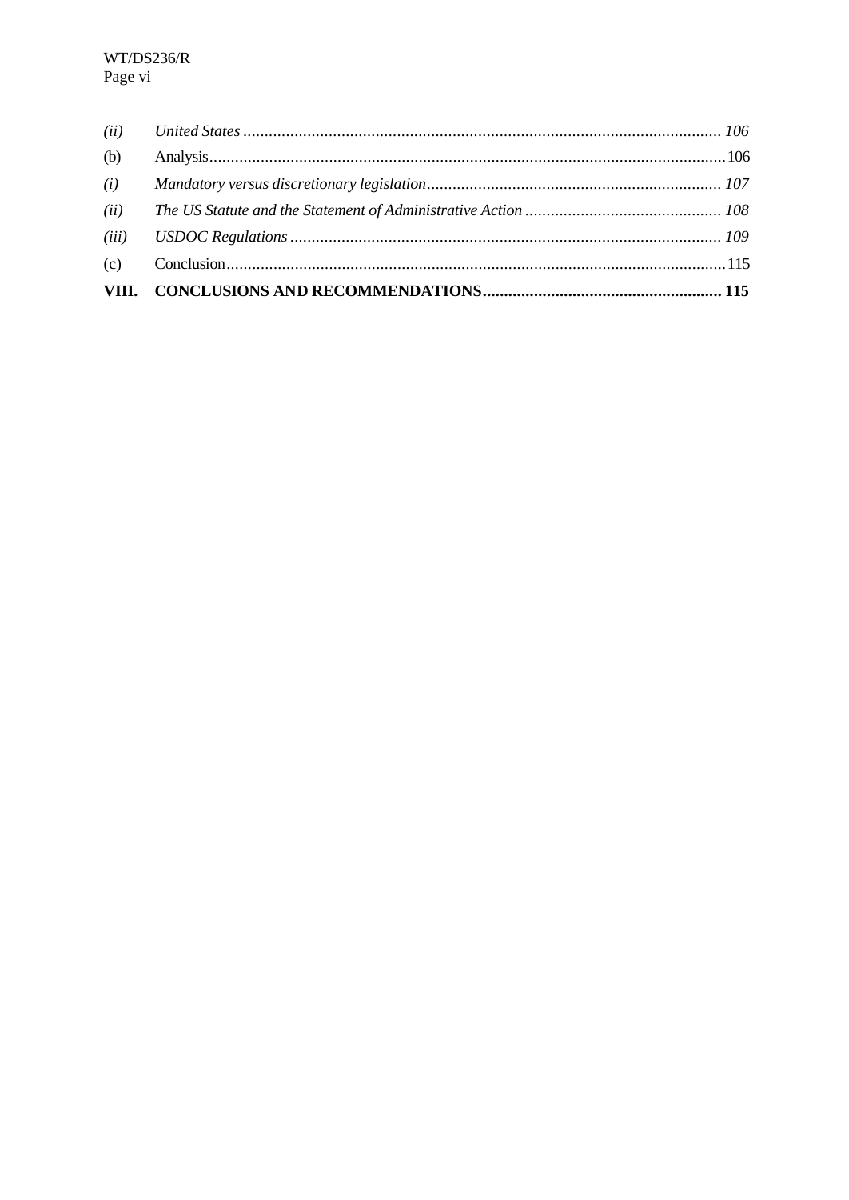| | | |
|---|---|---|
| *(ii)* | *United States* | *106* |
| (b) | Analysis | 106 |
| *(i)* | *Mandatory versus discretionary legislation* | *107* |
| *(ii)* | *The US Statute and the Statement of Administrative Action* | *108* |
| *(iii)* | *USDOC Regulations* | *109* |
| (c) | Conclusion | 115 |
| **VIII.** | **CONCLUSIONS AND RECOMMENDATIONS** | **115** |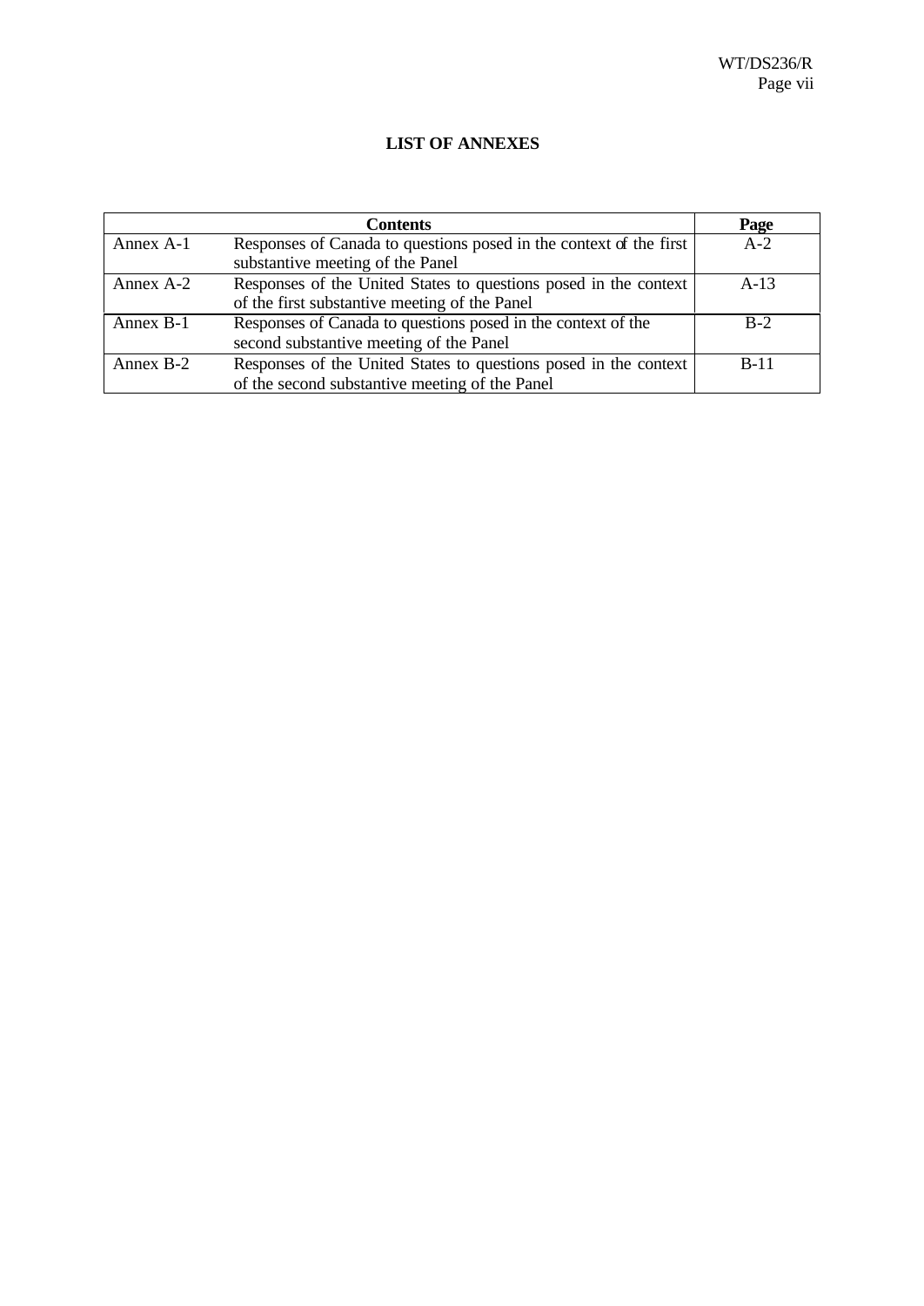**LIST OF ANNEXES**

| Contents | | Page |
|---|---|---|
| Annex A-1 | Responses of Canada to questions posed in the context of the first substantive meeting of the Panel | A-2 |
| Annex A-2 | Responses of the United States to questions posed in the context of the first substantive meeting of the Panel | A-13 |
| Annex B-1 | Responses of Canada to questions posed in the context of the second substantive meeting of the Panel | B-2 |
| Annex B-2 | Responses of the United States to questions posed in the context of the second substantive meeting of the Panel | B-11 |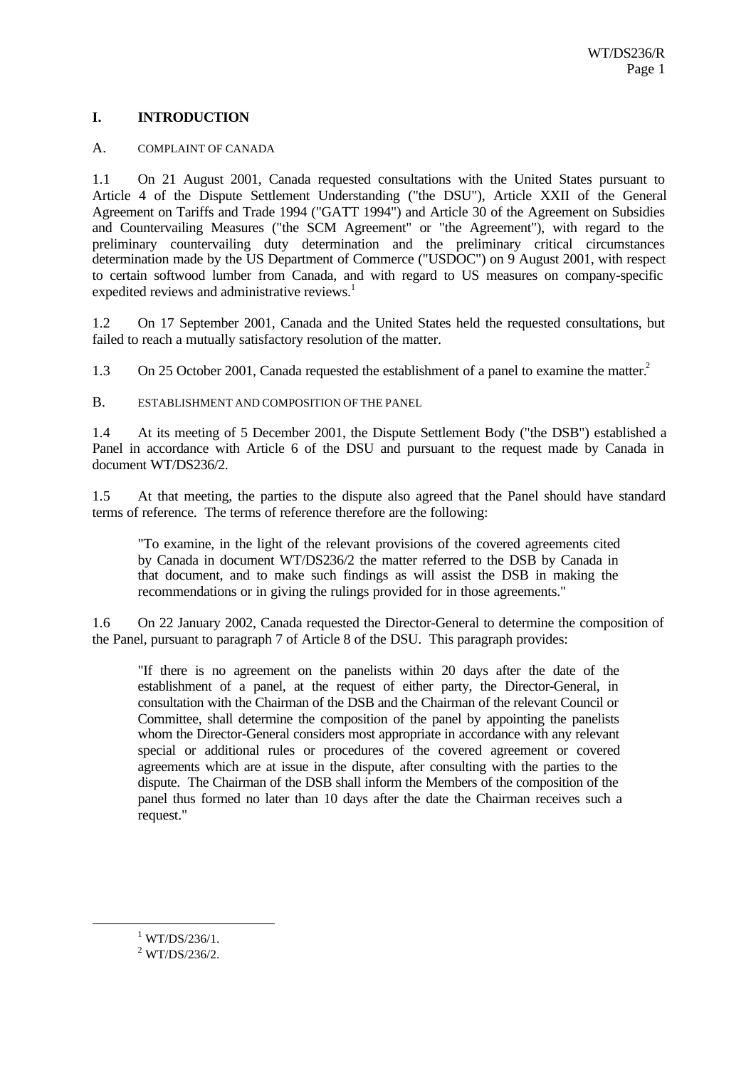# I. INTRODUCTION

## A. COMPLAINT OF CANADA

1.1 On 21 August 2001, Canada requested consultations with the United States pursuant to Article 4 of the Dispute Settlement Understanding ("the DSU"), Article XXII of the General Agreement on Tariffs and Trade 1994 ("GATT 1994") and Article 30 of the Agreement on Subsidies and Countervailing Measures ("the SCM Agreement" or "the Agreement"), with regard to the preliminary countervailing duty determination and the preliminary critical circumstances determination made by the US Department of Commerce ("USDOC") on 9 August 2001, with respect to certain softwood lumber from Canada, and with regard to US measures on company-specific expedited reviews and administrative reviews.[1]

1.2 On 17 September 2001, Canada and the United States held the requested consultations, but failed to reach a mutually satisfactory resolution of the matter.

1.3 On 25 October 2001, Canada requested the establishment of a panel to examine the matter.[2]

## B. ESTABLISHMENT AND COMPOSITION OF THE PANEL

1.4 At its meeting of 5 December 2001, the Dispute Settlement Body ("the DSB") established a Panel in accordance with Article 6 of the DSU and pursuant to the request made by Canada in document WT/DS236/2.

1.5 At that meeting, the parties to the dispute also agreed that the Panel should have standard terms of reference. The terms of reference therefore are the following:

> "To examine, in the light of the relevant provisions of the covered agreements cited by Canada in document WT/DS236/2 the matter referred to the DSB by Canada in that document, and to make such findings as will assist the DSB in making the recommendations or in giving the rulings provided for in those agreements."

1.6 On 22 January 2002, Canada requested the Director-General to determine the composition of the Panel, pursuant to paragraph 7 of Article 8 of the DSU. This paragraph provides:

> "If there is no agreement on the panelists within 20 days after the date of the establishment of a panel, at the request of either party, the Director-General, in consultation with the Chairman of the DSB and the Chairman of the relevant Council or Committee, shall determine the composition of the panel by appointing the panelists whom the Director-General considers most appropriate in accordance with any relevant special or additional rules or procedures of the covered agreement or covered agreements which are at issue in the dispute, after consulting with the parties to the dispute. The Chairman of the DSB shall inform the Members of the composition of the panel thus formed no later than 10 days after the date the Chairman receives such a request."

---

[1] WT/DS/236/1.

[2] WT/DS/236/2.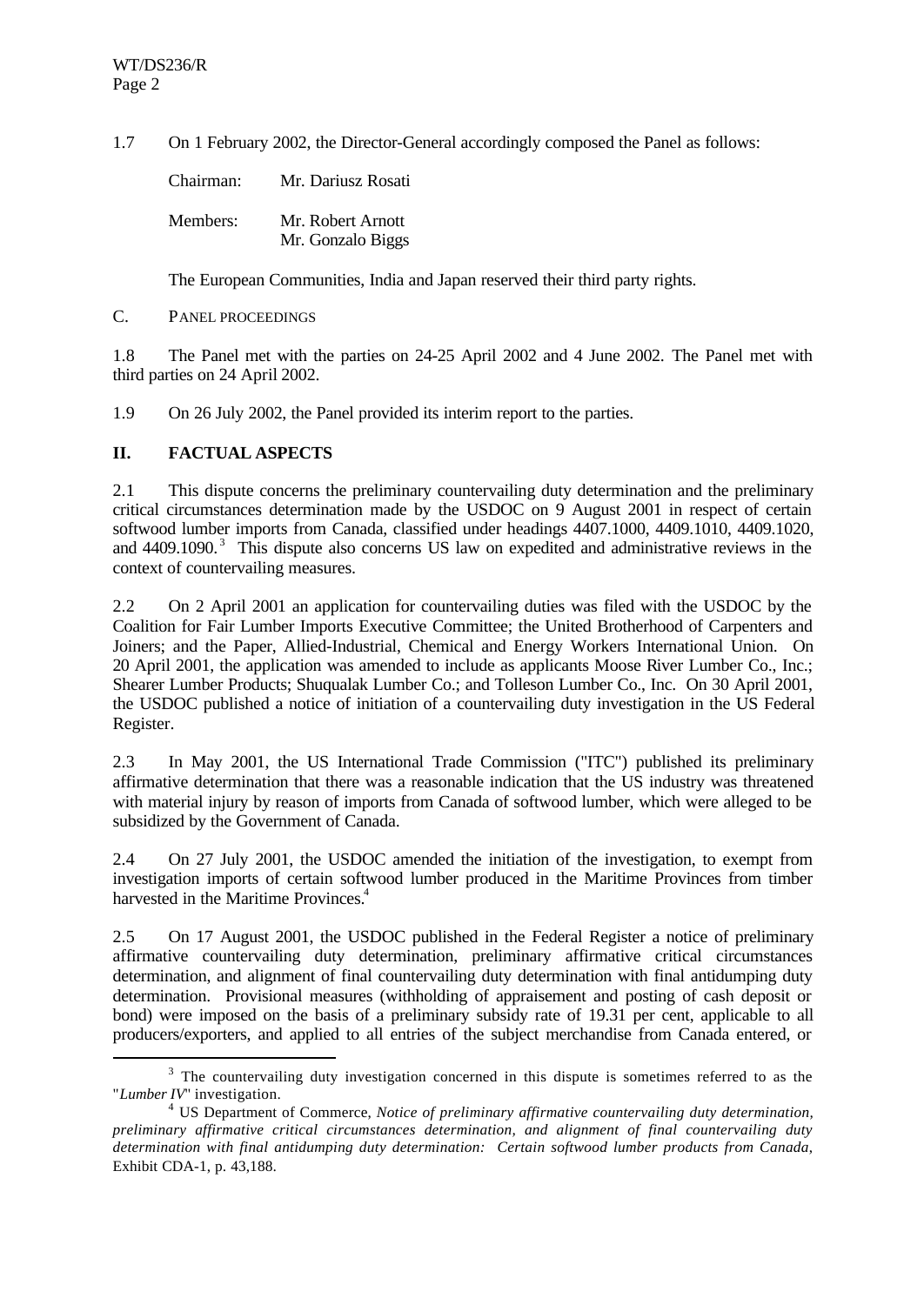1.7 On 1 February 2002, the Director-General accordingly composed the Panel as follows:

Chairman: Mr. Dariusz Rosati

Members: Mr. Robert Arnott
Mr. Gonzalo Biggs

The European Communities, India and Japan reserved their third party rights.

### C. PANEL PROCEEDINGS

1.8 The Panel met with the parties on 24-25 April 2002 and 4 June 2002. The Panel met with third parties on 24 April 2002.

1.9 On 26 July 2002, the Panel provided its interim report to the parties.

## II. FACTUAL ASPECTS

2.1 This dispute concerns the preliminary countervailing duty determination and the preliminary critical circumstances determination made by the USDOC on 9 August 2001 in respect of certain softwood lumber imports from Canada, classified under headings 4407.1000, 4409.1010, 4409.1020, and 4409.1090.[3] This dispute also concerns US law on expedited and administrative reviews in the context of countervailing measures.

2.2 On 2 April 2001 an application for countervailing duties was filed with the USDOC by the Coalition for Fair Lumber Imports Executive Committee; the United Brotherhood of Carpenters and Joiners; and the Paper, Allied-Industrial, Chemical and Energy Workers International Union. On 20 April 2001, the application was amended to include as applicants Moose River Lumber Co., Inc.; Shearer Lumber Products; Shuqualak Lumber Co.; and Tolleson Lumber Co., Inc. On 30 April 2001, the USDOC published a notice of initiation of a countervailing duty investigation in the US Federal Register.

2.3 In May 2001, the US International Trade Commission ("ITC") published its preliminary affirmative determination that there was a reasonable indication that the US industry was threatened with material injury by reason of imports from Canada of softwood lumber, which were alleged to be subsidized by the Government of Canada.

2.4 On 27 July 2001, the USDOC amended the initiation of the investigation, to exempt from investigation imports of certain softwood lumber produced in the Maritime Provinces from timber harvested in the Maritime Provinces.[4]

2.5 On 17 August 2001, the USDOC published in the Federal Register a notice of preliminary affirmative countervailing duty determination, preliminary affirmative critical circumstances determination, and alignment of final countervailing duty determination with final antidumping duty determination. Provisional measures (withholding of appraisement and posting of cash deposit or bond) were imposed on the basis of a preliminary subsidy rate of 19.31 per cent, applicable to all producers/exporters, and applied to all entries of the subject merchandise from Canada entered, or

---

[3] The countervailing duty investigation concerned in this dispute is sometimes referred to as the "*Lumber IV*" investigation.

[4] US Department of Commerce, *Notice of preliminary affirmative countervailing duty determination, preliminary affirmative critical circumstances determination, and alignment of final countervailing duty determination with final antidumping duty determination: Certain softwood lumber products from Canada*, Exhibit CDA-1, p. 43,188.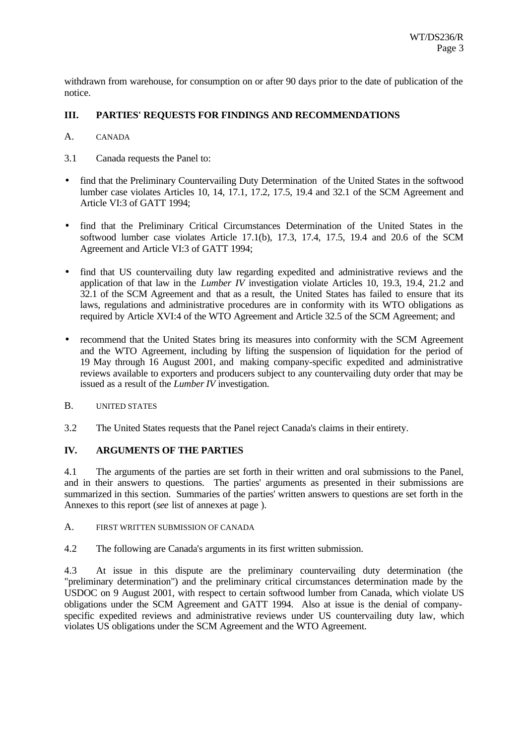withdrawn from warehouse, for consumption on or after 90 days prior to the date of publication of the notice.

## III. PARTIES' REQUESTS FOR FINDINGS AND RECOMMENDATIONS

### A. CANADA

3.1 Canada requests the Panel to:

- find that the Preliminary Countervailing Duty Determination of the United States in the softwood lumber case violates Articles 10, 14, 17.1, 17.2, 17.5, 19.4 and 32.1 of the SCM Agreement and Article VI:3 of GATT 1994;
- find that the Preliminary Critical Circumstances Determination of the United States in the softwood lumber case violates Article 17.1(b), 17.3, 17.4, 17.5, 19.4 and 20.6 of the SCM Agreement and Article VI:3 of GATT 1994;
- find that US countervailing duty law regarding expedited and administrative reviews and the application of that law in the *Lumber IV* investigation violate Articles 10, 19.3, 19.4, 21.2 and 32.1 of the SCM Agreement and that as a result, the United States has failed to ensure that its laws, regulations and administrative procedures are in conformity with its WTO obligations as required by Article XVI:4 of the WTO Agreement and Article 32.5 of the SCM Agreement; and
- recommend that the United States bring its measures into conformity with the SCM Agreement and the WTO Agreement, including by lifting the suspension of liquidation for the period of 19 May through 16 August 2001, and making company-specific expedited and administrative reviews available to exporters and producers subject to any countervailing duty order that may be issued as a result of the *Lumber IV* investigation.

### B. UNITED STATES

3.2 The United States requests that the Panel reject Canada's claims in their entirety.

## IV. ARGUMENTS OF THE PARTIES

4.1 The arguments of the parties are set forth in their written and oral submissions to the Panel, and in their answers to questions. The parties' arguments as presented in their submissions are summarized in this section. Summaries of the parties' written answers to questions are set forth in the Annexes to this report (*see* list of annexes at page ).

### A. FIRST WRITTEN SUBMISSION OF CANADA

4.2 The following are Canada's arguments in its first written submission.

4.3 At issue in this dispute are the preliminary countervailing duty determination (the "preliminary determination") and the preliminary critical circumstances determination made by the USDOC on 9 August 2001, with respect to certain softwood lumber from Canada, which violate US obligations under the SCM Agreement and GATT 1994. Also at issue is the denial of company-specific expedited reviews and administrative reviews under US countervailing duty law, which violates US obligations under the SCM Agreement and the WTO Agreement.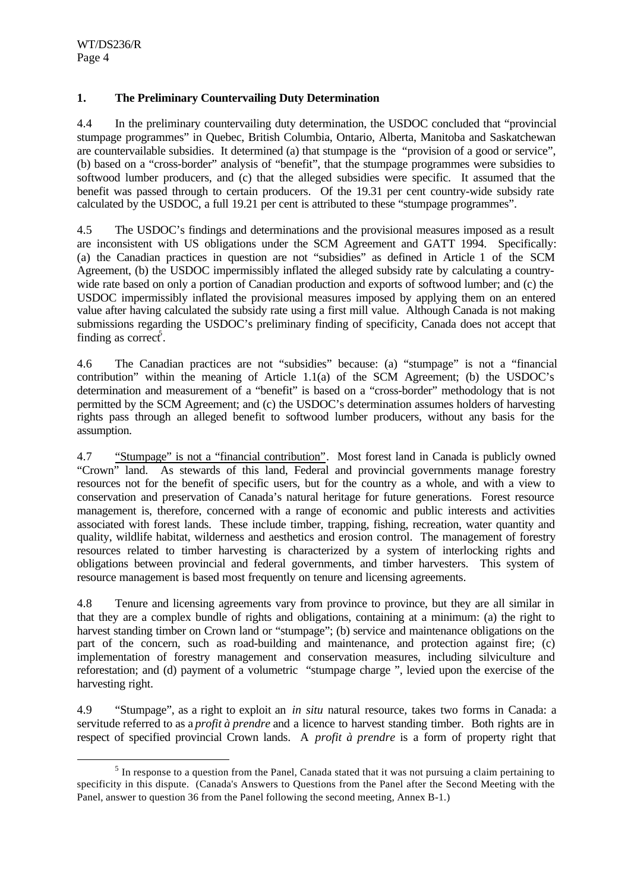### 1. The Preliminary Countervailing Duty Determination

4.4 In the preliminary countervailing duty determination, the USDOC concluded that "provincial stumpage programmes" in Quebec, British Columbia, Ontario, Alberta, Manitoba and Saskatchewan are countervailable subsidies. It determined (a) that stumpage is the "provision of a good or service", (b) based on a "cross-border" analysis of "benefit", that the stumpage programmes were subsidies to softwood lumber producers, and (c) that the alleged subsidies were specific. It assumed that the benefit was passed through to certain producers. Of the 19.31 per cent country-wide subsidy rate calculated by the USDOC, a full 19.21 per cent is attributed to these "stumpage programmes".

4.5 The USDOC's findings and determinations and the provisional measures imposed as a result are inconsistent with US obligations under the SCM Agreement and GATT 1994. Specifically: (a) the Canadian practices in question are not "subsidies" as defined in Article 1 of the SCM Agreement, (b) the USDOC impermissibly inflated the alleged subsidy rate by calculating a country-wide rate based on only a portion of Canadian production and exports of softwood lumber; and (c) the USDOC impermissibly inflated the provisional measures imposed by applying them on an entered value after having calculated the subsidy rate using a first mill value. Although Canada is not making submissions regarding the USDOC's preliminary finding of specificity, Canada does not accept that finding as correct[5].

4.6 The Canadian practices are not "subsidies" because: (a) "stumpage" is not a "financial contribution" within the meaning of Article 1.1(a) of the SCM Agreement; (b) the USDOC's determination and measurement of a "benefit" is based on a "cross-border" methodology that is not permitted by the SCM Agreement; and (c) the USDOC's determination assumes holders of harvesting rights pass through an alleged benefit to softwood lumber producers, without any basis for the assumption.

4.7 "Stumpage" is not a "financial contribution". Most forest land in Canada is publicly owned "Crown" land. As stewards of this land, Federal and provincial governments manage forestry resources not for the benefit of specific users, but for the country as a whole, and with a view to conservation and preservation of Canada's natural heritage for future generations. Forest resource management is, therefore, concerned with a range of economic and public interests and activities associated with forest lands. These include timber, trapping, fishing, recreation, water quantity and quality, wildlife habitat, wilderness and aesthetics and erosion control. The management of forestry resources related to timber harvesting is characterized by a system of interlocking rights and obligations between provincial and federal governments, and timber harvesters. This system of resource management is based most frequently on tenure and licensing agreements.

4.8 Tenure and licensing agreements vary from province to province, but they are all similar in that they are a complex bundle of rights and obligations, containing at a minimum: (a) the right to harvest standing timber on Crown land or "stumpage"; (b) service and maintenance obligations on the part of the concern, such as road-building and maintenance, and protection against fire; (c) implementation of forestry management and conservation measures, including silviculture and reforestation; and (d) payment of a volumetric "stumpage charge ", levied upon the exercise of the harvesting right.

4.9 "Stumpage", as a right to exploit an *in situ* natural resource, takes two forms in Canada: a servitude referred to as a *profit à prendre* and a licence to harvest standing timber. Both rights are in respect of specified provincial Crown lands. A *profit à prendre* is a form of property right that

---

[5] In response to a question from the Panel, Canada stated that it was not pursuing a claim pertaining to specificity in this dispute. (Canada's Answers to Questions from the Panel after the Second Meeting with the Panel, answer to question 36 from the Panel following the second meeting, Annex B-1.)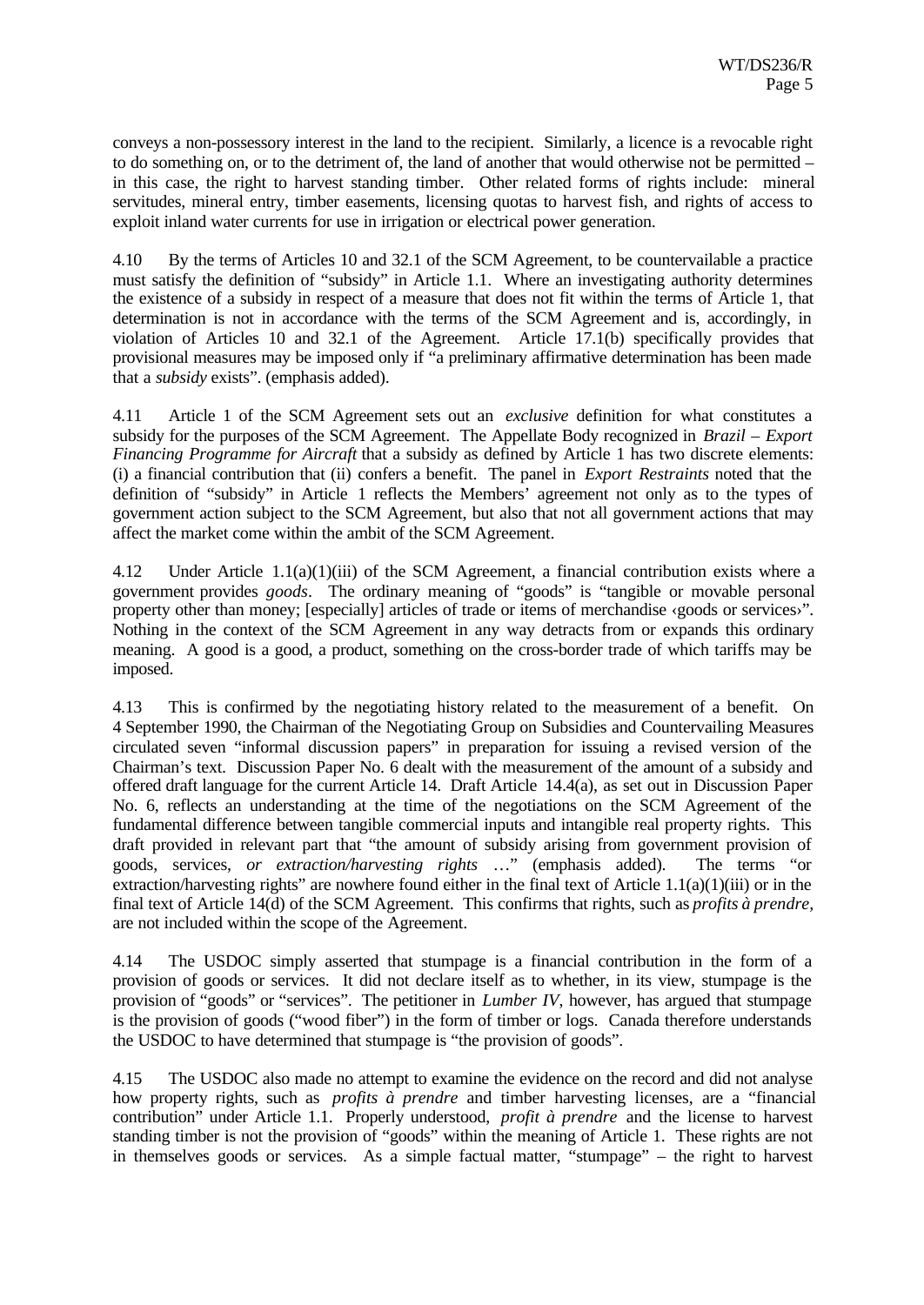conveys a non-possessory interest in the land to the recipient. Similarly, a licence is a revocable right to do something on, or to the detriment of, the land of another that would otherwise not be permitted – in this case, the right to harvest standing timber. Other related forms of rights include: mineral servitudes, mineral entry, timber easements, licensing quotas to harvest fish, and rights of access to exploit inland water currents for use in irrigation or electrical power generation.

4.10 By the terms of Articles 10 and 32.1 of the SCM Agreement, to be countervailable a practice must satisfy the definition of "subsidy" in Article 1.1. Where an investigating authority determines the existence of a subsidy in respect of a measure that does not fit within the terms of Article 1, that determination is not in accordance with the terms of the SCM Agreement and is, accordingly, in violation of Articles 10 and 32.1 of the Agreement. Article 17.1(b) specifically provides that provisional measures may be imposed only if "a preliminary affirmative determination has been made that a *subsidy* exists". (emphasis added).

4.11 Article 1 of the SCM Agreement sets out an *exclusive* definition for what constitutes a subsidy for the purposes of the SCM Agreement. The Appellate Body recognized in *Brazil – Export Financing Programme for Aircraft* that a subsidy as defined by Article 1 has two discrete elements: (i) a financial contribution that (ii) confers a benefit. The panel in *Export Restraints* noted that the definition of "subsidy" in Article 1 reflects the Members' agreement not only as to the types of government action subject to the SCM Agreement, but also that not all government actions that may affect the market come within the ambit of the SCM Agreement.

4.12 Under Article 1.1(a)(1)(iii) of the SCM Agreement, a financial contribution exists where a government provides *goods*. The ordinary meaning of "goods" is "tangible or movable personal property other than money; [especially] articles of trade or items of merchandise ‹goods or services›". Nothing in the context of the SCM Agreement in any way detracts from or expands this ordinary meaning. A good is a good, a product, something on the cross-border trade of which tariffs may be imposed.

4.13 This is confirmed by the negotiating history related to the measurement of a benefit. On 4 September 1990, the Chairman of the Negotiating Group on Subsidies and Countervailing Measures circulated seven "informal discussion papers" in preparation for issuing a revised version of the Chairman's text. Discussion Paper No. 6 dealt with the measurement of the amount of a subsidy and offered draft language for the current Article 14. Draft Article 14.4(a), as set out in Discussion Paper No. 6, reflects an understanding at the time of the negotiations on the SCM Agreement of the fundamental difference between tangible commercial inputs and intangible real property rights. This draft provided in relevant part that "the amount of subsidy arising from government provision of goods, services, *or extraction/harvesting rights* …" (emphasis added). The terms "or extraction/harvesting rights" are nowhere found either in the final text of Article 1.1(a)(1)(iii) or in the final text of Article 14(d) of the SCM Agreement. This confirms that rights, such as *profits à prendre*, are not included within the scope of the Agreement.

4.14 The USDOC simply asserted that stumpage is a financial contribution in the form of a provision of goods or services. It did not declare itself as to whether, in its view, stumpage is the provision of "goods" or "services". The petitioner in *Lumber IV*, however, has argued that stumpage is the provision of goods ("wood fiber") in the form of timber or logs. Canada therefore understands the USDOC to have determined that stumpage is "the provision of goods".

4.15 The USDOC also made no attempt to examine the evidence on the record and did not analyse how property rights, such as *profits à prendre* and timber harvesting licenses, are a "financial contribution" under Article 1.1. Properly understood, *profit à prendre* and the license to harvest standing timber is not the provision of "goods" within the meaning of Article 1. These rights are not in themselves goods or services. As a simple factual matter, "stumpage" – the right to harvest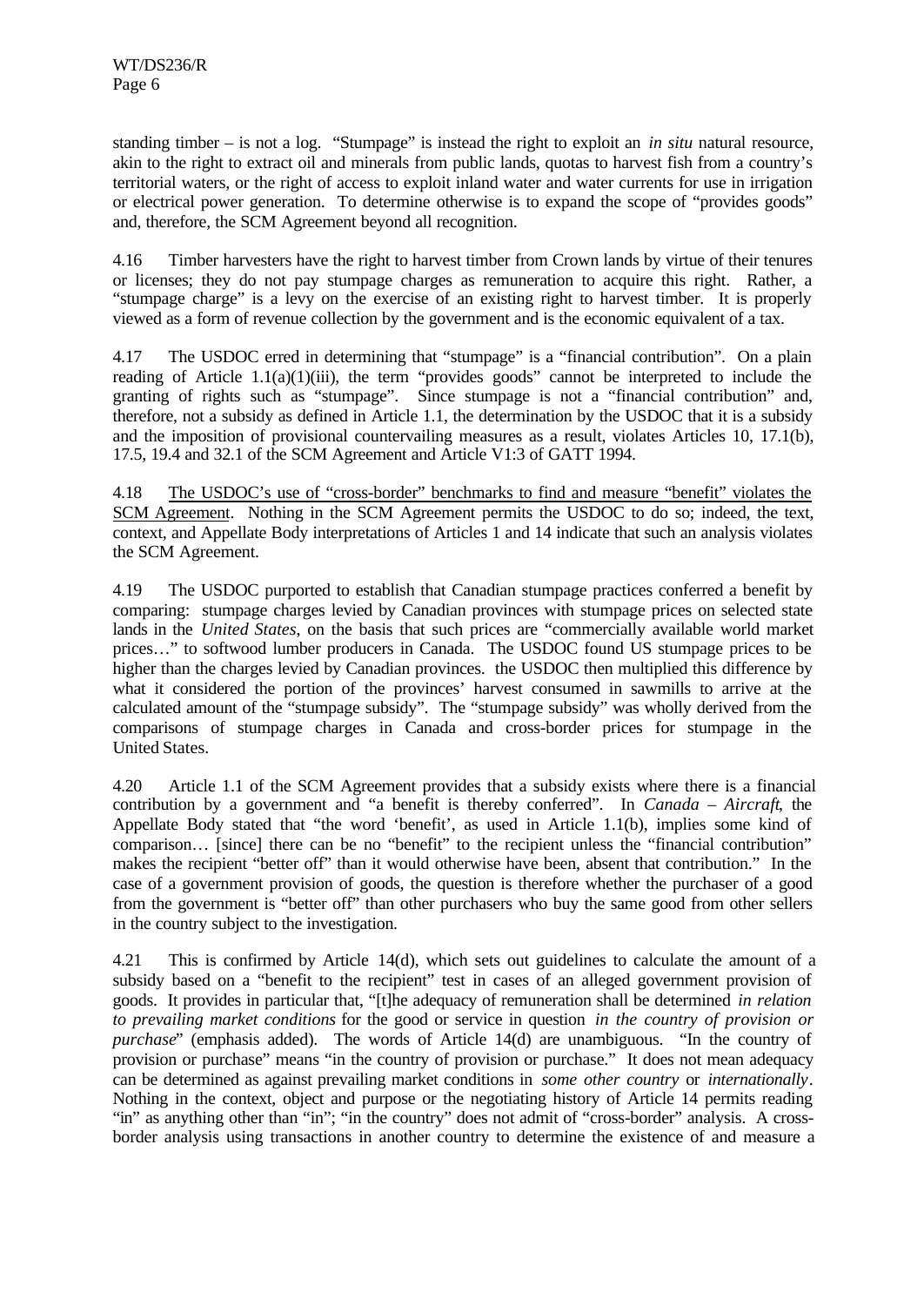standing timber – is not a log. "Stumpage" is instead the right to exploit an *in situ* natural resource, akin to the right to extract oil and minerals from public lands, quotas to harvest fish from a country's territorial waters, or the right of access to exploit inland water and water currents for use in irrigation or electrical power generation. To determine otherwise is to expand the scope of "provides goods" and, therefore, the SCM Agreement beyond all recognition.

4.16 Timber harvesters have the right to harvest timber from Crown lands by virtue of their tenures or licenses; they do not pay stumpage charges as remuneration to acquire this right. Rather, a "stumpage charge" is a levy on the exercise of an existing right to harvest timber. It is properly viewed as a form of revenue collection by the government and is the economic equivalent of a tax.

4.17 The USDOC erred in determining that "stumpage" is a "financial contribution". On a plain reading of Article 1.1(a)(1)(iii), the term "provides goods" cannot be interpreted to include the granting of rights such as "stumpage". Since stumpage is not a "financial contribution" and, therefore, not a subsidy as defined in Article 1.1, the determination by the USDOC that it is a subsidy and the imposition of provisional countervailing measures as a result, violates Articles 10, 17.1(b), 17.5, 19.4 and 32.1 of the SCM Agreement and Article V1:3 of GATT 1994.

4.18 <u>The USDOC's use of "cross-border" benchmarks to find and measure "benefit" violates the SCM Agreement</u>. Nothing in the SCM Agreement permits the USDOC to do so; indeed, the text, context, and Appellate Body interpretations of Articles 1 and 14 indicate that such an analysis violates the SCM Agreement.

4.19 The USDOC purported to establish that Canadian stumpage practices conferred a benefit by comparing: stumpage charges levied by Canadian provinces with stumpage prices on selected state lands in the *United States*, on the basis that such prices are "commercially available world market prices…" to softwood lumber producers in Canada. The USDOC found US stumpage prices to be higher than the charges levied by Canadian provinces. the USDOC then multiplied this difference by what it considered the portion of the provinces' harvest consumed in sawmills to arrive at the calculated amount of the "stumpage subsidy". The "stumpage subsidy" was wholly derived from the comparisons of stumpage charges in Canada and cross-border prices for stumpage in the United States.

4.20 Article 1.1 of the SCM Agreement provides that a subsidy exists where there is a financial contribution by a government and "a benefit is thereby conferred". In *Canada – Aircraft*, the Appellate Body stated that "the word 'benefit', as used in Article 1.1(b), implies some kind of comparison… [since] there can be no "benefit" to the recipient unless the "financial contribution" makes the recipient "better off" than it would otherwise have been, absent that contribution." In the case of a government provision of goods, the question is therefore whether the purchaser of a good from the government is "better off" than other purchasers who buy the same good from other sellers in the country subject to the investigation.

4.21 This is confirmed by Article 14(d), which sets out guidelines to calculate the amount of a subsidy based on a "benefit to the recipient" test in cases of an alleged government provision of goods. It provides in particular that, "[t]he adequacy of remuneration shall be determined *in relation to prevailing market conditions* for the good or service in question *in the country of provision or purchase*" (emphasis added). The words of Article 14(d) are unambiguous. "In the country of provision or purchase" means "in the country of provision or purchase." It does not mean adequacy can be determined as against prevailing market conditions in *some other country* or *internationally*. Nothing in the context, object and purpose or the negotiating history of Article 14 permits reading "in" as anything other than "in"; "in the country" does not admit of "cross-border" analysis. A cross-border analysis using transactions in another country to determine the existence of and measure a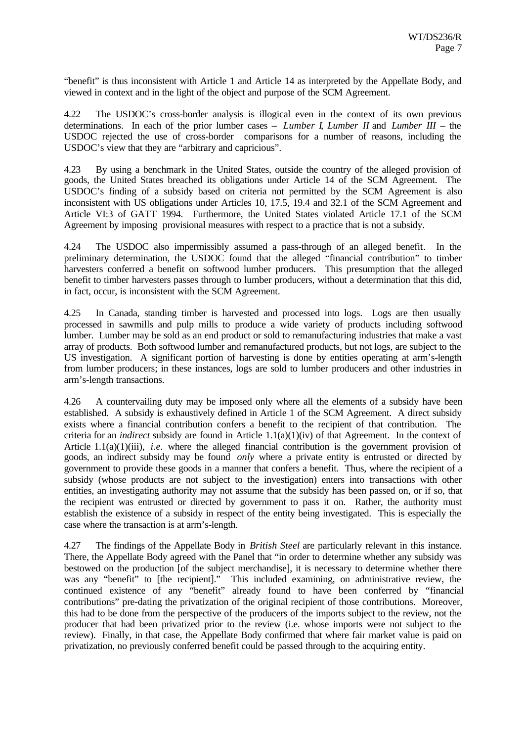"benefit" is thus inconsistent with Article 1 and Article 14 as interpreted by the Appellate Body, and viewed in context and in the light of the object and purpose of the SCM Agreement.

4.22 The USDOC's cross-border analysis is illogical even in the context of its own previous determinations. In each of the prior lumber cases – *Lumber I*, *Lumber II* and *Lumber III* – the USDOC rejected the use of cross-border comparisons for a number of reasons, including the USDOC's view that they are "arbitrary and capricious".

4.23 By using a benchmark in the United States, outside the country of the alleged provision of goods, the United States breached its obligations under Article 14 of the SCM Agreement. The USDOC's finding of a subsidy based on criteria not permitted by the SCM Agreement is also inconsistent with US obligations under Articles 10, 17.5, 19.4 and 32.1 of the SCM Agreement and Article VI:3 of GATT 1994. Furthermore, the United States violated Article 17.1 of the SCM Agreement by imposing provisional measures with respect to a practice that is not a subsidy.

4.24 <u>The USDOC also impermissibly assumed a pass-through of an alleged benefit</u>. In the preliminary determination, the USDOC found that the alleged "financial contribution" to timber harvesters conferred a benefit on softwood lumber producers. This presumption that the alleged benefit to timber harvesters passes through to lumber producers, without a determination that this did, in fact, occur, is inconsistent with the SCM Agreement.

4.25 In Canada, standing timber is harvested and processed into logs. Logs are then usually processed in sawmills and pulp mills to produce a wide variety of products including softwood lumber. Lumber may be sold as an end product or sold to remanufacturing industries that make a vast array of products. Both softwood lumber and remanufactured products, but not logs, are subject to the US investigation. A significant portion of harvesting is done by entities operating at arm's-length from lumber producers; in these instances, logs are sold to lumber producers and other industries in arm's-length transactions.

4.26 A countervailing duty may be imposed only where all the elements of a subsidy have been established. A subsidy is exhaustively defined in Article 1 of the SCM Agreement. A direct subsidy exists where a financial contribution confers a benefit to the recipient of that contribution. The criteria for an *indirect* subsidy are found in Article 1.1(a)(1)(iv) of that Agreement. In the context of Article 1.1(a)(1)(iii), *i.e.* where the alleged financial contribution is the government provision of goods, an indirect subsidy may be found *only* where a private entity is entrusted or directed by government to provide these goods in a manner that confers a benefit. Thus, where the recipient of a subsidy (whose products are not subject to the investigation) enters into transactions with other entities, an investigating authority may not assume that the subsidy has been passed on, or if so, that the recipient was entrusted or directed by government to pass it on. Rather, the authority must establish the existence of a subsidy in respect of the entity being investigated. This is especially the case where the transaction is at arm's-length.

4.27 The findings of the Appellate Body in *British Steel* are particularly relevant in this instance. There, the Appellate Body agreed with the Panel that "in order to determine whether any subsidy was bestowed on the production [of the subject merchandise], it is necessary to determine whether there was any "benefit" to [the recipient]." This included examining, on administrative review, the continued existence of any "benefit" already found to have been conferred by "financial contributions" pre-dating the privatization of the original recipient of those contributions. Moreover, this had to be done from the perspective of the producers of the imports subject to the review, not the producer that had been privatized prior to the review (i.e. whose imports were not subject to the review). Finally, in that case, the Appellate Body confirmed that where fair market value is paid on privatization, no previously conferred benefit could be passed through to the acquiring entity.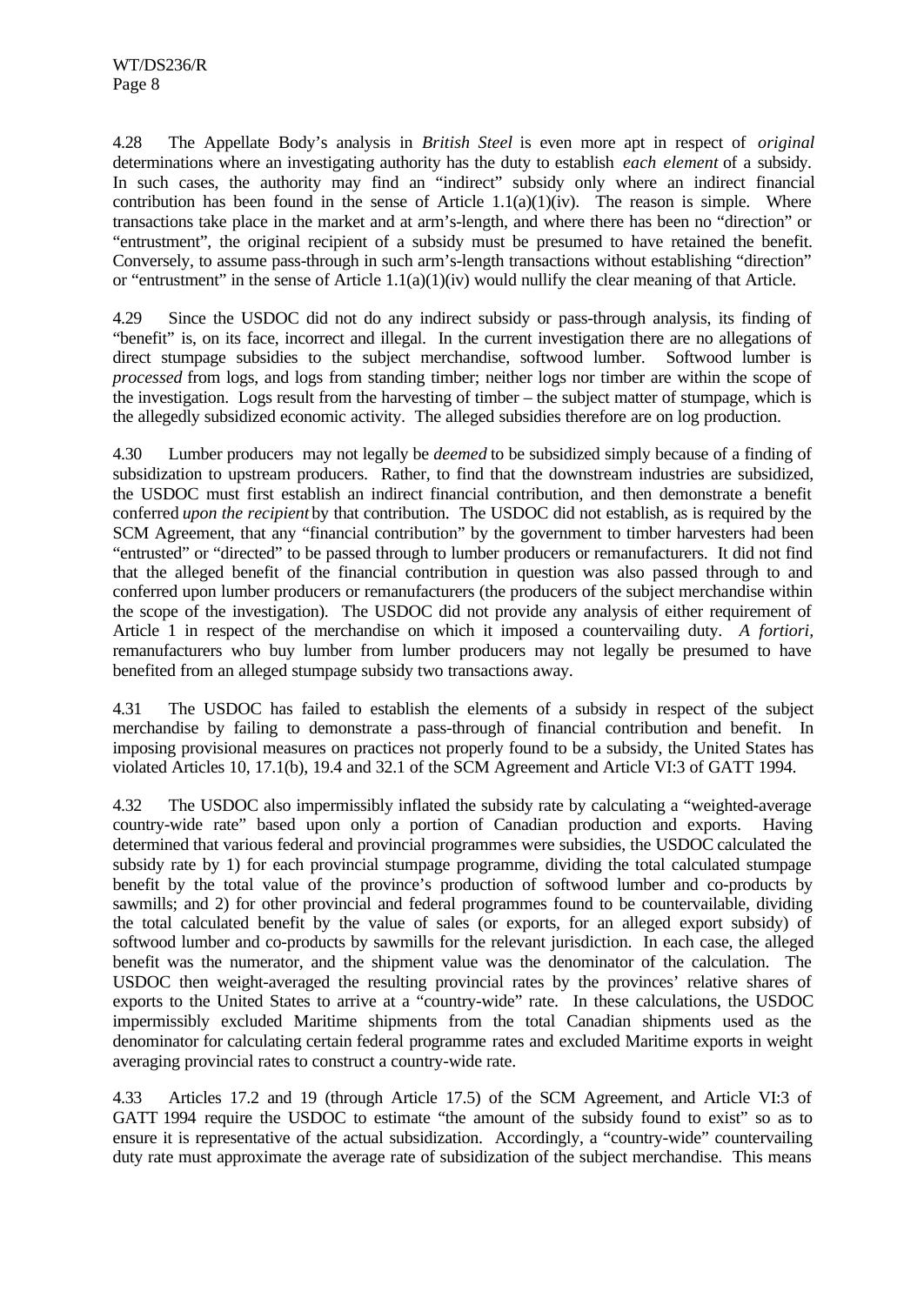4.28 The Appellate Body's analysis in *British Steel* is even more apt in respect of *original* determinations where an investigating authority has the duty to establish *each element* of a subsidy. In such cases, the authority may find an "indirect" subsidy only where an indirect financial contribution has been found in the sense of Article 1.1(a)(1)(iv). The reason is simple. Where transactions take place in the market and at arm's-length, and where there has been no "direction" or "entrustment", the original recipient of a subsidy must be presumed to have retained the benefit. Conversely, to assume pass-through in such arm's-length transactions without establishing "direction" or "entrustment" in the sense of Article 1.1(a)(1)(iv) would nullify the clear meaning of that Article.

4.29 Since the USDOC did not do any indirect subsidy or pass-through analysis, its finding of "benefit" is, on its face, incorrect and illegal. In the current investigation there are no allegations of direct stumpage subsidies to the subject merchandise, softwood lumber. Softwood lumber is *processed* from logs, and logs from standing timber; neither logs nor timber are within the scope of the investigation. Logs result from the harvesting of timber – the subject matter of stumpage, which is the allegedly subsidized economic activity. The alleged subsidies therefore are on log production.

4.30 Lumber producers may not legally be *deemed* to be subsidized simply because of a finding of subsidization to upstream producers. Rather, to find that the downstream industries are subsidized, the USDOC must first establish an indirect financial contribution, and then demonstrate a benefit conferred *upon the recipient* by that contribution. The USDOC did not establish, as is required by the SCM Agreement, that any "financial contribution" by the government to timber harvesters had been "entrusted" or "directed" to be passed through to lumber producers or remanufacturers. It did not find that the alleged benefit of the financial contribution in question was also passed through to and conferred upon lumber producers or remanufacturers (the producers of the subject merchandise within the scope of the investigation). The USDOC did not provide any analysis of either requirement of Article 1 in respect of the merchandise on which it imposed a countervailing duty. *A fortiori*, remanufacturers who buy lumber from lumber producers may not legally be presumed to have benefited from an alleged stumpage subsidy two transactions away.

4.31 The USDOC has failed to establish the elements of a subsidy in respect of the subject merchandise by failing to demonstrate a pass-through of financial contribution and benefit. In imposing provisional measures on practices not properly found to be a subsidy, the United States has violated Articles 10, 17.1(b), 19.4 and 32.1 of the SCM Agreement and Article VI:3 of GATT 1994.

4.32 The USDOC also impermissibly inflated the subsidy rate by calculating a "weighted-average country-wide rate" based upon only a portion of Canadian production and exports. Having determined that various federal and provincial programmes were subsidies, the USDOC calculated the subsidy rate by 1) for each provincial stumpage programme, dividing the total calculated stumpage benefit by the total value of the province's production of softwood lumber and co-products by sawmills; and 2) for other provincial and federal programmes found to be countervailable, dividing the total calculated benefit by the value of sales (or exports, for an alleged export subsidy) of softwood lumber and co-products by sawmills for the relevant jurisdiction. In each case, the alleged benefit was the numerator, and the shipment value was the denominator of the calculation. The USDOC then weight-averaged the resulting provincial rates by the provinces' relative shares of exports to the United States to arrive at a "country-wide" rate. In these calculations, the USDOC impermissibly excluded Maritime shipments from the total Canadian shipments used as the denominator for calculating certain federal programme rates and excluded Maritime exports in weight averaging provincial rates to construct a country-wide rate.

4.33 Articles 17.2 and 19 (through Article 17.5) of the SCM Agreement, and Article VI:3 of GATT 1994 require the USDOC to estimate "the amount of the subsidy found to exist" so as to ensure it is representative of the actual subsidization. Accordingly, a "country-wide" countervailing duty rate must approximate the average rate of subsidization of the subject merchandise. This means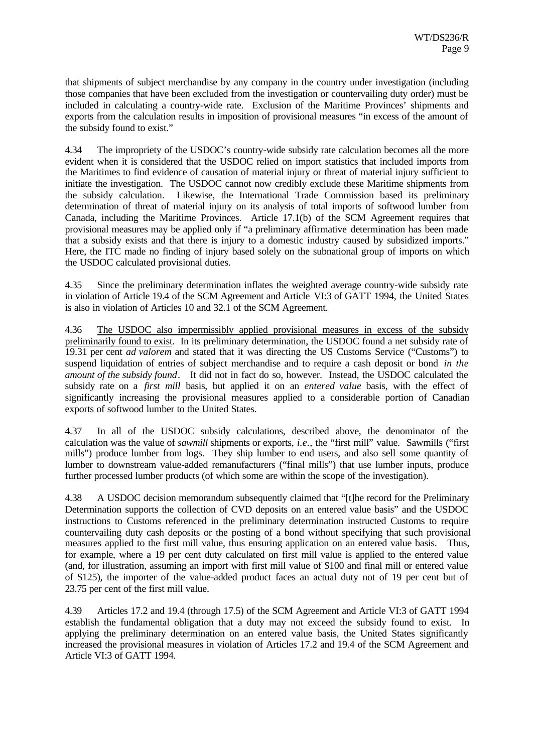that shipments of subject merchandise by any company in the country under investigation (including those companies that have been excluded from the investigation or countervailing duty order) must be included in calculating a country-wide rate. Exclusion of the Maritime Provinces' shipments and exports from the calculation results in imposition of provisional measures "in excess of the amount of the subsidy found to exist."

4.34 The impropriety of the USDOC's country-wide subsidy rate calculation becomes all the more evident when it is considered that the USDOC relied on import statistics that included imports from the Maritimes to find evidence of causation of material injury or threat of material injury sufficient to initiate the investigation. The USDOC cannot now credibly exclude these Maritime shipments from the subsidy calculation. Likewise, the International Trade Commission based its preliminary determination of threat of material injury on its analysis of total imports of softwood lumber from Canada, including the Maritime Provinces. Article 17.1(b) of the SCM Agreement requires that provisional measures may be applied only if "a preliminary affirmative determination has been made that a subsidy exists and that there is injury to a domestic industry caused by subsidized imports." Here, the ITC made no finding of injury based solely on the subnational group of imports on which the USDOC calculated provisional duties.

4.35 Since the preliminary determination inflates the weighted average country-wide subsidy rate in violation of Article 19.4 of the SCM Agreement and Article VI:3 of GATT 1994, the United States is also in violation of Articles 10 and 32.1 of the SCM Agreement.

4.36 <u>The USDOC also impermissibly applied provisional measures in excess of the subsidy preliminarily found to exist</u>. In its preliminary determination, the USDOC found a net subsidy rate of 19.31 per cent *ad valorem* and stated that it was directing the US Customs Service ("Customs") to suspend liquidation of entries of subject merchandise and to require a cash deposit or bond *in the amount of the subsidy found*. It did not in fact do so, however. Instead, the USDOC calculated the subsidy rate on a *first mill* basis, but applied it on an *entered value* basis, with the effect of significantly increasing the provisional measures applied to a considerable portion of Canadian exports of softwood lumber to the United States.

4.37 In all of the USDOC subsidy calculations, described above, the denominator of the calculation was the value of *sawmill* shipments or exports, *i.e.*, the "first mill" value. Sawmills ("first mills") produce lumber from logs. They ship lumber to end users, and also sell some quantity of lumber to downstream value-added remanufacturers ("final mills") that use lumber inputs, produce further processed lumber products (of which some are within the scope of the investigation).

4.38 A USDOC decision memorandum subsequently claimed that "[t]he record for the Preliminary Determination supports the collection of CVD deposits on an entered value basis" and the USDOC instructions to Customs referenced in the preliminary determination instructed Customs to require countervailing duty cash deposits or the posting of a bond without specifying that such provisional measures applied to the first mill value, thus ensuring application on an entered value basis. Thus, for example, where a 19 per cent duty calculated on first mill value is applied to the entered value (and, for illustration, assuming an import with first mill value of $100 and final mill or entered value of $125), the importer of the value-added product faces an actual duty not of 19 per cent but of 23.75 per cent of the first mill value.

4.39 Articles 17.2 and 19.4 (through 17.5) of the SCM Agreement and Article VI:3 of GATT 1994 establish the fundamental obligation that a duty may not exceed the subsidy found to exist. In applying the preliminary determination on an entered value basis, the United States significantly increased the provisional measures in violation of Articles 17.2 and 19.4 of the SCM Agreement and Article VI:3 of GATT 1994.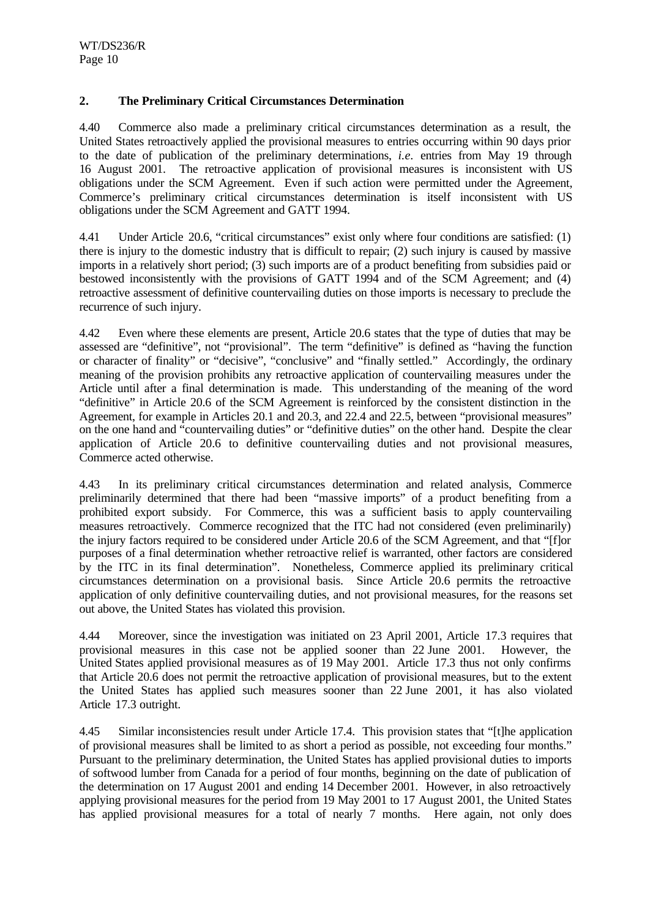## 2. The Preliminary Critical Circumstances Determination

4.40 Commerce also made a preliminary critical circumstances determination as a result, the United States retroactively applied the provisional measures to entries occurring within 90 days prior to the date of publication of the preliminary determinations, *i.e.* entries from May 19 through 16 August 2001. The retroactive application of provisional measures is inconsistent with US obligations under the SCM Agreement. Even if such action were permitted under the Agreement, Commerce's preliminary critical circumstances determination is itself inconsistent with US obligations under the SCM Agreement and GATT 1994.

4.41 Under Article 20.6, "critical circumstances" exist only where four conditions are satisfied: (1) there is injury to the domestic industry that is difficult to repair; (2) such injury is caused by massive imports in a relatively short period; (3) such imports are of a product benefiting from subsidies paid or bestowed inconsistently with the provisions of GATT 1994 and of the SCM Agreement; and (4) retroactive assessment of definitive countervailing duties on those imports is necessary to preclude the recurrence of such injury.

4.42 Even where these elements are present, Article 20.6 states that the type of duties that may be assessed are "definitive", not "provisional". The term "definitive" is defined as "having the function or character of finality" or "decisive", "conclusive" and "finally settled." Accordingly, the ordinary meaning of the provision prohibits any retroactive application of countervailing measures under the Article until after a final determination is made. This understanding of the meaning of the word "definitive" in Article 20.6 of the SCM Agreement is reinforced by the consistent distinction in the Agreement, for example in Articles 20.1 and 20.3, and 22.4 and 22.5, between "provisional measures" on the one hand and "countervailing duties" or "definitive duties" on the other hand. Despite the clear application of Article 20.6 to definitive countervailing duties and not provisional measures, Commerce acted otherwise.

4.43 In its preliminary critical circumstances determination and related analysis, Commerce preliminarily determined that there had been "massive imports" of a product benefiting from a prohibited export subsidy. For Commerce, this was a sufficient basis to apply countervailing measures retroactively. Commerce recognized that the ITC had not considered (even preliminarily) the injury factors required to be considered under Article 20.6 of the SCM Agreement, and that "[f]or purposes of a final determination whether retroactive relief is warranted, other factors are considered by the ITC in its final determination". Nonetheless, Commerce applied its preliminary critical circumstances determination on a provisional basis. Since Article 20.6 permits the retroactive application of only definitive countervailing duties, and not provisional measures, for the reasons set out above, the United States has violated this provision.

4.44 Moreover, since the investigation was initiated on 23 April 2001, Article 17.3 requires that provisional measures in this case not be applied sooner than 22 June 2001. However, the United States applied provisional measures as of 19 May 2001. Article 17.3 thus not only confirms that Article 20.6 does not permit the retroactive application of provisional measures, but to the extent the United States has applied such measures sooner than 22 June 2001, it has also violated Article 17.3 outright.

4.45 Similar inconsistencies result under Article 17.4. This provision states that "[t]he application of provisional measures shall be limited to as short a period as possible, not exceeding four months." Pursuant to the preliminary determination, the United States has applied provisional duties to imports of softwood lumber from Canada for a period of four months, beginning on the date of publication of the determination on 17 August 2001 and ending 14 December 2001. However, in also retroactively applying provisional measures for the period from 19 May 2001 to 17 August 2001, the United States has applied provisional measures for a total of nearly 7 months. Here again, not only does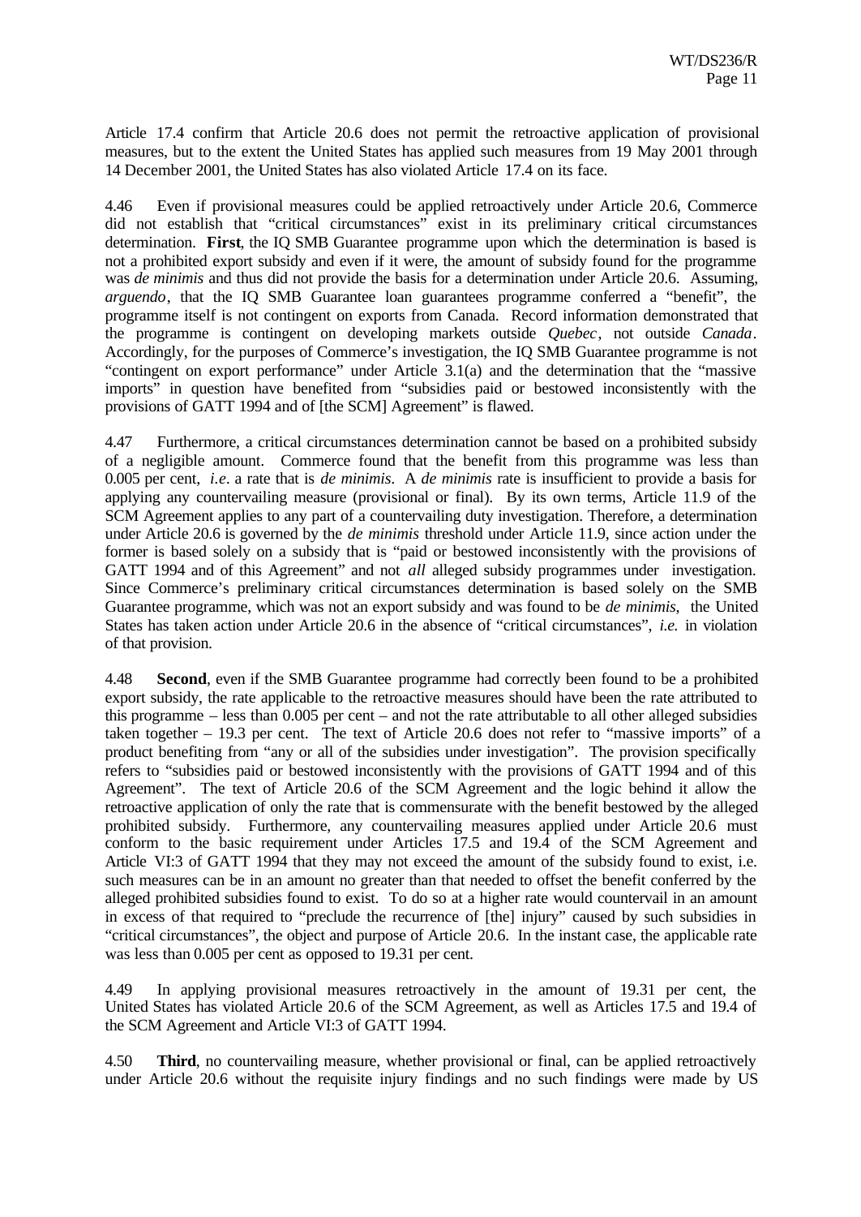Article 17.4 confirm that Article 20.6 does not permit the retroactive application of provisional measures, but to the extent the United States has applied such measures from 19 May 2001 through 14 December 2001, the United States has also violated Article 17.4 on its face.

4.46 Even if provisional measures could be applied retroactively under Article 20.6, Commerce did not establish that "critical circumstances" exist in its preliminary critical circumstances determination. **First**, the IQ SMB Guarantee programme upon which the determination is based is not a prohibited export subsidy and even if it were, the amount of subsidy found for the programme was *de minimis* and thus did not provide the basis for a determination under Article 20.6. Assuming, *arguendo*, that the IQ SMB Guarantee loan guarantees programme conferred a "benefit", the programme itself is not contingent on exports from Canada. Record information demonstrated that the programme is contingent on developing markets outside *Quebec*, not outside *Canada*. Accordingly, for the purposes of Commerce's investigation, the IQ SMB Guarantee programme is not "contingent on export performance" under Article 3.1(a) and the determination that the "massive imports" in question have benefited from "subsidies paid or bestowed inconsistently with the provisions of GATT 1994 and of [the SCM] Agreement" is flawed.

4.47 Furthermore, a critical circumstances determination cannot be based on a prohibited subsidy of a negligible amount. Commerce found that the benefit from this programme was less than 0.005 per cent, *i.e.* a rate that is *de minimis*. A *de minimis* rate is insufficient to provide a basis for applying any countervailing measure (provisional or final). By its own terms, Article 11.9 of the SCM Agreement applies to any part of a countervailing duty investigation. Therefore, a determination under Article 20.6 is governed by the *de minimis* threshold under Article 11.9, since action under the former is based solely on a subsidy that is "paid or bestowed inconsistently with the provisions of GATT 1994 and of this Agreement" and not *all* alleged subsidy programmes under investigation. Since Commerce's preliminary critical circumstances determination is based solely on the SMB Guarantee programme, which was not an export subsidy and was found to be *de minimis*, the United States has taken action under Article 20.6 in the absence of "critical circumstances", *i.e.* in violation of that provision.

4.48 **Second**, even if the SMB Guarantee programme had correctly been found to be a prohibited export subsidy, the rate applicable to the retroactive measures should have been the rate attributed to this programme – less than 0.005 per cent – and not the rate attributable to all other alleged subsidies taken together – 19.3 per cent. The text of Article 20.6 does not refer to "massive imports" of a product benefiting from "any or all of the subsidies under investigation". The provision specifically refers to "subsidies paid or bestowed inconsistently with the provisions of GATT 1994 and of this Agreement". The text of Article 20.6 of the SCM Agreement and the logic behind it allow the retroactive application of only the rate that is commensurate with the benefit bestowed by the alleged prohibited subsidy. Furthermore, any countervailing measures applied under Article 20.6 must conform to the basic requirement under Articles 17.5 and 19.4 of the SCM Agreement and Article VI:3 of GATT 1994 that they may not exceed the amount of the subsidy found to exist, i.e. such measures can be in an amount no greater than that needed to offset the benefit conferred by the alleged prohibited subsidies found to exist. To do so at a higher rate would countervail in an amount in excess of that required to "preclude the recurrence of [the] injury" caused by such subsidies in "critical circumstances", the object and purpose of Article 20.6. In the instant case, the applicable rate was less than 0.005 per cent as opposed to 19.31 per cent.

4.49 In applying provisional measures retroactively in the amount of 19.31 per cent, the United States has violated Article 20.6 of the SCM Agreement, as well as Articles 17.5 and 19.4 of the SCM Agreement and Article VI:3 of GATT 1994.

4.50 **Third**, no countervailing measure, whether provisional or final, can be applied retroactively under Article 20.6 without the requisite injury findings and no such findings were made by US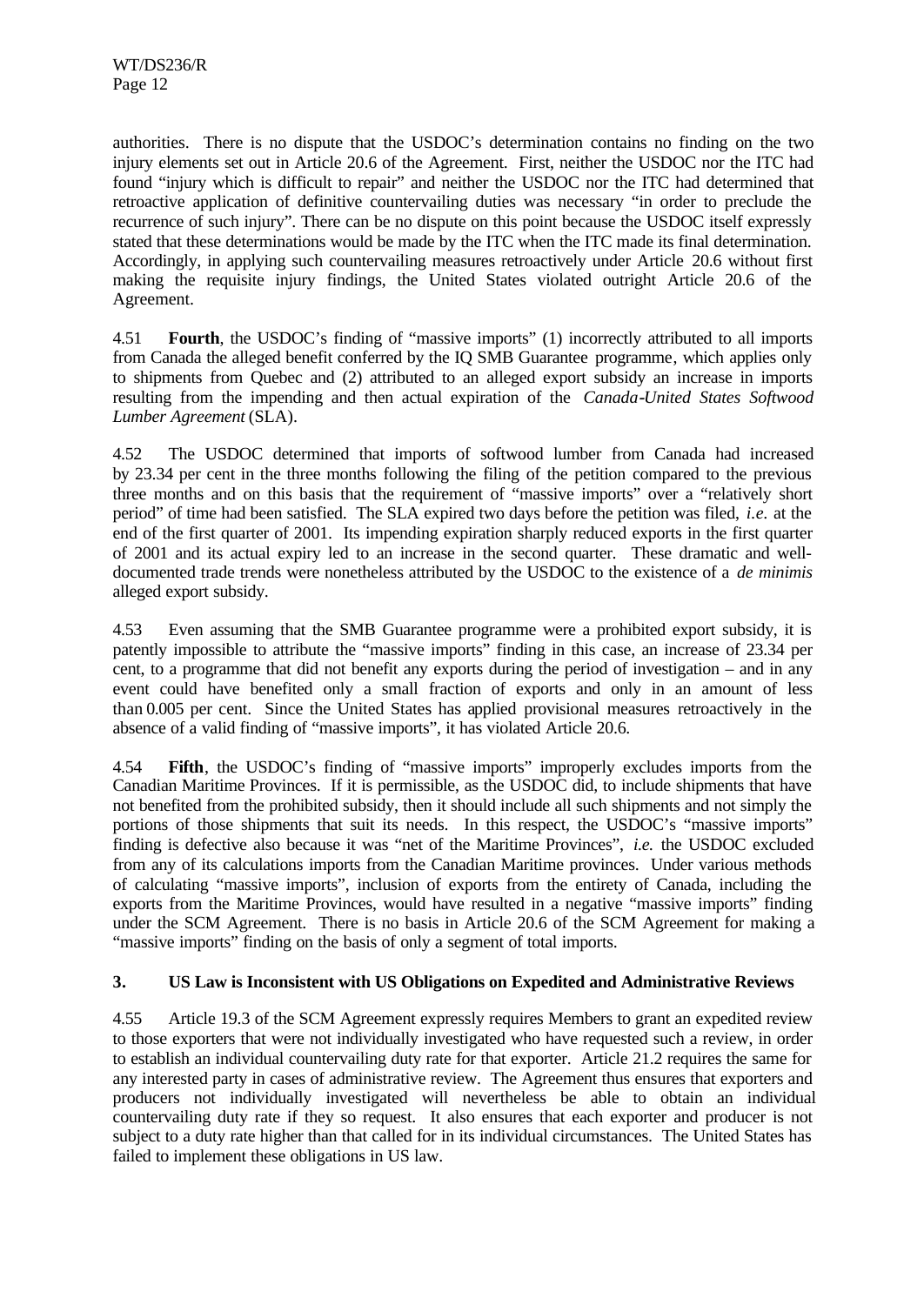authorities. There is no dispute that the USDOC's determination contains no finding on the two injury elements set out in Article 20.6 of the Agreement. First, neither the USDOC nor the ITC had found "injury which is difficult to repair" and neither the USDOC nor the ITC had determined that retroactive application of definitive countervailing duties was necessary "in order to preclude the recurrence of such injury". There can be no dispute on this point because the USDOC itself expressly stated that these determinations would be made by the ITC when the ITC made its final determination. Accordingly, in applying such countervailing measures retroactively under Article 20.6 without first making the requisite injury findings, the United States violated outright Article 20.6 of the Agreement.

4.51 **Fourth**, the USDOC's finding of "massive imports" (1) incorrectly attributed to all imports from Canada the alleged benefit conferred by the IQ SMB Guarantee programme, which applies only to shipments from Quebec and (2) attributed to an alleged export subsidy an increase in imports resulting from the impending and then actual expiration of the *Canada-United States Softwood Lumber Agreement* (SLA).

4.52 The USDOC determined that imports of softwood lumber from Canada had increased by 23.34 per cent in the three months following the filing of the petition compared to the previous three months and on this basis that the requirement of "massive imports" over a "relatively short period" of time had been satisfied. The SLA expired two days before the petition was filed, *i.e.* at the end of the first quarter of 2001. Its impending expiration sharply reduced exports in the first quarter of 2001 and its actual expiry led to an increase in the second quarter. These dramatic and well-documented trade trends were nonetheless attributed by the USDOC to the existence of a *de minimis* alleged export subsidy.

4.53 Even assuming that the SMB Guarantee programme were a prohibited export subsidy, it is patently impossible to attribute the "massive imports" finding in this case, an increase of 23.34 per cent, to a programme that did not benefit any exports during the period of investigation – and in any event could have benefited only a small fraction of exports and only in an amount of less than 0.005 per cent. Since the United States has applied provisional measures retroactively in the absence of a valid finding of "massive imports", it has violated Article 20.6.

4.54 **Fifth**, the USDOC's finding of "massive imports" improperly excludes imports from the Canadian Maritime Provinces. If it is permissible, as the USDOC did, to include shipments that have not benefited from the prohibited subsidy, then it should include all such shipments and not simply the portions of those shipments that suit its needs. In this respect, the USDOC's "massive imports" finding is defective also because it was "net of the Maritime Provinces", *i.e.* the USDOC excluded from any of its calculations imports from the Canadian Maritime provinces. Under various methods of calculating "massive imports", inclusion of exports from the entirety of Canada, including the exports from the Maritime Provinces, would have resulted in a negative "massive imports" finding under the SCM Agreement. There is no basis in Article 20.6 of the SCM Agreement for making a "massive imports" finding on the basis of only a segment of total imports.

### 3. US Law is Inconsistent with US Obligations on Expedited and Administrative Reviews

4.55 Article 19.3 of the SCM Agreement expressly requires Members to grant an expedited review to those exporters that were not individually investigated who have requested such a review, in order to establish an individual countervailing duty rate for that exporter. Article 21.2 requires the same for any interested party in cases of administrative review. The Agreement thus ensures that exporters and producers not individually investigated will nevertheless be able to obtain an individual countervailing duty rate if they so request. It also ensures that each exporter and producer is not subject to a duty rate higher than that called for in its individual circumstances. The United States has failed to implement these obligations in US law.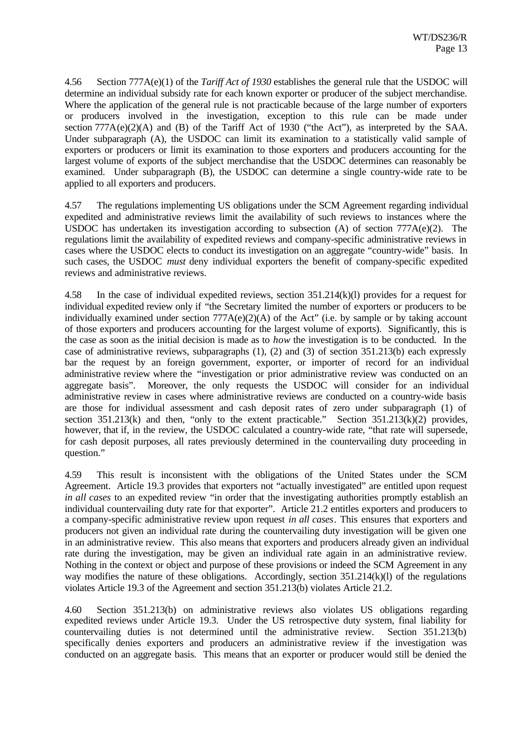4.56 Section 777A(e)(1) of the *Tariff Act of 1930* establishes the general rule that the USDOC will determine an individual subsidy rate for each known exporter or producer of the subject merchandise. Where the application of the general rule is not practicable because of the large number of exporters or producers involved in the investigation, exception to this rule can be made under section 777A(e)(2)(A) and (B) of the Tariff Act of 1930 ("the Act"), as interpreted by the SAA. Under subparagraph (A), the USDOC can limit its examination to a statistically valid sample of exporters or producers or limit its examination to those exporters and producers accounting for the largest volume of exports of the subject merchandise that the USDOC determines can reasonably be examined. Under subparagraph (B), the USDOC can determine a single country-wide rate to be applied to all exporters and producers.

4.57 The regulations implementing US obligations under the SCM Agreement regarding individual expedited and administrative reviews limit the availability of such reviews to instances where the USDOC has undertaken its investigation according to subsection (A) of section 777A(e)(2). The regulations limit the availability of expedited reviews and company-specific administrative reviews in cases where the USDOC elects to conduct its investigation on an aggregate "country-wide" basis. In such cases, the USDOC *must* deny individual exporters the benefit of company-specific expedited reviews and administrative reviews.

4.58 In the case of individual expedited reviews, section 351.214(k)(l) provides for a request for individual expedited review only if "the Secretary limited the number of exporters or producers to be individually examined under section 777A(e)(2)(A) of the Act" (i.e. by sample or by taking account of those exporters and producers accounting for the largest volume of exports). Significantly, this is the case as soon as the initial decision is made as to *how* the investigation is to be conducted. In the case of administrative reviews, subparagraphs (1), (2) and (3) of section 351.213(b) each expressly bar the request by an foreign government, exporter, or importer of record for an individual administrative review where the "investigation or prior administrative review was conducted on an aggregate basis". Moreover, the only requests the USDOC will consider for an individual administrative review in cases where administrative reviews are conducted on a country-wide basis are those for individual assessment and cash deposit rates of zero under subparagraph (1) of section 351.213(k) and then, "only to the extent practicable." Section 351.213(k)(2) provides, however, that if, in the review, the USDOC calculated a country-wide rate, "that rate will supersede, for cash deposit purposes, all rates previously determined in the countervailing duty proceeding in question."

4.59 This result is inconsistent with the obligations of the United States under the SCM Agreement. Article 19.3 provides that exporters not "actually investigated" are entitled upon request *in all cases* to an expedited review "in order that the investigating authorities promptly establish an individual countervailing duty rate for that exporter". Article 21.2 entitles exporters and producers to a company-specific administrative review upon request *in all cases*. This ensures that exporters and producers not given an individual rate during the countervailing duty investigation will be given one in an administrative review. This also means that exporters and producers already given an individual rate during the investigation, may be given an individual rate again in an administrative review. Nothing in the context or object and purpose of these provisions or indeed the SCM Agreement in any way modifies the nature of these obligations. Accordingly, section 351.214(k)(l) of the regulations violates Article 19.3 of the Agreement and section 351.213(b) violates Article 21.2.

4.60 Section 351.213(b) on administrative reviews also violates US obligations regarding expedited reviews under Article 19.3. Under the US retrospective duty system, final liability for countervailing duties is not determined until the administrative review. Section 351.213(b) specifically denies exporters and producers an administrative review if the investigation was conducted on an aggregate basis. This means that an exporter or producer would still be denied the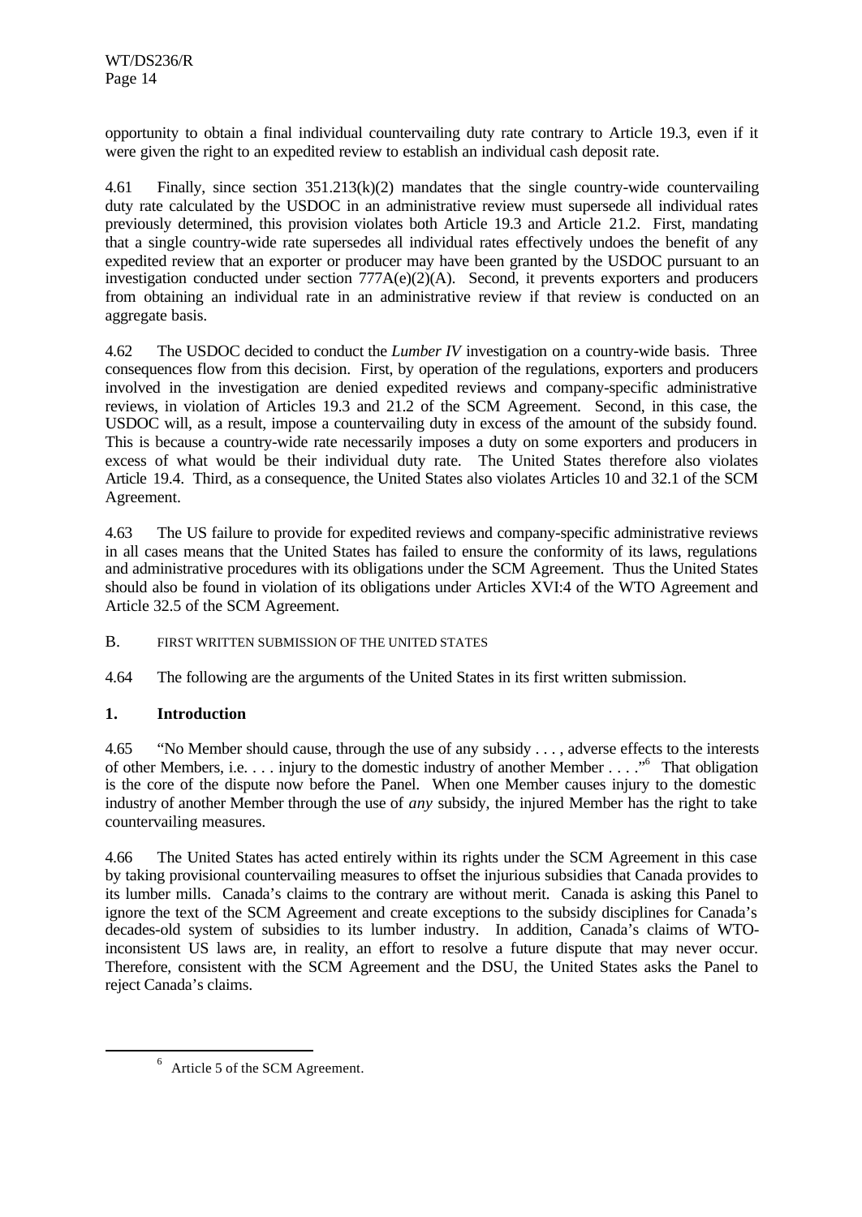opportunity to obtain a final individual countervailing duty rate contrary to Article 19.3, even if it were given the right to an expedited review to establish an individual cash deposit rate.

4.61 Finally, since section 351.213(k)(2) mandates that the single country-wide countervailing duty rate calculated by the USDOC in an administrative review must supersede all individual rates previously determined, this provision violates both Article 19.3 and Article 21.2. First, mandating that a single country-wide rate supersedes all individual rates effectively undoes the benefit of any expedited review that an exporter or producer may have been granted by the USDOC pursuant to an investigation conducted under section 777A(e)(2)(A). Second, it prevents exporters and producers from obtaining an individual rate in an administrative review if that review is conducted on an aggregate basis.

4.62 The USDOC decided to conduct the *Lumber IV* investigation on a country-wide basis. Three consequences flow from this decision. First, by operation of the regulations, exporters and producers involved in the investigation are denied expedited reviews and company-specific administrative reviews, in violation of Articles 19.3 and 21.2 of the SCM Agreement. Second, in this case, the USDOC will, as a result, impose a countervailing duty in excess of the amount of the subsidy found. This is because a country-wide rate necessarily imposes a duty on some exporters and producers in excess of what would be their individual duty rate. The United States therefore also violates Article 19.4. Third, as a consequence, the United States also violates Articles 10 and 32.1 of the SCM Agreement.

4.63 The US failure to provide for expedited reviews and company-specific administrative reviews in all cases means that the United States has failed to ensure the conformity of its laws, regulations and administrative procedures with its obligations under the SCM Agreement. Thus the United States should also be found in violation of its obligations under Articles XVI:4 of the WTO Agreement and Article 32.5 of the SCM Agreement.

## B. FIRST WRITTEN SUBMISSION OF THE UNITED STATES

4.64 The following are the arguments of the United States in its first written submission.

### 1. Introduction

4.65 "No Member should cause, through the use of any subsidy . . . , adverse effects to the interests of other Members, i.e. . . . injury to the domestic industry of another Member . . . ."[6] That obligation is the core of the dispute now before the Panel. When one Member causes injury to the domestic industry of another Member through the use of *any* subsidy, the injured Member has the right to take countervailing measures.

4.66 The United States has acted entirely within its rights under the SCM Agreement in this case by taking provisional countervailing measures to offset the injurious subsidies that Canada provides to its lumber mills. Canada's claims to the contrary are without merit. Canada is asking this Panel to ignore the text of the SCM Agreement and create exceptions to the subsidy disciplines for Canada's decades-old system of subsidies to its lumber industry. In addition, Canada's claims of WTO-inconsistent US laws are, in reality, an effort to resolve a future dispute that may never occur. Therefore, consistent with the SCM Agreement and the DSU, the United States asks the Panel to reject Canada's claims.

[6] Article 5 of the SCM Agreement.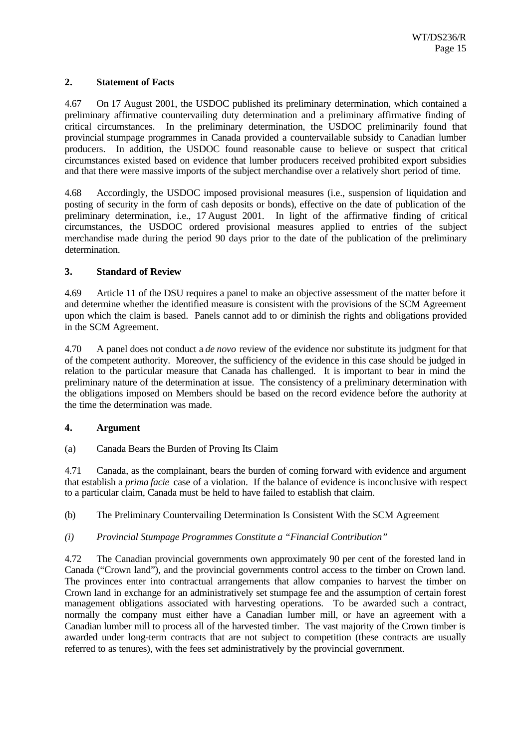## 2. Statement of Facts

4.67 On 17 August 2001, the USDOC published its preliminary determination, which contained a preliminary affirmative countervailing duty determination and a preliminary affirmative finding of critical circumstances. In the preliminary determination, the USDOC preliminarily found that provincial stumpage programmes in Canada provided a countervailable subsidy to Canadian lumber producers. In addition, the USDOC found reasonable cause to believe or suspect that critical circumstances existed based on evidence that lumber producers received prohibited export subsidies and that there were massive imports of the subject merchandise over a relatively short period of time.

4.68 Accordingly, the USDOC imposed provisional measures (i.e., suspension of liquidation and posting of security in the form of cash deposits or bonds), effective on the date of publication of the preliminary determination, i.e., 17 August 2001. In light of the affirmative finding of critical circumstances, the USDOC ordered provisional measures applied to entries of the subject merchandise made during the period 90 days prior to the date of the publication of the preliminary determination.

## 3. Standard of Review

4.69 Article 11 of the DSU requires a panel to make an objective assessment of the matter before it and determine whether the identified measure is consistent with the provisions of the SCM Agreement upon which the claim is based. Panels cannot add to or diminish the rights and obligations provided in the SCM Agreement.

4.70 A panel does not conduct a *de novo* review of the evidence nor substitute its judgment for that of the competent authority. Moreover, the sufficiency of the evidence in this case should be judged in relation to the particular measure that Canada has challenged. It is important to bear in mind the preliminary nature of the determination at issue. The consistency of a preliminary determination with the obligations imposed on Members should be based on the record evidence before the authority at the time the determination was made.

## 4. Argument

(a) Canada Bears the Burden of Proving Its Claim

4.71 Canada, as the complainant, bears the burden of coming forward with evidence and argument that establish a *prima facie* case of a violation. If the balance of evidence is inconclusive with respect to a particular claim, Canada must be held to have failed to establish that claim.

(b) The Preliminary Countervailing Determination Is Consistent With the SCM Agreement

*(i) Provincial Stumpage Programmes Constitute a "Financial Contribution"*

4.72 The Canadian provincial governments own approximately 90 per cent of the forested land in Canada ("Crown land"), and the provincial governments control access to the timber on Crown land. The provinces enter into contractual arrangements that allow companies to harvest the timber on Crown land in exchange for an administratively set stumpage fee and the assumption of certain forest management obligations associated with harvesting operations. To be awarded such a contract, normally the company must either have a Canadian lumber mill, or have an agreement with a Canadian lumber mill to process all of the harvested timber. The vast majority of the Crown timber is awarded under long-term contracts that are not subject to competition (these contracts are usually referred to as tenures), with the fees set administratively by the provincial government.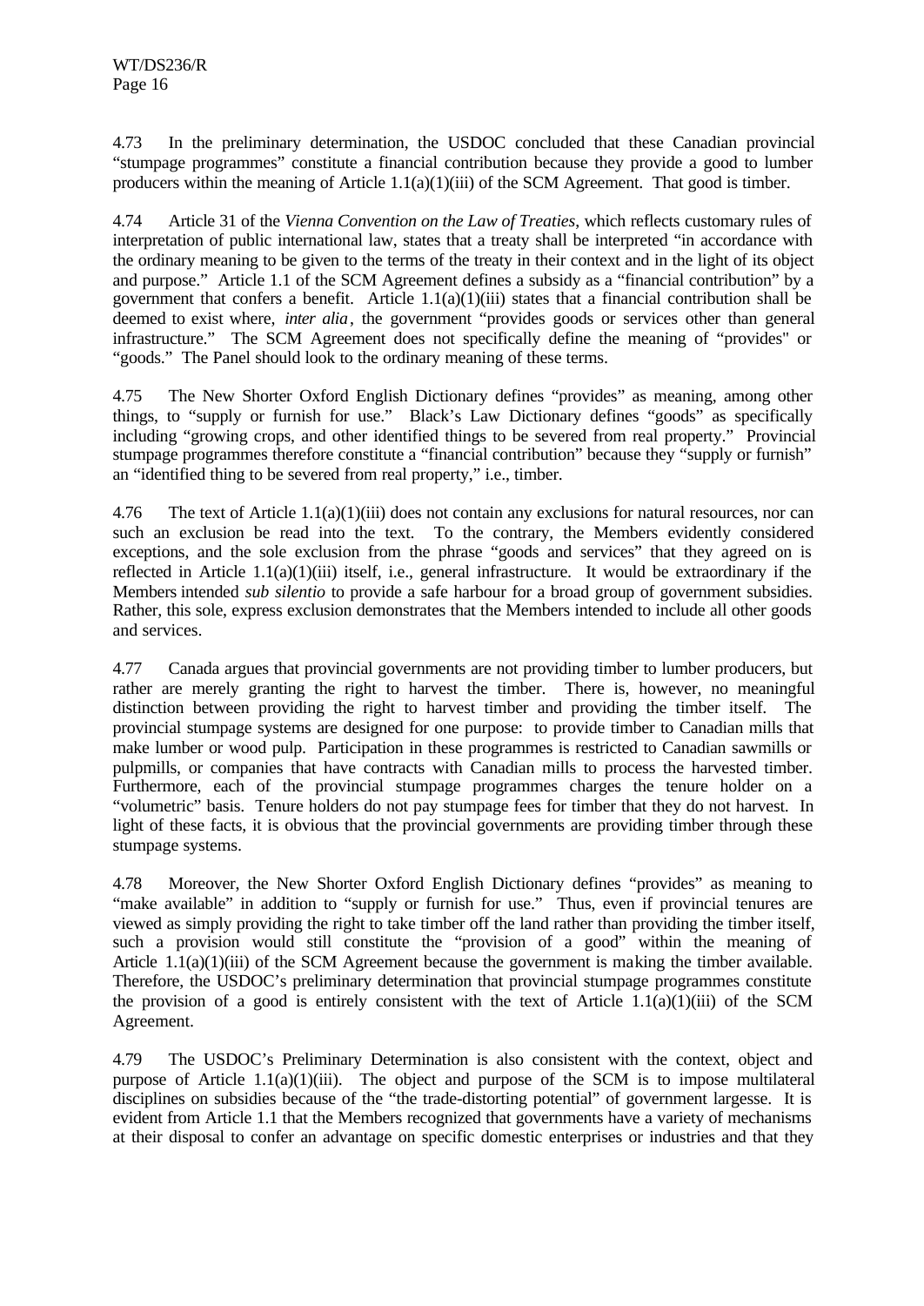4.73 In the preliminary determination, the USDOC concluded that these Canadian provincial "stumpage programmes" constitute a financial contribution because they provide a good to lumber producers within the meaning of Article 1.1(a)(1)(iii) of the SCM Agreement. That good is timber.

4.74 Article 31 of the *Vienna Convention on the Law of Treaties*, which reflects customary rules of interpretation of public international law, states that a treaty shall be interpreted "in accordance with the ordinary meaning to be given to the terms of the treaty in their context and in the light of its object and purpose." Article 1.1 of the SCM Agreement defines a subsidy as a "financial contribution" by a government that confers a benefit. Article 1.1(a)(1)(iii) states that a financial contribution shall be deemed to exist where, *inter alia*, the government "provides goods or services other than general infrastructure." The SCM Agreement does not specifically define the meaning of "provides" or "goods." The Panel should look to the ordinary meaning of these terms.

4.75 The New Shorter Oxford English Dictionary defines "provides" as meaning, among other things, to "supply or furnish for use." Black's Law Dictionary defines "goods" as specifically including "growing crops, and other identified things to be severed from real property." Provincial stumpage programmes therefore constitute a "financial contribution" because they "supply or furnish" an "identified thing to be severed from real property," i.e., timber.

4.76 The text of Article 1.1(a)(1)(iii) does not contain any exclusions for natural resources, nor can such an exclusion be read into the text. To the contrary, the Members evidently considered exceptions, and the sole exclusion from the phrase "goods and services" that they agreed on is reflected in Article 1.1(a)(1)(iii) itself, i.e., general infrastructure. It would be extraordinary if the Members intended *sub silentio* to provide a safe harbour for a broad group of government subsidies. Rather, this sole, express exclusion demonstrates that the Members intended to include all other goods and services.

4.77 Canada argues that provincial governments are not providing timber to lumber producers, but rather are merely granting the right to harvest the timber. There is, however, no meaningful distinction between providing the right to harvest timber and providing the timber itself. The provincial stumpage systems are designed for one purpose: to provide timber to Canadian mills that make lumber or wood pulp. Participation in these programmes is restricted to Canadian sawmills or pulpmills, or companies that have contracts with Canadian mills to process the harvested timber. Furthermore, each of the provincial stumpage programmes charges the tenure holder on a "volumetric" basis. Tenure holders do not pay stumpage fees for timber that they do not harvest. In light of these facts, it is obvious that the provincial governments are providing timber through these stumpage systems.

4.78 Moreover, the New Shorter Oxford English Dictionary defines "provides" as meaning to "make available" in addition to "supply or furnish for use." Thus, even if provincial tenures are viewed as simply providing the right to take timber off the land rather than providing the timber itself, such a provision would still constitute the "provision of a good" within the meaning of Article 1.1(a)(1)(iii) of the SCM Agreement because the government is making the timber available. Therefore, the USDOC's preliminary determination that provincial stumpage programmes constitute the provision of a good is entirely consistent with the text of Article 1.1(a)(1)(iii) of the SCM Agreement.

4.79 The USDOC's Preliminary Determination is also consistent with the context, object and purpose of Article 1.1(a)(1)(iii). The object and purpose of the SCM is to impose multilateral disciplines on subsidies because of the "the trade-distorting potential" of government largesse. It is evident from Article 1.1 that the Members recognized that governments have a variety of mechanisms at their disposal to confer an advantage on specific domestic enterprises or industries and that they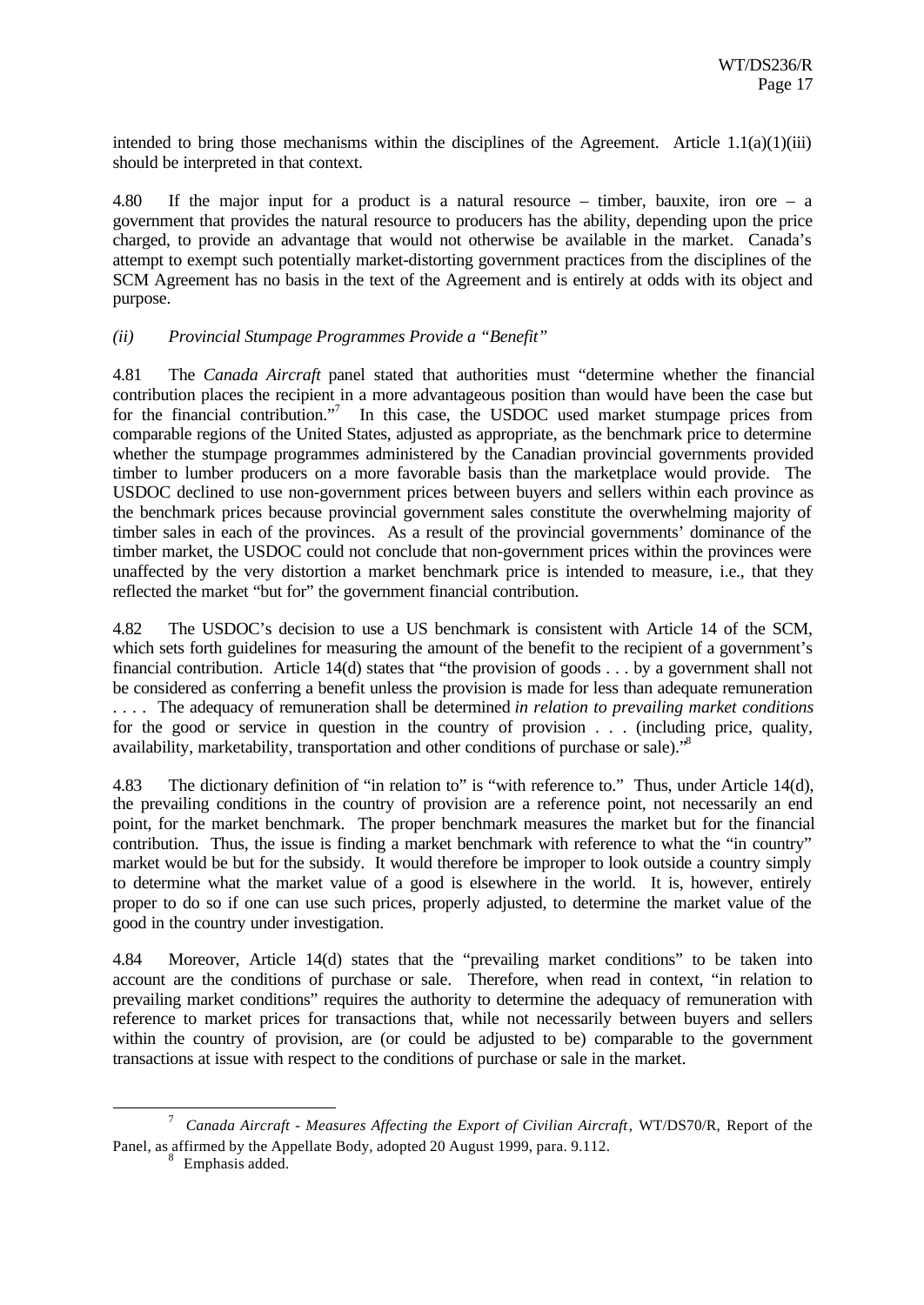intended to bring those mechanisms within the disciplines of the Agreement. Article 1.1(a)(1)(iii) should be interpreted in that context.

4.80 If the major input for a product is a natural resource – timber, bauxite, iron ore – a government that provides the natural resource to producers has the ability, depending upon the price charged, to provide an advantage that would not otherwise be available in the market. Canada's attempt to exempt such potentially market-distorting government practices from the disciplines of the SCM Agreement has no basis in the text of the Agreement and is entirely at odds with its object and purpose.

*(ii) Provincial Stumpage Programmes Provide a "Benefit"*

4.81 The *Canada Aircraft* panel stated that authorities must "determine whether the financial contribution places the recipient in a more advantageous position than would have been the case but for the financial contribution."[7] In this case, the USDOC used market stumpage prices from comparable regions of the United States, adjusted as appropriate, as the benchmark price to determine whether the stumpage programmes administered by the Canadian provincial governments provided timber to lumber producers on a more favorable basis than the marketplace would provide. The USDOC declined to use non-government prices between buyers and sellers within each province as the benchmark prices because provincial government sales constitute the overwhelming majority of timber sales in each of the provinces. As a result of the provincial governments' dominance of the timber market, the USDOC could not conclude that non-government prices within the provinces were unaffected by the very distortion a market benchmark price is intended to measure, i.e., that they reflected the market "but for" the government financial contribution.

4.82 The USDOC's decision to use a US benchmark is consistent with Article 14 of the SCM, which sets forth guidelines for measuring the amount of the benefit to the recipient of a government's financial contribution. Article 14(d) states that "the provision of goods . . . by a government shall not be considered as conferring a benefit unless the provision is made for less than adequate remuneration . . . . The adequacy of remuneration shall be determined *in relation to prevailing market conditions* for the good or service in question in the country of provision . . . (including price, quality, availability, marketability, transportation and other conditions of purchase or sale)."[8]

4.83 The dictionary definition of "in relation to" is "with reference to." Thus, under Article 14(d), the prevailing conditions in the country of provision are a reference point, not necessarily an end point, for the market benchmark. The proper benchmark measures the market but for the financial contribution. Thus, the issue is finding a market benchmark with reference to what the "in country" market would be but for the subsidy. It would therefore be improper to look outside a country simply to determine what the market value of a good is elsewhere in the world. It is, however, entirely proper to do so if one can use such prices, properly adjusted, to determine the market value of the good in the country under investigation.

4.84 Moreover, Article 14(d) states that the "prevailing market conditions" to be taken into account are the conditions of purchase or sale. Therefore, when read in context, "in relation to prevailing market conditions" requires the authority to determine the adequacy of remuneration with reference to market prices for transactions that, while not necessarily between buyers and sellers within the country of provision, are (or could be adjusted to be) comparable to the government transactions at issue with respect to the conditions of purchase or sale in the market.

---

[7] *Canada Aircraft - Measures Affecting the Export of Civilian Aircraft*, WT/DS70/R, Report of the Panel, as affirmed by the Appellate Body, adopted 20 August 1999, para. 9.112.

[8] Emphasis added.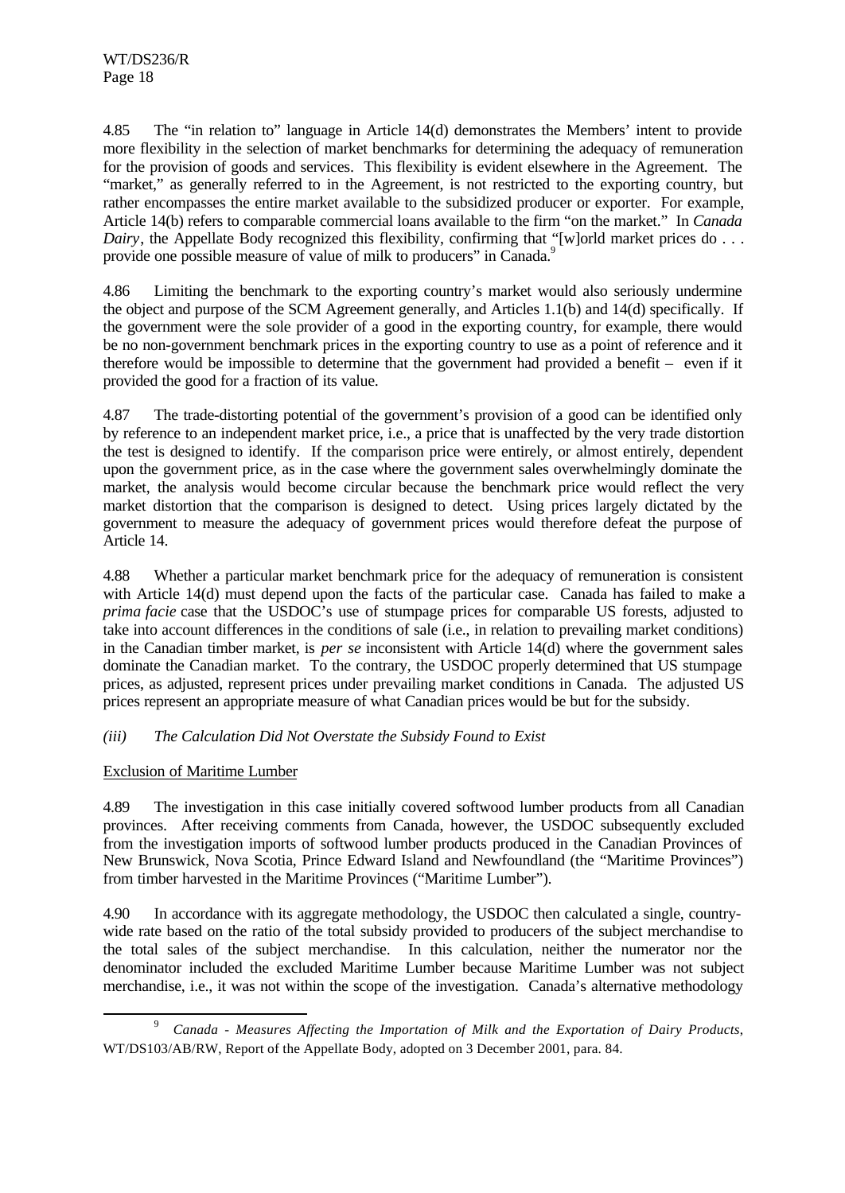4.85 The "in relation to" language in Article 14(d) demonstrates the Members' intent to provide more flexibility in the selection of market benchmarks for determining the adequacy of remuneration for the provision of goods and services. This flexibility is evident elsewhere in the Agreement. The "market," as generally referred to in the Agreement, is not restricted to the exporting country, but rather encompasses the entire market available to the subsidized producer or exporter. For example, Article 14(b) refers to comparable commercial loans available to the firm "on the market." In *Canada Dairy*, the Appellate Body recognized this flexibility, confirming that "[w]orld market prices do . . . provide one possible measure of value of milk to producers" in Canada.[9]

4.86 Limiting the benchmark to the exporting country's market would also seriously undermine the object and purpose of the SCM Agreement generally, and Articles 1.1(b) and 14(d) specifically. If the government were the sole provider of a good in the exporting country, for example, there would be no non-government benchmark prices in the exporting country to use as a point of reference and it therefore would be impossible to determine that the government had provided a benefit – even if it provided the good for a fraction of its value.

4.87 The trade-distorting potential of the government's provision of a good can be identified only by reference to an independent market price, i.e., a price that is unaffected by the very trade distortion the test is designed to identify. If the comparison price were entirely, or almost entirely, dependent upon the government price, as in the case where the government sales overwhelmingly dominate the market, the analysis would become circular because the benchmark price would reflect the very market distortion that the comparison is designed to detect. Using prices largely dictated by the government to measure the adequacy of government prices would therefore defeat the purpose of Article 14.

4.88 Whether a particular market benchmark price for the adequacy of remuneration is consistent with Article 14(d) must depend upon the facts of the particular case. Canada has failed to make a *prima facie* case that the USDOC's use of stumpage prices for comparable US forests, adjusted to take into account differences in the conditions of sale (i.e., in relation to prevailing market conditions) in the Canadian timber market, is *per se* inconsistent with Article 14(d) where the government sales dominate the Canadian market. To the contrary, the USDOC properly determined that US stumpage prices, as adjusted, represent prices under prevailing market conditions in Canada. The adjusted US prices represent an appropriate measure of what Canadian prices would be but for the subsidy.

*(iii) The Calculation Did Not Overstate the Subsidy Found to Exist*

Exclusion of Maritime Lumber

4.89 The investigation in this case initially covered softwood lumber products from all Canadian provinces. After receiving comments from Canada, however, the USDOC subsequently excluded from the investigation imports of softwood lumber products produced in the Canadian Provinces of New Brunswick, Nova Scotia, Prince Edward Island and Newfoundland (the "Maritime Provinces") from timber harvested in the Maritime Provinces ("Maritime Lumber").

4.90 In accordance with its aggregate methodology, the USDOC then calculated a single, country-wide rate based on the ratio of the total subsidy provided to producers of the subject merchandise to the total sales of the subject merchandise. In this calculation, neither the numerator nor the denominator included the excluded Maritime Lumber because Maritime Lumber was not subject merchandise, i.e., it was not within the scope of the investigation. Canada's alternative methodology

[9] *Canada - Measures Affecting the Importation of Milk and the Exportation of Dairy Products*, WT/DS103/AB/RW, Report of the Appellate Body, adopted on 3 December 2001, para. 84.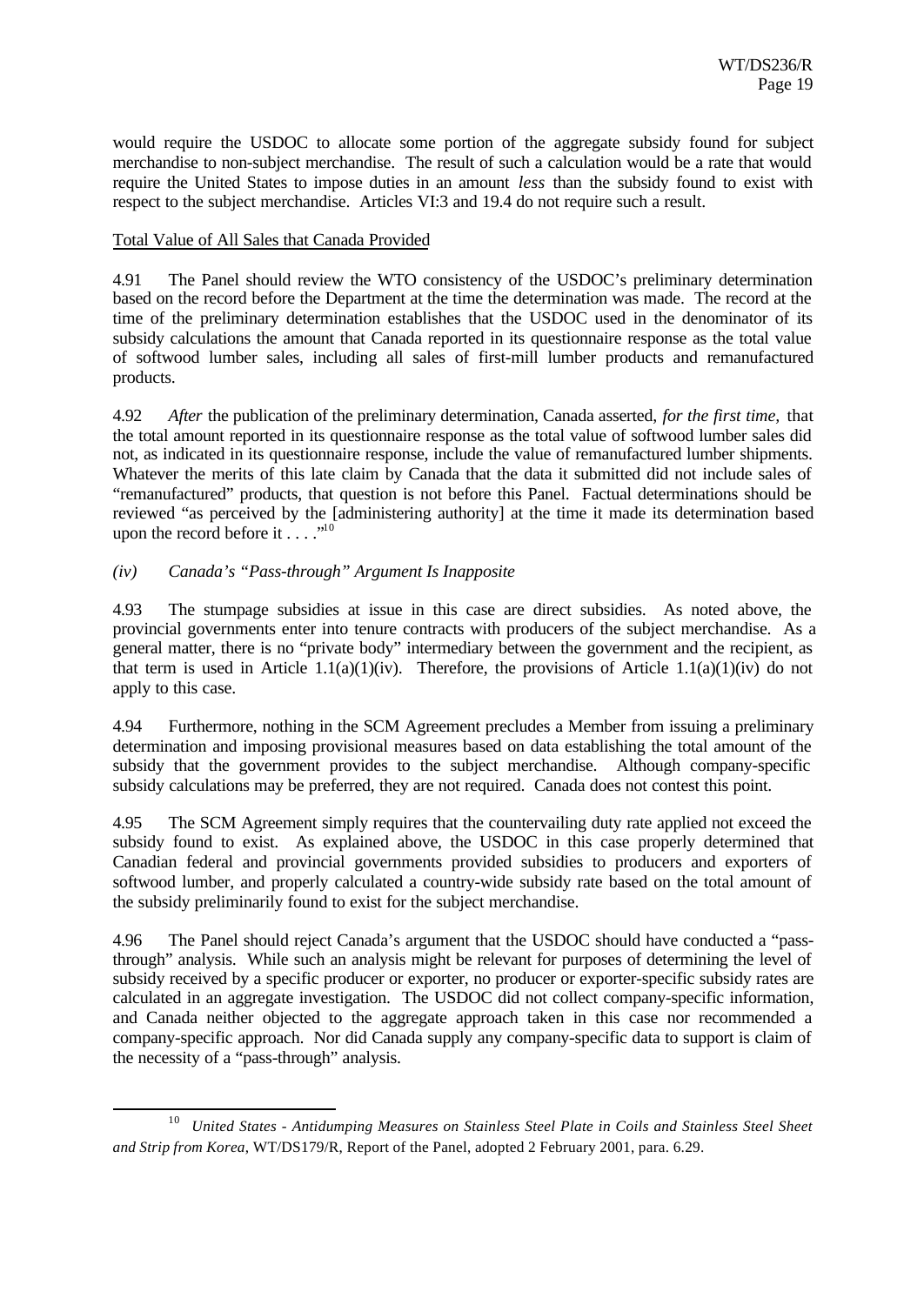would require the USDOC to allocate some portion of the aggregate subsidy found for subject merchandise to non-subject merchandise. The result of such a calculation would be a rate that would require the United States to impose duties in an amount *less* than the subsidy found to exist with respect to the subject merchandise. Articles VI:3 and 19.4 do not require such a result.

Total Value of All Sales that Canada Provided

4.91 The Panel should review the WTO consistency of the USDOC's preliminary determination based on the record before the Department at the time the determination was made. The record at the time of the preliminary determination establishes that the USDOC used in the denominator of its subsidy calculations the amount that Canada reported in its questionnaire response as the total value of softwood lumber sales, including all sales of first-mill lumber products and remanufactured products.

4.92 *After* the publication of the preliminary determination, Canada asserted, *for the first time,* that the total amount reported in its questionnaire response as the total value of softwood lumber sales did not, as indicated in its questionnaire response, include the value of remanufactured lumber shipments. Whatever the merits of this late claim by Canada that the data it submitted did not include sales of "remanufactured" products, that question is not before this Panel. Factual determinations should be reviewed "as perceived by the [administering authority] at the time it made its determination based upon the record before it . . . ."[10]

*(iv) Canada's "Pass-through" Argument Is Inapposite*

4.93 The stumpage subsidies at issue in this case are direct subsidies. As noted above, the provincial governments enter into tenure contracts with producers of the subject merchandise. As a general matter, there is no "private body" intermediary between the government and the recipient, as that term is used in Article 1.1(a)(1)(iv). Therefore, the provisions of Article 1.1(a)(1)(iv) do not apply to this case.

4.94 Furthermore, nothing in the SCM Agreement precludes a Member from issuing a preliminary determination and imposing provisional measures based on data establishing the total amount of the subsidy that the government provides to the subject merchandise. Although company-specific subsidy calculations may be preferred, they are not required. Canada does not contest this point.

4.95 The SCM Agreement simply requires that the countervailing duty rate applied not exceed the subsidy found to exist. As explained above, the USDOC in this case properly determined that Canadian federal and provincial governments provided subsidies to producers and exporters of softwood lumber, and properly calculated a country-wide subsidy rate based on the total amount of the subsidy preliminarily found to exist for the subject merchandise.

4.96 The Panel should reject Canada's argument that the USDOC should have conducted a "pass-through" analysis. While such an analysis might be relevant for purposes of determining the level of subsidy received by a specific producer or exporter, no producer or exporter-specific subsidy rates are calculated in an aggregate investigation. The USDOC did not collect company-specific information, and Canada neither objected to the aggregate approach taken in this case nor recommended a company-specific approach. Nor did Canada supply any company-specific data to support is claim of the necessity of a "pass-through" analysis.

---

[10] *United States - Antidumping Measures on Stainless Steel Plate in Coils and Stainless Steel Sheet and Strip from Korea,* WT/DS179/R, Report of the Panel, adopted 2 February 2001, para. 6.29.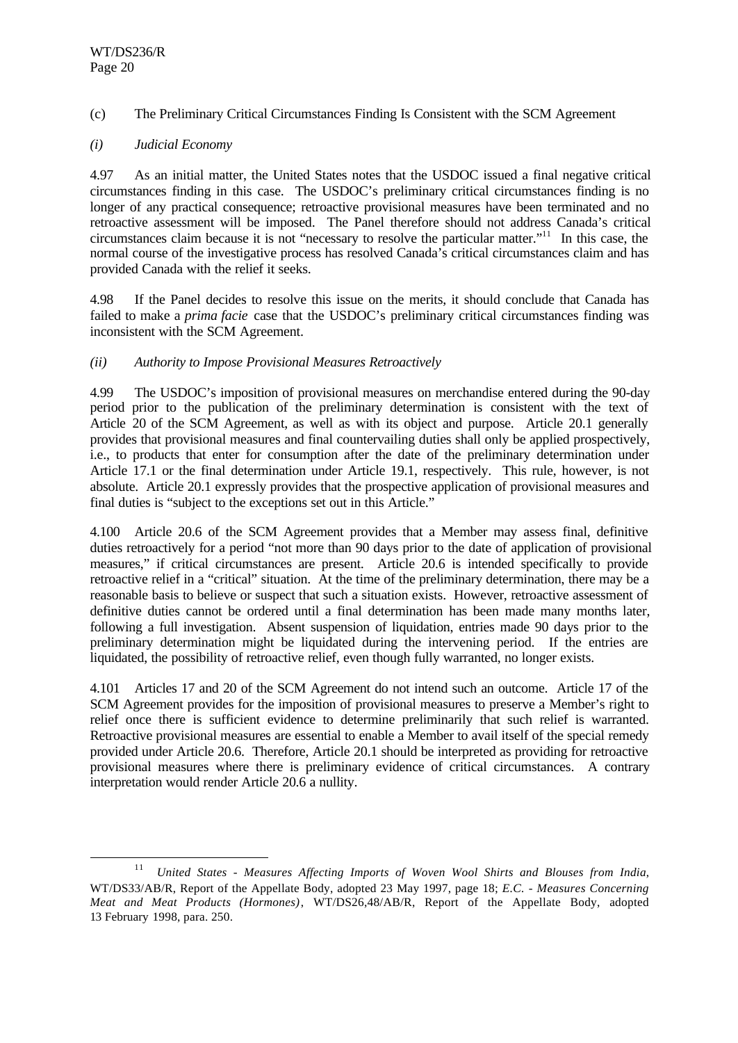(c) The Preliminary Critical Circumstances Finding Is Consistent with the SCM Agreement

*(i) Judicial Economy*

4.97 As an initial matter, the United States notes that the USDOC issued a final negative critical circumstances finding in this case. The USDOC's preliminary critical circumstances finding is no longer of any practical consequence; retroactive provisional measures have been terminated and no retroactive assessment will be imposed. The Panel therefore should not address Canada's critical circumstances claim because it is not "necessary to resolve the particular matter."[11] In this case, the normal course of the investigative process has resolved Canada's critical circumstances claim and has provided Canada with the relief it seeks.

4.98 If the Panel decides to resolve this issue on the merits, it should conclude that Canada has failed to make a *prima facie* case that the USDOC's preliminary critical circumstances finding was inconsistent with the SCM Agreement.

*(ii) Authority to Impose Provisional Measures Retroactively*

4.99 The USDOC's imposition of provisional measures on merchandise entered during the 90-day period prior to the publication of the preliminary determination is consistent with the text of Article 20 of the SCM Agreement, as well as with its object and purpose. Article 20.1 generally provides that provisional measures and final countervailing duties shall only be applied prospectively, i.e., to products that enter for consumption after the date of the preliminary determination under Article 17.1 or the final determination under Article 19.1, respectively. This rule, however, is not absolute. Article 20.1 expressly provides that the prospective application of provisional measures and final duties is "subject to the exceptions set out in this Article."

4.100 Article 20.6 of the SCM Agreement provides that a Member may assess final, definitive duties retroactively for a period "not more than 90 days prior to the date of application of provisional measures," if critical circumstances are present. Article 20.6 is intended specifically to provide retroactive relief in a "critical" situation. At the time of the preliminary determination, there may be a reasonable basis to believe or suspect that such a situation exists. However, retroactive assessment of definitive duties cannot be ordered until a final determination has been made many months later, following a full investigation. Absent suspension of liquidation, entries made 90 days prior to the preliminary determination might be liquidated during the intervening period. If the entries are liquidated, the possibility of retroactive relief, even though fully warranted, no longer exists.

4.101 Articles 17 and 20 of the SCM Agreement do not intend such an outcome. Article 17 of the SCM Agreement provides for the imposition of provisional measures to preserve a Member's right to relief once there is sufficient evidence to determine preliminarily that such relief is warranted. Retroactive provisional measures are essential to enable a Member to avail itself of the special remedy provided under Article 20.6. Therefore, Article 20.1 should be interpreted as providing for retroactive provisional measures where there is preliminary evidence of critical circumstances. A contrary interpretation would render Article 20.6 a nullity.

---

[11] *United States - Measures Affecting Imports of Woven Wool Shirts and Blouses from India*, WT/DS33/AB/R, Report of the Appellate Body, adopted 23 May 1997, page 18; *E.C. - Measures Concerning Meat and Meat Products (Hormones)*, WT/DS26,48/AB/R, Report of the Appellate Body, adopted 13 February 1998, para. 250.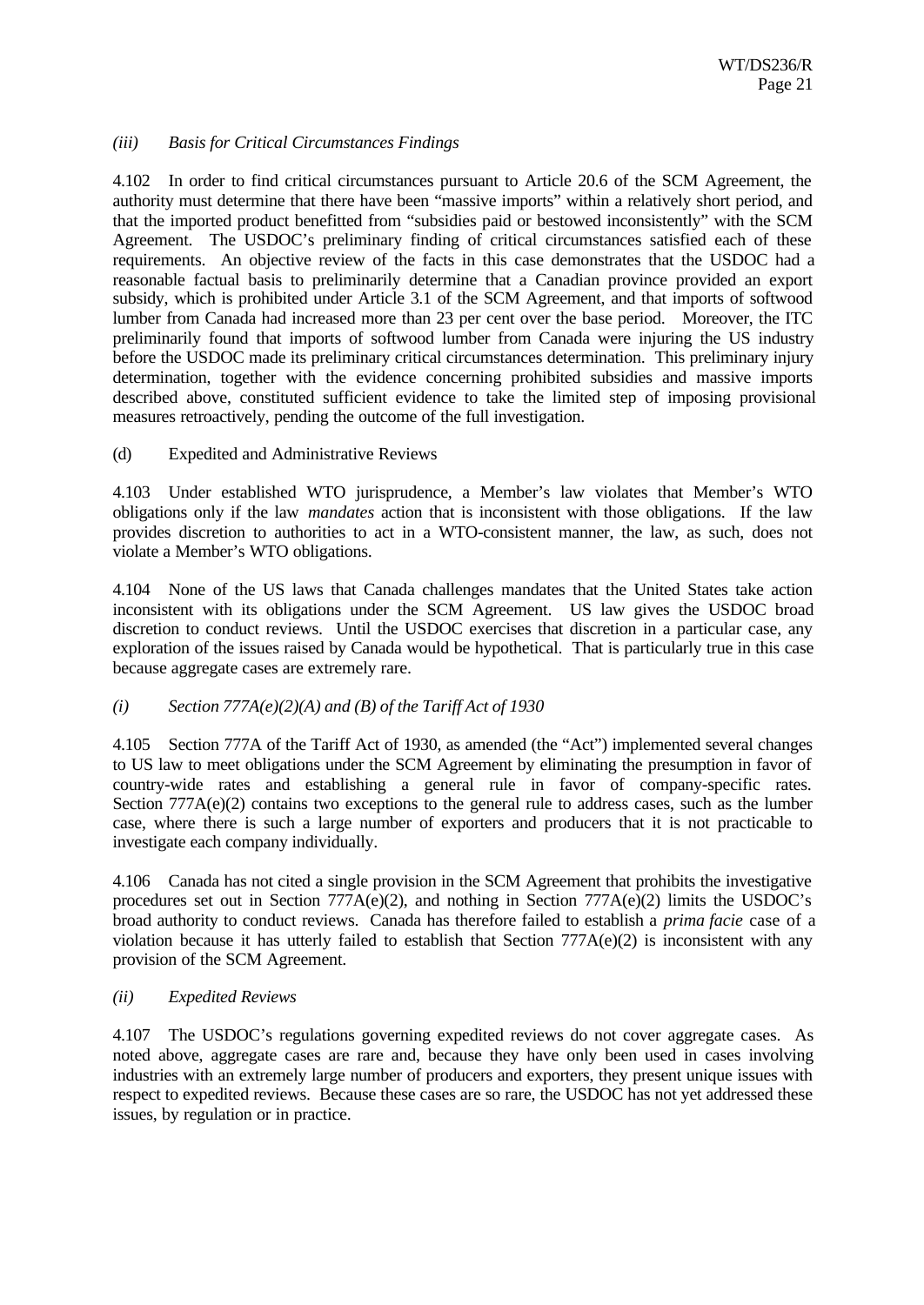*(iii) Basis for Critical Circumstances Findings*

4.102 In order to find critical circumstances pursuant to Article 20.6 of the SCM Agreement, the authority must determine that there have been "massive imports" within a relatively short period, and that the imported product benefitted from "subsidies paid or bestowed inconsistently" with the SCM Agreement. The USDOC's preliminary finding of critical circumstances satisfied each of these requirements. An objective review of the facts in this case demonstrates that the USDOC had a reasonable factual basis to preliminarily determine that a Canadian province provided an export subsidy, which is prohibited under Article 3.1 of the SCM Agreement, and that imports of softwood lumber from Canada had increased more than 23 per cent over the base period. Moreover, the ITC preliminarily found that imports of softwood lumber from Canada were injuring the US industry before the USDOC made its preliminary critical circumstances determination. This preliminary injury determination, together with the evidence concerning prohibited subsidies and massive imports described above, constituted sufficient evidence to take the limited step of imposing provisional measures retroactively, pending the outcome of the full investigation.

(d) Expedited and Administrative Reviews

4.103 Under established WTO jurisprudence, a Member's law violates that Member's WTO obligations only if the law *mandates* action that is inconsistent with those obligations. If the law provides discretion to authorities to act in a WTO-consistent manner, the law, as such, does not violate a Member's WTO obligations.

4.104 None of the US laws that Canada challenges mandates that the United States take action inconsistent with its obligations under the SCM Agreement. US law gives the USDOC broad discretion to conduct reviews. Until the USDOC exercises that discretion in a particular case, any exploration of the issues raised by Canada would be hypothetical. That is particularly true in this case because aggregate cases are extremely rare.

*(i) Section 777A(e)(2)(A) and (B) of the Tariff Act of 1930*

4.105 Section 777A of the Tariff Act of 1930, as amended (the "Act") implemented several changes to US law to meet obligations under the SCM Agreement by eliminating the presumption in favor of country-wide rates and establishing a general rule in favor of company-specific rates. Section 777A(e)(2) contains two exceptions to the general rule to address cases, such as the lumber case, where there is such a large number of exporters and producers that it is not practicable to investigate each company individually.

4.106 Canada has not cited a single provision in the SCM Agreement that prohibits the investigative procedures set out in Section 777A(e)(2), and nothing in Section 777A(e)(2) limits the USDOC's broad authority to conduct reviews. Canada has therefore failed to establish a *prima facie* case of a violation because it has utterly failed to establish that Section 777A(e)(2) is inconsistent with any provision of the SCM Agreement.

*(ii) Expedited Reviews*

4.107 The USDOC's regulations governing expedited reviews do not cover aggregate cases. As noted above, aggregate cases are rare and, because they have only been used in cases involving industries with an extremely large number of producers and exporters, they present unique issues with respect to expedited reviews. Because these cases are so rare, the USDOC has not yet addressed these issues, by regulation or in practice.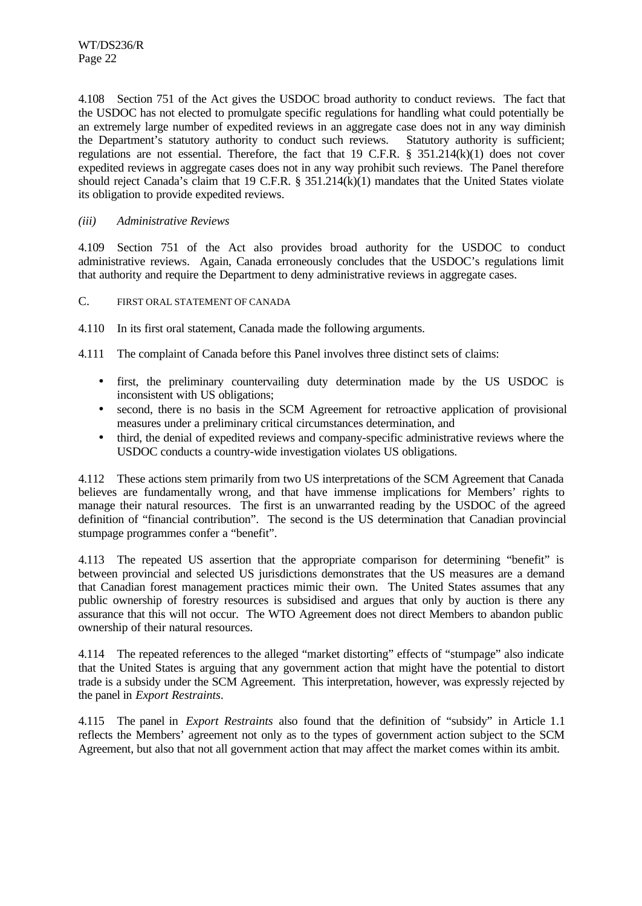4.108 Section 751 of the Act gives the USDOC broad authority to conduct reviews. The fact that the USDOC has not elected to promulgate specific regulations for handling what could potentially be an extremely large number of expedited reviews in an aggregate case does not in any way diminish the Department's statutory authority to conduct such reviews. Statutory authority is sufficient; regulations are not essential. Therefore, the fact that 19 C.F.R. § 351.214(k)(1) does not cover expedited reviews in aggregate cases does not in any way prohibit such reviews. The Panel therefore should reject Canada's claim that 19 C.F.R. § 351.214(k)(1) mandates that the United States violate its obligation to provide expedited reviews.

*(iii) Administrative Reviews*

4.109 Section 751 of the Act also provides broad authority for the USDOC to conduct administrative reviews. Again, Canada erroneously concludes that the USDOC's regulations limit that authority and require the Department to deny administrative reviews in aggregate cases.

C. FIRST ORAL STATEMENT OF CANADA

4.110 In its first oral statement, Canada made the following arguments.

4.111 The complaint of Canada before this Panel involves three distinct sets of claims:

- first, the preliminary countervailing duty determination made by the US USDOC is inconsistent with US obligations;
- second, there is no basis in the SCM Agreement for retroactive application of provisional measures under a preliminary critical circumstances determination, and
- third, the denial of expedited reviews and company-specific administrative reviews where the USDOC conducts a country-wide investigation violates US obligations.

4.112 These actions stem primarily from two US interpretations of the SCM Agreement that Canada believes are fundamentally wrong, and that have immense implications for Members' rights to manage their natural resources. The first is an unwarranted reading by the USDOC of the agreed definition of "financial contribution". The second is the US determination that Canadian provincial stumpage programmes confer a "benefit".

4.113 The repeated US assertion that the appropriate comparison for determining "benefit" is between provincial and selected US jurisdictions demonstrates that the US measures are a demand that Canadian forest management practices mimic their own. The United States assumes that any public ownership of forestry resources is subsidised and argues that only by auction is there any assurance that this will not occur. The WTO Agreement does not direct Members to abandon public ownership of their natural resources.

4.114 The repeated references to the alleged "market distorting" effects of "stumpage" also indicate that the United States is arguing that any government action that might have the potential to distort trade is a subsidy under the SCM Agreement. This interpretation, however, was expressly rejected by the panel in *Export Restraints*.

4.115 The panel in *Export Restraints* also found that the definition of "subsidy" in Article 1.1 reflects the Members' agreement not only as to the types of government action subject to the SCM Agreement, but also that not all government action that may affect the market comes within its ambit.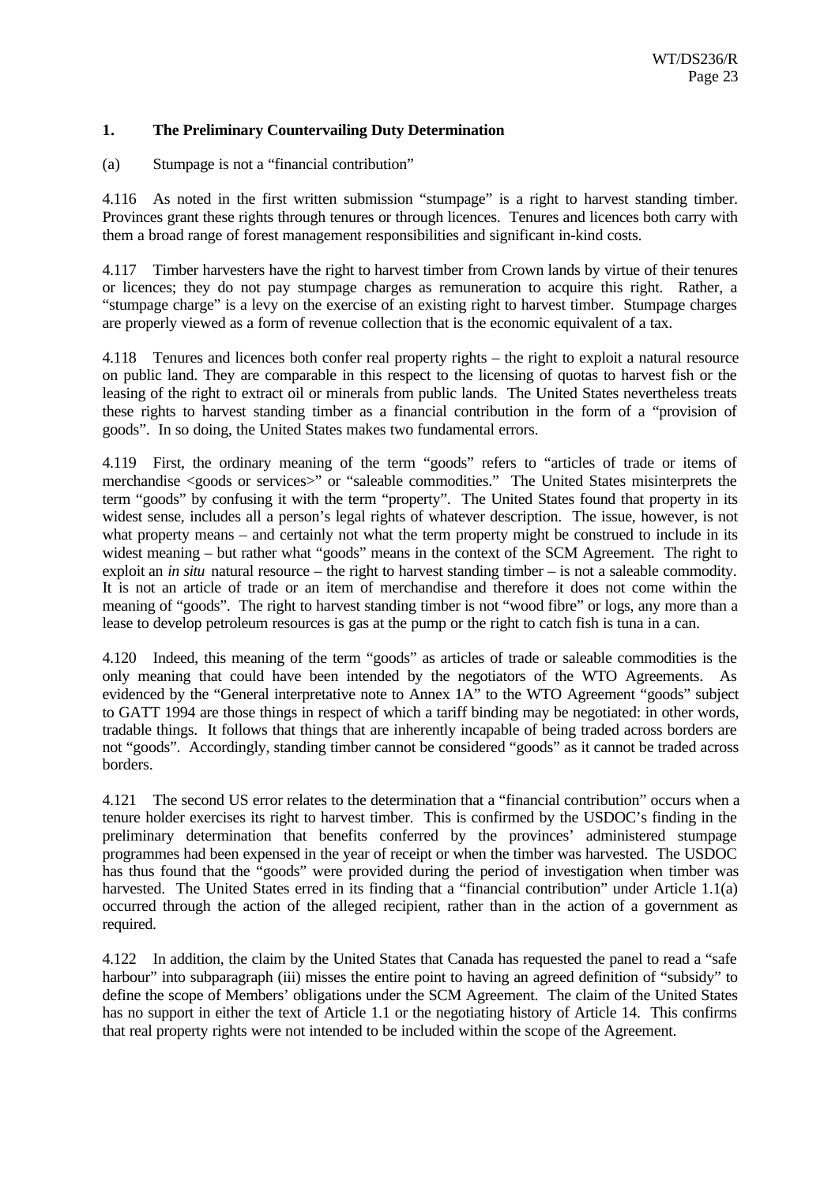### 1. The Preliminary Countervailing Duty Determination

(a) Stumpage is not a "financial contribution"

4.116 As noted in the first written submission "stumpage" is a right to harvest standing timber. Provinces grant these rights through tenures or through licences. Tenures and licences both carry with them a broad range of forest management responsibilities and significant in-kind costs.

4.117 Timber harvesters have the right to harvest timber from Crown lands by virtue of their tenures or licences; they do not pay stumpage charges as remuneration to acquire this right. Rather, a "stumpage charge" is a levy on the exercise of an existing right to harvest timber. Stumpage charges are properly viewed as a form of revenue collection that is the economic equivalent of a tax.

4.118 Tenures and licences both confer real property rights – the right to exploit a natural resource on public land. They are comparable in this respect to the licensing of quotas to harvest fish or the leasing of the right to extract oil or minerals from public lands. The United States nevertheless treats these rights to harvest standing timber as a financial contribution in the form of a "provision of goods". In so doing, the United States makes two fundamental errors.

4.119 First, the ordinary meaning of the term "goods" refers to "articles of trade or items of merchandise <goods or services>" or "saleable commodities." The United States misinterprets the term "goods" by confusing it with the term "property". The United States found that property in its widest sense, includes all a person's legal rights of whatever description. The issue, however, is not what property means – and certainly not what the term property might be construed to include in its widest meaning – but rather what "goods" means in the context of the SCM Agreement. The right to exploit an *in situ* natural resource – the right to harvest standing timber – is not a saleable commodity. It is not an article of trade or an item of merchandise and therefore it does not come within the meaning of "goods". The right to harvest standing timber is not "wood fibre" or logs, any more than a lease to develop petroleum resources is gas at the pump or the right to catch fish is tuna in a can.

4.120 Indeed, this meaning of the term "goods" as articles of trade or saleable commodities is the only meaning that could have been intended by the negotiators of the WTO Agreements. As evidenced by the "General interpretative note to Annex 1A" to the WTO Agreement "goods" subject to GATT 1994 are those things in respect of which a tariff binding may be negotiated: in other words, tradable things. It follows that things that are inherently incapable of being traded across borders are not "goods". Accordingly, standing timber cannot be considered "goods" as it cannot be traded across borders.

4.121 The second US error relates to the determination that a "financial contribution" occurs when a tenure holder exercises its right to harvest timber. This is confirmed by the USDOC's finding in the preliminary determination that benefits conferred by the provinces' administered stumpage programmes had been expensed in the year of receipt or when the timber was harvested. The USDOC has thus found that the "goods" were provided during the period of investigation when timber was harvested. The United States erred in its finding that a "financial contribution" under Article 1.1(a) occurred through the action of the alleged recipient, rather than in the action of a government as required.

4.122 In addition, the claim by the United States that Canada has requested the panel to read a "safe harbour" into subparagraph (iii) misses the entire point to having an agreed definition of "subsidy" to define the scope of Members' obligations under the SCM Agreement. The claim of the United States has no support in either the text of Article 1.1 or the negotiating history of Article 14. This confirms that real property rights were not intended to be included within the scope of the Agreement.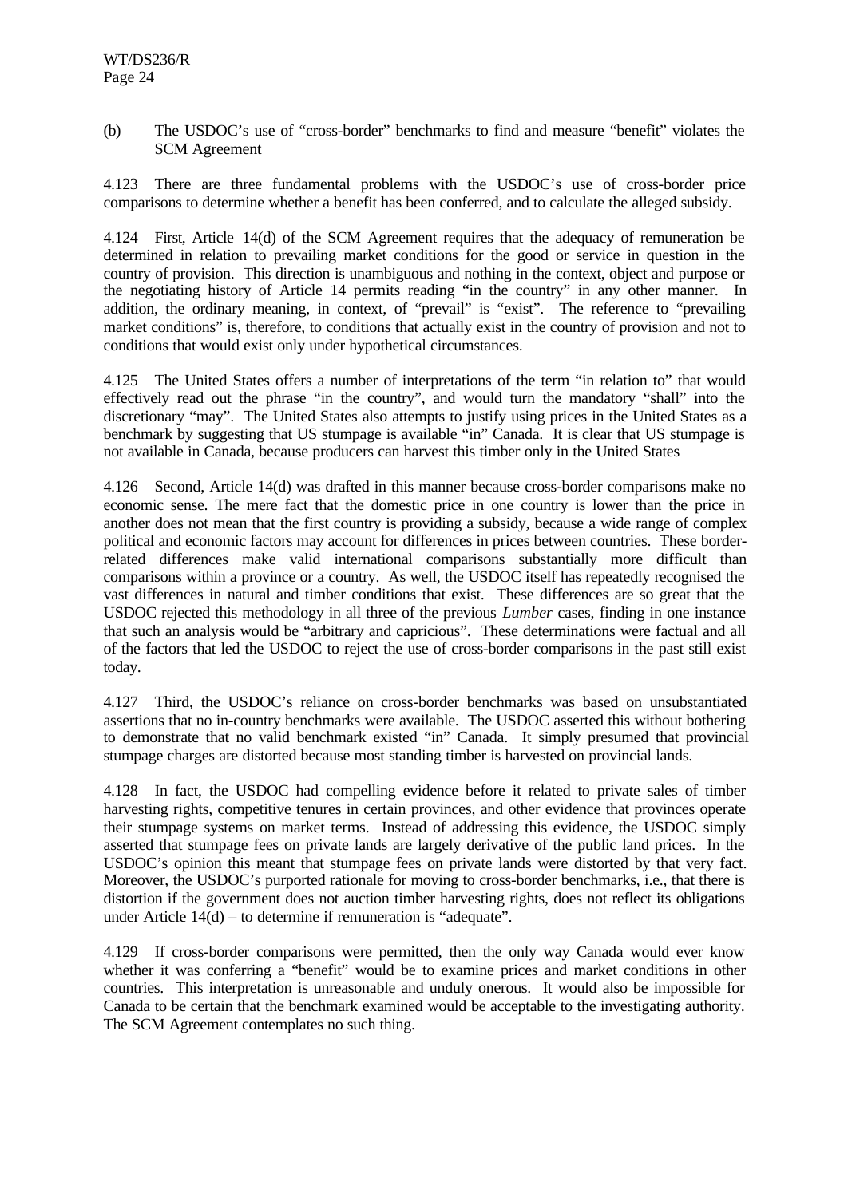(b) The USDOC's use of "cross-border" benchmarks to find and measure "benefit" violates the SCM Agreement

4.123 There are three fundamental problems with the USDOC's use of cross-border price comparisons to determine whether a benefit has been conferred, and to calculate the alleged subsidy.

4.124 First, Article 14(d) of the SCM Agreement requires that the adequacy of remuneration be determined in relation to prevailing market conditions for the good or service in question in the country of provision. This direction is unambiguous and nothing in the context, object and purpose or the negotiating history of Article 14 permits reading "in the country" in any other manner. In addition, the ordinary meaning, in context, of "prevail" is "exist". The reference to "prevailing market conditions" is, therefore, to conditions that actually exist in the country of provision and not to conditions that would exist only under hypothetical circumstances.

4.125 The United States offers a number of interpretations of the term "in relation to" that would effectively read out the phrase "in the country", and would turn the mandatory "shall" into the discretionary "may". The United States also attempts to justify using prices in the United States as a benchmark by suggesting that US stumpage is available "in" Canada. It is clear that US stumpage is not available in Canada, because producers can harvest this timber only in the United States

4.126 Second, Article 14(d) was drafted in this manner because cross-border comparisons make no economic sense. The mere fact that the domestic price in one country is lower than the price in another does not mean that the first country is providing a subsidy, because a wide range of complex political and economic factors may account for differences in prices between countries. These border-related differences make valid international comparisons substantially more difficult than comparisons within a province or a country. As well, the USDOC itself has repeatedly recognised the vast differences in natural and timber conditions that exist. These differences are so great that the USDOC rejected this methodology in all three of the previous *Lumber* cases, finding in one instance that such an analysis would be "arbitrary and capricious". These determinations were factual and all of the factors that led the USDOC to reject the use of cross-border comparisons in the past still exist today.

4.127 Third, the USDOC's reliance on cross-border benchmarks was based on unsubstantiated assertions that no in-country benchmarks were available. The USDOC asserted this without bothering to demonstrate that no valid benchmark existed "in" Canada. It simply presumed that provincial stumpage charges are distorted because most standing timber is harvested on provincial lands.

4.128 In fact, the USDOC had compelling evidence before it related to private sales of timber harvesting rights, competitive tenures in certain provinces, and other evidence that provinces operate their stumpage systems on market terms. Instead of addressing this evidence, the USDOC simply asserted that stumpage fees on private lands are largely derivative of the public land prices. In the USDOC's opinion this meant that stumpage fees on private lands were distorted by that very fact. Moreover, the USDOC's purported rationale for moving to cross-border benchmarks, i.e., that there is distortion if the government does not auction timber harvesting rights, does not reflect its obligations under Article 14(d) – to determine if remuneration is "adequate".

4.129 If cross-border comparisons were permitted, then the only way Canada would ever know whether it was conferring a "benefit" would be to examine prices and market conditions in other countries. This interpretation is unreasonable and unduly onerous. It would also be impossible for Canada to be certain that the benchmark examined would be acceptable to the investigating authority. The SCM Agreement contemplates no such thing.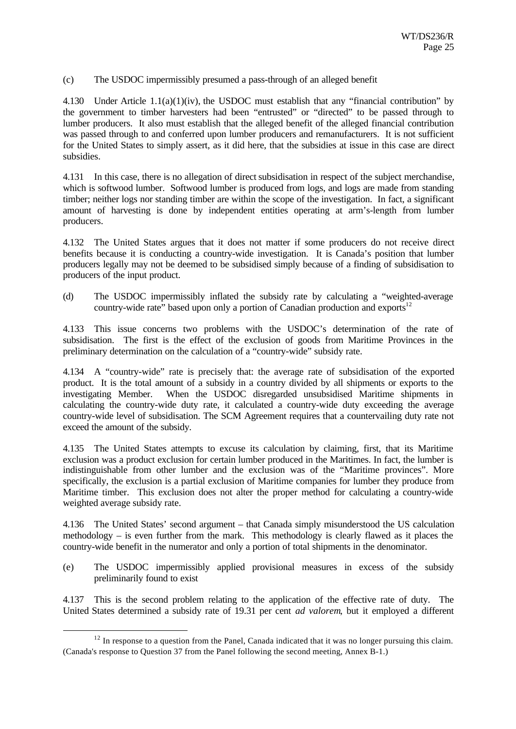(c) The USDOC impermissibly presumed a pass-through of an alleged benefit

4.130 Under Article 1.1(a)(1)(iv), the USDOC must establish that any "financial contribution" by the government to timber harvesters had been "entrusted" or "directed" to be passed through to lumber producers. It also must establish that the alleged benefit of the alleged financial contribution was passed through to and conferred upon lumber producers and remanufacturers. It is not sufficient for the United States to simply assert, as it did here, that the subsidies at issue in this case are direct subsidies.

4.131 In this case, there is no allegation of direct subsidisation in respect of the subject merchandise, which is softwood lumber. Softwood lumber is produced from logs, and logs are made from standing timber; neither logs nor standing timber are within the scope of the investigation. In fact, a significant amount of harvesting is done by independent entities operating at arm's-length from lumber producers.

4.132 The United States argues that it does not matter if some producers do not receive direct benefits because it is conducting a country-wide investigation. It is Canada's position that lumber producers legally may not be deemed to be subsidised simply because of a finding of subsidisation to producers of the input product.

(d) The USDOC impermissibly inflated the subsidy rate by calculating a "weighted-average country-wide rate" based upon only a portion of Canadian production and exports[12]

4.133 This issue concerns two problems with the USDOC's determination of the rate of subsidisation. The first is the effect of the exclusion of goods from Maritime Provinces in the preliminary determination on the calculation of a "country-wide" subsidy rate.

4.134 A "country-wide" rate is precisely that: the average rate of subsidisation of the exported product. It is the total amount of a subsidy in a country divided by all shipments or exports to the investigating Member. When the USDOC disregarded unsubsidised Maritime shipments in calculating the country-wide duty rate, it calculated a country-wide duty exceeding the average country-wide level of subsidisation. The SCM Agreement requires that a countervailing duty rate not exceed the amount of the subsidy.

4.135 The United States attempts to excuse its calculation by claiming, first, that its Maritime exclusion was a product exclusion for certain lumber produced in the Maritimes. In fact, the lumber is indistinguishable from other lumber and the exclusion was of the "Maritime provinces". More specifically, the exclusion is a partial exclusion of Maritime companies for lumber they produce from Maritime timber. This exclusion does not alter the proper method for calculating a country-wide weighted average subsidy rate.

4.136 The United States' second argument – that Canada simply misunderstood the US calculation methodology – is even further from the mark. This methodology is clearly flawed as it places the country-wide benefit in the numerator and only a portion of total shipments in the denominator.

(e) The USDOC impermissibly applied provisional measures in excess of the subsidy preliminarily found to exist

4.137 This is the second problem relating to the application of the effective rate of duty. The United States determined a subsidy rate of 19.31 per cent *ad valorem*, but it employed a different

[12] In response to a question from the Panel, Canada indicated that it was no longer pursuing this claim. (Canada's response to Question 37 from the Panel following the second meeting, Annex B-1.)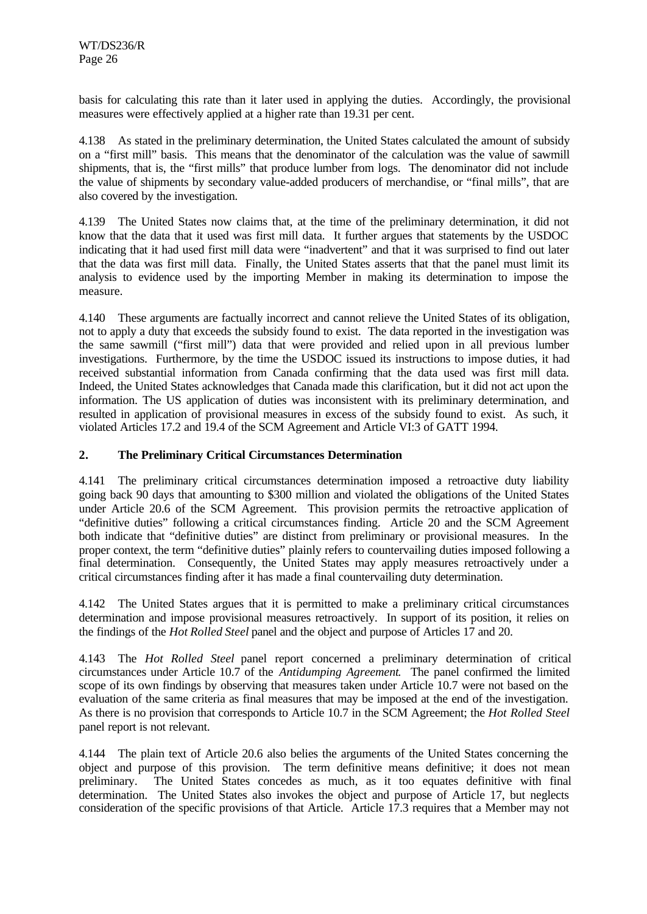basis for calculating this rate than it later used in applying the duties. Accordingly, the provisional measures were effectively applied at a higher rate than 19.31 per cent.

4.138 As stated in the preliminary determination, the United States calculated the amount of subsidy on a "first mill" basis. This means that the denominator of the calculation was the value of sawmill shipments, that is, the "first mills" that produce lumber from logs. The denominator did not include the value of shipments by secondary value-added producers of merchandise, or "final mills", that are also covered by the investigation.

4.139 The United States now claims that, at the time of the preliminary determination, it did not know that the data that it used was first mill data. It further argues that statements by the USDOC indicating that it had used first mill data were "inadvertent" and that it was surprised to find out later that the data was first mill data. Finally, the United States asserts that that the panel must limit its analysis to evidence used by the importing Member in making its determination to impose the measure.

4.140 These arguments are factually incorrect and cannot relieve the United States of its obligation, not to apply a duty that exceeds the subsidy found to exist. The data reported in the investigation was the same sawmill ("first mill") data that were provided and relied upon in all previous lumber investigations. Furthermore, by the time the USDOC issued its instructions to impose duties, it had received substantial information from Canada confirming that the data used was first mill data. Indeed, the United States acknowledges that Canada made this clarification, but it did not act upon the information. The US application of duties was inconsistent with its preliminary determination, and resulted in application of provisional measures in excess of the subsidy found to exist. As such, it violated Articles 17.2 and 19.4 of the SCM Agreement and Article VI:3 of GATT 1994.

## 2. The Preliminary Critical Circumstances Determination

4.141 The preliminary critical circumstances determination imposed a retroactive duty liability going back 90 days that amounting to $300 million and violated the obligations of the United States under Article 20.6 of the SCM Agreement. This provision permits the retroactive application of "definitive duties" following a critical circumstances finding. Article 20 and the SCM Agreement both indicate that "definitive duties" are distinct from preliminary or provisional measures. In the proper context, the term "definitive duties" plainly refers to countervailing duties imposed following a final determination. Consequently, the United States may apply measures retroactively under a critical circumstances finding after it has made a final countervailing duty determination.

4.142 The United States argues that it is permitted to make a preliminary critical circumstances determination and impose provisional measures retroactively. In support of its position, it relies on the findings of the *Hot Rolled Steel* panel and the object and purpose of Articles 17 and 20.

4.143 The *Hot Rolled Steel* panel report concerned a preliminary determination of critical circumstances under Article 10.7 of the *Antidumping Agreement*. The panel confirmed the limited scope of its own findings by observing that measures taken under Article 10.7 were not based on the evaluation of the same criteria as final measures that may be imposed at the end of the investigation. As there is no provision that corresponds to Article 10.7 in the SCM Agreement; the *Hot Rolled Steel* panel report is not relevant.

4.144 The plain text of Article 20.6 also belies the arguments of the United States concerning the object and purpose of this provision. The term definitive means definitive; it does not mean preliminary. The United States concedes as much, as it too equates definitive with final determination. The United States also invokes the object and purpose of Article 17, but neglects consideration of the specific provisions of that Article. Article 17.3 requires that a Member may not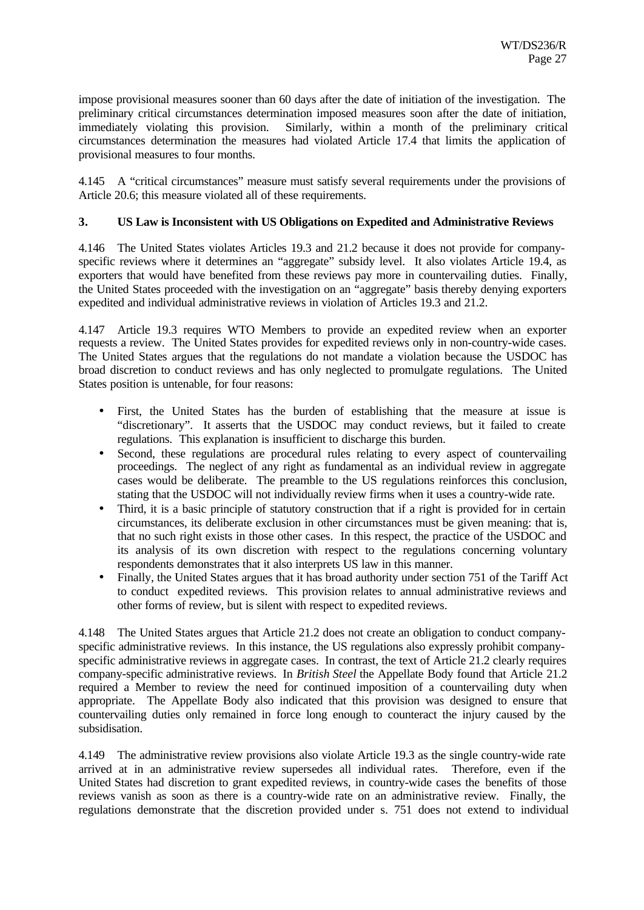impose provisional measures sooner than 60 days after the date of initiation of the investigation. The preliminary critical circumstances determination imposed measures soon after the date of initiation, immediately violating this provision. Similarly, within a month of the preliminary critical circumstances determination the measures had violated Article 17.4 that limits the application of provisional measures to four months.

4.145 A "critical circumstances" measure must satisfy several requirements under the provisions of Article 20.6; this measure violated all of these requirements.

### 3. US Law is Inconsistent with US Obligations on Expedited and Administrative Reviews

4.146 The United States violates Articles 19.3 and 21.2 because it does not provide for company-specific reviews where it determines an "aggregate" subsidy level. It also violates Article 19.4, as exporters that would have benefited from these reviews pay more in countervailing duties. Finally, the United States proceeded with the investigation on an "aggregate" basis thereby denying exporters expedited and individual administrative reviews in violation of Articles 19.3 and 21.2.

4.147 Article 19.3 requires WTO Members to provide an expedited review when an exporter requests a review. The United States provides for expedited reviews only in non-country-wide cases. The United States argues that the regulations do not mandate a violation because the USDOC has broad discretion to conduct reviews and has only neglected to promulgate regulations. The United States position is untenable, for four reasons:

- First, the United States has the burden of establishing that the measure at issue is "discretionary". It asserts that the USDOC may conduct reviews, but it failed to create regulations. This explanation is insufficient to discharge this burden.
- Second, these regulations are procedural rules relating to every aspect of countervailing proceedings. The neglect of any right as fundamental as an individual review in aggregate cases would be deliberate. The preamble to the US regulations reinforces this conclusion, stating that the USDOC will not individually review firms when it uses a country-wide rate.
- Third, it is a basic principle of statutory construction that if a right is provided for in certain circumstances, its deliberate exclusion in other circumstances must be given meaning: that is, that no such right exists in those other cases. In this respect, the practice of the USDOC and its analysis of its own discretion with respect to the regulations concerning voluntary respondents demonstrates that it also interprets US law in this manner.
- Finally, the United States argues that it has broad authority under section 751 of the Tariff Act to conduct expedited reviews. This provision relates to annual administrative reviews and other forms of review, but is silent with respect to expedited reviews.

4.148 The United States argues that Article 21.2 does not create an obligation to conduct company-specific administrative reviews. In this instance, the US regulations also expressly prohibit company-specific administrative reviews in aggregate cases. In contrast, the text of Article 21.2 clearly requires company-specific administrative reviews. In *British Steel* the Appellate Body found that Article 21.2 required a Member to review the need for continued imposition of a countervailing duty when appropriate. The Appellate Body also indicated that this provision was designed to ensure that countervailing duties only remained in force long enough to counteract the injury caused by the subsidisation.

4.149 The administrative review provisions also violate Article 19.3 as the single country-wide rate arrived at in an administrative review supersedes all individual rates. Therefore, even if the United States had discretion to grant expedited reviews, in country-wide cases the benefits of those reviews vanish as soon as there is a country-wide rate on an administrative review. Finally, the regulations demonstrate that the discretion provided under s. 751 does not extend to individual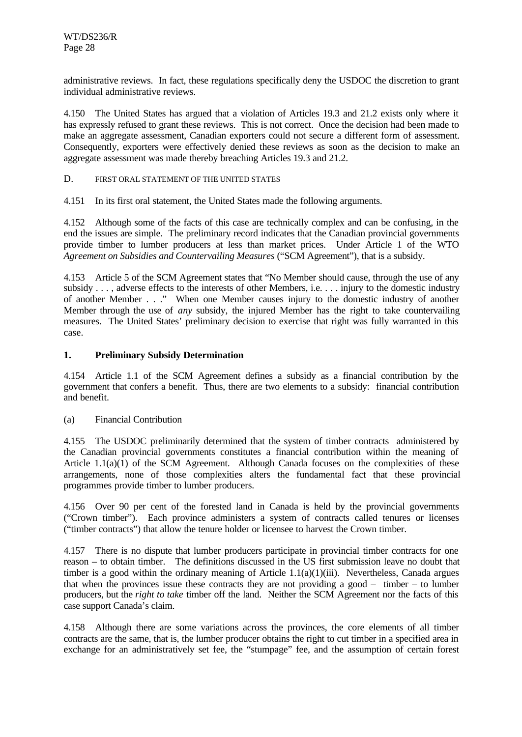administrative reviews. In fact, these regulations specifically deny the USDOC the discretion to grant individual administrative reviews.

4.150 The United States has argued that a violation of Articles 19.3 and 21.2 exists only where it has expressly refused to grant these reviews. This is not correct. Once the decision had been made to make an aggregate assessment, Canadian exporters could not secure a different form of assessment. Consequently, exporters were effectively denied these reviews as soon as the decision to make an aggregate assessment was made thereby breaching Articles 19.3 and 21.2.

D. FIRST ORAL STATEMENT OF THE UNITED STATES

4.151 In its first oral statement, the United States made the following arguments.

4.152 Although some of the facts of this case are technically complex and can be confusing, in the end the issues are simple. The preliminary record indicates that the Canadian provincial governments provide timber to lumber producers at less than market prices. Under Article 1 of the WTO *Agreement on Subsidies and Countervailing Measures* ("SCM Agreement"), that is a subsidy.

4.153 Article 5 of the SCM Agreement states that "No Member should cause, through the use of any subsidy . . . , adverse effects to the interests of other Members, i.e. . . . injury to the domestic industry of another Member . . ." When one Member causes injury to the domestic industry of another Member through the use of *any* subsidy, the injured Member has the right to take countervailing measures. The United States' preliminary decision to exercise that right was fully warranted in this case.

### 1. Preliminary Subsidy Determination

4.154 Article 1.1 of the SCM Agreement defines a subsidy as a financial contribution by the government that confers a benefit. Thus, there are two elements to a subsidy: financial contribution and benefit.

(a) Financial Contribution

4.155 The USDOC preliminarily determined that the system of timber contracts administered by the Canadian provincial governments constitutes a financial contribution within the meaning of Article 1.1(a)(1) of the SCM Agreement. Although Canada focuses on the complexities of these arrangements, none of those complexities alters the fundamental fact that these provincial programmes provide timber to lumber producers.

4.156 Over 90 per cent of the forested land in Canada is held by the provincial governments ("Crown timber"). Each province administers a system of contracts called tenures or licenses ("timber contracts") that allow the tenure holder or licensee to harvest the Crown timber.

4.157 There is no dispute that lumber producers participate in provincial timber contracts for one reason – to obtain timber. The definitions discussed in the US first submission leave no doubt that timber is a good within the ordinary meaning of Article 1.1(a)(1)(iii). Nevertheless, Canada argues that when the provinces issue these contracts they are not providing a good – timber – to lumber producers, but the *right to take* timber off the land. Neither the SCM Agreement nor the facts of this case support Canada's claim.

4.158 Although there are some variations across the provinces, the core elements of all timber contracts are the same, that is, the lumber producer obtains the right to cut timber in a specified area in exchange for an administratively set fee, the "stumpage" fee, and the assumption of certain forest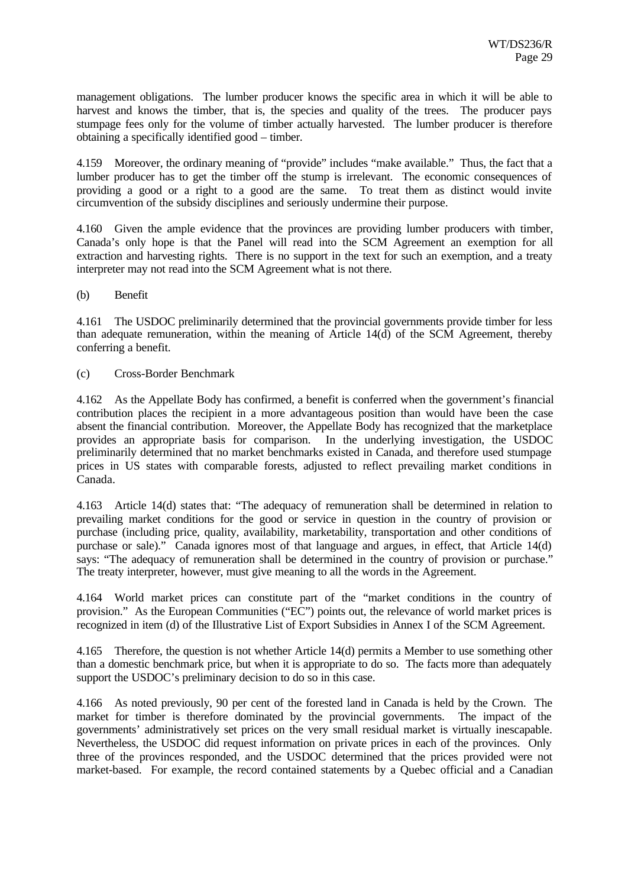management obligations. The lumber producer knows the specific area in which it will be able to harvest and knows the timber, that is, the species and quality of the trees. The producer pays stumpage fees only for the volume of timber actually harvested. The lumber producer is therefore obtaining a specifically identified good – timber.

4.159 Moreover, the ordinary meaning of "provide" includes "make available." Thus, the fact that a lumber producer has to get the timber off the stump is irrelevant. The economic consequences of providing a good or a right to a good are the same. To treat them as distinct would invite circumvention of the subsidy disciplines and seriously undermine their purpose.

4.160 Given the ample evidence that the provinces are providing lumber producers with timber, Canada's only hope is that the Panel will read into the SCM Agreement an exemption for all extraction and harvesting rights. There is no support in the text for such an exemption, and a treaty interpreter may not read into the SCM Agreement what is not there.

(b) Benefit

4.161 The USDOC preliminarily determined that the provincial governments provide timber for less than adequate remuneration, within the meaning of Article 14(d) of the SCM Agreement, thereby conferring a benefit.

(c) Cross-Border Benchmark

4.162 As the Appellate Body has confirmed, a benefit is conferred when the government's financial contribution places the recipient in a more advantageous position than would have been the case absent the financial contribution. Moreover, the Appellate Body has recognized that the marketplace provides an appropriate basis for comparison. In the underlying investigation, the USDOC preliminarily determined that no market benchmarks existed in Canada, and therefore used stumpage prices in US states with comparable forests, adjusted to reflect prevailing market conditions in Canada.

4.163 Article 14(d) states that: "The adequacy of remuneration shall be determined in relation to prevailing market conditions for the good or service in question in the country of provision or purchase (including price, quality, availability, marketability, transportation and other conditions of purchase or sale)." Canada ignores most of that language and argues, in effect, that Article 14(d) says: "The adequacy of remuneration shall be determined in the country of provision or purchase." The treaty interpreter, however, must give meaning to all the words in the Agreement.

4.164 World market prices can constitute part of the "market conditions in the country of provision." As the European Communities ("EC") points out, the relevance of world market prices is recognized in item (d) of the Illustrative List of Export Subsidies in Annex I of the SCM Agreement.

4.165 Therefore, the question is not whether Article 14(d) permits a Member to use something other than a domestic benchmark price, but when it is appropriate to do so. The facts more than adequately support the USDOC's preliminary decision to do so in this case.

4.166 As noted previously, 90 per cent of the forested land in Canada is held by the Crown. The market for timber is therefore dominated by the provincial governments. The impact of the governments' administratively set prices on the very small residual market is virtually inescapable. Nevertheless, the USDOC did request information on private prices in each of the provinces. Only three of the provinces responded, and the USDOC determined that the prices provided were not market-based. For example, the record contained statements by a Quebec official and a Canadian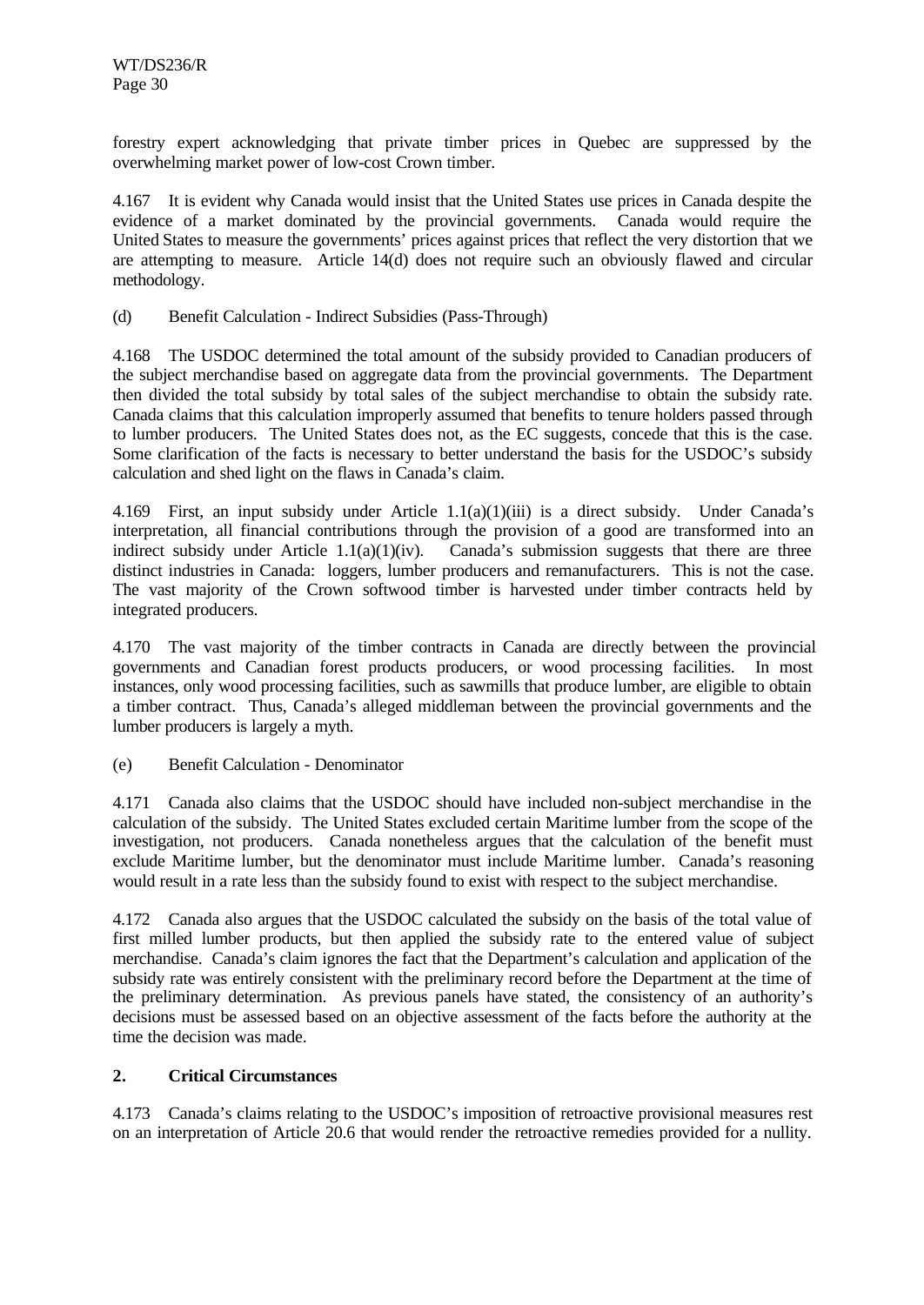forestry expert acknowledging that private timber prices in Quebec are suppressed by the overwhelming market power of low-cost Crown timber.

4.167 It is evident why Canada would insist that the United States use prices in Canada despite the evidence of a market dominated by the provincial governments. Canada would require the United States to measure the governments' prices against prices that reflect the very distortion that we are attempting to measure. Article 14(d) does not require such an obviously flawed and circular methodology.

(d) Benefit Calculation - Indirect Subsidies (Pass-Through)

4.168 The USDOC determined the total amount of the subsidy provided to Canadian producers of the subject merchandise based on aggregate data from the provincial governments. The Department then divided the total subsidy by total sales of the subject merchandise to obtain the subsidy rate. Canada claims that this calculation improperly assumed that benefits to tenure holders passed through to lumber producers. The United States does not, as the EC suggests, concede that this is the case. Some clarification of the facts is necessary to better understand the basis for the USDOC's subsidy calculation and shed light on the flaws in Canada's claim.

4.169 First, an input subsidy under Article 1.1(a)(1)(iii) is a direct subsidy. Under Canada's interpretation, all financial contributions through the provision of a good are transformed into an indirect subsidy under Article 1.1(a)(1)(iv). Canada's submission suggests that there are three distinct industries in Canada: loggers, lumber producers and remanufacturers. This is not the case. The vast majority of the Crown softwood timber is harvested under timber contracts held by integrated producers.

4.170 The vast majority of the timber contracts in Canada are directly between the provincial governments and Canadian forest products producers, or wood processing facilities. In most instances, only wood processing facilities, such as sawmills that produce lumber, are eligible to obtain a timber contract. Thus, Canada's alleged middleman between the provincial governments and the lumber producers is largely a myth.

(e) Benefit Calculation - Denominator

4.171 Canada also claims that the USDOC should have included non-subject merchandise in the calculation of the subsidy. The United States excluded certain Maritime lumber from the scope of the investigation, not producers. Canada nonetheless argues that the calculation of the benefit must exclude Maritime lumber, but the denominator must include Maritime lumber. Canada's reasoning would result in a rate less than the subsidy found to exist with respect to the subject merchandise.

4.172 Canada also argues that the USDOC calculated the subsidy on the basis of the total value of first milled lumber products, but then applied the subsidy rate to the entered value of subject merchandise. Canada's claim ignores the fact that the Department's calculation and application of the subsidy rate was entirely consistent with the preliminary record before the Department at the time of the preliminary determination. As previous panels have stated, the consistency of an authority's decisions must be assessed based on an objective assessment of the facts before the authority at the time the decision was made.

**2. Critical Circumstances**

4.173 Canada's claims relating to the USDOC's imposition of retroactive provisional measures rest on an interpretation of Article 20.6 that would render the retroactive remedies provided for a nullity.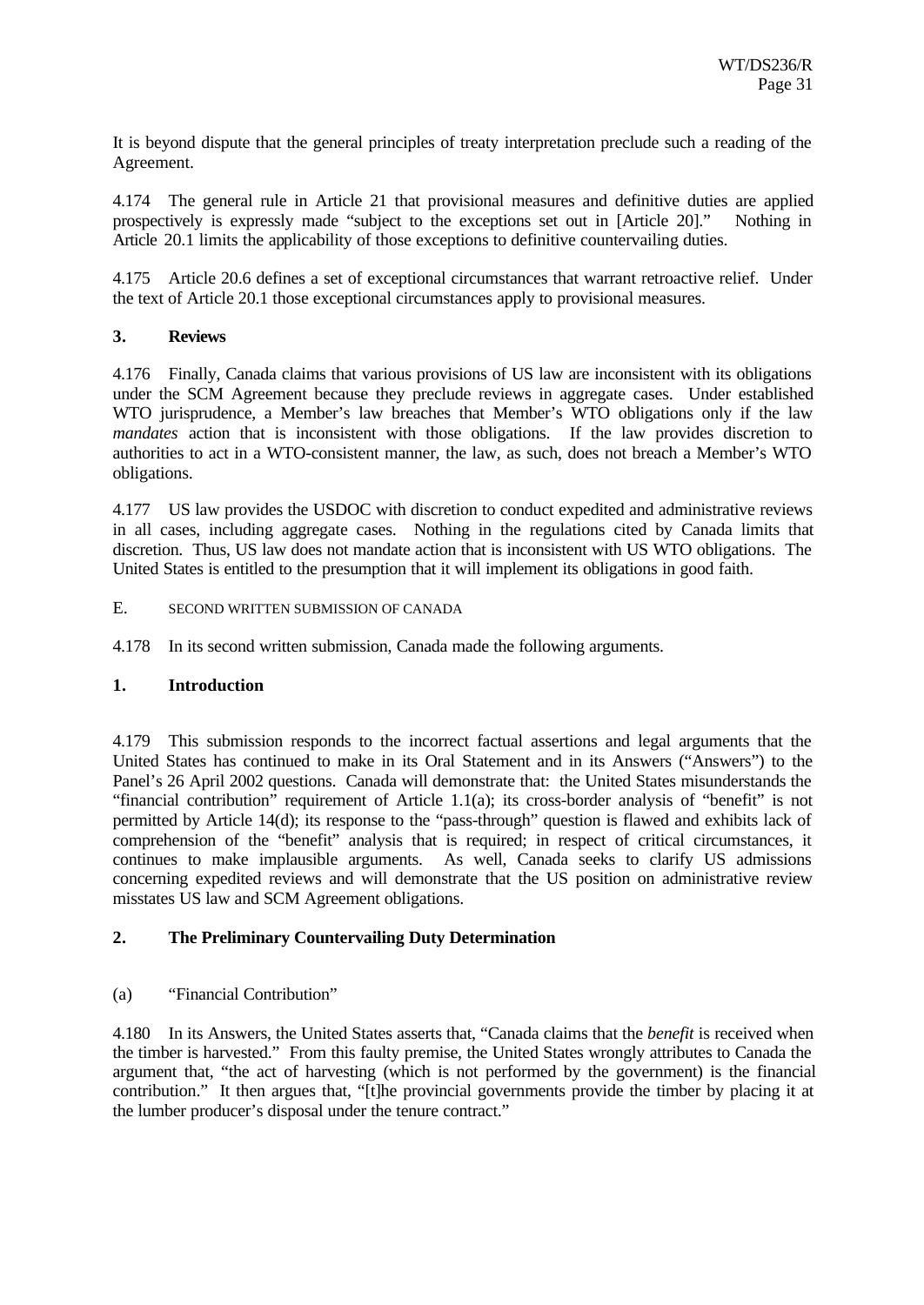It is beyond dispute that the general principles of treaty interpretation preclude such a reading of the Agreement.

4.174 The general rule in Article 21 that provisional measures and definitive duties are applied prospectively is expressly made "subject to the exceptions set out in [Article 20]." Nothing in Article 20.1 limits the applicability of those exceptions to definitive countervailing duties.

4.175 Article 20.6 defines a set of exceptional circumstances that warrant retroactive relief. Under the text of Article 20.1 those exceptional circumstances apply to provisional measures.

### 3. Reviews

4.176 Finally, Canada claims that various provisions of US law are inconsistent with its obligations under the SCM Agreement because they preclude reviews in aggregate cases. Under established WTO jurisprudence, a Member's law breaches that Member's WTO obligations only if the law *mandates* action that is inconsistent with those obligations. If the law provides discretion to authorities to act in a WTO-consistent manner, the law, as such, does not breach a Member's WTO obligations.

4.177 US law provides the USDOC with discretion to conduct expedited and administrative reviews in all cases, including aggregate cases. Nothing in the regulations cited by Canada limits that discretion. Thus, US law does not mandate action that is inconsistent with US WTO obligations. The United States is entitled to the presumption that it will implement its obligations in good faith.

## E. SECOND WRITTEN SUBMISSION OF CANADA

4.178 In its second written submission, Canada made the following arguments.

### 1. Introduction

4.179 This submission responds to the incorrect factual assertions and legal arguments that the United States has continued to make in its Oral Statement and in its Answers ("Answers") to the Panel's 26 April 2002 questions. Canada will demonstrate that: the United States misunderstands the "financial contribution" requirement of Article 1.1(a); its cross-border analysis of "benefit" is not permitted by Article 14(d); its response to the "pass-through" question is flawed and exhibits lack of comprehension of the "benefit" analysis that is required; in respect of critical circumstances, it continues to make implausible arguments. As well, Canada seeks to clarify US admissions concerning expedited reviews and will demonstrate that the US position on administrative review misstates US law and SCM Agreement obligations.

### 2. The Preliminary Countervailing Duty Determination

#### (a) "Financial Contribution"

4.180 In its Answers, the United States asserts that, "Canada claims that the *benefit* is received when the timber is harvested." From this faulty premise, the United States wrongly attributes to Canada the argument that, "the act of harvesting (which is not performed by the government) is the financial contribution." It then argues that, "[t]he provincial governments provide the timber by placing it at the lumber producer's disposal under the tenure contract."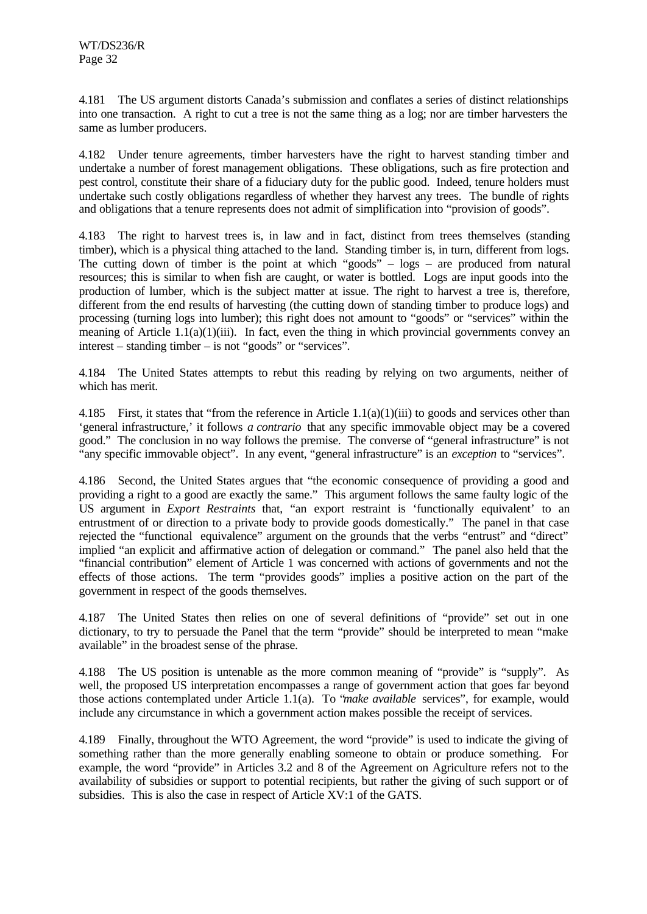4.181 The US argument distorts Canada's submission and conflates a series of distinct relationships into one transaction. A right to cut a tree is not the same thing as a log; nor are timber harvesters the same as lumber producers.

4.182 Under tenure agreements, timber harvesters have the right to harvest standing timber and undertake a number of forest management obligations. These obligations, such as fire protection and pest control, constitute their share of a fiduciary duty for the public good. Indeed, tenure holders must undertake such costly obligations regardless of whether they harvest any trees. The bundle of rights and obligations that a tenure represents does not admit of simplification into "provision of goods".

4.183 The right to harvest trees is, in law and in fact, distinct from trees themselves (standing timber), which is a physical thing attached to the land. Standing timber is, in turn, different from logs. The cutting down of timber is the point at which "goods" – logs – are produced from natural resources; this is similar to when fish are caught, or water is bottled. Logs are input goods into the production of lumber, which is the subject matter at issue. The right to harvest a tree is, therefore, different from the end results of harvesting (the cutting down of standing timber to produce logs) and processing (turning logs into lumber); this right does not amount to "goods" or "services" within the meaning of Article 1.1(a)(1)(iii). In fact, even the thing in which provincial governments convey an interest – standing timber – is not "goods" or "services".

4.184 The United States attempts to rebut this reading by relying on two arguments, neither of which has merit.

4.185 First, it states that "from the reference in Article 1.1(a)(1)(iii) to goods and services other than 'general infrastructure,' it follows *a contrario* that any specific immovable object may be a covered good." The conclusion in no way follows the premise. The converse of "general infrastructure" is not "any specific immovable object". In any event, "general infrastructure" is an *exception* to "services".

4.186 Second, the United States argues that "the economic consequence of providing a good and providing a right to a good are exactly the same." This argument follows the same faulty logic of the US argument in *Export Restraints* that, "an export restraint is 'functionally equivalent' to an entrustment of or direction to a private body to provide goods domestically." The panel in that case rejected the "functional equivalence" argument on the grounds that the verbs "entrust" and "direct" implied "an explicit and affirmative action of delegation or command." The panel also held that the "financial contribution" element of Article 1 was concerned with actions of governments and not the effects of those actions. The term "provides goods" implies a positive action on the part of the government in respect of the goods themselves.

4.187 The United States then relies on one of several definitions of "provide" set out in one dictionary, to try to persuade the Panel that the term "provide" should be interpreted to mean "make available" in the broadest sense of the phrase.

4.188 The US position is untenable as the more common meaning of "provide" is "supply". As well, the proposed US interpretation encompasses a range of government action that goes far beyond those actions contemplated under Article 1.1(a). To "*make available* services", for example, would include any circumstance in which a government action makes possible the receipt of services.

4.189 Finally, throughout the WTO Agreement, the word "provide" is used to indicate the giving of something rather than the more generally enabling someone to obtain or produce something. For example, the word "provide" in Articles 3.2 and 8 of the Agreement on Agriculture refers not to the availability of subsidies or support to potential recipients, but rather the giving of such support or of subsidies. This is also the case in respect of Article XV:1 of the GATS.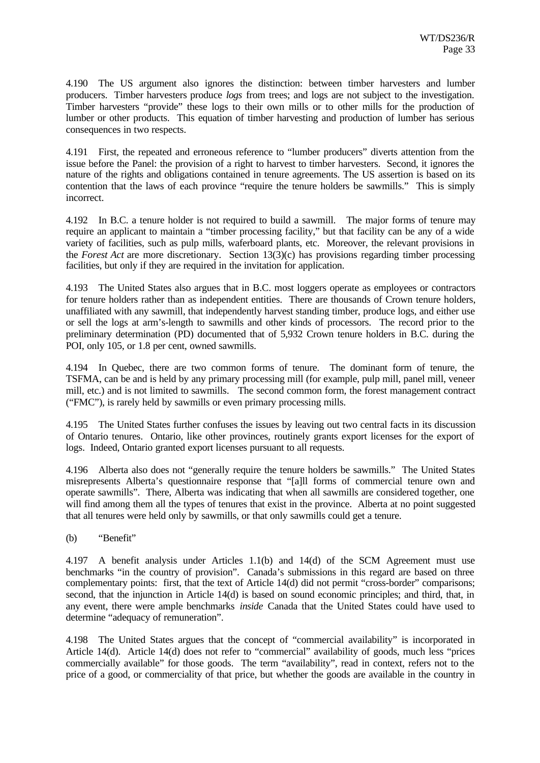4.190 The US argument also ignores the distinction: between timber harvesters and lumber producers. Timber harvesters produce *logs* from trees; and logs are not subject to the investigation. Timber harvesters "provide" these logs to their own mills or to other mills for the production of lumber or other products. This equation of timber harvesting and production of lumber has serious consequences in two respects.

4.191 First, the repeated and erroneous reference to "lumber producers" diverts attention from the issue before the Panel: the provision of a right to harvest to timber harvesters. Second, it ignores the nature of the rights and obligations contained in tenure agreements. The US assertion is based on its contention that the laws of each province "require the tenure holders be sawmills." This is simply incorrect.

4.192 In B.C. a tenure holder is not required to build a sawmill. The major forms of tenure may require an applicant to maintain a "timber processing facility," but that facility can be any of a wide variety of facilities, such as pulp mills, waferboard plants, etc. Moreover, the relevant provisions in the *Forest Act* are more discretionary. Section 13(3)(c) has provisions regarding timber processing facilities, but only if they are required in the invitation for application.

4.193 The United States also argues that in B.C. most loggers operate as employees or contractors for tenure holders rather than as independent entities. There are thousands of Crown tenure holders, unaffiliated with any sawmill, that independently harvest standing timber, produce logs, and either use or sell the logs at arm's-length to sawmills and other kinds of processors. The record prior to the preliminary determination (PD) documented that of 5,932 Crown tenure holders in B.C. during the POI, only 105, or 1.8 per cent, owned sawmills.

4.194 In Quebec, there are two common forms of tenure. The dominant form of tenure, the TSFMA, can be and is held by any primary processing mill (for example, pulp mill, panel mill, veneer mill, etc.) and is not limited to sawmills. The second common form, the forest management contract ("FMC"), is rarely held by sawmills or even primary processing mills.

4.195 The United States further confuses the issues by leaving out two central facts in its discussion of Ontario tenures. Ontario, like other provinces, routinely grants export licenses for the export of logs. Indeed, Ontario granted export licenses pursuant to all requests.

4.196 Alberta also does not "generally require the tenure holders be sawmills." The United States misrepresents Alberta's questionnaire response that "[a]ll forms of commercial tenure own and operate sawmills". There, Alberta was indicating that when all sawmills are considered together, one will find among them all the types of tenures that exist in the province. Alberta at no point suggested that all tenures were held only by sawmills, or that only sawmills could get a tenure.

(b) "Benefit"

4.197 A benefit analysis under Articles 1.1(b) and 14(d) of the SCM Agreement must use benchmarks "in the country of provision". Canada's submissions in this regard are based on three complementary points: first, that the text of Article 14(d) did not permit "cross-border" comparisons; second, that the injunction in Article 14(d) is based on sound economic principles; and third, that, in any event, there were ample benchmarks *inside* Canada that the United States could have used to determine "adequacy of remuneration".

4.198 The United States argues that the concept of "commercial availability" is incorporated in Article 14(d). Article 14(d) does not refer to "commercial" availability of goods, much less "prices commercially available" for those goods. The term "availability", read in context, refers not to the price of a good, or commerciality of that price, but whether the goods are available in the country in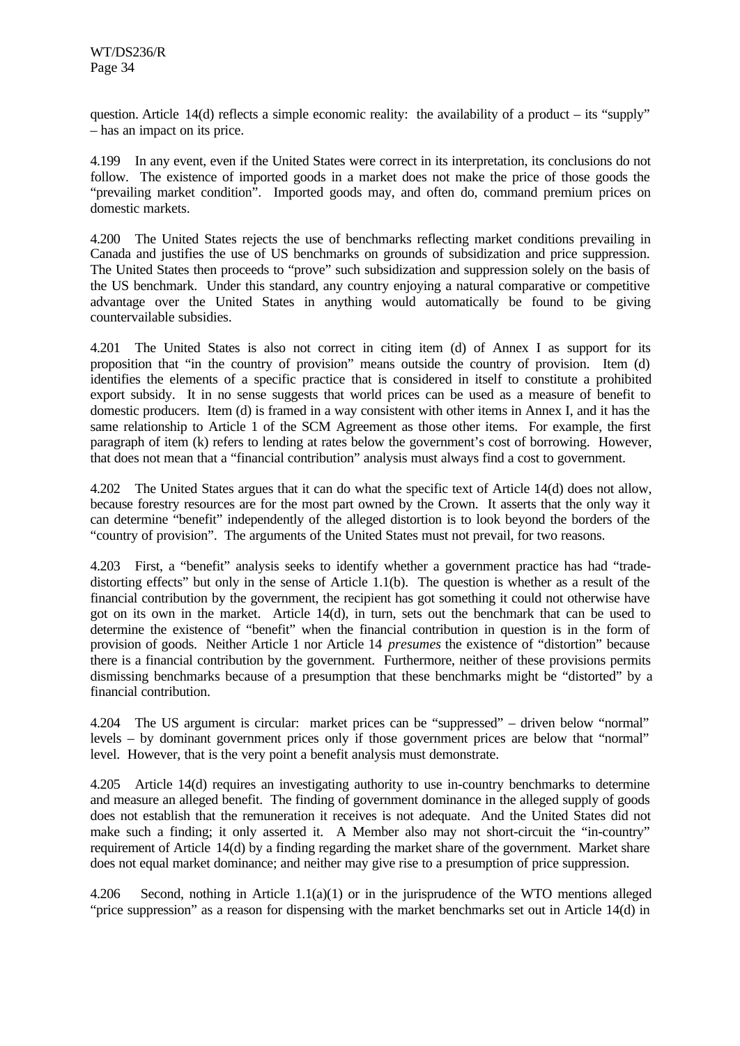question. Article 14(d) reflects a simple economic reality: the availability of a product – its "supply" – has an impact on its price.

4.199 In any event, even if the United States were correct in its interpretation, its conclusions do not follow. The existence of imported goods in a market does not make the price of those goods the "prevailing market condition". Imported goods may, and often do, command premium prices on domestic markets.

4.200 The United States rejects the use of benchmarks reflecting market conditions prevailing in Canada and justifies the use of US benchmarks on grounds of subsidization and price suppression. The United States then proceeds to "prove" such subsidization and suppression solely on the basis of the US benchmark. Under this standard, any country enjoying a natural comparative or competitive advantage over the United States in anything would automatically be found to be giving countervailable subsidies.

4.201 The United States is also not correct in citing item (d) of Annex I as support for its proposition that "in the country of provision" means outside the country of provision. Item (d) identifies the elements of a specific practice that is considered in itself to constitute a prohibited export subsidy. It in no sense suggests that world prices can be used as a measure of benefit to domestic producers. Item (d) is framed in a way consistent with other items in Annex I, and it has the same relationship to Article 1 of the SCM Agreement as those other items. For example, the first paragraph of item (k) refers to lending at rates below the government's cost of borrowing. However, that does not mean that a "financial contribution" analysis must always find a cost to government.

4.202 The United States argues that it can do what the specific text of Article 14(d) does not allow, because forestry resources are for the most part owned by the Crown. It asserts that the only way it can determine "benefit" independently of the alleged distortion is to look beyond the borders of the "country of provision". The arguments of the United States must not prevail, for two reasons.

4.203 First, a "benefit" analysis seeks to identify whether a government practice has had "trade-distorting effects" but only in the sense of Article 1.1(b). The question is whether as a result of the financial contribution by the government, the recipient has got something it could not otherwise have got on its own in the market. Article 14(d), in turn, sets out the benchmark that can be used to determine the existence of "benefit" when the financial contribution in question is in the form of provision of goods. Neither Article 1 nor Article 14 *presumes* the existence of "distortion" because there is a financial contribution by the government. Furthermore, neither of these provisions permits dismissing benchmarks because of a presumption that these benchmarks might be "distorted" by a financial contribution.

4.204 The US argument is circular: market prices can be "suppressed" – driven below "normal" levels – by dominant government prices only if those government prices are below that "normal" level. However, that is the very point a benefit analysis must demonstrate.

4.205 Article 14(d) requires an investigating authority to use in-country benchmarks to determine and measure an alleged benefit. The finding of government dominance in the alleged supply of goods does not establish that the remuneration it receives is not adequate. And the United States did not make such a finding; it only asserted it. A Member also may not short-circuit the "in-country" requirement of Article 14(d) by a finding regarding the market share of the government. Market share does not equal market dominance; and neither may give rise to a presumption of price suppression.

4.206 Second, nothing in Article 1.1(a)(1) or in the jurisprudence of the WTO mentions alleged "price suppression" as a reason for dispensing with the market benchmarks set out in Article 14(d) in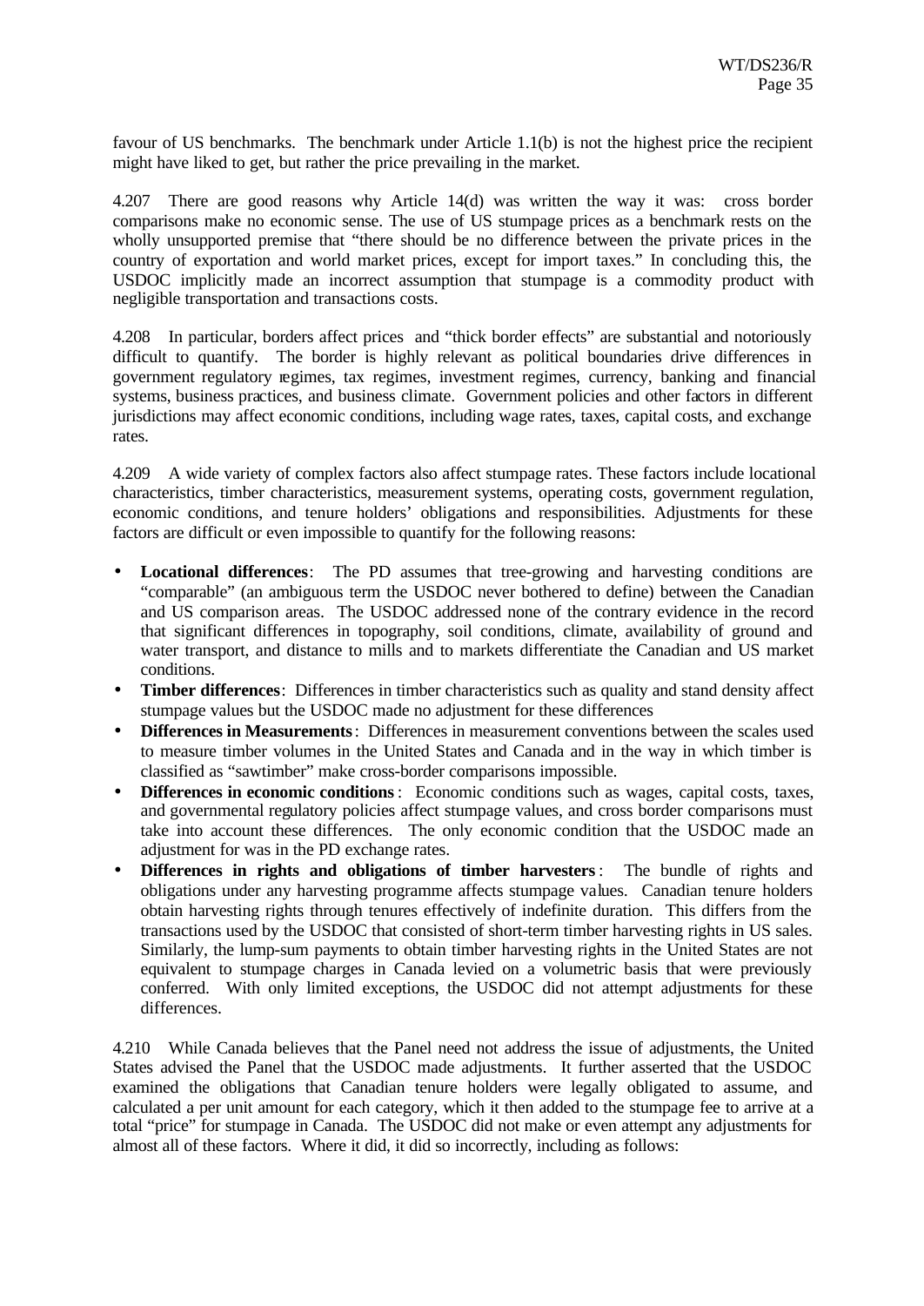favour of US benchmarks. The benchmark under Article 1.1(b) is not the highest price the recipient might have liked to get, but rather the price prevailing in the market.

4.207 There are good reasons why Article 14(d) was written the way it was: cross border comparisons make no economic sense. The use of US stumpage prices as a benchmark rests on the wholly unsupported premise that "there should be no difference between the private prices in the country of exportation and world market prices, except for import taxes." In concluding this, the USDOC implicitly made an incorrect assumption that stumpage is a commodity product with negligible transportation and transactions costs.

4.208 In particular, borders affect prices and "thick border effects" are substantial and notoriously difficult to quantify. The border is highly relevant as political boundaries drive differences in government regulatory regimes, tax regimes, investment regimes, currency, banking and financial systems, business practices, and business climate. Government policies and other factors in different jurisdictions may affect economic conditions, including wage rates, taxes, capital costs, and exchange rates.

4.209 A wide variety of complex factors also affect stumpage rates. These factors include locational characteristics, timber characteristics, measurement systems, operating costs, government regulation, economic conditions, and tenure holders' obligations and responsibilities. Adjustments for these factors are difficult or even impossible to quantify for the following reasons:

- **Locational differences**: The PD assumes that tree-growing and harvesting conditions are "comparable" (an ambiguous term the USDOC never bothered to define) between the Canadian and US comparison areas. The USDOC addressed none of the contrary evidence in the record that significant differences in topography, soil conditions, climate, availability of ground and water transport, and distance to mills and to markets differentiate the Canadian and US market conditions.
- **Timber differences**: Differences in timber characteristics such as quality and stand density affect stumpage values but the USDOC made no adjustment for these differences
- **Differences in Measurements**: Differences in measurement conventions between the scales used to measure timber volumes in the United States and Canada and in the way in which timber is classified as "sawtimber" make cross-border comparisons impossible.
- **Differences in economic conditions**: Economic conditions such as wages, capital costs, taxes, and governmental regulatory policies affect stumpage values, and cross border comparisons must take into account these differences. The only economic condition that the USDOC made an adjustment for was in the PD exchange rates.
- **Differences in rights and obligations of timber harvesters**: The bundle of rights and obligations under any harvesting programme affects stumpage values. Canadian tenure holders obtain harvesting rights through tenures effectively of indefinite duration. This differs from the transactions used by the USDOC that consisted of short-term timber harvesting rights in US sales. Similarly, the lump-sum payments to obtain timber harvesting rights in the United States are not equivalent to stumpage charges in Canada levied on a volumetric basis that were previously conferred. With only limited exceptions, the USDOC did not attempt adjustments for these differences.

4.210 While Canada believes that the Panel need not address the issue of adjustments, the United States advised the Panel that the USDOC made adjustments. It further asserted that the USDOC examined the obligations that Canadian tenure holders were legally obligated to assume, and calculated a per unit amount for each category, which it then added to the stumpage fee to arrive at a total "price" for stumpage in Canada. The USDOC did not make or even attempt any adjustments for almost all of these factors. Where it did, it did so incorrectly, including as follows: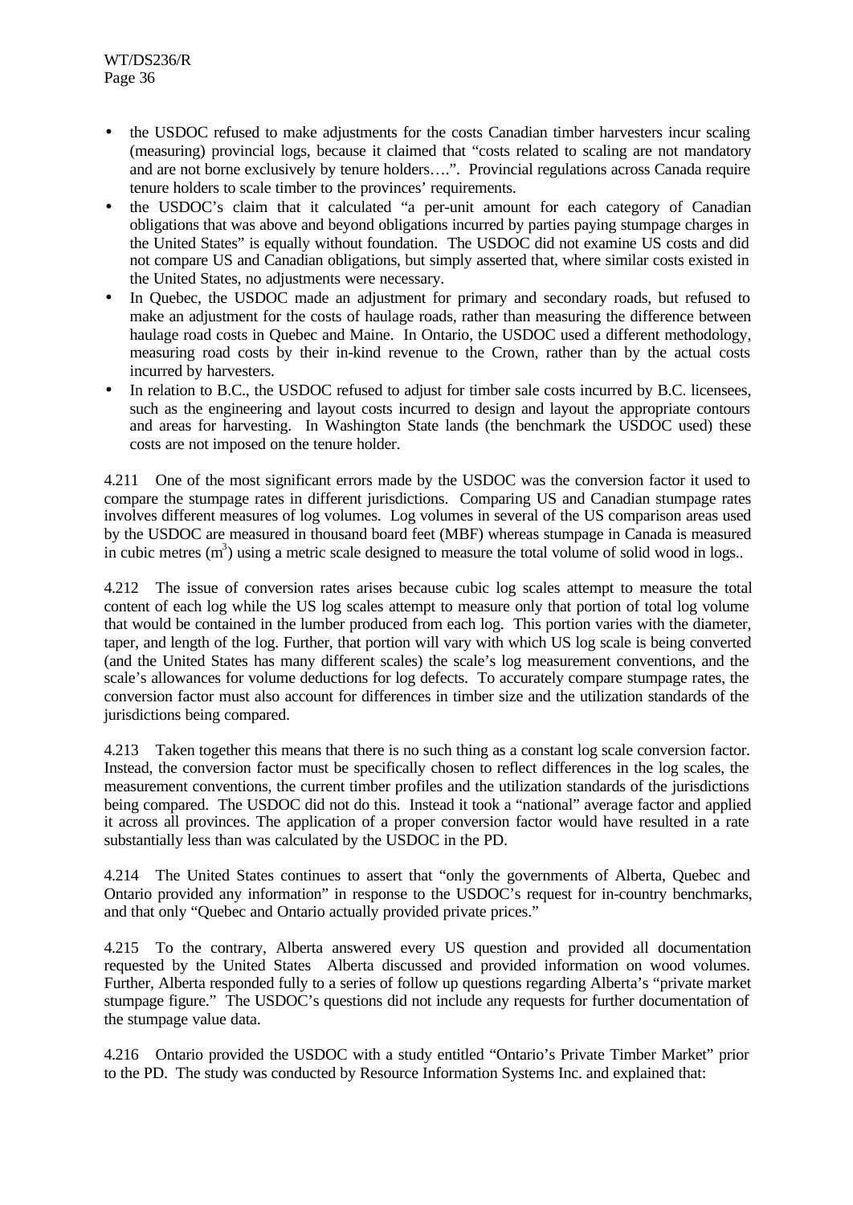- the USDOC refused to make adjustments for the costs Canadian timber harvesters incur scaling (measuring) provincial logs, because it claimed that "costs related to scaling are not mandatory and are not borne exclusively by tenure holders….". Provincial regulations across Canada require tenure holders to scale timber to the provinces' requirements.
- the USDOC's claim that it calculated "a per-unit amount for each category of Canadian obligations that was above and beyond obligations incurred by parties paying stumpage charges in the United States" is equally without foundation. The USDOC did not examine US costs and did not compare US and Canadian obligations, but simply asserted that, where similar costs existed in the United States, no adjustments were necessary.
- In Quebec, the USDOC made an adjustment for primary and secondary roads, but refused to make an adjustment for the costs of haulage roads, rather than measuring the difference between haulage road costs in Quebec and Maine. In Ontario, the USDOC used a different methodology, measuring road costs by their in-kind revenue to the Crown, rather than by the actual costs incurred by harvesters.
- In relation to B.C., the USDOC refused to adjust for timber sale costs incurred by B.C. licensees, such as the engineering and layout costs incurred to design and layout the appropriate contours and areas for harvesting. In Washington State lands (the benchmark the USDOC used) these costs are not imposed on the tenure holder.

4.211 One of the most significant errors made by the USDOC was the conversion factor it used to compare the stumpage rates in different jurisdictions. Comparing US and Canadian stumpage rates involves different measures of log volumes. Log volumes in several of the US comparison areas used by the USDOC are measured in thousand board feet (MBF) whereas stumpage in Canada is measured in cubic metres ($m^3$) using a metric scale designed to measure the total volume of solid wood in logs..

4.212 The issue of conversion rates arises because cubic log scales attempt to measure the total content of each log while the US log scales attempt to measure only that portion of total log volume that would be contained in the lumber produced from each log. This portion varies with the diameter, taper, and length of the log. Further, that portion will vary with which US log scale is being converted (and the United States has many different scales) the scale's log measurement conventions, and the scale's allowances for volume deductions for log defects. To accurately compare stumpage rates, the conversion factor must also account for differences in timber size and the utilization standards of the jurisdictions being compared.

4.213 Taken together this means that there is no such thing as a constant log scale conversion factor. Instead, the conversion factor must be specifically chosen to reflect differences in the log scales, the measurement conventions, the current timber profiles and the utilization standards of the jurisdictions being compared. The USDOC did not do this. Instead it took a "national" average factor and applied it across all provinces. The application of a proper conversion factor would have resulted in a rate substantially less than was calculated by the USDOC in the PD.

4.214 The United States continues to assert that "only the governments of Alberta, Quebec and Ontario provided any information" in response to the USDOC's request for in-country benchmarks, and that only "Quebec and Ontario actually provided private prices."

4.215 To the contrary, Alberta answered every US question and provided all documentation requested by the United States Alberta discussed and provided information on wood volumes. Further, Alberta responded fully to a series of follow up questions regarding Alberta's "private market stumpage figure." The USDOC's questions did not include any requests for further documentation of the stumpage value data.

4.216 Ontario provided the USDOC with a study entitled "Ontario's Private Timber Market" prior to the PD. The study was conducted by Resource Information Systems Inc. and explained that: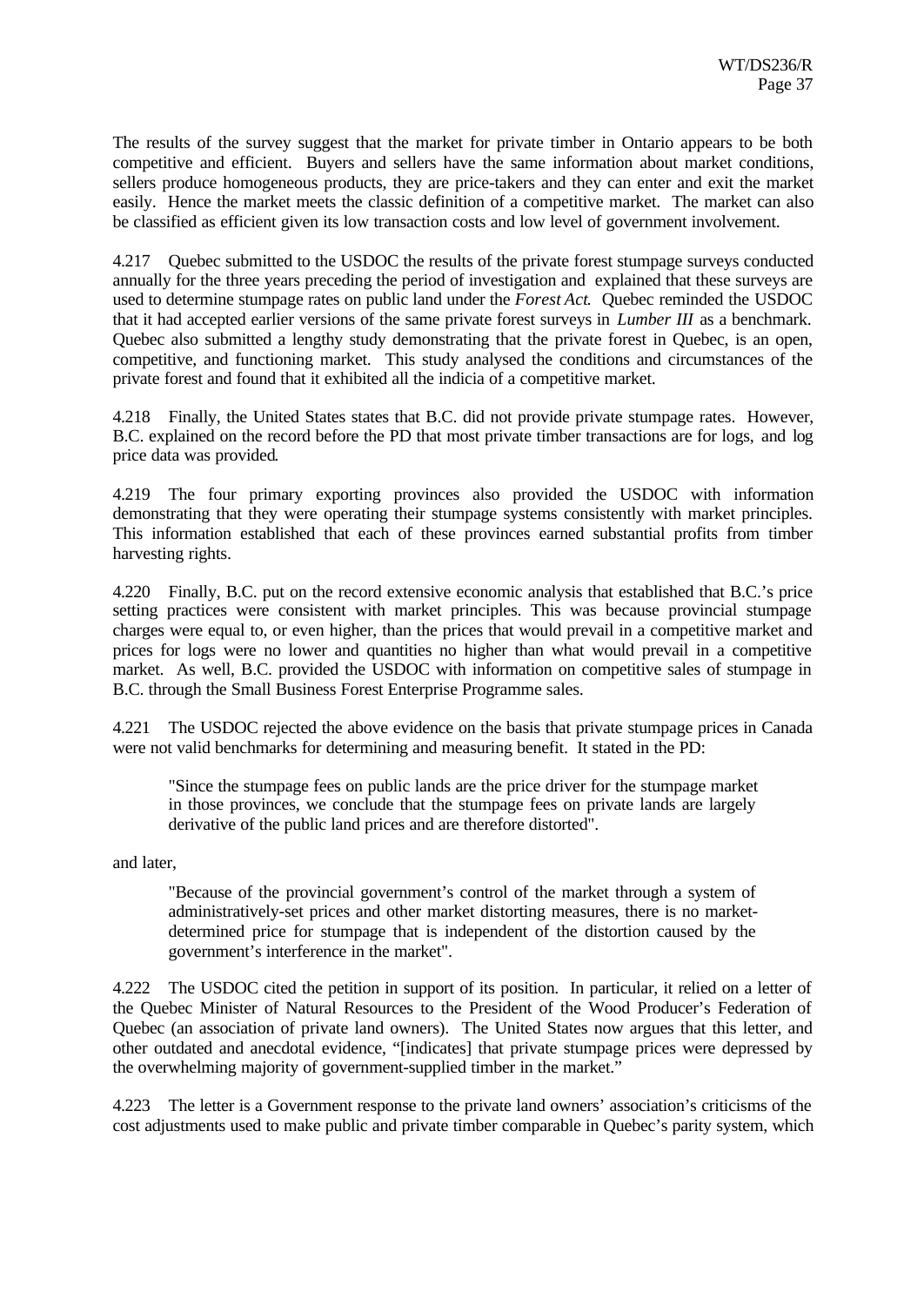The results of the survey suggest that the market for private timber in Ontario appears to be both competitive and efficient. Buyers and sellers have the same information about market conditions, sellers produce homogeneous products, they are price-takers and they can enter and exit the market easily. Hence the market meets the classic definition of a competitive market. The market can also be classified as efficient given its low transaction costs and low level of government involvement.

4.217 Quebec submitted to the USDOC the results of the private forest stumpage surveys conducted annually for the three years preceding the period of investigation and explained that these surveys are used to determine stumpage rates on public land under the *Forest Act*. Quebec reminded the USDOC that it had accepted earlier versions of the same private forest surveys in *Lumber III* as a benchmark. Quebec also submitted a lengthy study demonstrating that the private forest in Quebec, is an open, competitive, and functioning market. This study analysed the conditions and circumstances of the private forest and found that it exhibited all the indicia of a competitive market.

4.218 Finally, the United States states that B.C. did not provide private stumpage rates. However, B.C. explained on the record before the PD that most private timber transactions are for logs, and log price data was provided.

4.219 The four primary exporting provinces also provided the USDOC with information demonstrating that they were operating their stumpage systems consistently with market principles. This information established that each of these provinces earned substantial profits from timber harvesting rights.

4.220 Finally, B.C. put on the record extensive economic analysis that established that B.C.'s price setting practices were consistent with market principles. This was because provincial stumpage charges were equal to, or even higher, than the prices that would prevail in a competitive market and prices for logs were no lower and quantities no higher than what would prevail in a competitive market. As well, B.C. provided the USDOC with information on competitive sales of stumpage in B.C. through the Small Business Forest Enterprise Programme sales.

4.221 The USDOC rejected the above evidence on the basis that private stumpage prices in Canada were not valid benchmarks for determining and measuring benefit. It stated in the PD:

> "Since the stumpage fees on public lands are the price driver for the stumpage market in those provinces, we conclude that the stumpage fees on private lands are largely derivative of the public land prices and are therefore distorted".

and later,

> "Because of the provincial government's control of the market through a system of administratively-set prices and other market distorting measures, there is no market-determined price for stumpage that is independent of the distortion caused by the government's interference in the market".

4.222 The USDOC cited the petition in support of its position. In particular, it relied on a letter of the Quebec Minister of Natural Resources to the President of the Wood Producer's Federation of Quebec (an association of private land owners). The United States now argues that this letter, and other outdated and anecdotal evidence, "[indicates] that private stumpage prices were depressed by the overwhelming majority of government-supplied timber in the market."

4.223 The letter is a Government response to the private land owners' association's criticisms of the cost adjustments used to make public and private timber comparable in Quebec's parity system, which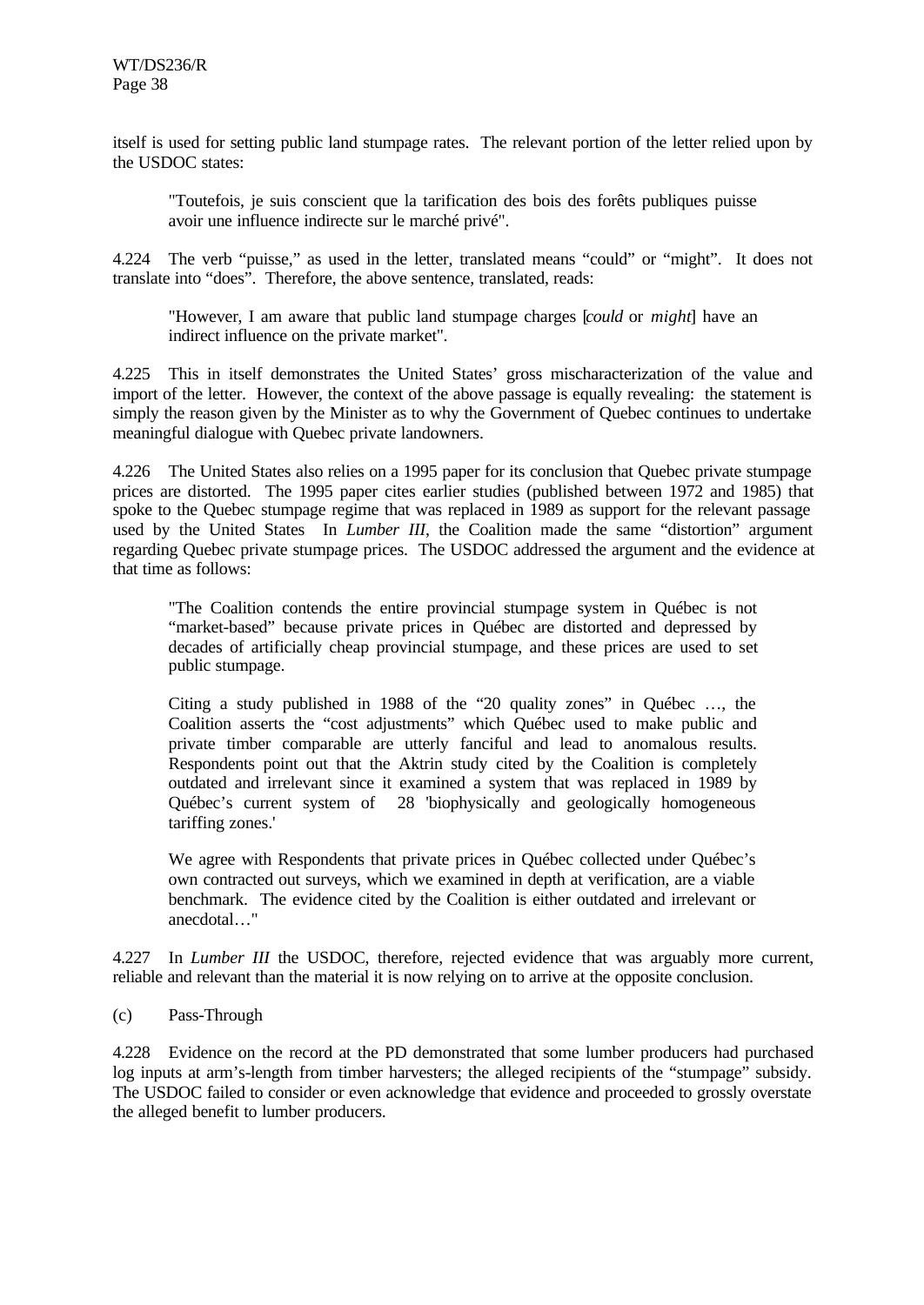itself is used for setting public land stumpage rates. The relevant portion of the letter relied upon by the USDOC states:

> "Toutefois, je suis conscient que la tarification des bois des forêts publiques puisse avoir une influence indirecte sur le marché privé".

4.224 The verb "puisse," as used in the letter, translated means "could" or "might". It does not translate into "does". Therefore, the above sentence, translated, reads:

> "However, I am aware that public land stumpage charges [*could* or *might*] have an indirect influence on the private market".

4.225 This in itself demonstrates the United States' gross mischaracterization of the value and import of the letter. However, the context of the above passage is equally revealing: the statement is simply the reason given by the Minister as to why the Government of Quebec continues to undertake meaningful dialogue with Quebec private landowners.

4.226 The United States also relies on a 1995 paper for its conclusion that Quebec private stumpage prices are distorted. The 1995 paper cites earlier studies (published between 1972 and 1985) that spoke to the Quebec stumpage regime that was replaced in 1989 as support for the relevant passage used by the United States In *Lumber III*, the Coalition made the same "distortion" argument regarding Quebec private stumpage prices. The USDOC addressed the argument and the evidence at that time as follows:

> "The Coalition contends the entire provincial stumpage system in Québec is not "market-based" because private prices in Québec are distorted and depressed by decades of artificially cheap provincial stumpage, and these prices are used to set public stumpage.
>
> Citing a study published in 1988 of the "20 quality zones" in Québec …, the Coalition asserts the "cost adjustments" which Québec used to make public and private timber comparable are utterly fanciful and lead to anomalous results. Respondents point out that the Aktrin study cited by the Coalition is completely outdated and irrelevant since it examined a system that was replaced in 1989 by Québec's current system of 28 'biophysically and geologically homogeneous tariffing zones.'
>
> We agree with Respondents that private prices in Québec collected under Québec's own contracted out surveys, which we examined in depth at verification, are a viable benchmark. The evidence cited by the Coalition is either outdated and irrelevant or anecdotal…"

4.227 In *Lumber III* the USDOC, therefore, rejected evidence that was arguably more current, reliable and relevant than the material it is now relying on to arrive at the opposite conclusion.

(c) Pass-Through

4.228 Evidence on the record at the PD demonstrated that some lumber producers had purchased log inputs at arm's-length from timber harvesters; the alleged recipients of the "stumpage" subsidy. The USDOC failed to consider or even acknowledge that evidence and proceeded to grossly overstate the alleged benefit to lumber producers.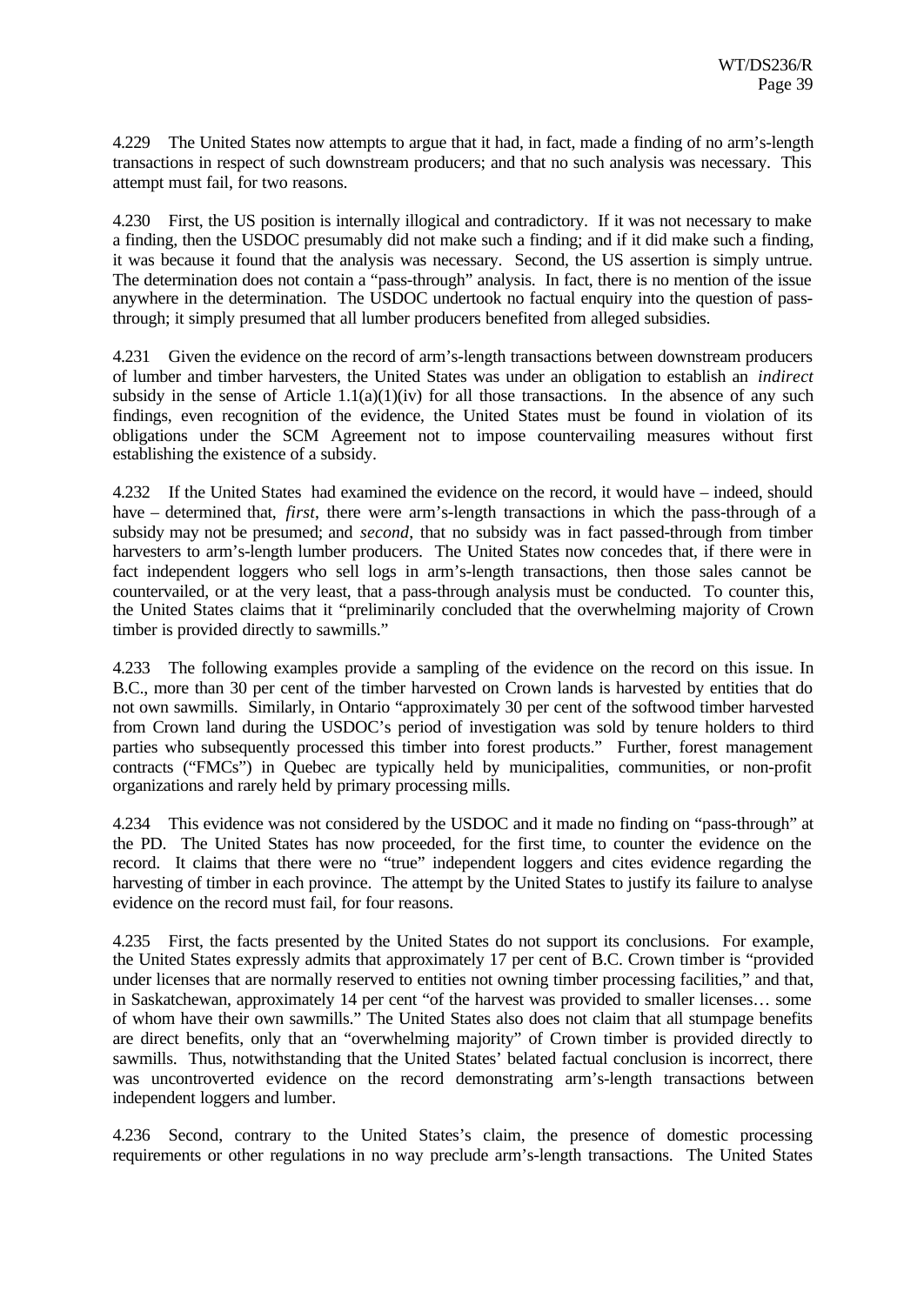4.229 The United States now attempts to argue that it had, in fact, made a finding of no arm's-length transactions in respect of such downstream producers; and that no such analysis was necessary. This attempt must fail, for two reasons.

4.230 First, the US position is internally illogical and contradictory. If it was not necessary to make a finding, then the USDOC presumably did not make such a finding; and if it did make such a finding, it was because it found that the analysis was necessary. Second, the US assertion is simply untrue. The determination does not contain a "pass-through" analysis. In fact, there is no mention of the issue anywhere in the determination. The USDOC undertook no factual enquiry into the question of pass-through; it simply presumed that all lumber producers benefited from alleged subsidies.

4.231 Given the evidence on the record of arm's-length transactions between downstream producers of lumber and timber harvesters, the United States was under an obligation to establish an *indirect* subsidy in the sense of Article 1.1(a)(1)(iv) for all those transactions. In the absence of any such findings, even recognition of the evidence, the United States must be found in violation of its obligations under the SCM Agreement not to impose countervailing measures without first establishing the existence of a subsidy.

4.232 If the United States had examined the evidence on the record, it would have – indeed, should have – determined that, *first*, there were arm's-length transactions in which the pass-through of a subsidy may not be presumed; and *second*, that no subsidy was in fact passed-through from timber harvesters to arm's-length lumber producers. The United States now concedes that, if there were in fact independent loggers who sell logs in arm's-length transactions, then those sales cannot be countervailed, or at the very least, that a pass-through analysis must be conducted. To counter this, the United States claims that it "preliminarily concluded that the overwhelming majority of Crown timber is provided directly to sawmills."

4.233 The following examples provide a sampling of the evidence on the record on this issue. In B.C., more than 30 per cent of the timber harvested on Crown lands is harvested by entities that do not own sawmills. Similarly, in Ontario "approximately 30 per cent of the softwood timber harvested from Crown land during the USDOC's period of investigation was sold by tenure holders to third parties who subsequently processed this timber into forest products." Further, forest management contracts ("FMCs") in Quebec are typically held by municipalities, communities, or non-profit organizations and rarely held by primary processing mills.

4.234 This evidence was not considered by the USDOC and it made no finding on "pass-through" at the PD. The United States has now proceeded, for the first time, to counter the evidence on the record. It claims that there were no "true" independent loggers and cites evidence regarding the harvesting of timber in each province. The attempt by the United States to justify its failure to analyse evidence on the record must fail, for four reasons.

4.235 First, the facts presented by the United States do not support its conclusions. For example, the United States expressly admits that approximately 17 per cent of B.C. Crown timber is "provided under licenses that are normally reserved to entities not owning timber processing facilities," and that, in Saskatchewan, approximately 14 per cent "of the harvest was provided to smaller licenses… some of whom have their own sawmills." The United States also does not claim that all stumpage benefits are direct benefits, only that an "overwhelming majority" of Crown timber is provided directly to sawmills. Thus, notwithstanding that the United States' belated factual conclusion is incorrect, there was uncontroverted evidence on the record demonstrating arm's-length transactions between independent loggers and lumber.

4.236 Second, contrary to the United States's claim, the presence of domestic processing requirements or other regulations in no way preclude arm's-length transactions. The United States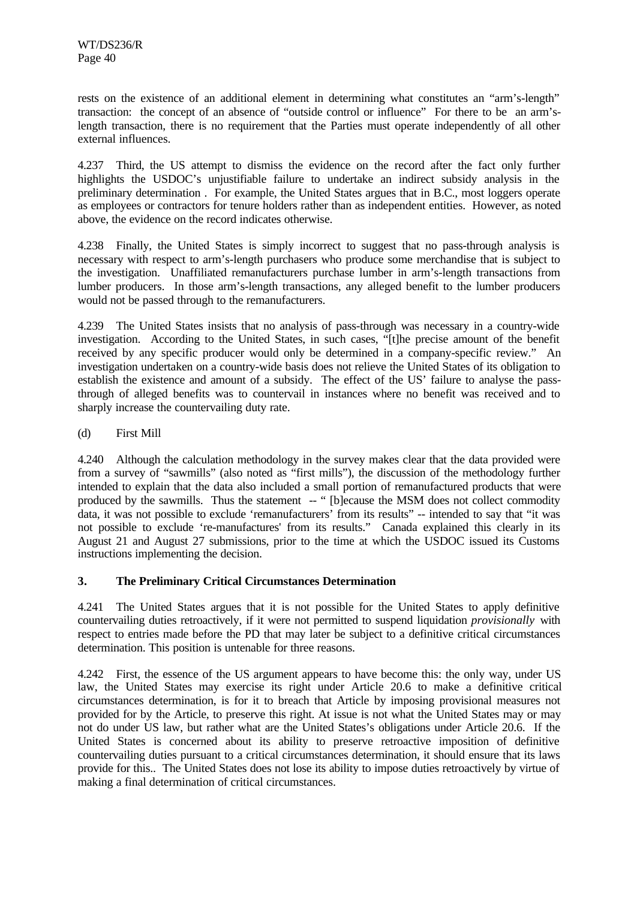rests on the existence of an additional element in determining what constitutes an "arm's-length" transaction: the concept of an absence of "outside control or influence" For there to be an arm's-length transaction, there is no requirement that the Parties must operate independently of all other external influences.

4.237 Third, the US attempt to dismiss the evidence on the record after the fact only further highlights the USDOC's unjustifiable failure to undertake an indirect subsidy analysis in the preliminary determination . For example, the United States argues that in B.C., most loggers operate as employees or contractors for tenure holders rather than as independent entities. However, as noted above, the evidence on the record indicates otherwise.

4.238 Finally, the United States is simply incorrect to suggest that no pass-through analysis is necessary with respect to arm's-length purchasers who produce some merchandise that is subject to the investigation. Unaffiliated remanufacturers purchase lumber in arm's-length transactions from lumber producers. In those arm's-length transactions, any alleged benefit to the lumber producers would not be passed through to the remanufacturers.

4.239 The United States insists that no analysis of pass-through was necessary in a country-wide investigation. According to the United States, in such cases, "[t]he precise amount of the benefit received by any specific producer would only be determined in a company-specific review." An investigation undertaken on a country-wide basis does not relieve the United States of its obligation to establish the existence and amount of a subsidy. The effect of the US' failure to analyse the pass-through of alleged benefits was to countervail in instances where no benefit was received and to sharply increase the countervailing duty rate.

(d) First Mill

4.240 Although the calculation methodology in the survey makes clear that the data provided were from a survey of "sawmills" (also noted as "first mills"), the discussion of the methodology further intended to explain that the data also included a small portion of remanufactured products that were produced by the sawmills. Thus the statement -- " [b]ecause the MSM does not collect commodity data, it was not possible to exclude 'remanufacturers' from its results" -- intended to say that "it was not possible to exclude 're-manufactures' from its results." Canada explained this clearly in its August 21 and August 27 submissions, prior to the time at which the USDOC issued its Customs instructions implementing the decision.

### 3. The Preliminary Critical Circumstances Determination

4.241 The United States argues that it is not possible for the United States to apply definitive countervailing duties retroactively, if it were not permitted to suspend liquidation *provisionally* with respect to entries made before the PD that may later be subject to a definitive critical circumstances determination. This position is untenable for three reasons.

4.242 First, the essence of the US argument appears to have become this: the only way, under US law, the United States may exercise its right under Article 20.6 to make a definitive critical circumstances determination, is for it to breach that Article by imposing provisional measures not provided for by the Article, to preserve this right. At issue is not what the United States may or may not do under US law, but rather what are the United States's obligations under Article 20.6. If the United States is concerned about its ability to preserve retroactive imposition of definitive countervailing duties pursuant to a critical circumstances determination, it should ensure that its laws provide for this.. The United States does not lose its ability to impose duties retroactively by virtue of making a final determination of critical circumstances.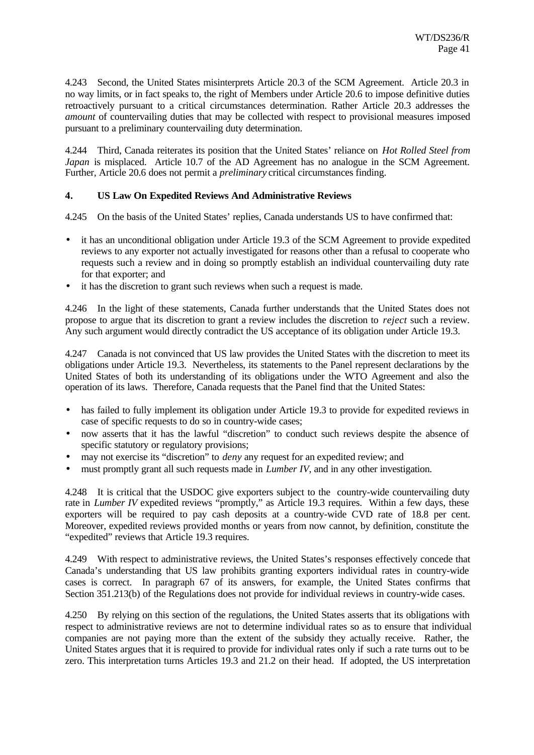4.243 Second, the United States misinterprets Article 20.3 of the SCM Agreement. Article 20.3 in no way limits, or in fact speaks to, the right of Members under Article 20.6 to impose definitive duties retroactively pursuant to a critical circumstances determination. Rather Article 20.3 addresses the *amount* of countervailing duties that may be collected with respect to provisional measures imposed pursuant to a preliminary countervailing duty determination.

4.244 Third, Canada reiterates its position that the United States' reliance on *Hot Rolled Steel from Japan* is misplaced. Article 10.7 of the AD Agreement has no analogue in the SCM Agreement. Further, Article 20.6 does not permit a *preliminary* critical circumstances finding.

### 4. US Law On Expedited Reviews And Administrative Reviews

4.245 On the basis of the United States' replies, Canada understands US to have confirmed that:

- it has an unconditional obligation under Article 19.3 of the SCM Agreement to provide expedited reviews to any exporter not actually investigated for reasons other than a refusal to cooperate who requests such a review and in doing so promptly establish an individual countervailing duty rate for that exporter; and
- it has the discretion to grant such reviews when such a request is made.

4.246 In the light of these statements, Canada further understands that the United States does not propose to argue that its discretion to grant a review includes the discretion to *reject* such a review. Any such argument would directly contradict the US acceptance of its obligation under Article 19.3.

4.247 Canada is not convinced that US law provides the United States with the discretion to meet its obligations under Article 19.3. Nevertheless, its statements to the Panel represent declarations by the United States of both its understanding of its obligations under the WTO Agreement and also the operation of its laws. Therefore, Canada requests that the Panel find that the United States:

- has failed to fully implement its obligation under Article 19.3 to provide for expedited reviews in case of specific requests to do so in country-wide cases;
- now asserts that it has the lawful "discretion" to conduct such reviews despite the absence of specific statutory or regulatory provisions;
- may not exercise its "discretion" to *deny* any request for an expedited review; and
- must promptly grant all such requests made in *Lumber IV*, and in any other investigation.

4.248 It is critical that the USDOC give exporters subject to the country-wide countervailing duty rate in *Lumber IV* expedited reviews "promptly," as Article 19.3 requires. Within a few days, these exporters will be required to pay cash deposits at a country-wide CVD rate of 18.8 per cent. Moreover, expedited reviews provided months or years from now cannot, by definition, constitute the "expedited" reviews that Article 19.3 requires.

4.249 With respect to administrative reviews, the United States's responses effectively concede that Canada's understanding that US law prohibits granting exporters individual rates in country-wide cases is correct. In paragraph 67 of its answers, for example, the United States confirms that Section 351.213(b) of the Regulations does not provide for individual reviews in country-wide cases.

4.250 By relying on this section of the regulations, the United States asserts that its obligations with respect to administrative reviews are not to determine individual rates so as to ensure that individual companies are not paying more than the extent of the subsidy they actually receive. Rather, the United States argues that it is required to provide for individual rates only if such a rate turns out to be zero. This interpretation turns Articles 19.3 and 21.2 on their head. If adopted, the US interpretation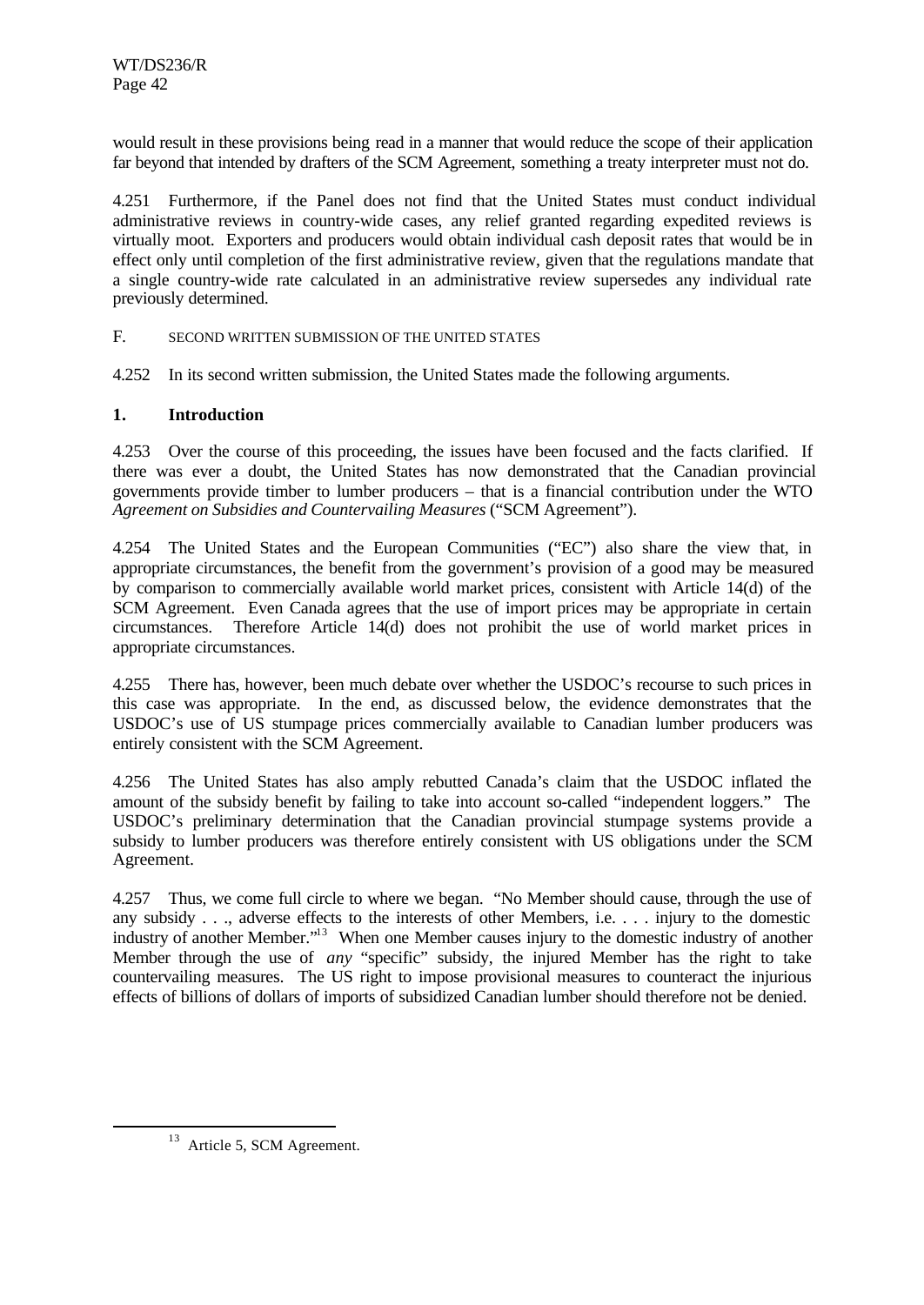would result in these provisions being read in a manner that would reduce the scope of their application far beyond that intended by drafters of the SCM Agreement, something a treaty interpreter must not do.

4.251 Furthermore, if the Panel does not find that the United States must conduct individual administrative reviews in country-wide cases, any relief granted regarding expedited reviews is virtually moot. Exporters and producers would obtain individual cash deposit rates that would be in effect only until completion of the first administrative review, given that the regulations mandate that a single country-wide rate calculated in an administrative review supersedes any individual rate previously determined.

## F. SECOND WRITTEN SUBMISSION OF THE UNITED STATES

4.252 In its second written submission, the United States made the following arguments.

### 1. Introduction

4.253 Over the course of this proceeding, the issues have been focused and the facts clarified. If there was ever a doubt, the United States has now demonstrated that the Canadian provincial governments provide timber to lumber producers – that is a financial contribution under the WTO *Agreement on Subsidies and Countervailing Measures* ("SCM Agreement").

4.254 The United States and the European Communities ("EC") also share the view that, in appropriate circumstances, the benefit from the government's provision of a good may be measured by comparison to commercially available world market prices, consistent with Article 14(d) of the SCM Agreement. Even Canada agrees that the use of import prices may be appropriate in certain circumstances. Therefore Article 14(d) does not prohibit the use of world market prices in appropriate circumstances.

4.255 There has, however, been much debate over whether the USDOC's recourse to such prices in this case was appropriate. In the end, as discussed below, the evidence demonstrates that the USDOC's use of US stumpage prices commercially available to Canadian lumber producers was entirely consistent with the SCM Agreement.

4.256 The United States has also amply rebutted Canada's claim that the USDOC inflated the amount of the subsidy benefit by failing to take into account so-called "independent loggers." The USDOC's preliminary determination that the Canadian provincial stumpage systems provide a subsidy to lumber producers was therefore entirely consistent with US obligations under the SCM Agreement.

4.257 Thus, we come full circle to where we began. "No Member should cause, through the use of any subsidy . . ., adverse effects to the interests of other Members, i.e. . . . injury to the domestic industry of another Member."[13] When one Member causes injury to the domestic industry of another Member through the use of *any* "specific" subsidy, the injured Member has the right to take countervailing measures. The US right to impose provisional measures to counteract the injurious effects of billions of dollars of imports of subsidized Canadian lumber should therefore not be denied.

[13] Article 5, SCM Agreement.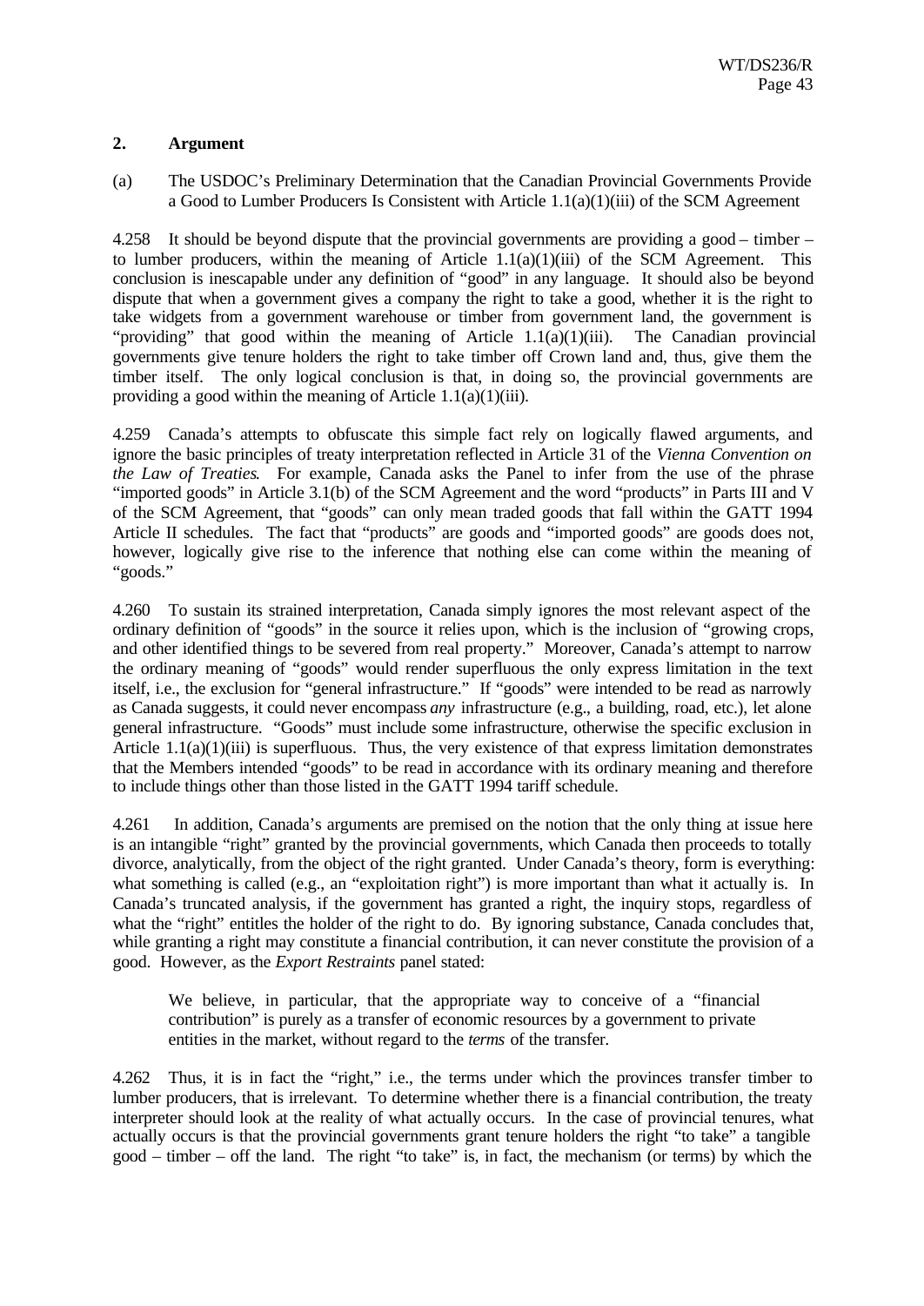## 2. Argument

(a) The USDOC's Preliminary Determination that the Canadian Provincial Governments Provide a Good to Lumber Producers Is Consistent with Article 1.1(a)(1)(iii) of the SCM Agreement

4.258 It should be beyond dispute that the provincial governments are providing a good – timber – to lumber producers, within the meaning of Article 1.1(a)(1)(iii) of the SCM Agreement. This conclusion is inescapable under any definition of "good" in any language. It should also be beyond dispute that when a government gives a company the right to take a good, whether it is the right to take widgets from a government warehouse or timber from government land, the government is "providing" that good within the meaning of Article 1.1(a)(1)(iii). The Canadian provincial governments give tenure holders the right to take timber off Crown land and, thus, give them the timber itself. The only logical conclusion is that, in doing so, the provincial governments are providing a good within the meaning of Article 1.1(a)(1)(iii).

4.259 Canada's attempts to obfuscate this simple fact rely on logically flawed arguments, and ignore the basic principles of treaty interpretation reflected in Article 31 of the *Vienna Convention on the Law of Treaties*. For example, Canada asks the Panel to infer from the use of the phrase "imported goods" in Article 3.1(b) of the SCM Agreement and the word "products" in Parts III and V of the SCM Agreement, that "goods" can only mean traded goods that fall within the GATT 1994 Article II schedules. The fact that "products" are goods and "imported goods" are goods does not, however, logically give rise to the inference that nothing else can come within the meaning of "goods."

4.260 To sustain its strained interpretation, Canada simply ignores the most relevant aspect of the ordinary definition of "goods" in the source it relies upon, which is the inclusion of "growing crops, and other identified things to be severed from real property." Moreover, Canada's attempt to narrow the ordinary meaning of "goods" would render superfluous the only express limitation in the text itself, i.e., the exclusion for "general infrastructure." If "goods" were intended to be read as narrowly as Canada suggests, it could never encompass *any* infrastructure (e.g., a building, road, etc.), let alone general infrastructure. "Goods" must include some infrastructure, otherwise the specific exclusion in Article 1.1(a)(1)(iii) is superfluous. Thus, the very existence of that express limitation demonstrates that the Members intended "goods" to be read in accordance with its ordinary meaning and therefore to include things other than those listed in the GATT 1994 tariff schedule.

4.261 In addition, Canada's arguments are premised on the notion that the only thing at issue here is an intangible "right" granted by the provincial governments, which Canada then proceeds to totally divorce, analytically, from the object of the right granted. Under Canada's theory, form is everything: what something is called (e.g., an "exploitation right") is more important than what it actually is. In Canada's truncated analysis, if the government has granted a right, the inquiry stops, regardless of what the "right" entitles the holder of the right to do. By ignoring substance, Canada concludes that, while granting a right may constitute a financial contribution, it can never constitute the provision of a good. However, as the *Export Restraints* panel stated:

> We believe, in particular, that the appropriate way to conceive of a "financial contribution" is purely as a transfer of economic resources by a government to private entities in the market, without regard to the *terms* of the transfer.

4.262 Thus, it is in fact the "right," i.e., the terms under which the provinces transfer timber to lumber producers, that is irrelevant. To determine whether there is a financial contribution, the treaty interpreter should look at the reality of what actually occurs. In the case of provincial tenures, what actually occurs is that the provincial governments grant tenure holders the right "to take" a tangible good – timber – off the land. The right "to take" is, in fact, the mechanism (or terms) by which the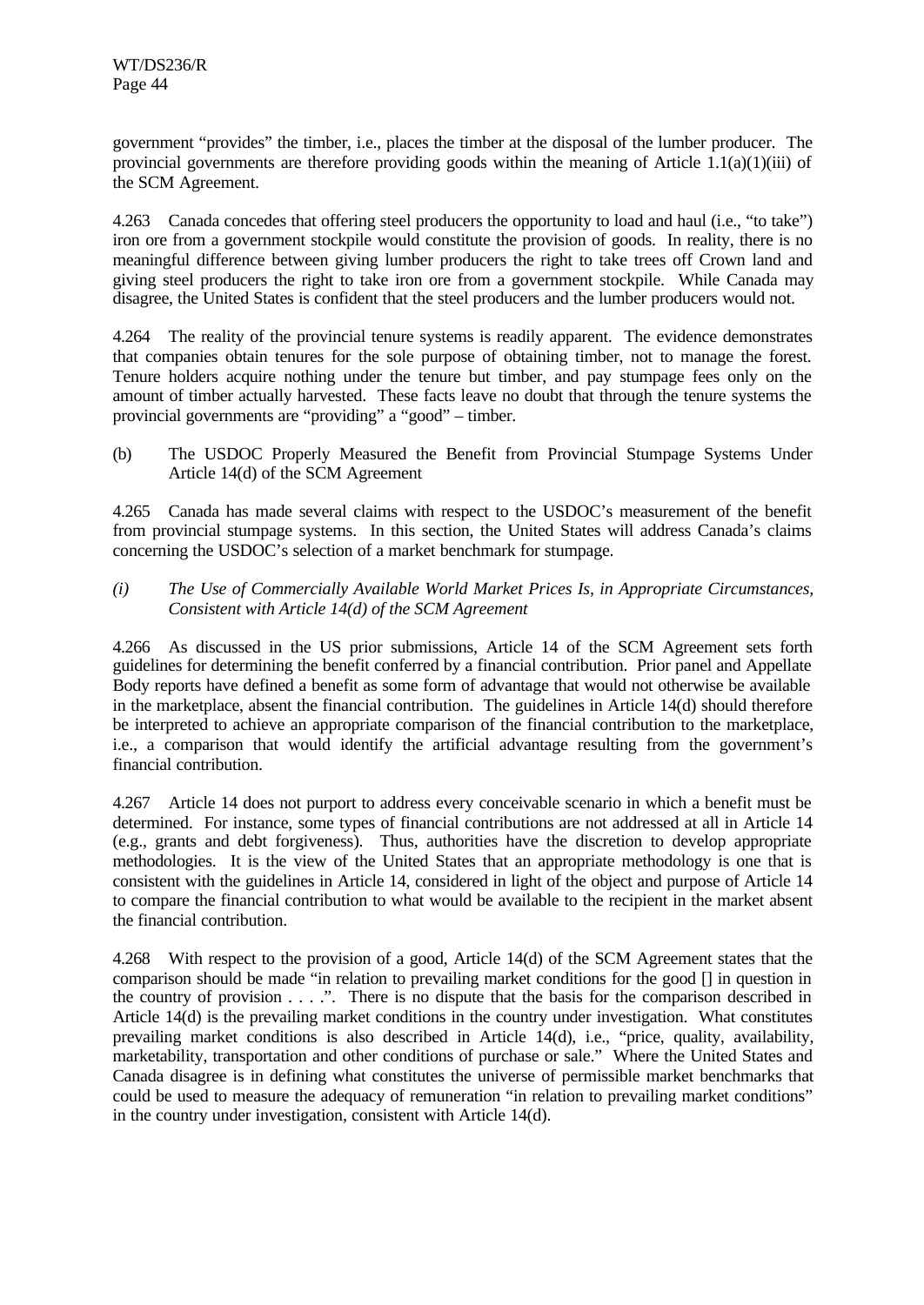government "provides" the timber, i.e., places the timber at the disposal of the lumber producer. The provincial governments are therefore providing goods within the meaning of Article 1.1(a)(1)(iii) of the SCM Agreement.

4.263 Canada concedes that offering steel producers the opportunity to load and haul (i.e., "to take") iron ore from a government stockpile would constitute the provision of goods. In reality, there is no meaningful difference between giving lumber producers the right to take trees off Crown land and giving steel producers the right to take iron ore from a government stockpile. While Canada may disagree, the United States is confident that the steel producers and the lumber producers would not.

4.264 The reality of the provincial tenure systems is readily apparent. The evidence demonstrates that companies obtain tenures for the sole purpose of obtaining timber, not to manage the forest. Tenure holders acquire nothing under the tenure but timber, and pay stumpage fees only on the amount of timber actually harvested. These facts leave no doubt that through the tenure systems the provincial governments are "providing" a "good" – timber.

(b) The USDOC Properly Measured the Benefit from Provincial Stumpage Systems Under Article 14(d) of the SCM Agreement

4.265 Canada has made several claims with respect to the USDOC's measurement of the benefit from provincial stumpage systems. In this section, the United States will address Canada's claims concerning the USDOC's selection of a market benchmark for stumpage.

*(i) The Use of Commercially Available World Market Prices Is, in Appropriate Circumstances, Consistent with Article 14(d) of the SCM Agreement*

4.266 As discussed in the US prior submissions, Article 14 of the SCM Agreement sets forth guidelines for determining the benefit conferred by a financial contribution. Prior panel and Appellate Body reports have defined a benefit as some form of advantage that would not otherwise be available in the marketplace, absent the financial contribution. The guidelines in Article 14(d) should therefore be interpreted to achieve an appropriate comparison of the financial contribution to the marketplace, i.e., a comparison that would identify the artificial advantage resulting from the government's financial contribution.

4.267 Article 14 does not purport to address every conceivable scenario in which a benefit must be determined. For instance, some types of financial contributions are not addressed at all in Article 14 (e.g., grants and debt forgiveness). Thus, authorities have the discretion to develop appropriate methodologies. It is the view of the United States that an appropriate methodology is one that is consistent with the guidelines in Article 14, considered in light of the object and purpose of Article 14 to compare the financial contribution to what would be available to the recipient in the market absent the financial contribution.

4.268 With respect to the provision of a good, Article 14(d) of the SCM Agreement states that the comparison should be made "in relation to prevailing market conditions for the good [] in question in the country of provision . . . .". There is no dispute that the basis for the comparison described in Article 14(d) is the prevailing market conditions in the country under investigation. What constitutes prevailing market conditions is also described in Article 14(d), i.e., "price, quality, availability, marketability, transportation and other conditions of purchase or sale." Where the United States and Canada disagree is in defining what constitutes the universe of permissible market benchmarks that could be used to measure the adequacy of remuneration "in relation to prevailing market conditions" in the country under investigation, consistent with Article 14(d).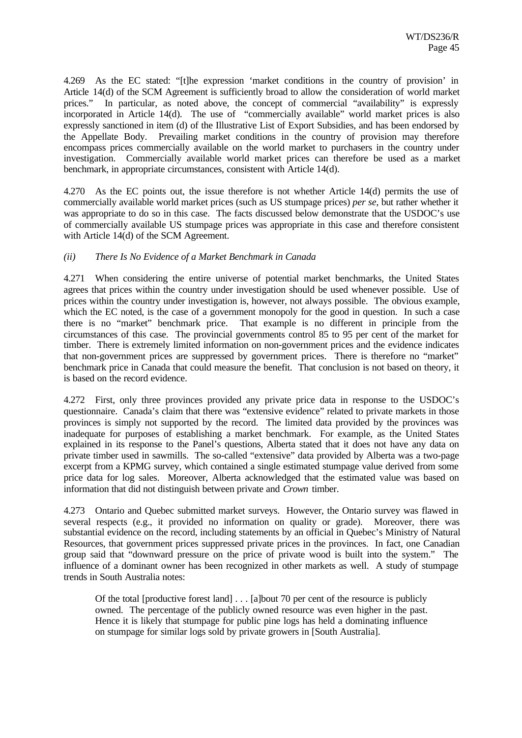4.269 As the EC stated: "[t]he expression 'market conditions in the country of provision' in Article 14(d) of the SCM Agreement is sufficiently broad to allow the consideration of world market prices." In particular, as noted above, the concept of commercial "availability" is expressly incorporated in Article 14(d). The use of "commercially available" world market prices is also expressly sanctioned in item (d) of the Illustrative List of Export Subsidies, and has been endorsed by the Appellate Body. Prevailing market conditions in the country of provision may therefore encompass prices commercially available on the world market to purchasers in the country under investigation. Commercially available world market prices can therefore be used as a market benchmark, in appropriate circumstances, consistent with Article 14(d).

4.270 As the EC points out, the issue therefore is not whether Article 14(d) permits the use of commercially available world market prices (such as US stumpage prices) *per se*, but rather whether it was appropriate to do so in this case. The facts discussed below demonstrate that the USDOC's use of commercially available US stumpage prices was appropriate in this case and therefore consistent with Article 14(d) of the SCM Agreement.

*(ii) There Is No Evidence of a Market Benchmark in Canada*

4.271 When considering the entire universe of potential market benchmarks, the United States agrees that prices within the country under investigation should be used whenever possible. Use of prices within the country under investigation is, however, not always possible. The obvious example, which the EC noted, is the case of a government monopoly for the good in question. In such a case there is no "market" benchmark price. That example is no different in principle from the circumstances of this case. The provincial governments control 85 to 95 per cent of the market for timber. There is extremely limited information on non-government prices and the evidence indicates that non-government prices are suppressed by government prices. There is therefore no "market" benchmark price in Canada that could measure the benefit. That conclusion is not based on theory, it is based on the record evidence.

4.272 First, only three provinces provided any private price data in response to the USDOC's questionnaire. Canada's claim that there was "extensive evidence" related to private markets in those provinces is simply not supported by the record. The limited data provided by the provinces was inadequate for purposes of establishing a market benchmark. For example, as the United States explained in its response to the Panel's questions, Alberta stated that it does not have any data on private timber used in sawmills. The so-called "extensive" data provided by Alberta was a two-page excerpt from a KPMG survey, which contained a single estimated stumpage value derived from some price data for log sales. Moreover, Alberta acknowledged that the estimated value was based on information that did not distinguish between private and *Crown* timber.

4.273 Ontario and Quebec submitted market surveys. However, the Ontario survey was flawed in several respects (e.g., it provided no information on quality or grade). Moreover, there was substantial evidence on the record, including statements by an official in Quebec's Ministry of Natural Resources, that government prices suppressed private prices in the provinces. In fact, one Canadian group said that "downward pressure on the price of private wood is built into the system." The influence of a dominant owner has been recognized in other markets as well. A study of stumpage trends in South Australia notes:

> Of the total [productive forest land] . . . [a]bout 70 per cent of the resource is publicly owned. The percentage of the publicly owned resource was even higher in the past. Hence it is likely that stumpage for public pine logs has held a dominating influence on stumpage for similar logs sold by private growers in [South Australia].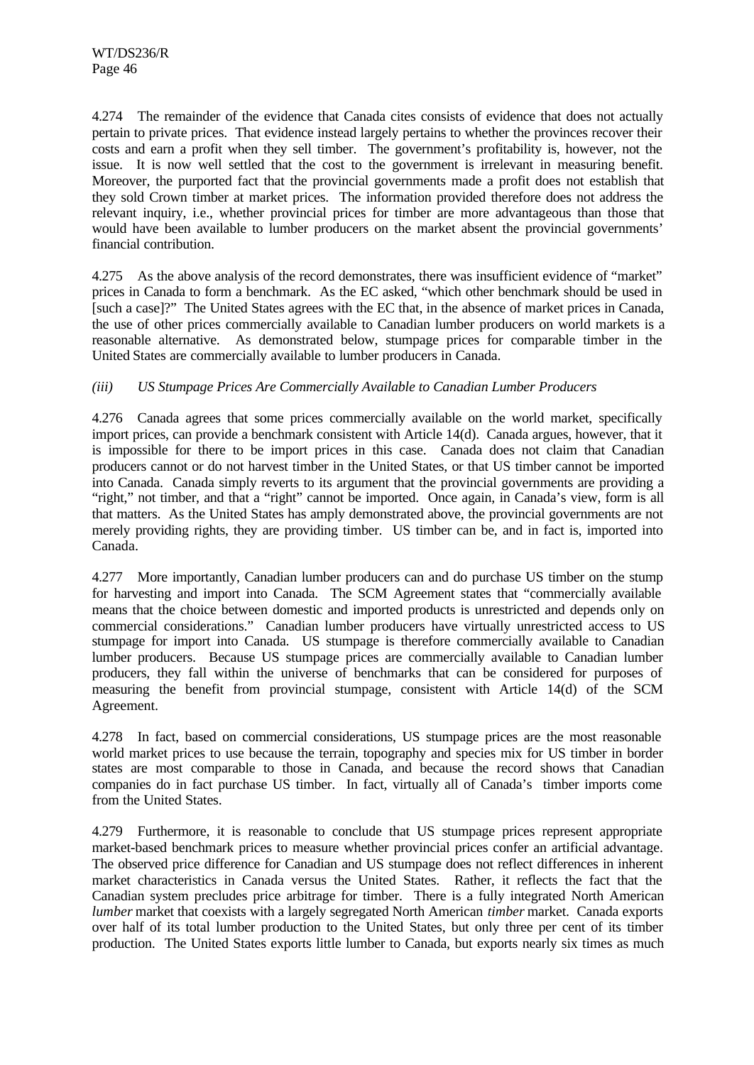4.274 The remainder of the evidence that Canada cites consists of evidence that does not actually pertain to private prices. That evidence instead largely pertains to whether the provinces recover their costs and earn a profit when they sell timber. The government's profitability is, however, not the issue. It is now well settled that the cost to the government is irrelevant in measuring benefit. Moreover, the purported fact that the provincial governments made a profit does not establish that they sold Crown timber at market prices. The information provided therefore does not address the relevant inquiry, i.e., whether provincial prices for timber are more advantageous than those that would have been available to lumber producers on the market absent the provincial governments' financial contribution.

4.275 As the above analysis of the record demonstrates, there was insufficient evidence of "market" prices in Canada to form a benchmark. As the EC asked, "which other benchmark should be used in [such a case]?" The United States agrees with the EC that, in the absence of market prices in Canada, the use of other prices commercially available to Canadian lumber producers on world markets is a reasonable alternative. As demonstrated below, stumpage prices for comparable timber in the United States are commercially available to lumber producers in Canada.

*(iii) US Stumpage Prices Are Commercially Available to Canadian Lumber Producers*

4.276 Canada agrees that some prices commercially available on the world market, specifically import prices, can provide a benchmark consistent with Article 14(d). Canada argues, however, that it is impossible for there to be import prices in this case. Canada does not claim that Canadian producers cannot or do not harvest timber in the United States, or that US timber cannot be imported into Canada. Canada simply reverts to its argument that the provincial governments are providing a "right," not timber, and that a "right" cannot be imported. Once again, in Canada's view, form is all that matters. As the United States has amply demonstrated above, the provincial governments are not merely providing rights, they are providing timber. US timber can be, and in fact is, imported into Canada.

4.277 More importantly, Canadian lumber producers can and do purchase US timber on the stump for harvesting and import into Canada. The SCM Agreement states that "commercially available means that the choice between domestic and imported products is unrestricted and depends only on commercial considerations." Canadian lumber producers have virtually unrestricted access to US stumpage for import into Canada. US stumpage is therefore commercially available to Canadian lumber producers. Because US stumpage prices are commercially available to Canadian lumber producers, they fall within the universe of benchmarks that can be considered for purposes of measuring the benefit from provincial stumpage, consistent with Article 14(d) of the SCM Agreement.

4.278 In fact, based on commercial considerations, US stumpage prices are the most reasonable world market prices to use because the terrain, topography and species mix for US timber in border states are most comparable to those in Canada, and because the record shows that Canadian companies do in fact purchase US timber. In fact, virtually all of Canada's timber imports come from the United States.

4.279 Furthermore, it is reasonable to conclude that US stumpage prices represent appropriate market-based benchmark prices to measure whether provincial prices confer an artificial advantage. The observed price difference for Canadian and US stumpage does not reflect differences in inherent market characteristics in Canada versus the United States. Rather, it reflects the fact that the Canadian system precludes price arbitrage for timber. There is a fully integrated North American *lumber* market that coexists with a largely segregated North American *timber* market. Canada exports over half of its total lumber production to the United States, but only three per cent of its timber production. The United States exports little lumber to Canada, but exports nearly six times as much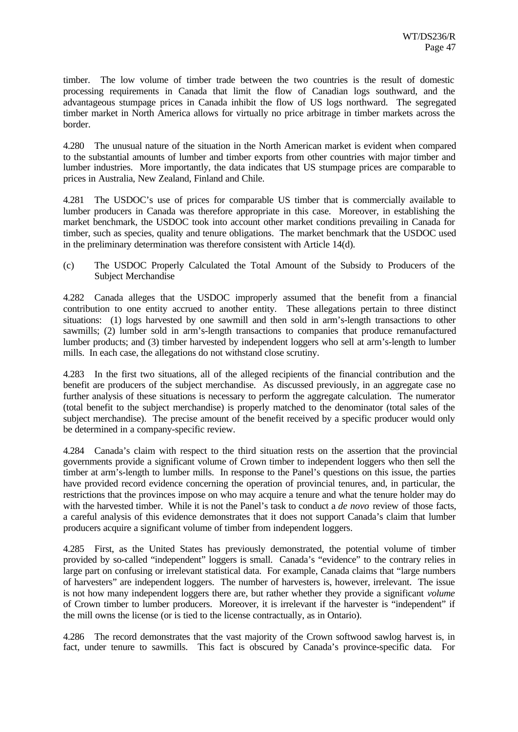timber. The low volume of timber trade between the two countries is the result of domestic processing requirements in Canada that limit the flow of Canadian logs southward, and the advantageous stumpage prices in Canada inhibit the flow of US logs northward. The segregated timber market in North America allows for virtually no price arbitrage in timber markets across the border.

4.280 The unusual nature of the situation in the North American market is evident when compared to the substantial amounts of lumber and timber exports from other countries with major timber and lumber industries. More importantly, the data indicates that US stumpage prices are comparable to prices in Australia, New Zealand, Finland and Chile.

4.281 The USDOC's use of prices for comparable US timber that is commercially available to lumber producers in Canada was therefore appropriate in this case. Moreover, in establishing the market benchmark, the USDOC took into account other market conditions prevailing in Canada for timber, such as species, quality and tenure obligations. The market benchmark that the USDOC used in the preliminary determination was therefore consistent with Article 14(d).

(c) The USDOC Properly Calculated the Total Amount of the Subsidy to Producers of the Subject Merchandise

4.282 Canada alleges that the USDOC improperly assumed that the benefit from a financial contribution to one entity accrued to another entity. These allegations pertain to three distinct situations: (1) logs harvested by one sawmill and then sold in arm's-length transactions to other sawmills; (2) lumber sold in arm's-length transactions to companies that produce remanufactured lumber products; and (3) timber harvested by independent loggers who sell at arm's-length to lumber mills. In each case, the allegations do not withstand close scrutiny.

4.283 In the first two situations, all of the alleged recipients of the financial contribution and the benefit are producers of the subject merchandise. As discussed previously, in an aggregate case no further analysis of these situations is necessary to perform the aggregate calculation. The numerator (total benefit to the subject merchandise) is properly matched to the denominator (total sales of the subject merchandise). The precise amount of the benefit received by a specific producer would only be determined in a company-specific review.

4.284 Canada's claim with respect to the third situation rests on the assertion that the provincial governments provide a significant volume of Crown timber to independent loggers who then sell the timber at arm's-length to lumber mills. In response to the Panel's questions on this issue, the parties have provided record evidence concerning the operation of provincial tenures, and, in particular, the restrictions that the provinces impose on who may acquire a tenure and what the tenure holder may do with the harvested timber. While it is not the Panel's task to conduct a *de novo* review of those facts, a careful analysis of this evidence demonstrates that it does not support Canada's claim that lumber producers acquire a significant volume of timber from independent loggers.

4.285 First, as the United States has previously demonstrated, the potential volume of timber provided by so-called "independent" loggers is small. Canada's "evidence" to the contrary relies in large part on confusing or irrelevant statistical data. For example, Canada claims that "large numbers of harvesters" are independent loggers. The number of harvesters is, however, irrelevant. The issue is not how many independent loggers there are, but rather whether they provide a significant *volume* of Crown timber to lumber producers. Moreover, it is irrelevant if the harvester is "independent" if the mill owns the license (or is tied to the license contractually, as in Ontario).

4.286 The record demonstrates that the vast majority of the Crown softwood sawlog harvest is, in fact, under tenure to sawmills. This fact is obscured by Canada's province-specific data. For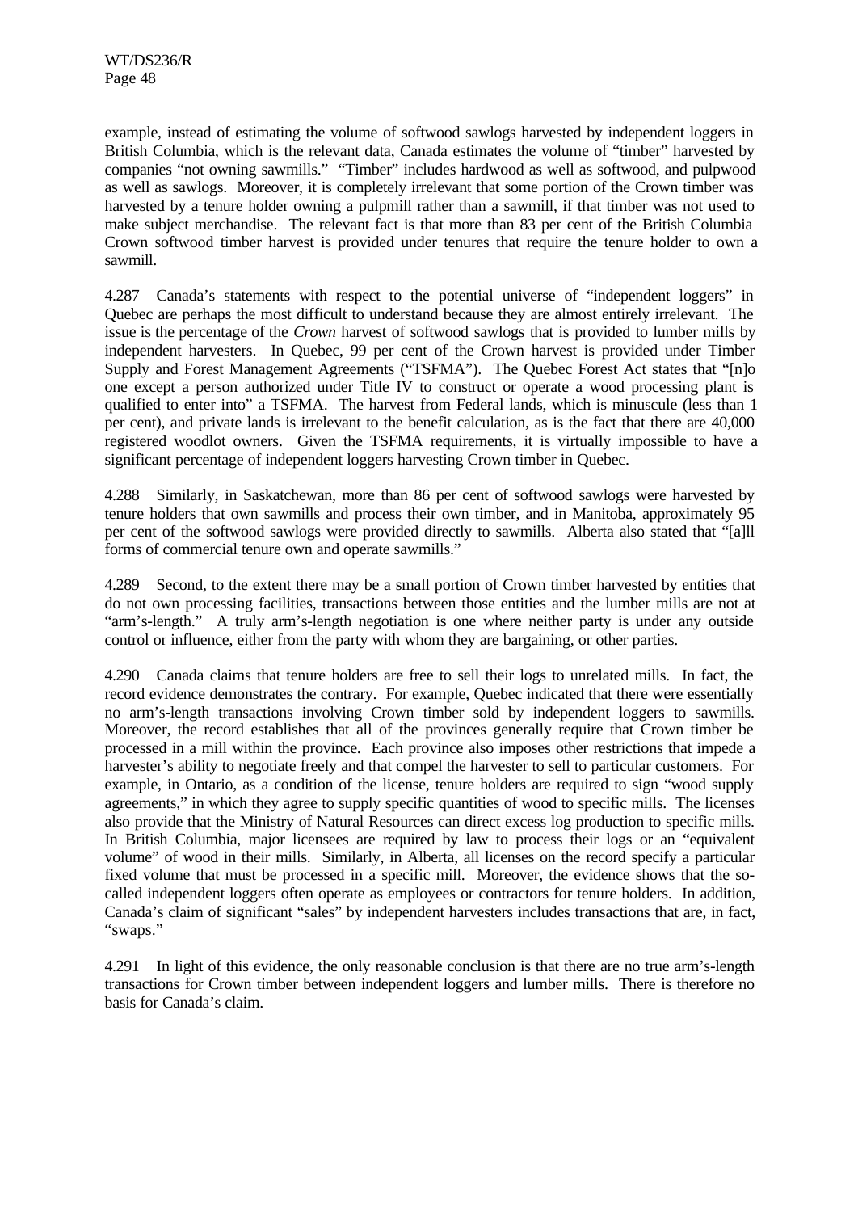example, instead of estimating the volume of softwood sawlogs harvested by independent loggers in British Columbia, which is the relevant data, Canada estimates the volume of "timber" harvested by companies "not owning sawmills." "Timber" includes hardwood as well as softwood, and pulpwood as well as sawlogs. Moreover, it is completely irrelevant that some portion of the Crown timber was harvested by a tenure holder owning a pulpmill rather than a sawmill, if that timber was not used to make subject merchandise. The relevant fact is that more than 83 per cent of the British Columbia Crown softwood timber harvest is provided under tenures that require the tenure holder to own a sawmill.

4.287 Canada's statements with respect to the potential universe of "independent loggers" in Quebec are perhaps the most difficult to understand because they are almost entirely irrelevant. The issue is the percentage of the *Crown* harvest of softwood sawlogs that is provided to lumber mills by independent harvesters. In Quebec, 99 per cent of the Crown harvest is provided under Timber Supply and Forest Management Agreements ("TSFMA"). The Quebec Forest Act states that "[n]o one except a person authorized under Title IV to construct or operate a wood processing plant is qualified to enter into" a TSFMA. The harvest from Federal lands, which is minuscule (less than 1 per cent), and private lands is irrelevant to the benefit calculation, as is the fact that there are 40,000 registered woodlot owners. Given the TSFMA requirements, it is virtually impossible to have a significant percentage of independent loggers harvesting Crown timber in Quebec.

4.288 Similarly, in Saskatchewan, more than 86 per cent of softwood sawlogs were harvested by tenure holders that own sawmills and process their own timber, and in Manitoba, approximately 95 per cent of the softwood sawlogs were provided directly to sawmills. Alberta also stated that "[a]ll forms of commercial tenure own and operate sawmills."

4.289 Second, to the extent there may be a small portion of Crown timber harvested by entities that do not own processing facilities, transactions between those entities and the lumber mills are not at "arm's-length." A truly arm's-length negotiation is one where neither party is under any outside control or influence, either from the party with whom they are bargaining, or other parties.

4.290 Canada claims that tenure holders are free to sell their logs to unrelated mills. In fact, the record evidence demonstrates the contrary. For example, Quebec indicated that there were essentially no arm's-length transactions involving Crown timber sold by independent loggers to sawmills. Moreover, the record establishes that all of the provinces generally require that Crown timber be processed in a mill within the province. Each province also imposes other restrictions that impede a harvester's ability to negotiate freely and that compel the harvester to sell to particular customers. For example, in Ontario, as a condition of the license, tenure holders are required to sign "wood supply agreements," in which they agree to supply specific quantities of wood to specific mills. The licenses also provide that the Ministry of Natural Resources can direct excess log production to specific mills. In British Columbia, major licensees are required by law to process their logs or an "equivalent volume" of wood in their mills. Similarly, in Alberta, all licenses on the record specify a particular fixed volume that must be processed in a specific mill. Moreover, the evidence shows that the so-called independent loggers often operate as employees or contractors for tenure holders. In addition, Canada's claim of significant "sales" by independent harvesters includes transactions that are, in fact, "swaps."

4.291 In light of this evidence, the only reasonable conclusion is that there are no true arm's-length transactions for Crown timber between independent loggers and lumber mills. There is therefore no basis for Canada's claim.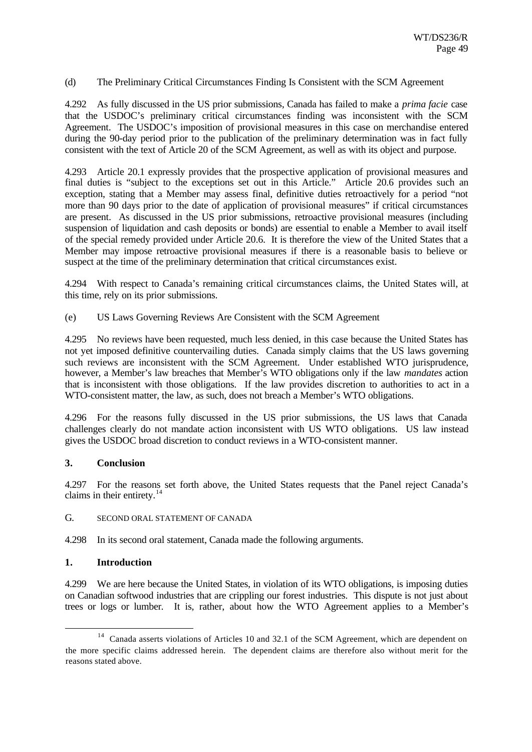(d) The Preliminary Critical Circumstances Finding Is Consistent with the SCM Agreement

4.292 As fully discussed in the US prior submissions, Canada has failed to make a *prima facie* case that the USDOC's preliminary critical circumstances finding was inconsistent with the SCM Agreement. The USDOC's imposition of provisional measures in this case on merchandise entered during the 90-day period prior to the publication of the preliminary determination was in fact fully consistent with the text of Article 20 of the SCM Agreement, as well as with its object and purpose.

4.293 Article 20.1 expressly provides that the prospective application of provisional measures and final duties is "subject to the exceptions set out in this Article." Article 20.6 provides such an exception, stating that a Member may assess final, definitive duties retroactively for a period "not more than 90 days prior to the date of application of provisional measures" if critical circumstances are present. As discussed in the US prior submissions, retroactive provisional measures (including suspension of liquidation and cash deposits or bonds) are essential to enable a Member to avail itself of the special remedy provided under Article 20.6. It is therefore the view of the United States that a Member may impose retroactive provisional measures if there is a reasonable basis to believe or suspect at the time of the preliminary determination that critical circumstances exist.

4.294 With respect to Canada's remaining critical circumstances claims, the United States will, at this time, rely on its prior submissions.

(e) US Laws Governing Reviews Are Consistent with the SCM Agreement

4.295 No reviews have been requested, much less denied, in this case because the United States has not yet imposed definitive countervailing duties. Canada simply claims that the US laws governing such reviews are inconsistent with the SCM Agreement. Under established WTO jurisprudence, however, a Member's law breaches that Member's WTO obligations only if the law *mandates* action that is inconsistent with those obligations. If the law provides discretion to authorities to act in a WTO-consistent matter, the law, as such, does not breach a Member's WTO obligations.

4.296 For the reasons fully discussed in the US prior submissions, the US laws that Canada challenges clearly do not mandate action inconsistent with US WTO obligations. US law instead gives the USDOC broad discretion to conduct reviews in a WTO-consistent manner.

### 3. Conclusion

4.297 For the reasons set forth above, the United States requests that the Panel reject Canada's claims in their entirety.[14]

## G. SECOND ORAL STATEMENT OF CANADA

4.298 In its second oral statement, Canada made the following arguments.

### 1. Introduction

4.299 We are here because the United States, in violation of its WTO obligations, is imposing duties on Canadian softwood industries that are crippling our forest industries. This dispute is not just about trees or logs or lumber. It is, rather, about how the WTO Agreement applies to a Member's

[14] Canada asserts violations of Articles 10 and 32.1 of the SCM Agreement, which are dependent on the more specific claims addressed herein. The dependent claims are therefore also without merit for the reasons stated above.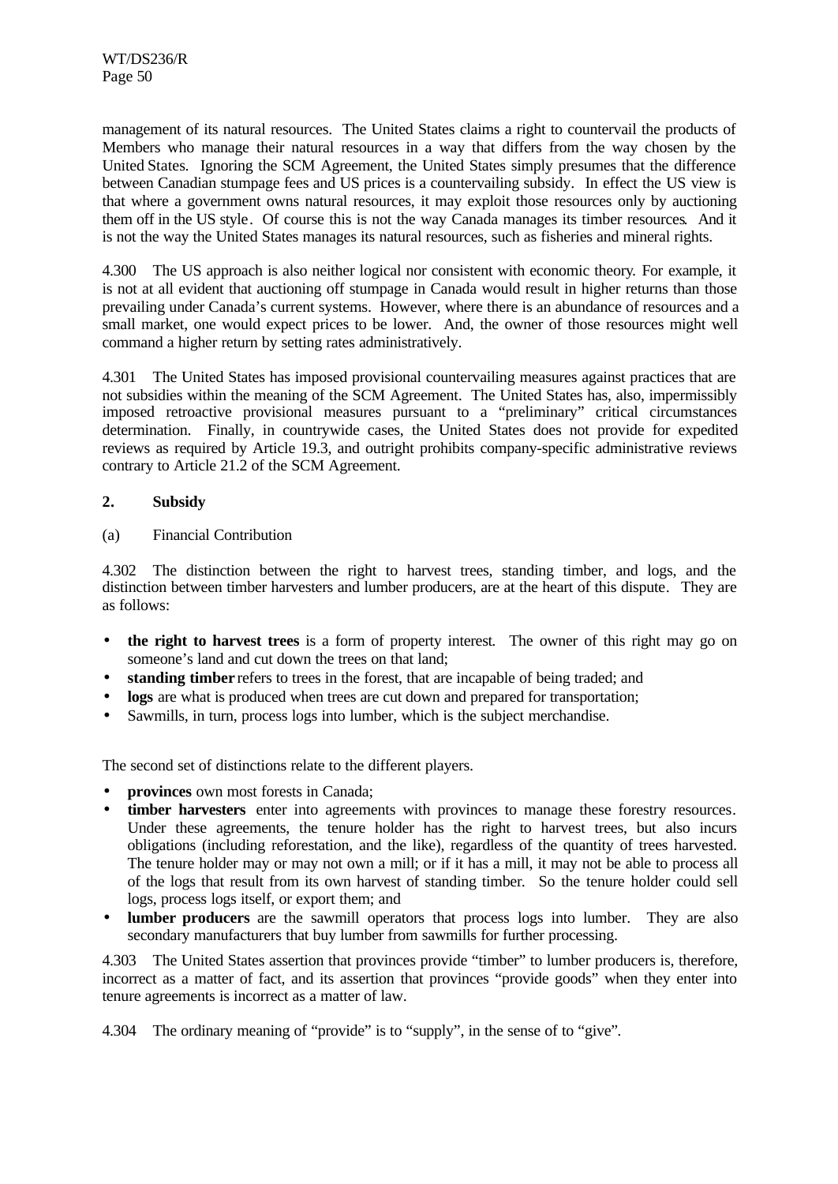management of its natural resources. The United States claims a right to countervail the products of Members who manage their natural resources in a way that differs from the way chosen by the United States. Ignoring the SCM Agreement, the United States simply presumes that the difference between Canadian stumpage fees and US prices is a countervailing subsidy. In effect the US view is that where a government owns natural resources, it may exploit those resources only by auctioning them off in the US style. Of course this is not the way Canada manages its timber resources. And it is not the way the United States manages its natural resources, such as fisheries and mineral rights.

4.300 The US approach is also neither logical nor consistent with economic theory. For example, it is not at all evident that auctioning off stumpage in Canada would result in higher returns than those prevailing under Canada's current systems. However, where there is an abundance of resources and a small market, one would expect prices to be lower. And, the owner of those resources might well command a higher return by setting rates administratively.

4.301 The United States has imposed provisional countervailing measures against practices that are not subsidies within the meaning of the SCM Agreement. The United States has, also, impermissibly imposed retroactive provisional measures pursuant to a "preliminary" critical circumstances determination. Finally, in countrywide cases, the United States does not provide for expedited reviews as required by Article 19.3, and outright prohibits company-specific administrative reviews contrary to Article 21.2 of the SCM Agreement.

## 2. Subsidy

### (a) Financial Contribution

4.302 The distinction between the right to harvest trees, standing timber, and logs, and the distinction between timber harvesters and lumber producers, are at the heart of this dispute. They are as follows:

- **the right to harvest trees** is a form of property interest. The owner of this right may go on someone's land and cut down the trees on that land;
- **standing timber** refers to trees in the forest, that are incapable of being traded; and
- **logs** are what is produced when trees are cut down and prepared for transportation;
- Sawmills, in turn, process logs into lumber, which is the subject merchandise.

The second set of distinctions relate to the different players.

- **provinces** own most forests in Canada;
- **timber harvesters** enter into agreements with provinces to manage these forestry resources. Under these agreements, the tenure holder has the right to harvest trees, but also incurs obligations (including reforestation, and the like), regardless of the quantity of trees harvested. The tenure holder may or may not own a mill; or if it has a mill, it may not be able to process all of the logs that result from its own harvest of standing timber. So the tenure holder could sell logs, process logs itself, or export them; and
- **lumber producers** are the sawmill operators that process logs into lumber. They are also secondary manufacturers that buy lumber from sawmills for further processing.

4.303 The United States assertion that provinces provide "timber" to lumber producers is, therefore, incorrect as a matter of fact, and its assertion that provinces "provide goods" when they enter into tenure agreements is incorrect as a matter of law.

4.304 The ordinary meaning of "provide" is to "supply", in the sense of to "give".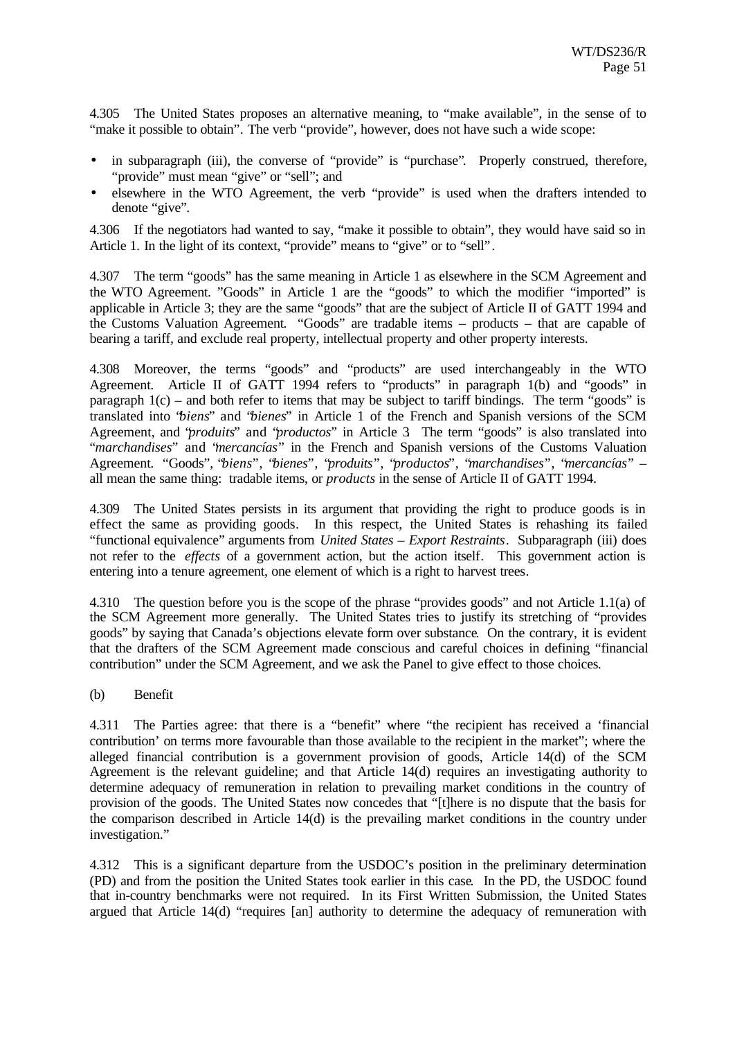4.305 The United States proposes an alternative meaning, to "make available", in the sense of to "make it possible to obtain". The verb "provide", however, does not have such a wide scope:

- in subparagraph (iii), the converse of "provide" is "purchase". Properly construed, therefore, "provide" must mean "give" or "sell"; and
- elsewhere in the WTO Agreement, the verb "provide" is used when the drafters intended to denote "give".

4.306 If the negotiators had wanted to say, "make it possible to obtain", they would have said so in Article 1. In the light of its context, "provide" means to "give" or to "sell".

4.307 The term "goods" has the same meaning in Article 1 as elsewhere in the SCM Agreement and the WTO Agreement. "Goods" in Article 1 are the "goods" to which the modifier "imported" is applicable in Article 3; they are the same "goods" that are the subject of Article II of GATT 1994 and the Customs Valuation Agreement. "Goods" are tradable items – products – that are capable of bearing a tariff, and exclude real property, intellectual property and other property interests.

4.308 Moreover, the terms "goods" and "products" are used interchangeably in the WTO Agreement. Article II of GATT 1994 refers to "products" in paragraph 1(b) and "goods" in paragraph 1(c) – and both refer to items that may be subject to tariff bindings. The term "goods" is translated into "*biens*" and "*bienes*" in Article 1 of the French and Spanish versions of the SCM Agreement, and "*produits*" and "*productos*" in Article 3 The term "goods" is also translated into "*marchandises*" and "*mercancías*" in the French and Spanish versions of the Customs Valuation Agreement. "Goods", "*biens*", "*bienes*", "*produits*", "*productos*", "*marchandises*", "*mercancías*" – all mean the same thing: tradable items, or *products* in the sense of Article II of GATT 1994.

4.309 The United States persists in its argument that providing the right to produce goods is in effect the same as providing goods. In this respect, the United States is rehashing its failed "functional equivalence" arguments from *United States – Export Restraints*. Subparagraph (iii) does not refer to the *effects* of a government action, but the action itself. This government action is entering into a tenure agreement, one element of which is a right to harvest trees.

4.310 The question before you is the scope of the phrase "provides goods" and not Article 1.1(a) of the SCM Agreement more generally. The United States tries to justify its stretching of "provides goods" by saying that Canada's objections elevate form over substance. On the contrary, it is evident that the drafters of the SCM Agreement made conscious and careful choices in defining "financial contribution" under the SCM Agreement, and we ask the Panel to give effect to those choices.

(b) Benefit

4.311 The Parties agree: that there is a "benefit" where "the recipient has received a 'financial contribution' on terms more favourable than those available to the recipient in the market"; where the alleged financial contribution is a government provision of goods, Article 14(d) of the SCM Agreement is the relevant guideline; and that Article 14(d) requires an investigating authority to determine adequacy of remuneration in relation to prevailing market conditions in the country of provision of the goods. The United States now concedes that "[t]here is no dispute that the basis for the comparison described in Article 14(d) is the prevailing market conditions in the country under investigation."

4.312 This is a significant departure from the USDOC's position in the preliminary determination (PD) and from the position the United States took earlier in this case. In the PD, the USDOC found that in-country benchmarks were not required. In its First Written Submission, the United States argued that Article 14(d) "requires [an] authority to determine the adequacy of remuneration with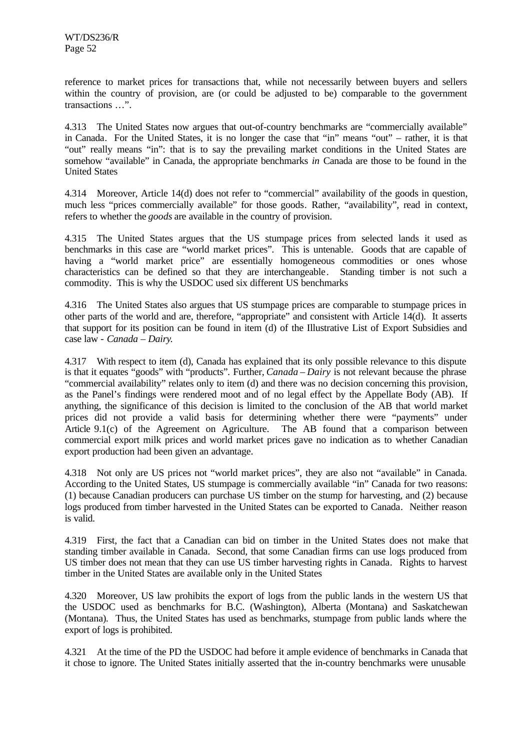reference to market prices for transactions that, while not necessarily between buyers and sellers within the country of provision, are (or could be adjusted to be) comparable to the government transactions …".

4.313 The United States now argues that out-of-country benchmarks are "commercially available" in Canada. For the United States, it is no longer the case that "in" means "out" – rather, it is that "out" really means "in": that is to say the prevailing market conditions in the United States are somehow "available" in Canada, the appropriate benchmarks *in* Canada are those to be found in the United States

4.314 Moreover, Article 14(d) does not refer to "commercial" availability of the goods in question, much less "prices commercially available" for those goods. Rather, "availability", read in context, refers to whether the *goods* are available in the country of provision.

4.315 The United States argues that the US stumpage prices from selected lands it used as benchmarks in this case are "world market prices". This is untenable. Goods that are capable of having a "world market price" are essentially homogeneous commodities or ones whose characteristics can be defined so that they are interchangeable. Standing timber is not such a commodity. This is why the USDOC used six different US benchmarks

4.316 The United States also argues that US stumpage prices are comparable to stumpage prices in other parts of the world and are, therefore, "appropriate" and consistent with Article 14(d). It asserts that support for its position can be found in item (d) of the Illustrative List of Export Subsidies and case law - *Canada – Dairy.*

4.317 With respect to item (d), Canada has explained that its only possible relevance to this dispute is that it equates "goods" with "products". Further, *Canada – Dairy* is not relevant because the phrase "commercial availability" relates only to item (d) and there was no decision concerning this provision, as the Panel's findings were rendered moot and of no legal effect by the Appellate Body (AB). If anything, the significance of this decision is limited to the conclusion of the AB that world market prices did not provide a valid basis for determining whether there were "payments" under Article 9.1(c) of the Agreement on Agriculture. The AB found that a comparison between commercial export milk prices and world market prices gave no indication as to whether Canadian export production had been given an advantage.

4.318 Not only are US prices not "world market prices", they are also not "available" in Canada. According to the United States, US stumpage is commercially available "in" Canada for two reasons: (1) because Canadian producers can purchase US timber on the stump for harvesting, and (2) because logs produced from timber harvested in the United States can be exported to Canada. Neither reason is valid.

4.319 First, the fact that a Canadian can bid on timber in the United States does not make that standing timber available in Canada. Second, that some Canadian firms can use logs produced from US timber does not mean that they can use US timber harvesting rights in Canada. Rights to harvest timber in the United States are available only in the United States

4.320 Moreover, US law prohibits the export of logs from the public lands in the western US that the USDOC used as benchmarks for B.C. (Washington), Alberta (Montana) and Saskatchewan (Montana). Thus, the United States has used as benchmarks, stumpage from public lands where the export of logs is prohibited.

4.321 At the time of the PD the USDOC had before it ample evidence of benchmarks in Canada that it chose to ignore. The United States initially asserted that the in-country benchmarks were unusable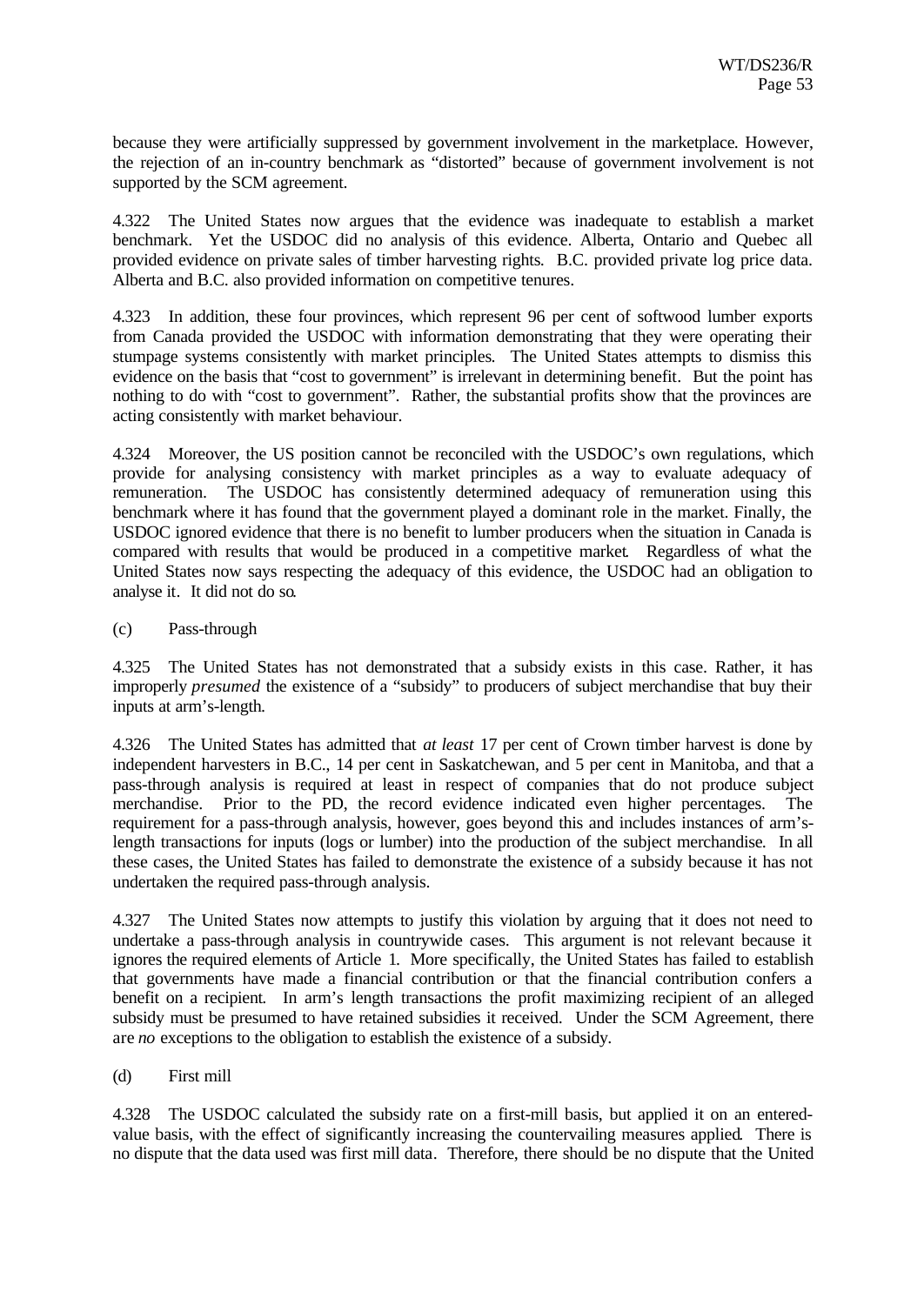because they were artificially suppressed by government involvement in the marketplace. However, the rejection of an in-country benchmark as "distorted" because of government involvement is not supported by the SCM agreement.

4.322 The United States now argues that the evidence was inadequate to establish a market benchmark. Yet the USDOC did no analysis of this evidence. Alberta, Ontario and Quebec all provided evidence on private sales of timber harvesting rights. B.C. provided private log price data. Alberta and B.C. also provided information on competitive tenures.

4.323 In addition, these four provinces, which represent 96 per cent of softwood lumber exports from Canada provided the USDOC with information demonstrating that they were operating their stumpage systems consistently with market principles. The United States attempts to dismiss this evidence on the basis that "cost to government" is irrelevant in determining benefit. But the point has nothing to do with "cost to government". Rather, the substantial profits show that the provinces are acting consistently with market behaviour.

4.324 Moreover, the US position cannot be reconciled with the USDOC's own regulations, which provide for analysing consistency with market principles as a way to evaluate adequacy of remuneration. The USDOC has consistently determined adequacy of remuneration using this benchmark where it has found that the government played a dominant role in the market. Finally, the USDOC ignored evidence that there is no benefit to lumber producers when the situation in Canada is compared with results that would be produced in a competitive market. Regardless of what the United States now says respecting the adequacy of this evidence, the USDOC had an obligation to analyse it. It did not do so.

(c) Pass-through

4.325 The United States has not demonstrated that a subsidy exists in this case. Rather, it has improperly *presumed* the existence of a "subsidy" to producers of subject merchandise that buy their inputs at arm's-length.

4.326 The United States has admitted that *at least* 17 per cent of Crown timber harvest is done by independent harvesters in B.C., 14 per cent in Saskatchewan, and 5 per cent in Manitoba, and that a pass-through analysis is required at least in respect of companies that do not produce subject merchandise. Prior to the PD, the record evidence indicated even higher percentages. The requirement for a pass-through analysis, however, goes beyond this and includes instances of arm's-length transactions for inputs (logs or lumber) into the production of the subject merchandise. In all these cases, the United States has failed to demonstrate the existence of a subsidy because it has not undertaken the required pass-through analysis.

4.327 The United States now attempts to justify this violation by arguing that it does not need to undertake a pass-through analysis in countrywide cases. This argument is not relevant because it ignores the required elements of Article 1. More specifically, the United States has failed to establish that governments have made a financial contribution or that the financial contribution confers a benefit on a recipient. In arm's length transactions the profit maximizing recipient of an alleged subsidy must be presumed to have retained subsidies it received. Under the SCM Agreement, there are *no* exceptions to the obligation to establish the existence of a subsidy.

(d) First mill

4.328 The USDOC calculated the subsidy rate on a first-mill basis, but applied it on an entered-value basis, with the effect of significantly increasing the countervailing measures applied. There is no dispute that the data used was first mill data. Therefore, there should be no dispute that the United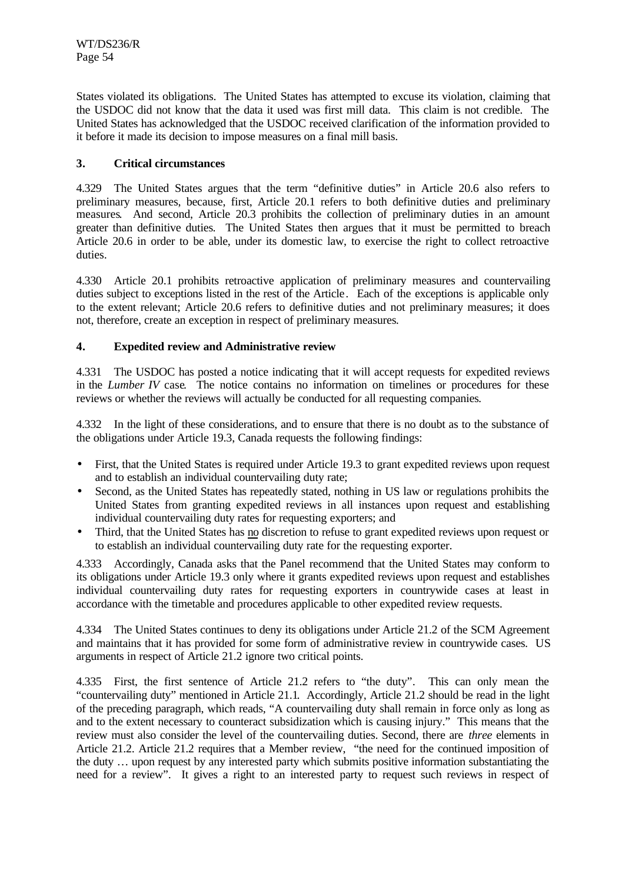States violated its obligations. The United States has attempted to excuse its violation, claiming that the USDOC did not know that the data it used was first mill data. This claim is not credible. The United States has acknowledged that the USDOC received clarification of the information provided to it before it made its decision to impose measures on a final mill basis.

### 3. Critical circumstances

4.329 The United States argues that the term "definitive duties" in Article 20.6 also refers to preliminary measures, because, first, Article 20.1 refers to both definitive duties and preliminary measures. And second, Article 20.3 prohibits the collection of preliminary duties in an amount greater than definitive duties. The United States then argues that it must be permitted to breach Article 20.6 in order to be able, under its domestic law, to exercise the right to collect retroactive duties.

4.330 Article 20.1 prohibits retroactive application of preliminary measures and countervailing duties subject to exceptions listed in the rest of the Article. Each of the exceptions is applicable only to the extent relevant; Article 20.6 refers to definitive duties and not preliminary measures; it does not, therefore, create an exception in respect of preliminary measures.

### 4. Expedited review and Administrative review

4.331 The USDOC has posted a notice indicating that it will accept requests for expedited reviews in the *Lumber IV* case. The notice contains no information on timelines or procedures for these reviews or whether the reviews will actually be conducted for all requesting companies.

4.332 In the light of these considerations, and to ensure that there is no doubt as to the substance of the obligations under Article 19.3, Canada requests the following findings:

- First, that the United States is required under Article 19.3 to grant expedited reviews upon request and to establish an individual countervailing duty rate;
- Second, as the United States has repeatedly stated, nothing in US law or regulations prohibits the United States from granting expedited reviews in all instances upon request and establishing individual countervailing duty rates for requesting exporters; and
- Third, that the United States has <u>no</u> discretion to refuse to grant expedited reviews upon request or to establish an individual countervailing duty rate for the requesting exporter.

4.333 Accordingly, Canada asks that the Panel recommend that the United States may conform to its obligations under Article 19.3 only where it grants expedited reviews upon request and establishes individual countervailing duty rates for requesting exporters in countrywide cases at least in accordance with the timetable and procedures applicable to other expedited review requests.

4.334 The United States continues to deny its obligations under Article 21.2 of the SCM Agreement and maintains that it has provided for some form of administrative review in countrywide cases. US arguments in respect of Article 21.2 ignore two critical points.

4.335 First, the first sentence of Article 21.2 refers to "the duty". This can only mean the "countervailing duty" mentioned in Article 21.1. Accordingly, Article 21.2 should be read in the light of the preceding paragraph, which reads, "A countervailing duty shall remain in force only as long as and to the extent necessary to counteract subsidization which is causing injury." This means that the review must also consider the level of the countervailing duties. Second, there are *three* elements in Article 21.2. Article 21.2 requires that a Member review, "the need for the continued imposition of the duty … upon request by any interested party which submits positive information substantiating the need for a review". It gives a right to an interested party to request such reviews in respect of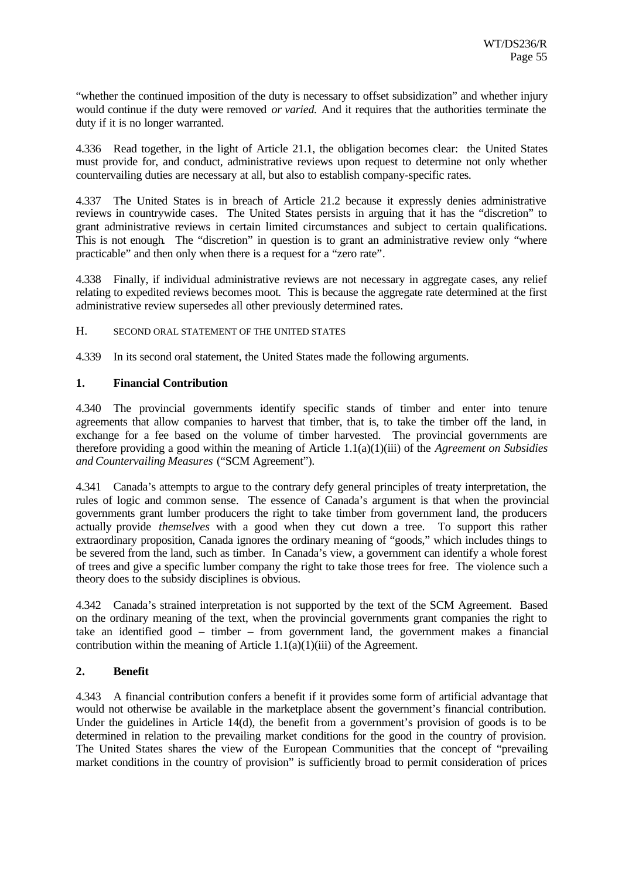"whether the continued imposition of the duty is necessary to offset subsidization" and whether injury would continue if the duty were removed *or varied.* And it requires that the authorities terminate the duty if it is no longer warranted.

4.336 Read together, in the light of Article 21.1, the obligation becomes clear: the United States must provide for, and conduct, administrative reviews upon request to determine not only whether countervailing duties are necessary at all, but also to establish company-specific rates.

4.337 The United States is in breach of Article 21.2 because it expressly denies administrative reviews in countrywide cases. The United States persists in arguing that it has the "discretion" to grant administrative reviews in certain limited circumstances and subject to certain qualifications. This is not enough. The "discretion" in question is to grant an administrative review only "where practicable" and then only when there is a request for a "zero rate".

4.338 Finally, if individual administrative reviews are not necessary in aggregate cases, any relief relating to expedited reviews becomes moot. This is because the aggregate rate determined at the first administrative review supersedes all other previously determined rates.

## H. SECOND ORAL STATEMENT OF THE UNITED STATES

4.339 In its second oral statement, the United States made the following arguments.

### 1. Financial Contribution

4.340 The provincial governments identify specific stands of timber and enter into tenure agreements that allow companies to harvest that timber, that is, to take the timber off the land, in exchange for a fee based on the volume of timber harvested. The provincial governments are therefore providing a good within the meaning of Article 1.1(a)(1)(iii) of the *Agreement on Subsidies and Countervailing Measures* ("SCM Agreement").

4.341 Canada's attempts to argue to the contrary defy general principles of treaty interpretation, the rules of logic and common sense. The essence of Canada's argument is that when the provincial governments grant lumber producers the right to take timber from government land, the producers actually provide *themselves* with a good when they cut down a tree. To support this rather extraordinary proposition, Canada ignores the ordinary meaning of "goods," which includes things to be severed from the land, such as timber. In Canada's view, a government can identify a whole forest of trees and give a specific lumber company the right to take those trees for free. The violence such a theory does to the subsidy disciplines is obvious.

4.342 Canada's strained interpretation is not supported by the text of the SCM Agreement. Based on the ordinary meaning of the text, when the provincial governments grant companies the right to take an identified good – timber – from government land, the government makes a financial contribution within the meaning of Article 1.1(a)(1)(iii) of the Agreement.

### 2. Benefit

4.343 A financial contribution confers a benefit if it provides some form of artificial advantage that would not otherwise be available in the marketplace absent the government's financial contribution. Under the guidelines in Article 14(d), the benefit from a government's provision of goods is to be determined in relation to the prevailing market conditions for the good in the country of provision. The United States shares the view of the European Communities that the concept of "prevailing market conditions in the country of provision" is sufficiently broad to permit consideration of prices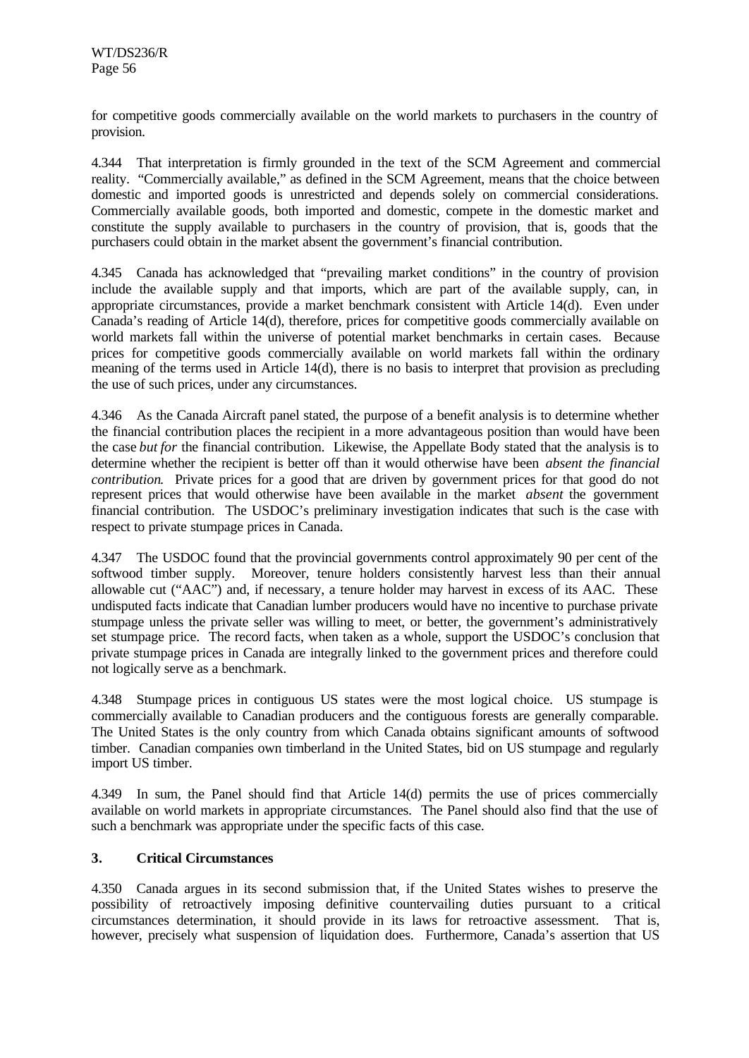for competitive goods commercially available on the world markets to purchasers in the country of provision.

4.344 That interpretation is firmly grounded in the text of the SCM Agreement and commercial reality. "Commercially available," as defined in the SCM Agreement, means that the choice between domestic and imported goods is unrestricted and depends solely on commercial considerations. Commercially available goods, both imported and domestic, compete in the domestic market and constitute the supply available to purchasers in the country of provision, that is, goods that the purchasers could obtain in the market absent the government's financial contribution.

4.345 Canada has acknowledged that "prevailing market conditions" in the country of provision include the available supply and that imports, which are part of the available supply, can, in appropriate circumstances, provide a market benchmark consistent with Article 14(d). Even under Canada's reading of Article 14(d), therefore, prices for competitive goods commercially available on world markets fall within the universe of potential market benchmarks in certain cases. Because prices for competitive goods commercially available on world markets fall within the ordinary meaning of the terms used in Article 14(d), there is no basis to interpret that provision as precluding the use of such prices, under any circumstances.

4.346 As the Canada Aircraft panel stated, the purpose of a benefit analysis is to determine whether the financial contribution places the recipient in a more advantageous position than would have been the case *but for* the financial contribution. Likewise, the Appellate Body stated that the analysis is to determine whether the recipient is better off than it would otherwise have been *absent the financial contribution*. Private prices for a good that are driven by government prices for that good do not represent prices that would otherwise have been available in the market *absent* the government financial contribution. The USDOC's preliminary investigation indicates that such is the case with respect to private stumpage prices in Canada.

4.347 The USDOC found that the provincial governments control approximately 90 per cent of the softwood timber supply. Moreover, tenure holders consistently harvest less than their annual allowable cut ("AAC") and, if necessary, a tenure holder may harvest in excess of its AAC. These undisputed facts indicate that Canadian lumber producers would have no incentive to purchase private stumpage unless the private seller was willing to meet, or better, the government's administratively set stumpage price. The record facts, when taken as a whole, support the USDOC's conclusion that private stumpage prices in Canada are integrally linked to the government prices and therefore could not logically serve as a benchmark.

4.348 Stumpage prices in contiguous US states were the most logical choice. US stumpage is commercially available to Canadian producers and the contiguous forests are generally comparable. The United States is the only country from which Canada obtains significant amounts of softwood timber. Canadian companies own timberland in the United States, bid on US stumpage and regularly import US timber.

4.349 In sum, the Panel should find that Article 14(d) permits the use of prices commercially available on world markets in appropriate circumstances. The Panel should also find that the use of such a benchmark was appropriate under the specific facts of this case.

### 3. Critical Circumstances

4.350 Canada argues in its second submission that, if the United States wishes to preserve the possibility of retroactively imposing definitive countervailing duties pursuant to a critical circumstances determination, it should provide in its laws for retroactive assessment. That is, however, precisely what suspension of liquidation does. Furthermore, Canada's assertion that US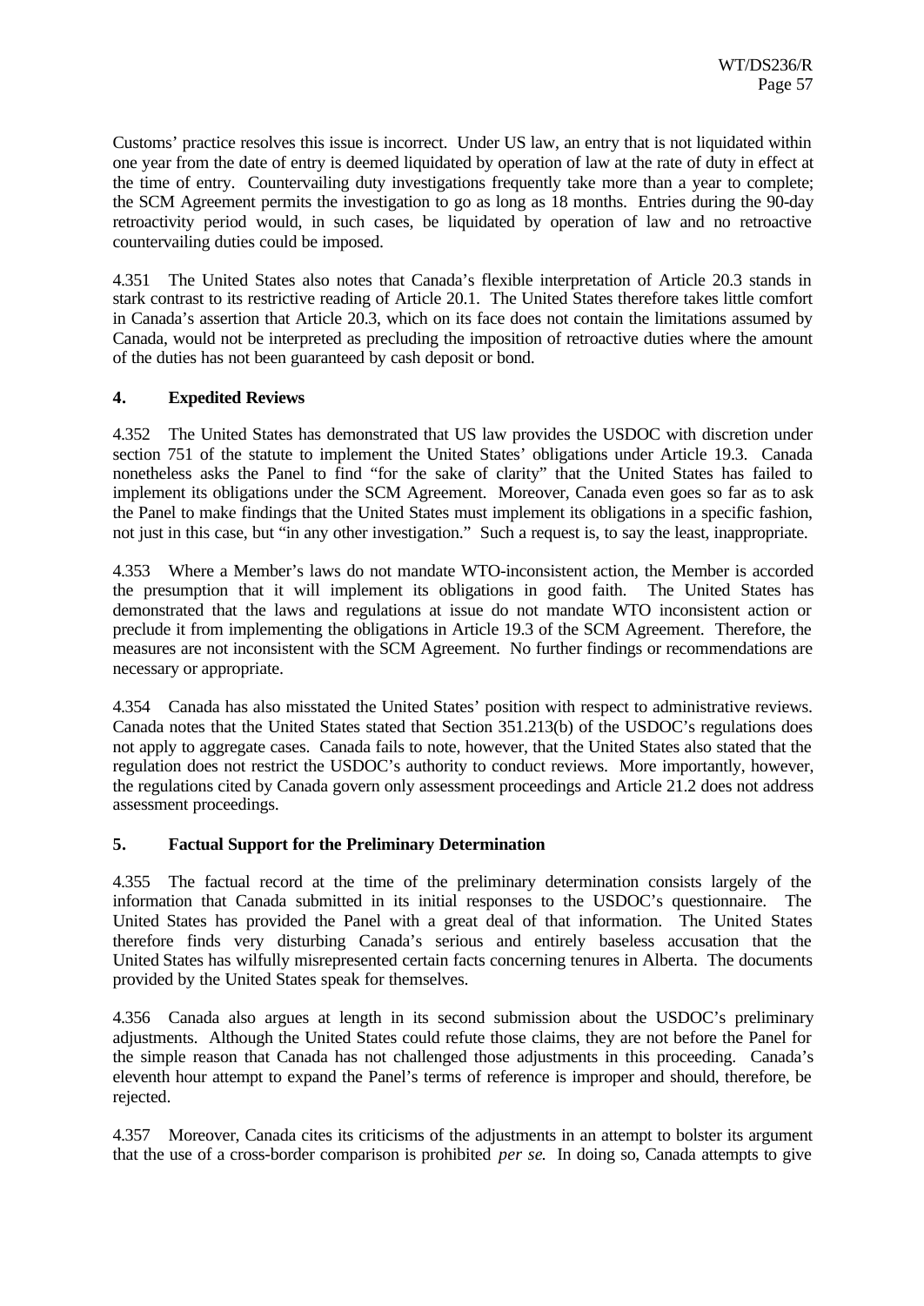Customs' practice resolves this issue is incorrect. Under US law, an entry that is not liquidated within one year from the date of entry is deemed liquidated by operation of law at the rate of duty in effect at the time of entry. Countervailing duty investigations frequently take more than a year to complete; the SCM Agreement permits the investigation to go as long as 18 months. Entries during the 90-day retroactivity period would, in such cases, be liquidated by operation of law and no retroactive countervailing duties could be imposed.

4.351 The United States also notes that Canada's flexible interpretation of Article 20.3 stands in stark contrast to its restrictive reading of Article 20.1. The United States therefore takes little comfort in Canada's assertion that Article 20.3, which on its face does not contain the limitations assumed by Canada, would not be interpreted as precluding the imposition of retroactive duties where the amount of the duties has not been guaranteed by cash deposit or bond.

### 4. Expedited Reviews

4.352 The United States has demonstrated that US law provides the USDOC with discretion under section 751 of the statute to implement the United States' obligations under Article 19.3. Canada nonetheless asks the Panel to find "for the sake of clarity" that the United States has failed to implement its obligations under the SCM Agreement. Moreover, Canada even goes so far as to ask the Panel to make findings that the United States must implement its obligations in a specific fashion, not just in this case, but "in any other investigation." Such a request is, to say the least, inappropriate.

4.353 Where a Member's laws do not mandate WTO-inconsistent action, the Member is accorded the presumption that it will implement its obligations in good faith. The United States has demonstrated that the laws and regulations at issue do not mandate WTO inconsistent action or preclude it from implementing the obligations in Article 19.3 of the SCM Agreement. Therefore, the measures are not inconsistent with the SCM Agreement. No further findings or recommendations are necessary or appropriate.

4.354 Canada has also misstated the United States' position with respect to administrative reviews. Canada notes that the United States stated that Section 351.213(b) of the USDOC's regulations does not apply to aggregate cases. Canada fails to note, however, that the United States also stated that the regulation does not restrict the USDOC's authority to conduct reviews. More importantly, however, the regulations cited by Canada govern only assessment proceedings and Article 21.2 does not address assessment proceedings.

### 5. Factual Support for the Preliminary Determination

4.355 The factual record at the time of the preliminary determination consists largely of the information that Canada submitted in its initial responses to the USDOC's questionnaire. The United States has provided the Panel with a great deal of that information. The United States therefore finds very disturbing Canada's serious and entirely baseless accusation that the United States has wilfully misrepresented certain facts concerning tenures in Alberta. The documents provided by the United States speak for themselves.

4.356 Canada also argues at length in its second submission about the USDOC's preliminary adjustments. Although the United States could refute those claims, they are not before the Panel for the simple reason that Canada has not challenged those adjustments in this proceeding. Canada's eleventh hour attempt to expand the Panel's terms of reference is improper and should, therefore, be rejected.

4.357 Moreover, Canada cites its criticisms of the adjustments in an attempt to bolster its argument that the use of a cross-border comparison is prohibited *per se*. In doing so, Canada attempts to give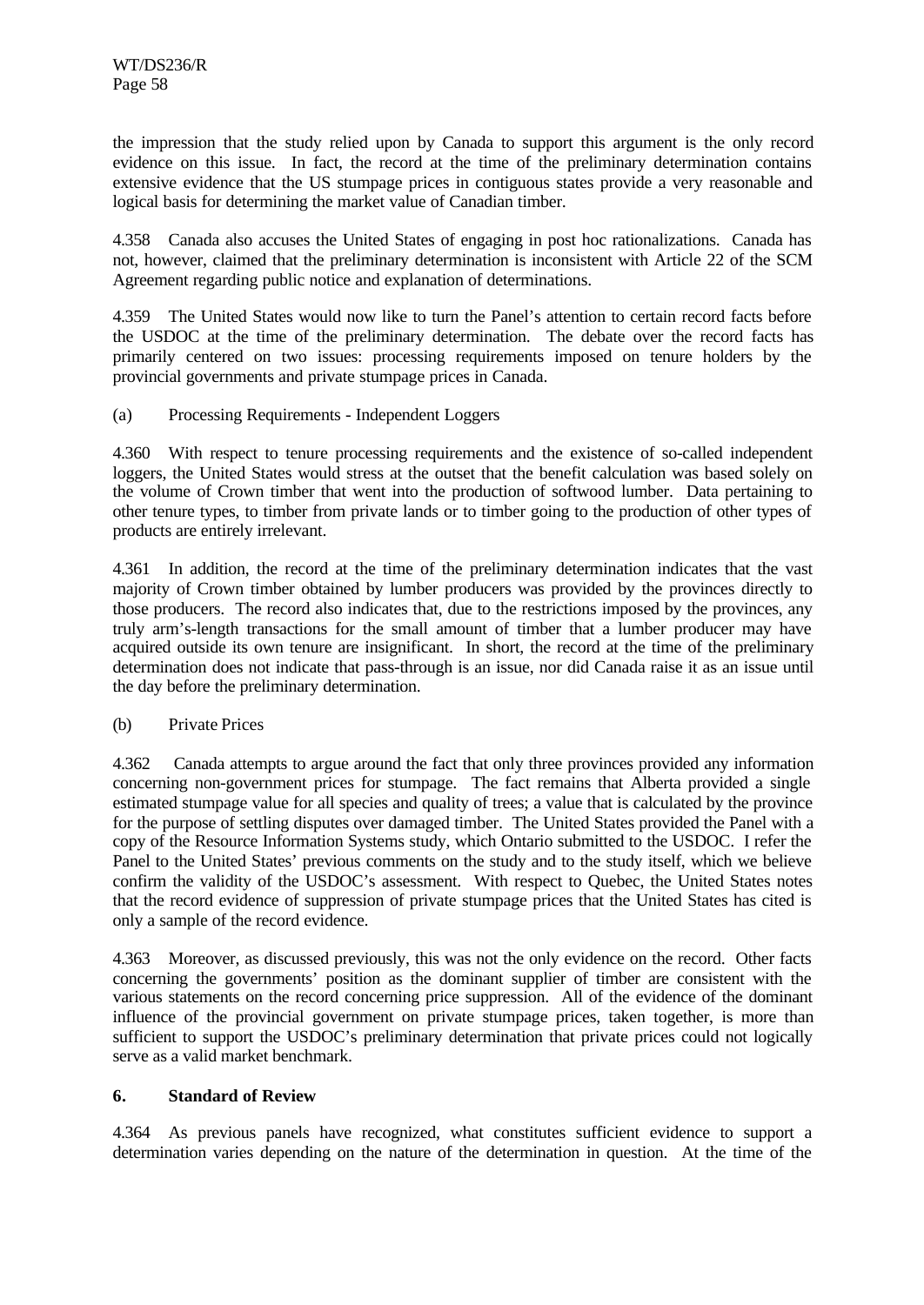the impression that the study relied upon by Canada to support this argument is the only record evidence on this issue. In fact, the record at the time of the preliminary determination contains extensive evidence that the US stumpage prices in contiguous states provide a very reasonable and logical basis for determining the market value of Canadian timber.

4.358 Canada also accuses the United States of engaging in post hoc rationalizations. Canada has not, however, claimed that the preliminary determination is inconsistent with Article 22 of the SCM Agreement regarding public notice and explanation of determinations.

4.359 The United States would now like to turn the Panel's attention to certain record facts before the USDOC at the time of the preliminary determination. The debate over the record facts has primarily centered on two issues: processing requirements imposed on tenure holders by the provincial governments and private stumpage prices in Canada.

(a) Processing Requirements - Independent Loggers

4.360 With respect to tenure processing requirements and the existence of so-called independent loggers, the United States would stress at the outset that the benefit calculation was based solely on the volume of Crown timber that went into the production of softwood lumber. Data pertaining to other tenure types, to timber from private lands or to timber going to the production of other types of products are entirely irrelevant.

4.361 In addition, the record at the time of the preliminary determination indicates that the vast majority of Crown timber obtained by lumber producers was provided by the provinces directly to those producers. The record also indicates that, due to the restrictions imposed by the provinces, any truly arm's-length transactions for the small amount of timber that a lumber producer may have acquired outside its own tenure are insignificant. In short, the record at the time of the preliminary determination does not indicate that pass-through is an issue, nor did Canada raise it as an issue until the day before the preliminary determination.

(b) Private Prices

4.362 Canada attempts to argue around the fact that only three provinces provided any information concerning non-government prices for stumpage. The fact remains that Alberta provided a single estimated stumpage value for all species and quality of trees; a value that is calculated by the province for the purpose of settling disputes over damaged timber. The United States provided the Panel with a copy of the Resource Information Systems study, which Ontario submitted to the USDOC. I refer the Panel to the United States' previous comments on the study and to the study itself, which we believe confirm the validity of the USDOC's assessment. With respect to Quebec, the United States notes that the record evidence of suppression of private stumpage prices that the United States has cited is only a sample of the record evidence.

4.363 Moreover, as discussed previously, this was not the only evidence on the record. Other facts concerning the governments' position as the dominant supplier of timber are consistent with the various statements on the record concerning price suppression. All of the evidence of the dominant influence of the provincial government on private stumpage prices, taken together, is more than sufficient to support the USDOC's preliminary determination that private prices could not logically serve as a valid market benchmark.

### 6. Standard of Review

4.364 As previous panels have recognized, what constitutes sufficient evidence to support a determination varies depending on the nature of the determination in question. At the time of the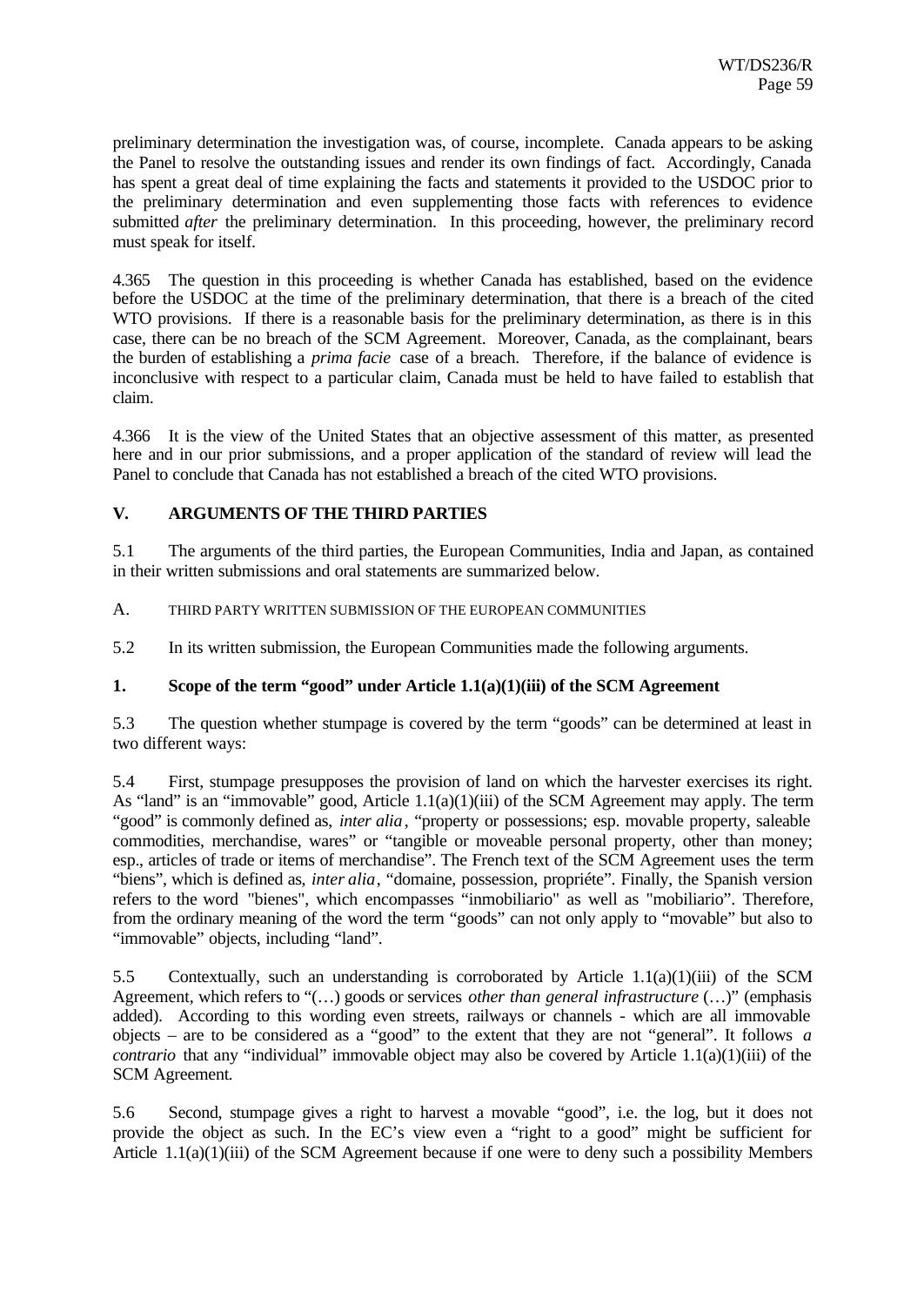preliminary determination the investigation was, of course, incomplete. Canada appears to be asking the Panel to resolve the outstanding issues and render its own findings of fact. Accordingly, Canada has spent a great deal of time explaining the facts and statements it provided to the USDOC prior to the preliminary determination and even supplementing those facts with references to evidence submitted *after* the preliminary determination. In this proceeding, however, the preliminary record must speak for itself.

4.365 The question in this proceeding is whether Canada has established, based on the evidence before the USDOC at the time of the preliminary determination, that there is a breach of the cited WTO provisions. If there is a reasonable basis for the preliminary determination, as there is in this case, there can be no breach of the SCM Agreement. Moreover, Canada, as the complainant, bears the burden of establishing a *prima facie* case of a breach. Therefore, if the balance of evidence is inconclusive with respect to a particular claim, Canada must be held to have failed to establish that claim.

4.366 It is the view of the United States that an objective assessment of this matter, as presented here and in our prior submissions, and a proper application of the standard of review will lead the Panel to conclude that Canada has not established a breach of the cited WTO provisions.

## V. ARGUMENTS OF THE THIRD PARTIES

5.1 The arguments of the third parties, the European Communities, India and Japan, as contained in their written submissions and oral statements are summarized below.

### A. THIRD PARTY WRITTEN SUBMISSION OF THE EUROPEAN COMMUNITIES

5.2 In its written submission, the European Communities made the following arguments.

#### 1. Scope of the term "good" under Article 1.1(a)(1)(iii) of the SCM Agreement

5.3 The question whether stumpage is covered by the term "goods" can be determined at least in two different ways:

5.4 First, stumpage presupposes the provision of land on which the harvester exercises its right. As "land" is an "immovable" good, Article 1.1(a)(1)(iii) of the SCM Agreement may apply. The term "good" is commonly defined as, *inter alia*, "property or possessions; esp. movable property, saleable commodities, merchandise, wares" or "tangible or moveable personal property, other than money; esp., articles of trade or items of merchandise". The French text of the SCM Agreement uses the term "biens", which is defined as, *inter alia*, "domaine, possession, propriéte". Finally, the Spanish version refers to the word "bienes", which encompasses "inmobiliario" as well as "mobiliario". Therefore, from the ordinary meaning of the word the term "goods" can not only apply to "movable" but also to "immovable" objects, including "land".

5.5 Contextually, such an understanding is corroborated by Article 1.1(a)(1)(iii) of the SCM Agreement, which refers to "(…) goods or services *other than general infrastructure* (…)" (emphasis added). According to this wording even streets, railways or channels - which are all immovable objects – are to be considered as a "good" to the extent that they are not "general". It follows *a contrario* that any "individual" immovable object may also be covered by Article 1.1(a)(1)(iii) of the SCM Agreement.

5.6 Second, stumpage gives a right to harvest a movable "good", i.e. the log, but it does not provide the object as such. In the EC's view even a "right to a good" might be sufficient for Article 1.1(a)(1)(iii) of the SCM Agreement because if one were to deny such a possibility Members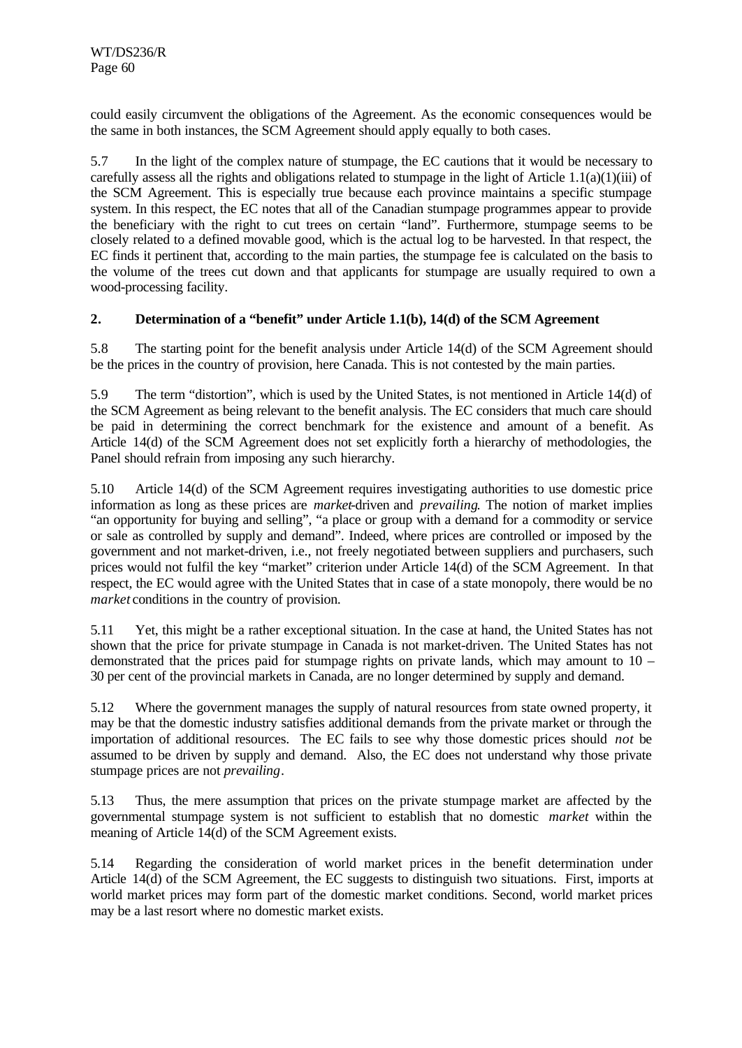could easily circumvent the obligations of the Agreement. As the economic consequences would be the same in both instances, the SCM Agreement should apply equally to both cases.

5.7 In the light of the complex nature of stumpage, the EC cautions that it would be necessary to carefully assess all the rights and obligations related to stumpage in the light of Article 1.1(a)(1)(iii) of the SCM Agreement. This is especially true because each province maintains a specific stumpage system. In this respect, the EC notes that all of the Canadian stumpage programmes appear to provide the beneficiary with the right to cut trees on certain "land". Furthermore, stumpage seems to be closely related to a defined movable good, which is the actual log to be harvested. In that respect, the EC finds it pertinent that, according to the main parties, the stumpage fee is calculated on the basis to the volume of the trees cut down and that applicants for stumpage are usually required to own a wood-processing facility.

## 2. Determination of a "benefit" under Article 1.1(b), 14(d) of the SCM Agreement

5.8 The starting point for the benefit analysis under Article 14(d) of the SCM Agreement should be the prices in the country of provision, here Canada. This is not contested by the main parties.

5.9 The term "distortion", which is used by the United States, is not mentioned in Article 14(d) of the SCM Agreement as being relevant to the benefit analysis. The EC considers that much care should be paid in determining the correct benchmark for the existence and amount of a benefit. As Article 14(d) of the SCM Agreement does not set explicitly forth a hierarchy of methodologies, the Panel should refrain from imposing any such hierarchy.

5.10 Article 14(d) of the SCM Agreement requires investigating authorities to use domestic price information as long as these prices are *market*-driven and *prevailing*. The notion of market implies "an opportunity for buying and selling", "a place or group with a demand for a commodity or service or sale as controlled by supply and demand". Indeed, where prices are controlled or imposed by the government and not market-driven, i.e., not freely negotiated between suppliers and purchasers, such prices would not fulfil the key "market" criterion under Article 14(d) of the SCM Agreement. In that respect, the EC would agree with the United States that in case of a state monopoly, there would be no *market* conditions in the country of provision.

5.11 Yet, this might be a rather exceptional situation. In the case at hand, the United States has not shown that the price for private stumpage in Canada is not market-driven. The United States has not demonstrated that the prices paid for stumpage rights on private lands, which may amount to 10 – 30 per cent of the provincial markets in Canada, are no longer determined by supply and demand.

5.12 Where the government manages the supply of natural resources from state owned property, it may be that the domestic industry satisfies additional demands from the private market or through the importation of additional resources. The EC fails to see why those domestic prices should *not* be assumed to be driven by supply and demand. Also, the EC does not understand why those private stumpage prices are not *prevailing*.

5.13 Thus, the mere assumption that prices on the private stumpage market are affected by the governmental stumpage system is not sufficient to establish that no domestic *market* within the meaning of Article 14(d) of the SCM Agreement exists.

5.14 Regarding the consideration of world market prices in the benefit determination under Article 14(d) of the SCM Agreement, the EC suggests to distinguish two situations. First, imports at world market prices may form part of the domestic market conditions. Second, world market prices may be a last resort where no domestic market exists.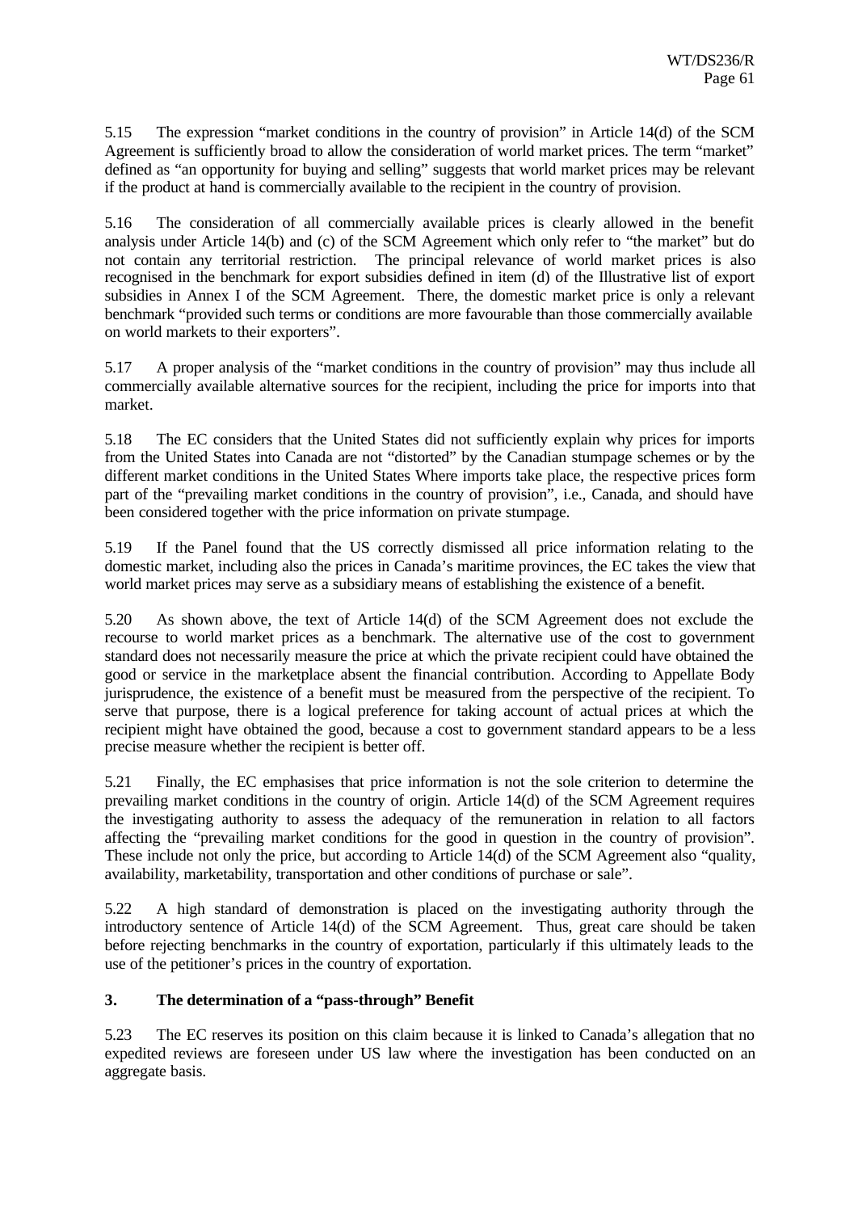5.15 The expression "market conditions in the country of provision" in Article 14(d) of the SCM Agreement is sufficiently broad to allow the consideration of world market prices. The term "market" defined as "an opportunity for buying and selling" suggests that world market prices may be relevant if the product at hand is commercially available to the recipient in the country of provision.

5.16 The consideration of all commercially available prices is clearly allowed in the benefit analysis under Article 14(b) and (c) of the SCM Agreement which only refer to "the market" but do not contain any territorial restriction. The principal relevance of world market prices is also recognised in the benchmark for export subsidies defined in item (d) of the Illustrative list of export subsidies in Annex I of the SCM Agreement. There, the domestic market price is only a relevant benchmark "provided such terms or conditions are more favourable than those commercially available on world markets to their exporters".

5.17 A proper analysis of the "market conditions in the country of provision" may thus include all commercially available alternative sources for the recipient, including the price for imports into that market.

5.18 The EC considers that the United States did not sufficiently explain why prices for imports from the United States into Canada are not "distorted" by the Canadian stumpage schemes or by the different market conditions in the United States Where imports take place, the respective prices form part of the "prevailing market conditions in the country of provision", i.e., Canada, and should have been considered together with the price information on private stumpage.

5.19 If the Panel found that the US correctly dismissed all price information relating to the domestic market, including also the prices in Canada's maritime provinces, the EC takes the view that world market prices may serve as a subsidiary means of establishing the existence of a benefit.

5.20 As shown above, the text of Article 14(d) of the SCM Agreement does not exclude the recourse to world market prices as a benchmark. The alternative use of the cost to government standard does not necessarily measure the price at which the private recipient could have obtained the good or service in the marketplace absent the financial contribution. According to Appellate Body jurisprudence, the existence of a benefit must be measured from the perspective of the recipient. To serve that purpose, there is a logical preference for taking account of actual prices at which the recipient might have obtained the good, because a cost to government standard appears to be a less precise measure whether the recipient is better off.

5.21 Finally, the EC emphasises that price information is not the sole criterion to determine the prevailing market conditions in the country of origin. Article 14(d) of the SCM Agreement requires the investigating authority to assess the adequacy of the remuneration in relation to all factors affecting the "prevailing market conditions for the good in question in the country of provision". These include not only the price, but according to Article 14(d) of the SCM Agreement also "quality, availability, marketability, transportation and other conditions of purchase or sale".

5.22 A high standard of demonstration is placed on the investigating authority through the introductory sentence of Article 14(d) of the SCM Agreement. Thus, great care should be taken before rejecting benchmarks in the country of exportation, particularly if this ultimately leads to the use of the petitioner's prices in the country of exportation.

### 3. The determination of a "pass-through" Benefit

5.23 The EC reserves its position on this claim because it is linked to Canada's allegation that no expedited reviews are foreseen under US law where the investigation has been conducted on an aggregate basis.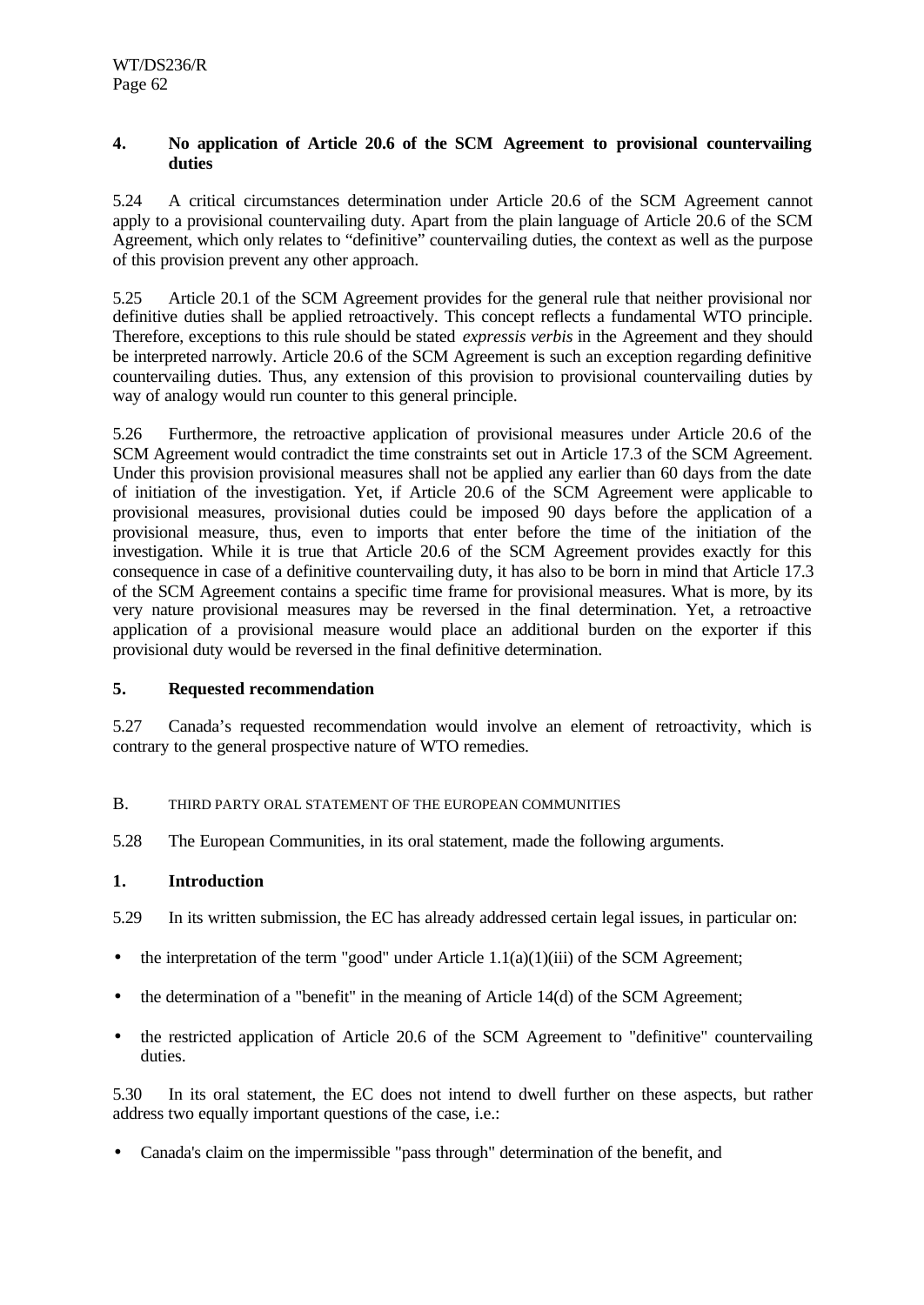### 4. No application of Article 20.6 of the SCM Agreement to provisional countervailing duties

5.24 A critical circumstances determination under Article 20.6 of the SCM Agreement cannot apply to a provisional countervailing duty. Apart from the plain language of Article 20.6 of the SCM Agreement, which only relates to "definitive" countervailing duties, the context as well as the purpose of this provision prevent any other approach.

5.25 Article 20.1 of the SCM Agreement provides for the general rule that neither provisional nor definitive duties shall be applied retroactively. This concept reflects a fundamental WTO principle. Therefore, exceptions to this rule should be stated *expressis verbis* in the Agreement and they should be interpreted narrowly. Article 20.6 of the SCM Agreement is such an exception regarding definitive countervailing duties. Thus, any extension of this provision to provisional countervailing duties by way of analogy would run counter to this general principle.

5.26 Furthermore, the retroactive application of provisional measures under Article 20.6 of the SCM Agreement would contradict the time constraints set out in Article 17.3 of the SCM Agreement. Under this provision provisional measures shall not be applied any earlier than 60 days from the date of initiation of the investigation. Yet, if Article 20.6 of the SCM Agreement were applicable to provisional measures, provisional duties could be imposed 90 days before the application of a provisional measure, thus, even to imports that enter before the time of the initiation of the investigation. While it is true that Article 20.6 of the SCM Agreement provides exactly for this consequence in case of a definitive countervailing duty, it has also to be born in mind that Article 17.3 of the SCM Agreement contains a specific time frame for provisional measures. What is more, by its very nature provisional measures may be reversed in the final determination. Yet, a retroactive application of a provisional measure would place an additional burden on the exporter if this provisional duty would be reversed in the final definitive determination.

### 5. Requested recommendation

5.27 Canada's requested recommendation would involve an element of retroactivity, which is contrary to the general prospective nature of WTO remedies.

## B. THIRD PARTY ORAL STATEMENT OF THE EUROPEAN COMMUNITIES

5.28 The European Communities, in its oral statement, made the following arguments.

### 1. Introduction

5.29 In its written submission, the EC has already addressed certain legal issues, in particular on:

- the interpretation of the term "good" under Article 1.1(a)(1)(iii) of the SCM Agreement;
- the determination of a "benefit" in the meaning of Article 14(d) of the SCM Agreement;
- the restricted application of Article 20.6 of the SCM Agreement to "definitive" countervailing duties.

5.30 In its oral statement, the EC does not intend to dwell further on these aspects, but rather address two equally important questions of the case, i.e.:

- Canada's claim on the impermissible "pass through" determination of the benefit, and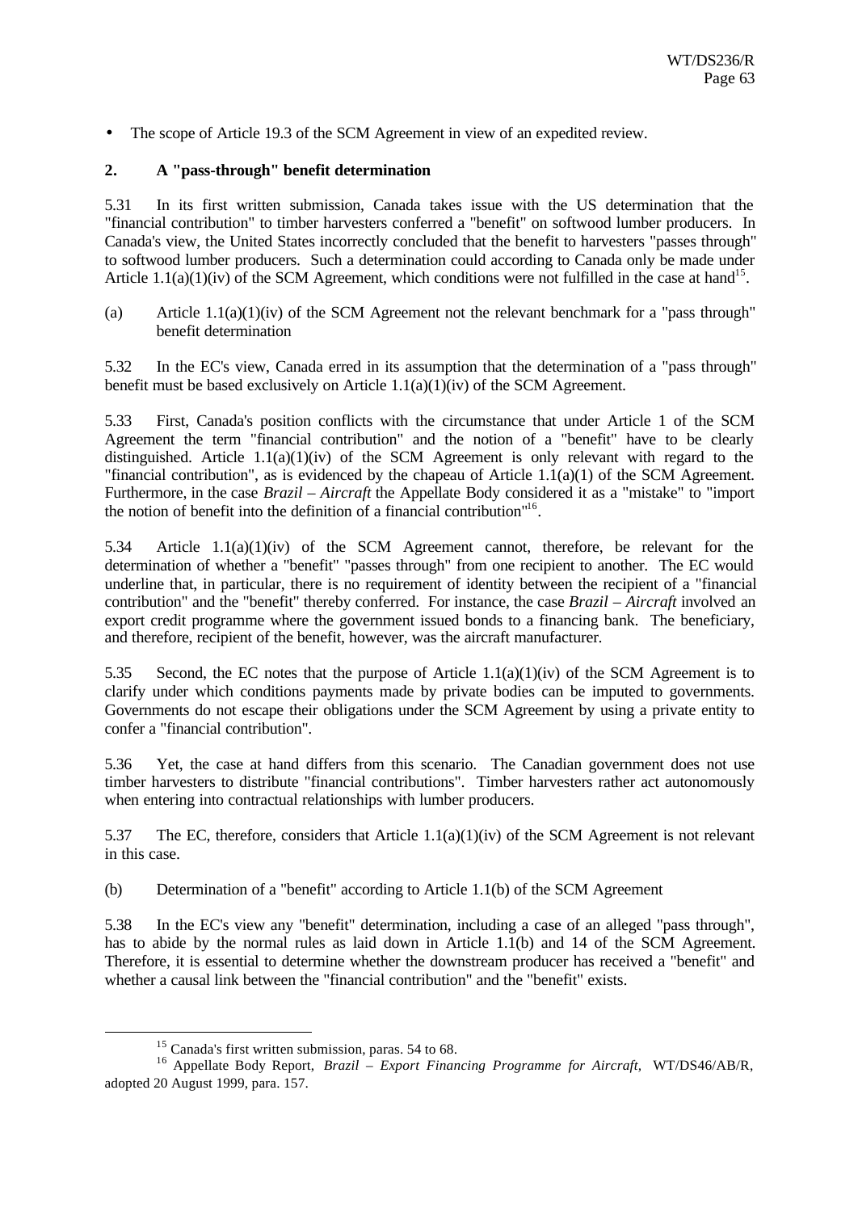- The scope of Article 19.3 of the SCM Agreement in view of an expedited review.

## 2. A "pass-through" benefit determination

5.31 In its first written submission, Canada takes issue with the US determination that the "financial contribution" to timber harvesters conferred a "benefit" on softwood lumber producers. In Canada's view, the United States incorrectly concluded that the benefit to harvesters "passes through" to softwood lumber producers. Such a determination could according to Canada only be made under Article 1.1(a)(1)(iv) of the SCM Agreement, which conditions were not fulfilled in the case at hand[15].

(a) Article 1.1(a)(1)(iv) of the SCM Agreement not the relevant benchmark for a "pass through" benefit determination

5.32 In the EC's view, Canada erred in its assumption that the determination of a "pass through" benefit must be based exclusively on Article 1.1(a)(1)(iv) of the SCM Agreement.

5.33 First, Canada's position conflicts with the circumstance that under Article 1 of the SCM Agreement the term "financial contribution" and the notion of a "benefit" have to be clearly distinguished. Article 1.1(a)(1)(iv) of the SCM Agreement is only relevant with regard to the "financial contribution", as is evidenced by the chapeau of Article 1.1(a)(1) of the SCM Agreement. Furthermore, in the case *Brazil – Aircraft* the Appellate Body considered it as a "mistake" to "import the notion of benefit into the definition of a financial contribution"[16].

5.34 Article 1.1(a)(1)(iv) of the SCM Agreement cannot, therefore, be relevant for the determination of whether a "benefit" "passes through" from one recipient to another. The EC would underline that, in particular, there is no requirement of identity between the recipient of a "financial contribution" and the "benefit" thereby conferred. For instance, the case *Brazil – Aircraft* involved an export credit programme where the government issued bonds to a financing bank. The beneficiary, and therefore, recipient of the benefit, however, was the aircraft manufacturer.

5.35 Second, the EC notes that the purpose of Article 1.1(a)(1)(iv) of the SCM Agreement is to clarify under which conditions payments made by private bodies can be imputed to governments. Governments do not escape their obligations under the SCM Agreement by using a private entity to confer a "financial contribution".

5.36 Yet, the case at hand differs from this scenario. The Canadian government does not use timber harvesters to distribute "financial contributions". Timber harvesters rather act autonomously when entering into contractual relationships with lumber producers.

5.37 The EC, therefore, considers that Article 1.1(a)(1)(iv) of the SCM Agreement is not relevant in this case.

(b) Determination of a "benefit" according to Article 1.1(b) of the SCM Agreement

5.38 In the EC's view any "benefit" determination, including a case of an alleged "pass through", has to abide by the normal rules as laid down in Article 1.1(b) and 14 of the SCM Agreement. Therefore, it is essential to determine whether the downstream producer has received a "benefit" and whether a causal link between the "financial contribution" and the "benefit" exists.

---

[15] Canada's first written submission, paras. 54 to 68.

[16] Appellate Body Report, *Brazil – Export Financing Programme for Aircraft,* WT/DS46/AB/R, adopted 20 August 1999, para. 157.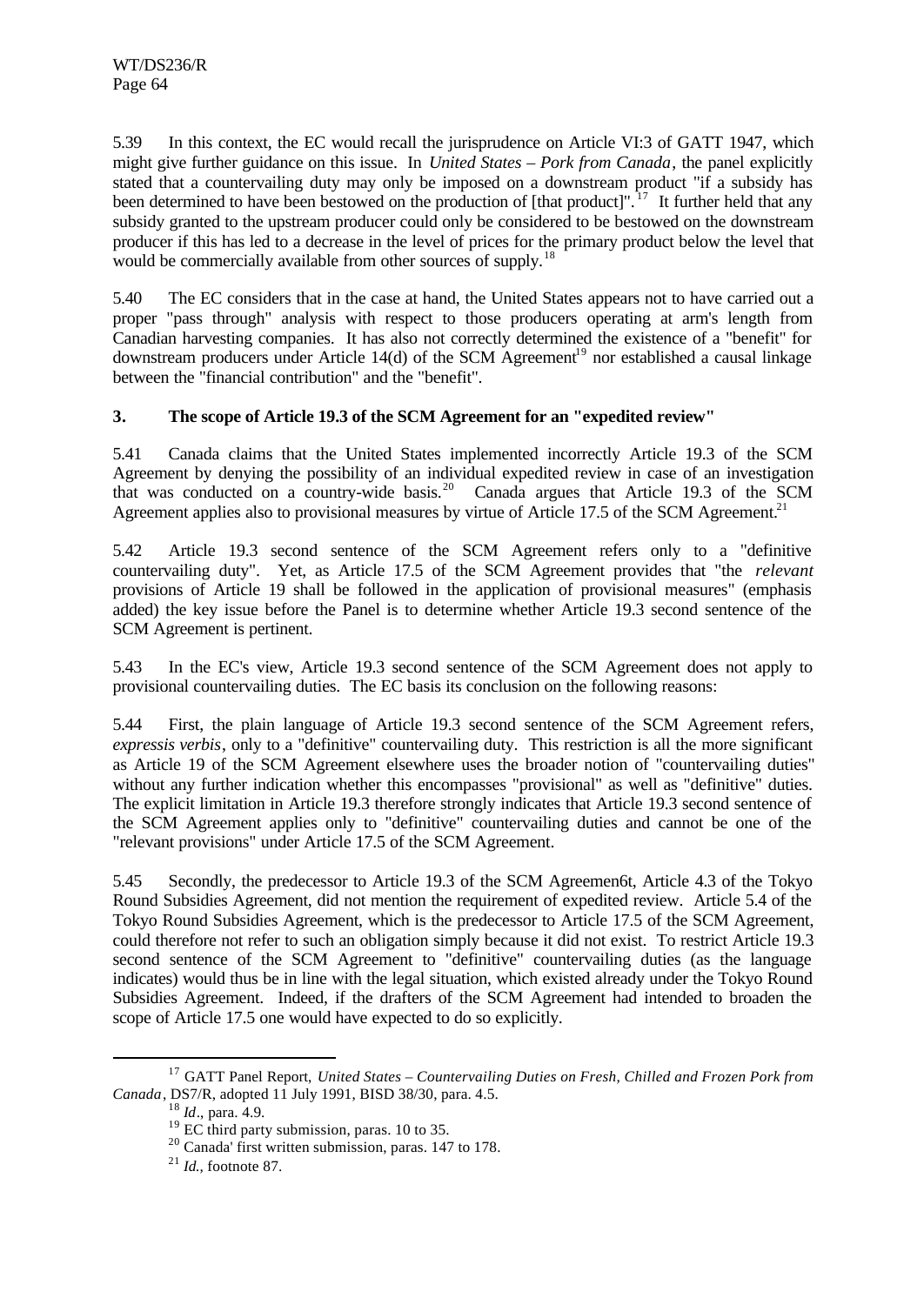5.39 In this context, the EC would recall the jurisprudence on Article VI:3 of GATT 1947, which might give further guidance on this issue. In *United States – Pork from Canada*, the panel explicitly stated that a countervailing duty may only be imposed on a downstream product "if a subsidy has been determined to have been bestowed on the production of [that product]".[17] It further held that any subsidy granted to the upstream producer could only be considered to be bestowed on the downstream producer if this has led to a decrease in the level of prices for the primary product below the level that would be commercially available from other sources of supply.[18]

5.40 The EC considers that in the case at hand, the United States appears not to have carried out a proper "pass through" analysis with respect to those producers operating at arm's length from Canadian harvesting companies. It has also not correctly determined the existence of a "benefit" for downstream producers under Article 14(d) of the SCM Agreement[19] nor established a causal linkage between the "financial contribution" and the "benefit".

### 3. The scope of Article 19.3 of the SCM Agreement for an "expedited review"

5.41 Canada claims that the United States implemented incorrectly Article 19.3 of the SCM Agreement by denying the possibility of an individual expedited review in case of an investigation that was conducted on a country-wide basis.[20] Canada argues that Article 19.3 of the SCM Agreement applies also to provisional measures by virtue of Article 17.5 of the SCM Agreement.[21]

5.42 Article 19.3 second sentence of the SCM Agreement refers only to a "definitive countervailing duty". Yet, as Article 17.5 of the SCM Agreement provides that "the *relevant* provisions of Article 19 shall be followed in the application of provisional measures" (emphasis added) the key issue before the Panel is to determine whether Article 19.3 second sentence of the SCM Agreement is pertinent.

5.43 In the EC's view, Article 19.3 second sentence of the SCM Agreement does not apply to provisional countervailing duties. The EC basis its conclusion on the following reasons:

5.44 First, the plain language of Article 19.3 second sentence of the SCM Agreement refers, *expressis verbis*, only to a "definitive" countervailing duty. This restriction is all the more significant as Article 19 of the SCM Agreement elsewhere uses the broader notion of "countervailing duties" without any further indication whether this encompasses "provisional" as well as "definitive" duties. The explicit limitation in Article 19.3 therefore strongly indicates that Article 19.3 second sentence of the SCM Agreement applies only to "definitive" countervailing duties and cannot be one of the "relevant provisions" under Article 17.5 of the SCM Agreement.

5.45 Secondly, the predecessor to Article 19.3 of the SCM Agreemen6t, Article 4.3 of the Tokyo Round Subsidies Agreement, did not mention the requirement of expedited review. Article 5.4 of the Tokyo Round Subsidies Agreement, which is the predecessor to Article 17.5 of the SCM Agreement, could therefore not refer to such an obligation simply because it did not exist. To restrict Article 19.3 second sentence of the SCM Agreement to "definitive" countervailing duties (as the language indicates) would thus be in line with the legal situation, which existed already under the Tokyo Round Subsidies Agreement. Indeed, if the drafters of the SCM Agreement had intended to broaden the scope of Article 17.5 one would have expected to do so explicitly.

---

[17] GATT Panel Report, *United States – Countervailing Duties on Fresh, Chilled and Frozen Pork from Canada*, DS7/R, adopted 11 July 1991, BISD 38/30, para. 4.5.

[18] *Id*., para. 4.9.

[19] EC third party submission, paras. 10 to 35.

[20] Canada' first written submission, paras. 147 to 178.

[21] *Id.*, footnote 87.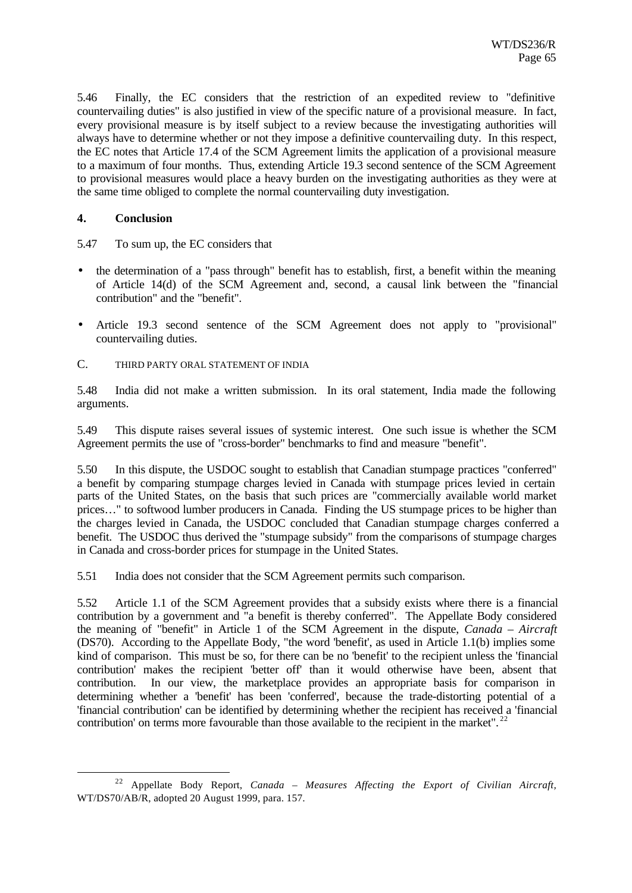5.46 Finally, the EC considers that the restriction of an expedited review to "definitive countervailing duties" is also justified in view of the specific nature of a provisional measure. In fact, every provisional measure is by itself subject to a review because the investigating authorities will always have to determine whether or not they impose a definitive countervailing duty. In this respect, the EC notes that Article 17.4 of the SCM Agreement limits the application of a provisional measure to a maximum of four months. Thus, extending Article 19.3 second sentence of the SCM Agreement to provisional measures would place a heavy burden on the investigating authorities as they were at the same time obliged to complete the normal countervailing duty investigation.

#### 4. Conclusion

5.47 To sum up, the EC considers that

- the determination of a "pass through" benefit has to establish, first, a benefit within the meaning of Article 14(d) of the SCM Agreement and, second, a causal link between the "financial contribution" and the "benefit".
- Article 19.3 second sentence of the SCM Agreement does not apply to "provisional" countervailing duties.

### C. THIRD PARTY ORAL STATEMENT OF INDIA

5.48 India did not make a written submission. In its oral statement, India made the following arguments.

5.49 This dispute raises several issues of systemic interest. One such issue is whether the SCM Agreement permits the use of "cross-border" benchmarks to find and measure "benefit".

5.50 In this dispute, the USDOC sought to establish that Canadian stumpage practices "conferred" a benefit by comparing stumpage charges levied in Canada with stumpage prices levied in certain parts of the United States, on the basis that such prices are "commercially available world market prices…" to softwood lumber producers in Canada. Finding the US stumpage prices to be higher than the charges levied in Canada, the USDOC concluded that Canadian stumpage charges conferred a benefit. The USDOC thus derived the "stumpage subsidy" from the comparisons of stumpage charges in Canada and cross-border prices for stumpage in the United States.

5.51 India does not consider that the SCM Agreement permits such comparison.

5.52 Article 1.1 of the SCM Agreement provides that a subsidy exists where there is a financial contribution by a government and "a benefit is thereby conferred". The Appellate Body considered the meaning of "benefit" in Article 1 of the SCM Agreement in the dispute, *Canada – Aircraft* (DS70). According to the Appellate Body, "the word 'benefit', as used in Article 1.1(b) implies some kind of comparison. This must be so, for there can be no 'benefit' to the recipient unless the 'financial contribution' makes the recipient 'better off' than it would otherwise have been, absent that contribution. In our view, the marketplace provides an appropriate basis for comparison in determining whether a 'benefit' has been 'conferred', because the trade-distorting potential of a 'financial contribution' can be identified by determining whether the recipient has received a 'financial contribution' on terms more favourable than those available to the recipient in the market".[22]

---

[22] Appellate Body Report, *Canada – Measures Affecting the Export of Civilian Aircraft*, WT/DS70/AB/R, adopted 20 August 1999, para. 157.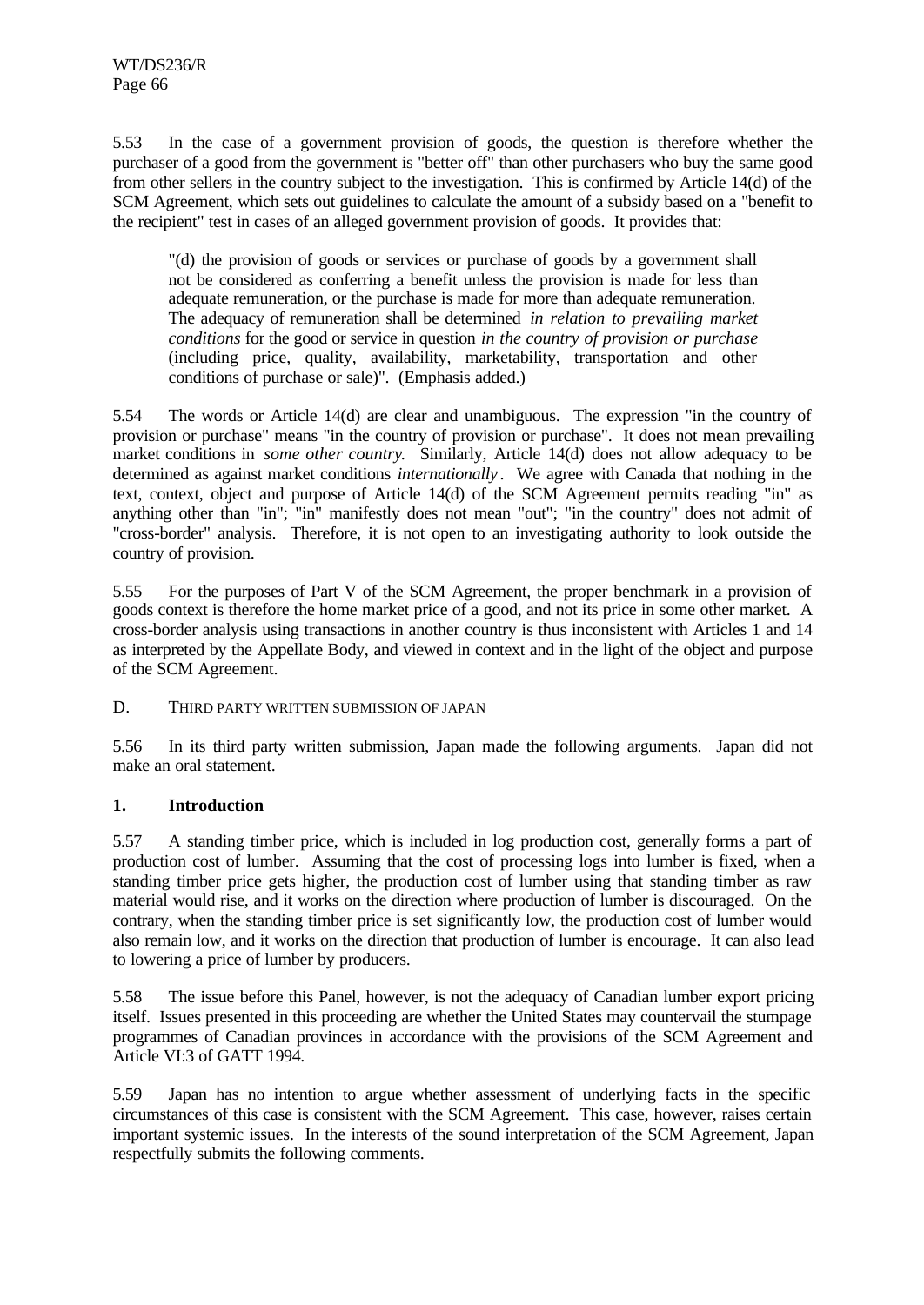5.53 In the case of a government provision of goods, the question is therefore whether the purchaser of a good from the government is "better off" than other purchasers who buy the same good from other sellers in the country subject to the investigation. This is confirmed by Article 14(d) of the SCM Agreement, which sets out guidelines to calculate the amount of a subsidy based on a "benefit to the recipient" test in cases of an alleged government provision of goods. It provides that:

> "(d) the provision of goods or services or purchase of goods by a government shall not be considered as conferring a benefit unless the provision is made for less than adequate remuneration, or the purchase is made for more than adequate remuneration. The adequacy of remuneration shall be determined *in relation to prevailing market conditions* for the good or service in question *in the country of provision or purchase* (including price, quality, availability, marketability, transportation and other conditions of purchase or sale)". (Emphasis added.)

5.54 The words or Article 14(d) are clear and unambiguous. The expression "in the country of provision or purchase" means "in the country of provision or purchase". It does not mean prevailing market conditions in *some other country.* Similarly, Article 14(d) does not allow adequacy to be determined as against market conditions *internationally*. We agree with Canada that nothing in the text, context, object and purpose of Article 14(d) of the SCM Agreement permits reading "in" as anything other than "in"; "in" manifestly does not mean "out"; "in the country" does not admit of "cross-border" analysis. Therefore, it is not open to an investigating authority to look outside the country of provision.

5.55 For the purposes of Part V of the SCM Agreement, the proper benchmark in a provision of goods context is therefore the home market price of a good, and not its price in some other market. A cross-border analysis using transactions in another country is thus inconsistent with Articles 1 and 14 as interpreted by the Appellate Body, and viewed in context and in the light of the object and purpose of the SCM Agreement.

## D. THIRD PARTY WRITTEN SUBMISSION OF JAPAN

5.56 In its third party written submission, Japan made the following arguments. Japan did not make an oral statement.

### 1. Introduction

5.57 A standing timber price, which is included in log production cost, generally forms a part of production cost of lumber. Assuming that the cost of processing logs into lumber is fixed, when a standing timber price gets higher, the production cost of lumber using that standing timber as raw material would rise, and it works on the direction where production of lumber is discouraged. On the contrary, when the standing timber price is set significantly low, the production cost of lumber would also remain low, and it works on the direction that production of lumber is encourage. It can also lead to lowering a price of lumber by producers.

5.58 The issue before this Panel, however, is not the adequacy of Canadian lumber export pricing itself. Issues presented in this proceeding are whether the United States may countervail the stumpage programmes of Canadian provinces in accordance with the provisions of the SCM Agreement and Article VI:3 of GATT 1994.

5.59 Japan has no intention to argue whether assessment of underlying facts in the specific circumstances of this case is consistent with the SCM Agreement. This case, however, raises certain important systemic issues. In the interests of the sound interpretation of the SCM Agreement, Japan respectfully submits the following comments.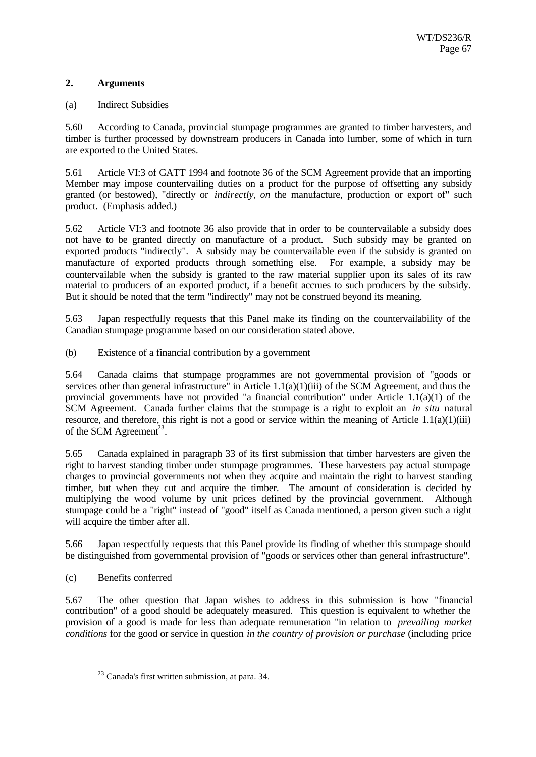### 2. Arguments

(a) Indirect Subsidies

5.60 According to Canada, provincial stumpage programmes are granted to timber harvesters, and timber is further processed by downstream producers in Canada into lumber, some of which in turn are exported to the United States.

5.61 Article VI:3 of GATT 1994 and footnote 36 of the SCM Agreement provide that an importing Member may impose countervailing duties on a product for the purpose of offsetting any subsidy granted (or bestowed), "directly or *indirectly, on* the manufacture, production or export of" such product. (Emphasis added.)

5.62 Article VI:3 and footnote 36 also provide that in order to be countervailable a subsidy does not have to be granted directly on manufacture of a product. Such subsidy may be granted on exported products "indirectly". A subsidy may be countervailable even if the subsidy is granted on manufacture of exported products through something else. For example, a subsidy may be countervailable when the subsidy is granted to the raw material supplier upon its sales of its raw material to producers of an exported product, if a benefit accrues to such producers by the subsidy. But it should be noted that the term "indirectly" may not be construed beyond its meaning.

5.63 Japan respectfully requests that this Panel make its finding on the countervailability of the Canadian stumpage programme based on our consideration stated above.

(b) Existence of a financial contribution by a government

5.64 Canada claims that stumpage programmes are not governmental provision of "goods or services other than general infrastructure" in Article 1.1(a)(1)(iii) of the SCM Agreement, and thus the provincial governments have not provided "a financial contribution" under Article 1.1(a)(1) of the SCM Agreement. Canada further claims that the stumpage is a right to exploit an *in situ* natural resource, and therefore, this right is not a good or service within the meaning of Article 1.1(a)(1)(iii) of the SCM Agreement[23].

5.65 Canada explained in paragraph 33 of its first submission that timber harvesters are given the right to harvest standing timber under stumpage programmes. These harvesters pay actual stumpage charges to provincial governments not when they acquire and maintain the right to harvest standing timber, but when they cut and acquire the timber. The amount of consideration is decided by multiplying the wood volume by unit prices defined by the provincial government. Although stumpage could be a "right" instead of "good" itself as Canada mentioned, a person given such a right will acquire the timber after all.

5.66 Japan respectfully requests that this Panel provide its finding of whether this stumpage should be distinguished from governmental provision of "goods or services other than general infrastructure".

(c) Benefits conferred

5.67 The other question that Japan wishes to address in this submission is how "financial contribution" of a good should be adequately measured. This question is equivalent to whether the provision of a good is made for less than adequate remuneration "in relation to *prevailing market conditions* for the good or service in question *in the country of provision or purchase* (including price

---

[23] Canada's first written submission, at para. 34.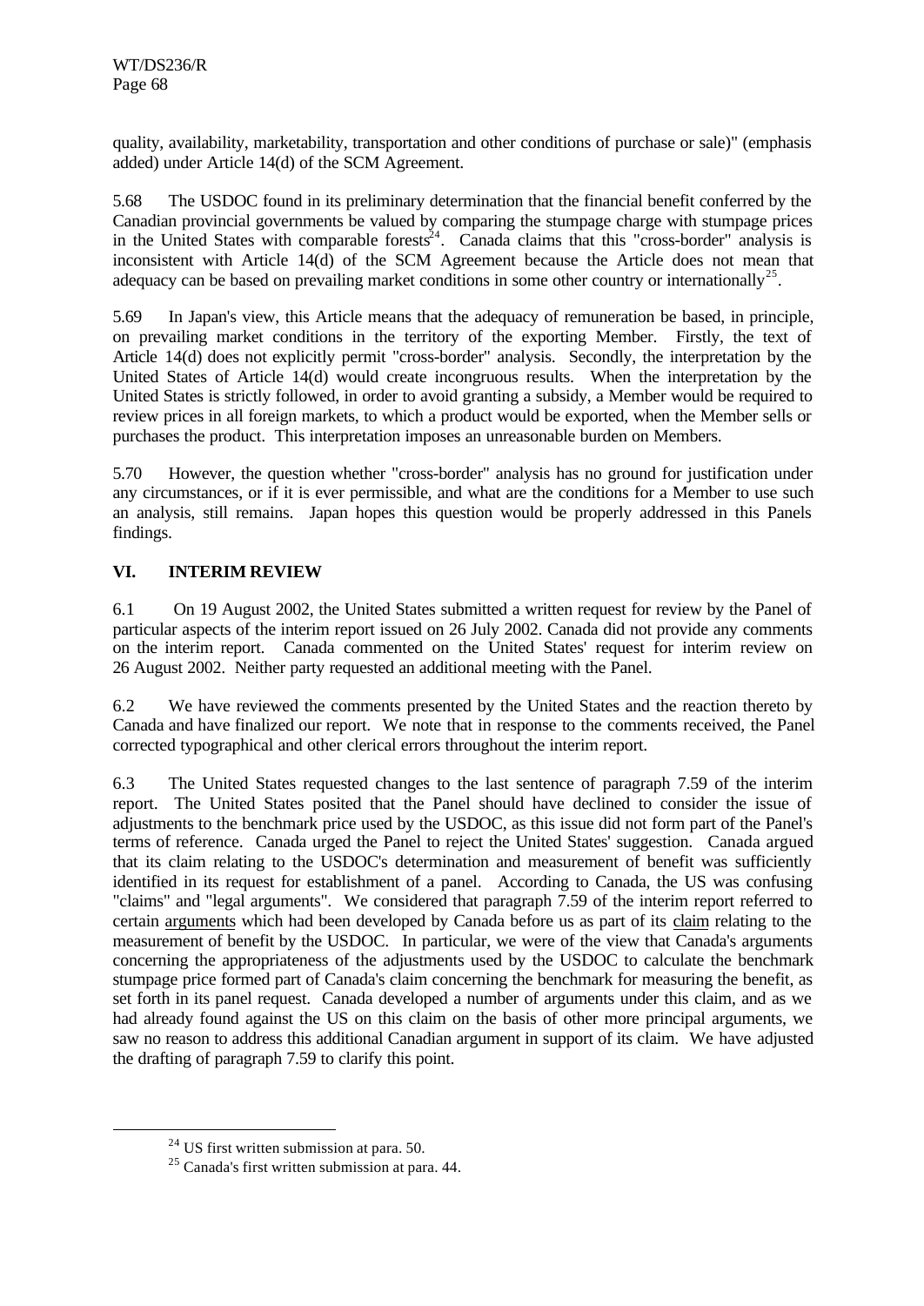quality, availability, marketability, transportation and other conditions of purchase or sale)" (emphasis added) under Article 14(d) of the SCM Agreement.

5.68 The USDOC found in its preliminary determination that the financial benefit conferred by the Canadian provincial governments be valued by comparing the stumpage charge with stumpage prices in the United States with comparable forests[24]. Canada claims that this "cross-border" analysis is inconsistent with Article 14(d) of the SCM Agreement because the Article does not mean that adequacy can be based on prevailing market conditions in some other country or internationally[25].

5.69 In Japan's view, this Article means that the adequacy of remuneration be based, in principle, on prevailing market conditions in the territory of the exporting Member. Firstly, the text of Article 14(d) does not explicitly permit "cross-border" analysis. Secondly, the interpretation by the United States of Article 14(d) would create incongruous results. When the interpretation by the United States is strictly followed, in order to avoid granting a subsidy, a Member would be required to review prices in all foreign markets, to which a product would be exported, when the Member sells or purchases the product. This interpretation imposes an unreasonable burden on Members.

5.70 However, the question whether "cross-border" analysis has no ground for justification under any circumstances, or if it is ever permissible, and what are the conditions for a Member to use such an analysis, still remains. Japan hopes this question would be properly addressed in this Panels findings.

## VI. INTERIM REVIEW

6.1 On 19 August 2002, the United States submitted a written request for review by the Panel of particular aspects of the interim report issued on 26 July 2002. Canada did not provide any comments on the interim report. Canada commented on the United States' request for interim review on 26 August 2002. Neither party requested an additional meeting with the Panel.

6.2 We have reviewed the comments presented by the United States and the reaction thereto by Canada and have finalized our report. We note that in response to the comments received, the Panel corrected typographical and other clerical errors throughout the interim report.

6.3 The United States requested changes to the last sentence of paragraph 7.59 of the interim report. The United States posited that the Panel should have declined to consider the issue of adjustments to the benchmark price used by the USDOC, as this issue did not form part of the Panel's terms of reference. Canada urged the Panel to reject the United States' suggestion. Canada argued that its claim relating to the USDOC's determination and measurement of benefit was sufficiently identified in its request for establishment of a panel. According to Canada, the US was confusing "claims" and "legal arguments". We considered that paragraph 7.59 of the interim report referred to certain arguments which had been developed by Canada before us as part of its claim relating to the measurement of benefit by the USDOC. In particular, we were of the view that Canada's arguments concerning the appropriateness of the adjustments used by the USDOC to calculate the benchmark stumpage price formed part of Canada's claim concerning the benchmark for measuring the benefit, as set forth in its panel request. Canada developed a number of arguments under this claim, and as we had already found against the US on this claim on the basis of other more principal arguments, we saw no reason to address this additional Canadian argument in support of its claim. We have adjusted the drafting of paragraph 7.59 to clarify this point.

[24] US first written submission at para. 50.

[25] Canada's first written submission at para. 44.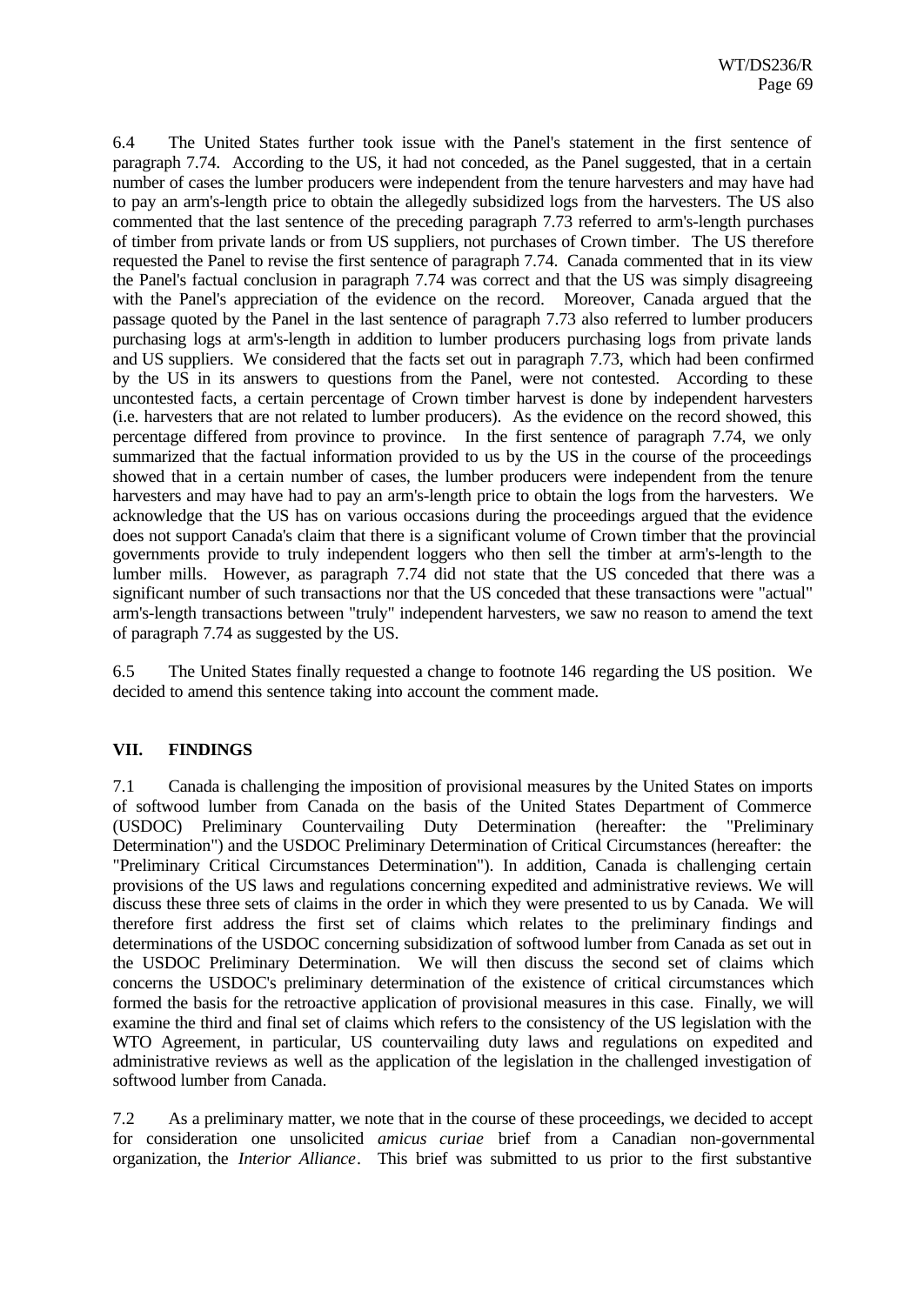6.4 The United States further took issue with the Panel's statement in the first sentence of paragraph 7.74. According to the US, it had not conceded, as the Panel suggested, that in a certain number of cases the lumber producers were independent from the tenure harvesters and may have had to pay an arm's-length price to obtain the allegedly subsidized logs from the harvesters. The US also commented that the last sentence of the preceding paragraph 7.73 referred to arm's-length purchases of timber from private lands or from US suppliers, not purchases of Crown timber. The US therefore requested the Panel to revise the first sentence of paragraph 7.74. Canada commented that in its view the Panel's factual conclusion in paragraph 7.74 was correct and that the US was simply disagreeing with the Panel's appreciation of the evidence on the record. Moreover, Canada argued that the passage quoted by the Panel in the last sentence of paragraph 7.73 also referred to lumber producers purchasing logs at arm's-length in addition to lumber producers purchasing logs from private lands and US suppliers. We considered that the facts set out in paragraph 7.73, which had been confirmed by the US in its answers to questions from the Panel, were not contested. According to these uncontested facts, a certain percentage of Crown timber harvest is done by independent harvesters (i.e. harvesters that are not related to lumber producers). As the evidence on the record showed, this percentage differed from province to province. In the first sentence of paragraph 7.74, we only summarized that the factual information provided to us by the US in the course of the proceedings showed that in a certain number of cases, the lumber producers were independent from the tenure harvesters and may have had to pay an arm's-length price to obtain the logs from the harvesters. We acknowledge that the US has on various occasions during the proceedings argued that the evidence does not support Canada's claim that there is a significant volume of Crown timber that the provincial governments provide to truly independent loggers who then sell the timber at arm's-length to the lumber mills. However, as paragraph 7.74 did not state that the US conceded that there was a significant number of such transactions nor that the US conceded that these transactions were "actual" arm's-length transactions between "truly" independent harvesters, we saw no reason to amend the text of paragraph 7.74 as suggested by the US.

6.5 The United States finally requested a change to footnote 146 regarding the US position. We decided to amend this sentence taking into account the comment made.

## VII. FINDINGS

7.1 Canada is challenging the imposition of provisional measures by the United States on imports of softwood lumber from Canada on the basis of the United States Department of Commerce (USDOC) Preliminary Countervailing Duty Determination (hereafter: the "Preliminary Determination") and the USDOC Preliminary Determination of Critical Circumstances (hereafter: the "Preliminary Critical Circumstances Determination"). In addition, Canada is challenging certain provisions of the US laws and regulations concerning expedited and administrative reviews. We will discuss these three sets of claims in the order in which they were presented to us by Canada. We will therefore first address the first set of claims which relates to the preliminary findings and determinations of the USDOC concerning subsidization of softwood lumber from Canada as set out in the USDOC Preliminary Determination. We will then discuss the second set of claims which concerns the USDOC's preliminary determination of the existence of critical circumstances which formed the basis for the retroactive application of provisional measures in this case. Finally, we will examine the third and final set of claims which refers to the consistency of the US legislation with the WTO Agreement, in particular, US countervailing duty laws and regulations on expedited and administrative reviews as well as the application of the legislation in the challenged investigation of softwood lumber from Canada.

7.2 As a preliminary matter, we note that in the course of these proceedings, we decided to accept for consideration one unsolicited *amicus curiae* brief from a Canadian non-governmental organization, the *Interior Alliance*. This brief was submitted to us prior to the first substantive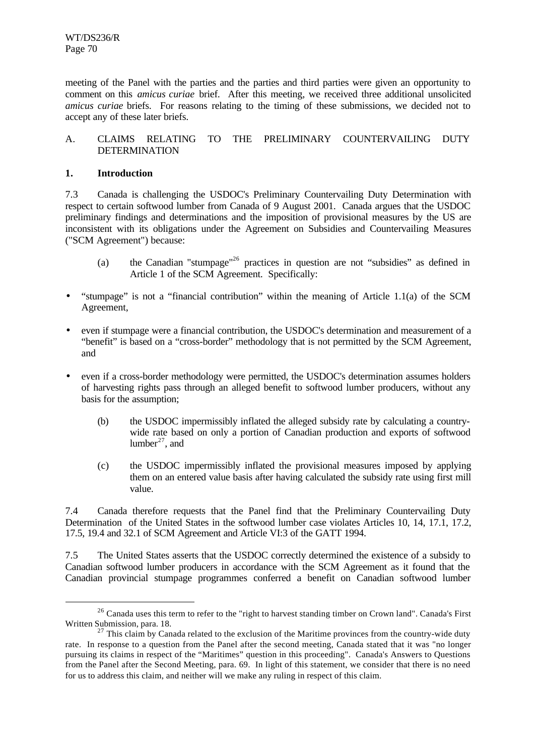meeting of the Panel with the parties and the parties and third parties were given an opportunity to comment on this *amicus curiae* brief. After this meeting, we received three additional unsolicited *amicus curiae* briefs. For reasons relating to the timing of these submissions, we decided not to accept any of these later briefs.

## A. CLAIMS RELATING TO THE PRELIMINARY COUNTERVAILING DUTY DETERMINATION

### 1. Introduction

7.3 Canada is challenging the USDOC's Preliminary Countervailing Duty Determination with respect to certain softwood lumber from Canada of 9 August 2001. Canada argues that the USDOC preliminary findings and determinations and the imposition of provisional measures by the US are inconsistent with its obligations under the Agreement on Subsidies and Countervailing Measures ("SCM Agreement") because:

(a) the Canadian "stumpage"[26] practices in question are not "subsidies" as defined in Article 1 of the SCM Agreement. Specifically:

- "stumpage" is not a "financial contribution" within the meaning of Article 1.1(a) of the SCM Agreement,
- even if stumpage were a financial contribution, the USDOC's determination and measurement of a "benefit" is based on a "cross-border" methodology that is not permitted by the SCM Agreement, and
- even if a cross-border methodology were permitted, the USDOC's determination assumes holders of harvesting rights pass through an alleged benefit to softwood lumber producers, without any basis for the assumption;

(b) the USDOC impermissibly inflated the alleged subsidy rate by calculating a country-wide rate based on only a portion of Canadian production and exports of softwood lumber[27], and

(c) the USDOC impermissibly inflated the provisional measures imposed by applying them on an entered value basis after having calculated the subsidy rate using first mill value.

7.4 Canada therefore requests that the Panel find that the Preliminary Countervailing Duty Determination of the United States in the softwood lumber case violates Articles 10, 14, 17.1, 17.2, 17.5, 19.4 and 32.1 of SCM Agreement and Article VI:3 of the GATT 1994.

7.5 The United States asserts that the USDOC correctly determined the existence of a subsidy to Canadian softwood lumber producers in accordance with the SCM Agreement as it found that the Canadian provincial stumpage programmes conferred a benefit on Canadian softwood lumber

---

[26] Canada uses this term to refer to the "right to harvest standing timber on Crown land". Canada's First Written Submission, para. 18.

[27] This claim by Canada related to the exclusion of the Maritime provinces from the country-wide duty rate. In response to a question from the Panel after the second meeting, Canada stated that it was "no longer pursuing its claims in respect of the "Maritimes" question in this proceeding". Canada's Answers to Questions from the Panel after the Second Meeting, para. 69. In light of this statement, we consider that there is no need for us to address this claim, and neither will we make any ruling in respect of this claim.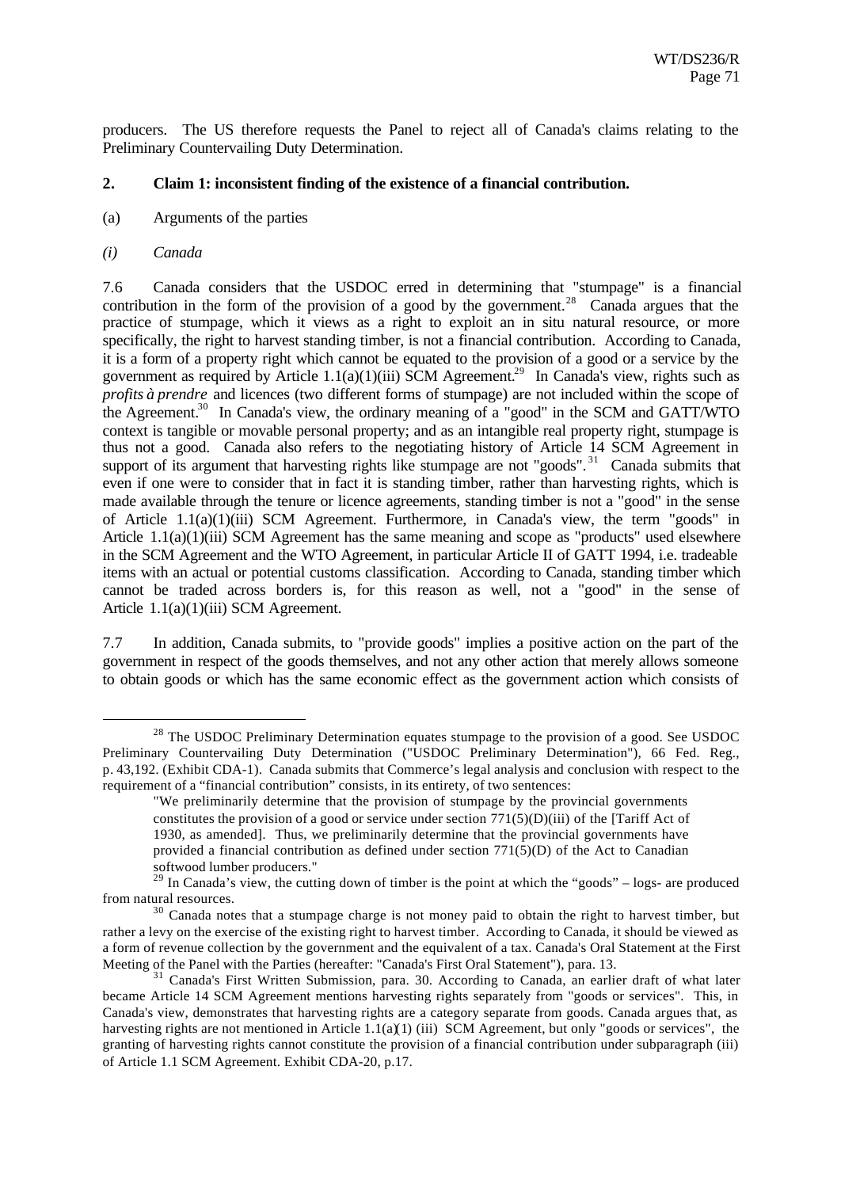producers. The US therefore requests the Panel to reject all of Canada's claims relating to the Preliminary Countervailing Duty Determination.

## 2. Claim 1: inconsistent finding of the existence of a financial contribution.

(a) Arguments of the parties

*(i) Canada*

7.6 Canada considers that the USDOC erred in determining that "stumpage" is a financial contribution in the form of the provision of a good by the government.[28] Canada argues that the practice of stumpage, which it views as a right to exploit an in situ natural resource, or more specifically, the right to harvest standing timber, is not a financial contribution. According to Canada, it is a form of a property right which cannot be equated to the provision of a good or a service by the government as required by Article 1.1(a)(1)(iii) SCM Agreement.[29] In Canada's view, rights such as *profits à prendre* and licences (two different forms of stumpage) are not included within the scope of the Agreement.[30] In Canada's view, the ordinary meaning of a "good" in the SCM and GATT/WTO context is tangible or movable personal property; and as an intangible real property right, stumpage is thus not a good. Canada also refers to the negotiating history of Article 14 SCM Agreement in support of its argument that harvesting rights like stumpage are not "goods".[31] Canada submits that even if one were to consider that in fact it is standing timber, rather than harvesting rights, which is made available through the tenure or licence agreements, standing timber is not a "good" in the sense of Article 1.1(a)(1)(iii) SCM Agreement. Furthermore, in Canada's view, the term "goods" in Article 1.1(a)(1)(iii) SCM Agreement has the same meaning and scope as "products" used elsewhere in the SCM Agreement and the WTO Agreement, in particular Article II of GATT 1994, i.e. tradeable items with an actual or potential customs classification. According to Canada, standing timber which cannot be traded across borders is, for this reason as well, not a "good" in the sense of Article 1.1(a)(1)(iii) SCM Agreement.

7.7 In addition, Canada submits, to "provide goods" implies a positive action on the part of the government in respect of the goods themselves, and not any other action that merely allows someone to obtain goods or which has the same economic effect as the government action which consists of

---

[28] The USDOC Preliminary Determination equates stumpage to the provision of a good. See USDOC Preliminary Countervailing Duty Determination ("USDOC Preliminary Determination"), 66 Fed. Reg., p. 43,192. (Exhibit CDA-1). Canada submits that Commerce's legal analysis and conclusion with respect to the requirement of a "financial contribution" consists, in its entirety, of two sentences:

> "We preliminarily determine that the provision of stumpage by the provincial governments constitutes the provision of a good or service under section 771(5)(D)(iii) of the [Tariff Act of 1930, as amended]. Thus, we preliminarily determine that the provincial governments have provided a financial contribution as defined under section 771(5)(D) of the Act to Canadian softwood lumber producers."

[29] In Canada's view, the cutting down of timber is the point at which the "goods" – logs- are produced from natural resources.

[30] Canada notes that a stumpage charge is not money paid to obtain the right to harvest timber, but rather a levy on the exercise of the existing right to harvest timber. According to Canada, it should be viewed as a form of revenue collection by the government and the equivalent of a tax. Canada's Oral Statement at the First Meeting of the Panel with the Parties (hereafter: "Canada's First Oral Statement"), para. 13.

[31] Canada's First Written Submission, para. 30. According to Canada, an earlier draft of what later became Article 14 SCM Agreement mentions harvesting rights separately from "goods or services". This, in Canada's view, demonstrates that harvesting rights are a category separate from goods. Canada argues that, as harvesting rights are not mentioned in Article 1.1(a)(1) (iii) SCM Agreement, but only "goods or services", the granting of harvesting rights cannot constitute the provision of a financial contribution under subparagraph (iii) of Article 1.1 SCM Agreement. Exhibit CDA-20, p.17.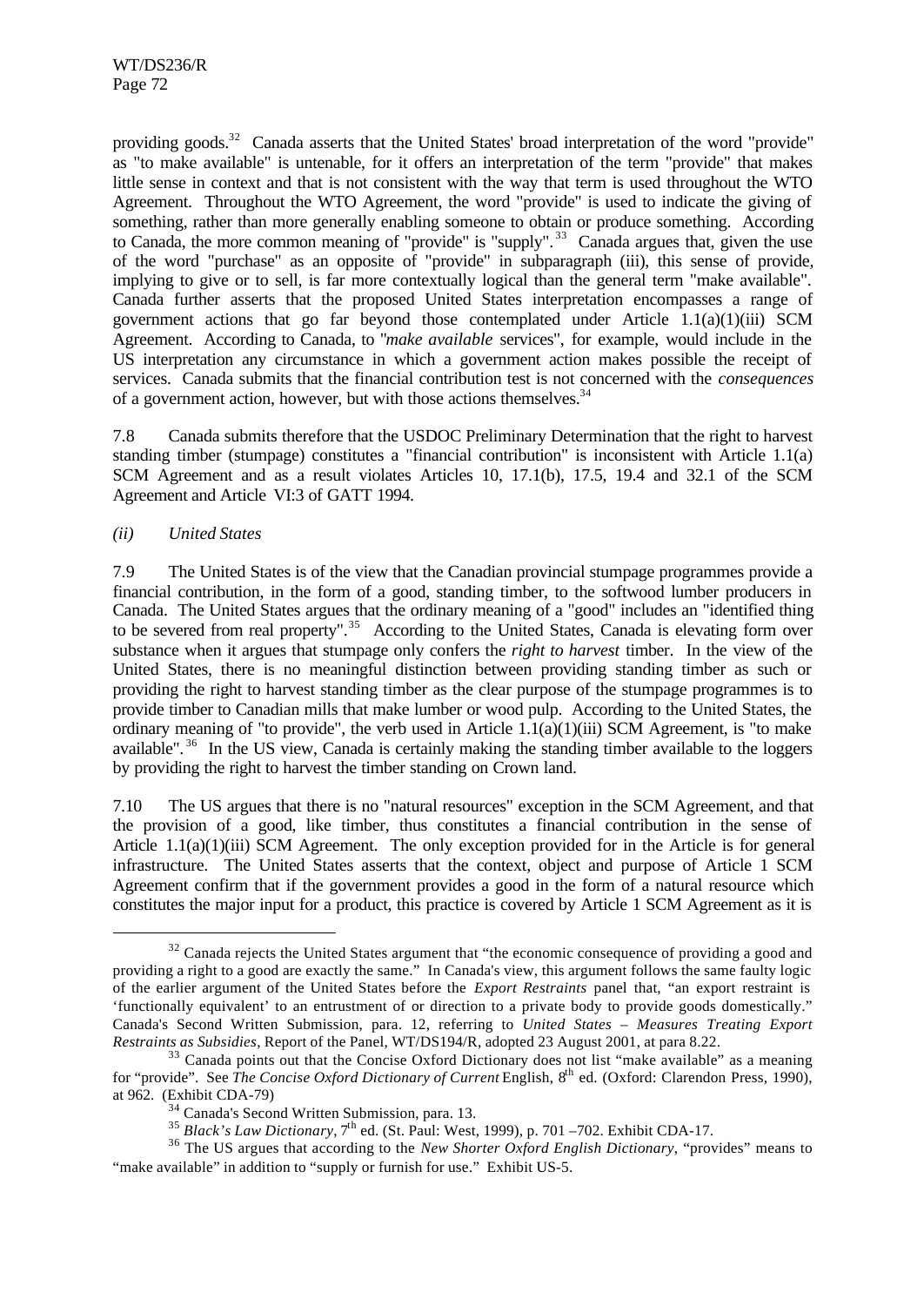providing goods.[32] Canada asserts that the United States' broad interpretation of the word "provide" as "to make available" is untenable, for it offers an interpretation of the term "provide" that makes little sense in context and that is not consistent with the way that term is used throughout the WTO Agreement. Throughout the WTO Agreement, the word "provide" is used to indicate the giving of something, rather than more generally enabling someone to obtain or produce something. According to Canada, the more common meaning of "provide" is "supply".[33] Canada argues that, given the use of the word "purchase" as an opposite of "provide" in subparagraph (iii), this sense of provide, implying to give or to sell, is far more contextually logical than the general term "make available". Canada further asserts that the proposed United States interpretation encompasses a range of government actions that go far beyond those contemplated under Article 1.1(a)(1)(iii) SCM Agreement. According to Canada, to "*make available* services", for example, would include in the US interpretation any circumstance in which a government action makes possible the receipt of services. Canada submits that the financial contribution test is not concerned with the *consequences* of a government action, however, but with those actions themselves.[34]

7.8 Canada submits therefore that the USDOC Preliminary Determination that the right to harvest standing timber (stumpage) constitutes a "financial contribution" is inconsistent with Article 1.1(a) SCM Agreement and as a result violates Articles 10, 17.1(b), 17.5, 19.4 and 32.1 of the SCM Agreement and Article VI:3 of GATT 1994.

*(ii) United States*

7.9 The United States is of the view that the Canadian provincial stumpage programmes provide a financial contribution, in the form of a good, standing timber, to the softwood lumber producers in Canada. The United States argues that the ordinary meaning of a "good" includes an "identified thing to be severed from real property".[35] According to the United States, Canada is elevating form over substance when it argues that stumpage only confers the *right to harvest* timber. In the view of the United States, there is no meaningful distinction between providing standing timber as such or providing the right to harvest standing timber as the clear purpose of the stumpage programmes is to provide timber to Canadian mills that make lumber or wood pulp. According to the United States, the ordinary meaning of "to provide", the verb used in Article 1.1(a)(1)(iii) SCM Agreement, is "to make available".[36] In the US view, Canada is certainly making the standing timber available to the loggers by providing the right to harvest the timber standing on Crown land.

7.10 The US argues that there is no "natural resources" exception in the SCM Agreement, and that the provision of a good, like timber, thus constitutes a financial contribution in the sense of Article 1.1(a)(1)(iii) SCM Agreement. The only exception provided for in the Article is for general infrastructure. The United States asserts that the context, object and purpose of Article 1 SCM Agreement confirm that if the government provides a good in the form of a natural resource which constitutes the major input for a product, this practice is covered by Article 1 SCM Agreement as it is

---

[32] Canada rejects the United States argument that "the economic consequence of providing a good and providing a right to a good are exactly the same." In Canada's view, this argument follows the same faulty logic of the earlier argument of the United States before the *Export Restraints* panel that, "an export restraint is 'functionally equivalent' to an entrustment of or direction to a private body to provide goods domestically." Canada's Second Written Submission, para. 12, referring to *United States – Measures Treating Export Restraints as Subsidies*, Report of the Panel, WT/DS194/R, adopted 23 August 2001, at para 8.22.

[33] Canada points out that the Concise Oxford Dictionary does not list "make available" as a meaning for "provide". See *The Concise Oxford Dictionary of Current* English, 8th ed. (Oxford: Clarendon Press, 1990), at 962. (Exhibit CDA-79)

[34] Canada's Second Written Submission, para. 13.

[35] *Black's Law Dictionary*, 7th ed. (St. Paul: West, 1999), p. 701 –702. Exhibit CDA-17.

[36] The US argues that according to the *New Shorter Oxford English Dictionary*, "provides" means to "make available" in addition to "supply or furnish for use." Exhibit US-5.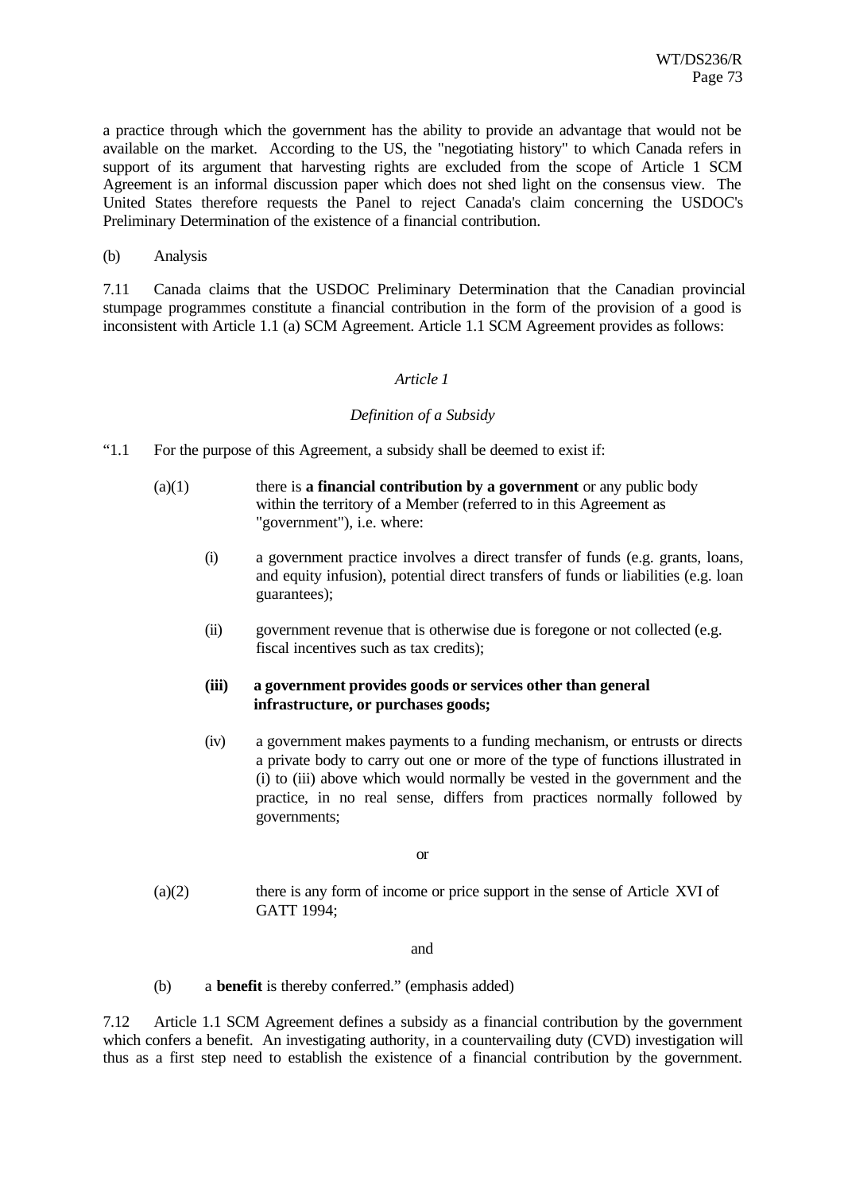a practice through which the government has the ability to provide an advantage that would not be available on the market. According to the US, the "negotiating history" to which Canada refers in support of its argument that harvesting rights are excluded from the scope of Article 1 SCM Agreement is an informal discussion paper which does not shed light on the consensus view. The United States therefore requests the Panel to reject Canada's claim concerning the USDOC's Preliminary Determination of the existence of a financial contribution.

(b) Analysis

7.11 Canada claims that the USDOC Preliminary Determination that the Canadian provincial stumpage programmes constitute a financial contribution in the form of the provision of a good is inconsistent with Article 1.1 (a) SCM Agreement. Article 1.1 SCM Agreement provides as follows:

*Article 1*

*Definition of a Subsidy*

"1.1 For the purpose of this Agreement, a subsidy shall be deemed to exist if:

(a)(1) there is **a financial contribution by a government** or any public body within the territory of a Member (referred to in this Agreement as "government"), i.e. where:

(i) a government practice involves a direct transfer of funds (e.g. grants, loans, and equity infusion), potential direct transfers of funds or liabilities (e.g. loan guarantees);

(ii) government revenue that is otherwise due is foregone or not collected (e.g. fiscal incentives such as tax credits);

**(iii) a government provides goods or services other than general infrastructure, or purchases goods;**

(iv) a government makes payments to a funding mechanism, or entrusts or directs a private body to carry out one or more of the type of functions illustrated in (i) to (iii) above which would normally be vested in the government and the practice, in no real sense, differs from practices normally followed by governments;

or

(a)(2) there is any form of income or price support in the sense of Article XVI of GATT 1994;

and

(b) a **benefit** is thereby conferred." (emphasis added)

7.12 Article 1.1 SCM Agreement defines a subsidy as a financial contribution by the government which confers a benefit. An investigating authority, in a countervailing duty (CVD) investigation will thus as a first step need to establish the existence of a financial contribution by the government.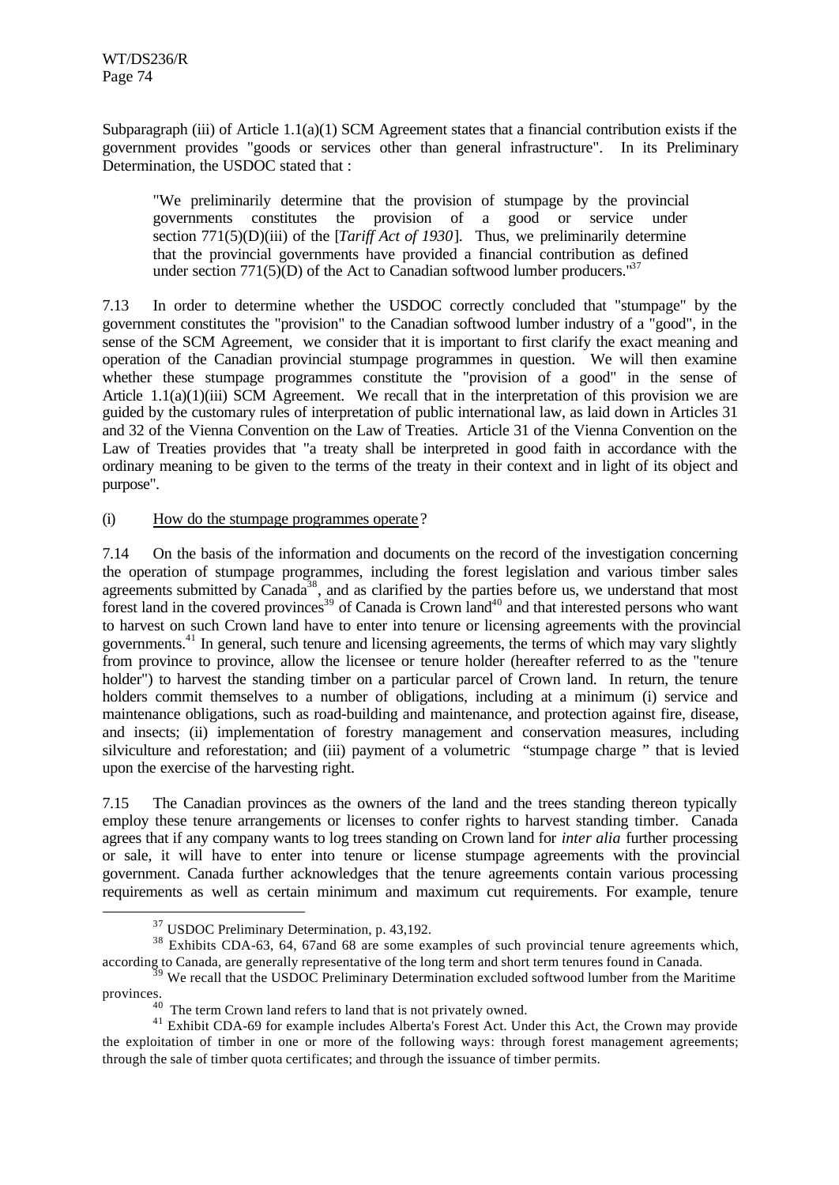Subparagraph (iii) of Article 1.1(a)(1) SCM Agreement states that a financial contribution exists if the government provides "goods or services other than general infrastructure". In its Preliminary Determination, the USDOC stated that :

> "We preliminarily determine that the provision of stumpage by the provincial governments constitutes the provision of a good or service under section 771(5)(D)(iii) of the [*Tariff Act of 1930*]. Thus, we preliminarily determine that the provincial governments have provided a financial contribution as defined under section 771(5)(D) of the Act to Canadian softwood lumber producers."[37]

7.13 In order to determine whether the USDOC correctly concluded that "stumpage" by the government constitutes the "provision" to the Canadian softwood lumber industry of a "good", in the sense of the SCM Agreement, we consider that it is important to first clarify the exact meaning and operation of the Canadian provincial stumpage programmes in question. We will then examine whether these stumpage programmes constitute the "provision of a good" in the sense of Article 1.1(a)(1)(iii) SCM Agreement. We recall that in the interpretation of this provision we are guided by the customary rules of interpretation of public international law, as laid down in Articles 31 and 32 of the Vienna Convention on the Law of Treaties. Article 31 of the Vienna Convention on the Law of Treaties provides that "a treaty shall be interpreted in good faith in accordance with the ordinary meaning to be given to the terms of the treaty in their context and in light of its object and purpose".

(i) How do the stumpage programmes operate?

7.14 On the basis of the information and documents on the record of the investigation concerning the operation of stumpage programmes, including the forest legislation and various timber sales agreements submitted by Canada[38], and as clarified by the parties before us, we understand that most forest land in the covered provinces[39] of Canada is Crown land[40] and that interested persons who want to harvest on such Crown land have to enter into tenure or licensing agreements with the provincial governments.[41] In general, such tenure and licensing agreements, the terms of which may vary slightly from province to province, allow the licensee or tenure holder (hereafter referred to as the "tenure holder") to harvest the standing timber on a particular parcel of Crown land. In return, the tenure holders commit themselves to a number of obligations, including at a minimum (i) service and maintenance obligations, such as road-building and maintenance, and protection against fire, disease, and insects; (ii) implementation of forestry management and conservation measures, including silviculture and reforestation; and (iii) payment of a volumetric "stumpage charge" that is levied upon the exercise of the harvesting right.

7.15 The Canadian provinces as the owners of the land and the trees standing thereon typically employ these tenure arrangements or licenses to confer rights to harvest standing timber. Canada agrees that if any company wants to log trees standing on Crown land for *inter alia* further processing or sale, it will have to enter into tenure or license stumpage agreements with the provincial government. Canada further acknowledges that the tenure agreements contain various processing requirements as well as certain minimum and maximum cut requirements. For example, tenure

---

[37] USDOC Preliminary Determination, p. 43,192.

[38] Exhibits CDA-63, 64, 67and 68 are some examples of such provincial tenure agreements which, according to Canada, are generally representative of the long term and short term tenures found in Canada.

[39] We recall that the USDOC Preliminary Determination excluded softwood lumber from the Maritime provinces.

[40] The term Crown land refers to land that is not privately owned.

[41] Exhibit CDA-69 for example includes Alberta's Forest Act. Under this Act, the Crown may provide the exploitation of timber in one or more of the following ways: through forest management agreements; through the sale of timber quota certificates; and through the issuance of timber permits.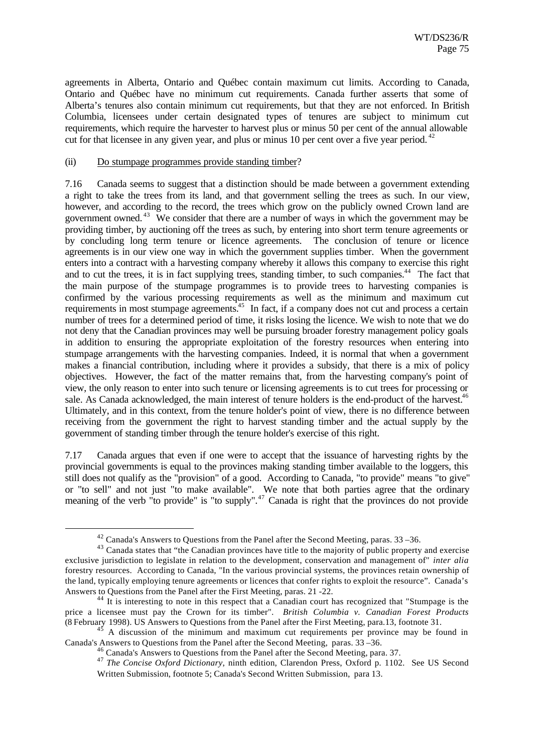agreements in Alberta, Ontario and Québec contain maximum cut limits. According to Canada, Ontario and Québec have no minimum cut requirements. Canada further asserts that some of Alberta's tenures also contain minimum cut requirements, but that they are not enforced. In British Columbia, licensees under certain designated types of tenures are subject to minimum cut requirements, which require the harvester to harvest plus or minus 50 per cent of the annual allowable cut for that licensee in any given year, and plus or minus 10 per cent over a five year period.[42]

(ii) Do stumpage programmes provide standing timber?

7.16 Canada seems to suggest that a distinction should be made between a government extending a right to take the trees from its land, and that government selling the trees as such. In our view, however, and according to the record, the trees which grow on the publicly owned Crown land are government owned.[43] We consider that there are a number of ways in which the government may be providing timber, by auctioning off the trees as such, by entering into short term tenure agreements or by concluding long term tenure or licence agreements. The conclusion of tenure or licence agreements is in our view one way in which the government supplies timber. When the government enters into a contract with a harvesting company whereby it allows this company to exercise this right and to cut the trees, it is in fact supplying trees, standing timber, to such companies.[44] The fact that the main purpose of the stumpage programmes is to provide trees to harvesting companies is confirmed by the various processing requirements as well as the minimum and maximum cut requirements in most stumpage agreements.[45] In fact, if a company does not cut and process a certain number of trees for a determined period of time, it risks losing the licence. We wish to note that we do not deny that the Canadian provinces may well be pursuing broader forestry management policy goals in addition to ensuring the appropriate exploitation of the forestry resources when entering into stumpage arrangements with the harvesting companies. Indeed, it is normal that when a government makes a financial contribution, including where it provides a subsidy, that there is a mix of policy objectives. However, the fact of the matter remains that, from the harvesting company's point of view, the only reason to enter into such tenure or licensing agreements is to cut trees for processing or sale. As Canada acknowledged, the main interest of tenure holders is the end-product of the harvest.[46] Ultimately, and in this context, from the tenure holder's point of view, there is no difference between receiving from the government the right to harvest standing timber and the actual supply by the government of standing timber through the tenure holder's exercise of this right.

7.17 Canada argues that even if one were to accept that the issuance of harvesting rights by the provincial governments is equal to the provinces making standing timber available to the loggers, this still does not qualify as the "provision" of a good. According to Canada, "to provide" means "to give" or "to sell" and not just "to make available". We note that both parties agree that the ordinary meaning of the verb "to provide" is "to supply".[47] Canada is right that the provinces do not provide

---

[42] Canada's Answers to Questions from the Panel after the Second Meeting, paras. 33 –36.

[43] Canada states that "the Canadian provinces have title to the majority of public property and exercise exclusive jurisdiction to legislate in relation to the development, conservation and management of" *inter alia* forestry resources. According to Canada, "In the various provincial systems, the provinces retain ownership of the land, typically employing tenure agreements or licences that confer rights to exploit the resource". Canada's Answers to Questions from the Panel after the First Meeting, paras. 21 -22.

[44] It is interesting to note in this respect that a Canadian court has recognized that "Stumpage is the price a licensee must pay the Crown for its timber". *British Columbia v. Canadian Forest Products* (8 February 1998). US Answers to Questions from the Panel after the First Meeting, para.13, footnote 31.

[45] A discussion of the minimum and maximum cut requirements per province may be found in Canada's Answers to Questions from the Panel after the Second Meeting, paras. 33 –36.

[46] Canada's Answers to Questions from the Panel after the Second Meeting, para. 37.

[47] *The Concise Oxford Dictionary*, ninth edition, Clarendon Press, Oxford p. 1102. See US Second Written Submission, footnote 5; Canada's Second Written Submission, para 13.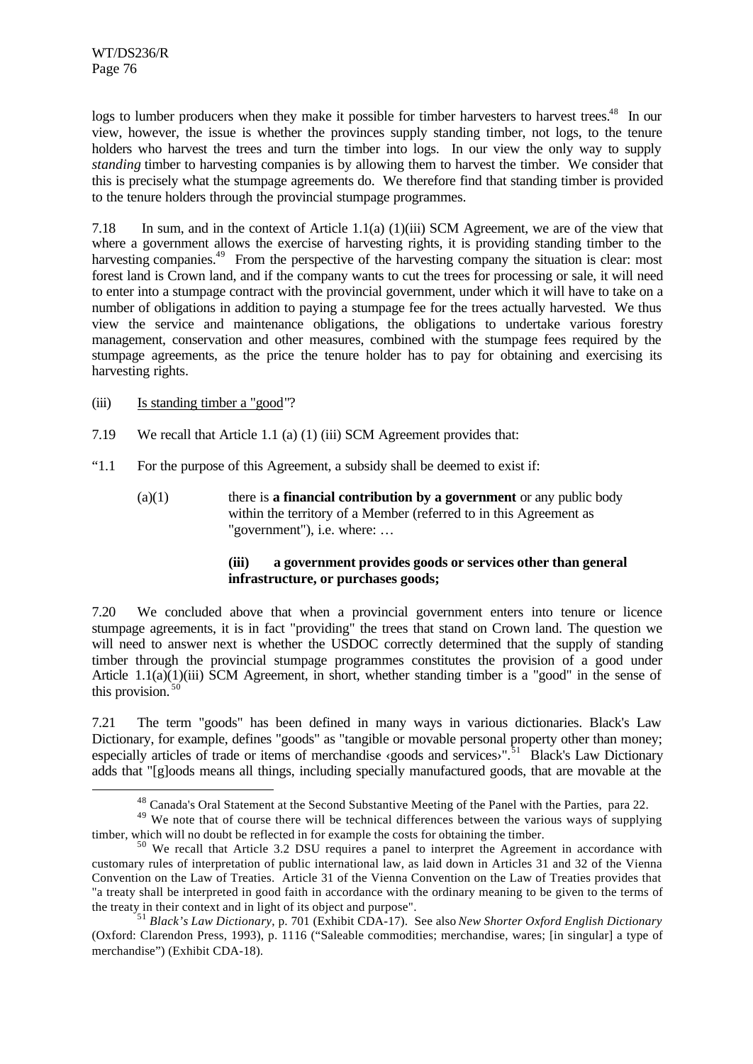logs to lumber producers when they make it possible for timber harvesters to harvest trees.[48] In our view, however, the issue is whether the provinces supply standing timber, not logs, to the tenure holders who harvest the trees and turn the timber into logs. In our view the only way to supply *standing* timber to harvesting companies is by allowing them to harvest the timber. We consider that this is precisely what the stumpage agreements do. We therefore find that standing timber is provided to the tenure holders through the provincial stumpage programmes.

7.18 In sum, and in the context of Article 1.1(a) (1)(iii) SCM Agreement, we are of the view that where a government allows the exercise of harvesting rights, it is providing standing timber to the harvesting companies.[49] From the perspective of the harvesting company the situation is clear: most forest land is Crown land, and if the company wants to cut the trees for processing or sale, it will need to enter into a stumpage contract with the provincial government, under which it will have to take on a number of obligations in addition to paying a stumpage fee for the trees actually harvested. We thus view the service and maintenance obligations, the obligations to undertake various forestry management, conservation and other measures, combined with the stumpage fees required by the stumpage agreements, as the price the tenure holder has to pay for obtaining and exercising its harvesting rights.

(iii) Is standing timber a "good"?

7.19 We recall that Article 1.1 (a) (1) (iii) SCM Agreement provides that:

"1.1 For the purpose of this Agreement, a subsidy shall be deemed to exist if:

> (a)(1) there is **a financial contribution by a government** or any public body within the territory of a Member (referred to in this Agreement as "government"), i.e. where: …
>
> **(iii) a government provides goods or services other than general infrastructure, or purchases goods;**

7.20 We concluded above that when a provincial government enters into tenure or licence stumpage agreements, it is in fact "providing" the trees that stand on Crown land. The question we will need to answer next is whether the USDOC correctly determined that the supply of standing timber through the provincial stumpage programmes constitutes the provision of a good under Article 1.1(a)(1)(iii) SCM Agreement, in short, whether standing timber is a "good" in the sense of this provision.[50]

7.21 The term "goods" has been defined in many ways in various dictionaries. Black's Law Dictionary, for example, defines "goods" as "tangible or movable personal property other than money; especially articles of trade or items of merchandise ‹goods and services›".[51] Black's Law Dictionary adds that "[g]oods means all things, including specially manufactured goods, that are movable at the

---

[48] Canada's Oral Statement at the Second Substantive Meeting of the Panel with the Parties, para 22.

[49] We note that of course there will be technical differences between the various ways of supplying timber, which will no doubt be reflected in for example the costs for obtaining the timber.

[50] We recall that Article 3.2 DSU requires a panel to interpret the Agreement in accordance with customary rules of interpretation of public international law, as laid down in Articles 31 and 32 of the Vienna Convention on the Law of Treaties. Article 31 of the Vienna Convention on the Law of Treaties provides that "a treaty shall be interpreted in good faith in accordance with the ordinary meaning to be given to the terms of the treaty in their context and in light of its object and purpose".

[51] *Black's Law Dictionary*, p. 701 (Exhibit CDA-17). See also *New Shorter Oxford English Dictionary* (Oxford: Clarendon Press, 1993), p. 1116 ("Saleable commodities; merchandise, wares; [in singular] a type of merchandise") (Exhibit CDA-18).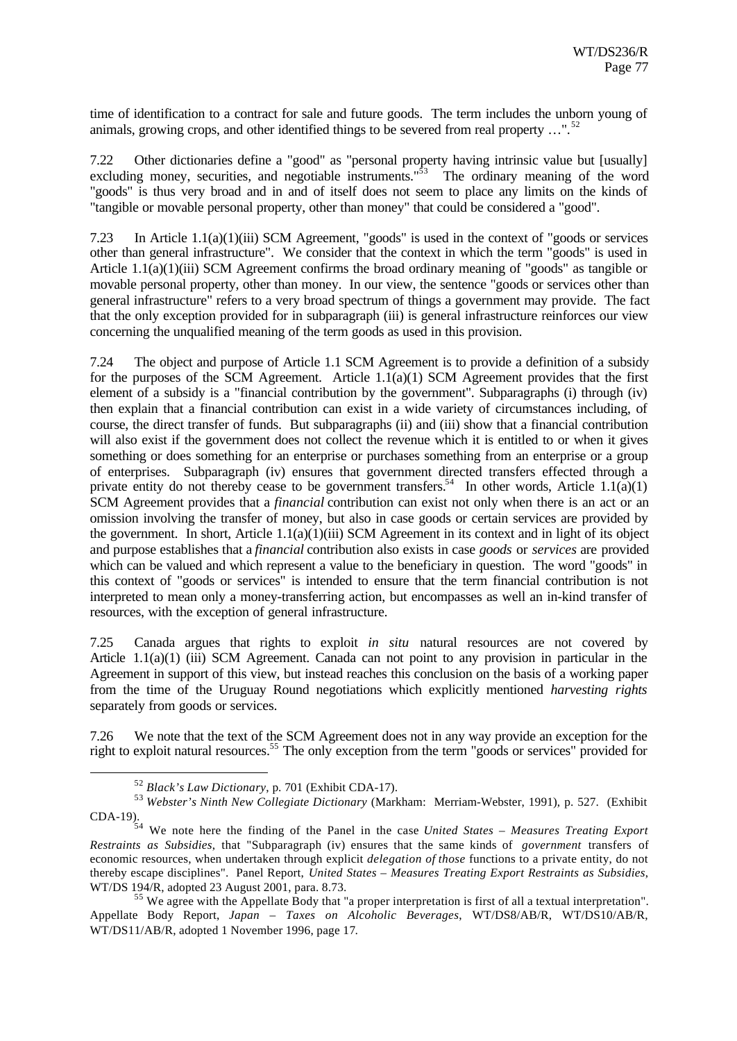time of identification to a contract for sale and future goods. The term includes the unborn young of animals, growing crops, and other identified things to be severed from real property …".[52]

7.22 Other dictionaries define a "good" as "personal property having intrinsic value but [usually] excluding money, securities, and negotiable instruments."[53] The ordinary meaning of the word "goods" is thus very broad and in and of itself does not seem to place any limits on the kinds of "tangible or movable personal property, other than money" that could be considered a "good".

7.23 In Article 1.1(a)(1)(iii) SCM Agreement, "goods" is used in the context of "goods or services other than general infrastructure". We consider that the context in which the term "goods" is used in Article 1.1(a)(1)(iii) SCM Agreement confirms the broad ordinary meaning of "goods" as tangible or movable personal property, other than money. In our view, the sentence "goods or services other than general infrastructure" refers to a very broad spectrum of things a government may provide. The fact that the only exception provided for in subparagraph (iii) is general infrastructure reinforces our view concerning the unqualified meaning of the term goods as used in this provision.

7.24 The object and purpose of Article 1.1 SCM Agreement is to provide a definition of a subsidy for the purposes of the SCM Agreement. Article 1.1(a)(1) SCM Agreement provides that the first element of a subsidy is a "financial contribution by the government". Subparagraphs (i) through (iv) then explain that a financial contribution can exist in a wide variety of circumstances including, of course, the direct transfer of funds. But subparagraphs (ii) and (iii) show that a financial contribution will also exist if the government does not collect the revenue which it is entitled to or when it gives something or does something for an enterprise or purchases something from an enterprise or a group of enterprises. Subparagraph (iv) ensures that government directed transfers effected through a private entity do not thereby cease to be government transfers.[54] In other words, Article 1.1(a)(1) SCM Agreement provides that a *financial* contribution can exist not only when there is an act or an omission involving the transfer of money, but also in case goods or certain services are provided by the government. In short, Article 1.1(a)(1)(iii) SCM Agreement in its context and in light of its object and purpose establishes that a *financial* contribution also exists in case *goods* or *services* are provided which can be valued and which represent a value to the beneficiary in question. The word "goods" in this context of "goods or services" is intended to ensure that the term financial contribution is not interpreted to mean only a money-transferring action, but encompasses as well an in-kind transfer of resources, with the exception of general infrastructure.

7.25 Canada argues that rights to exploit *in situ* natural resources are not covered by Article 1.1(a)(1) (iii) SCM Agreement. Canada can not point to any provision in particular in the Agreement in support of this view, but instead reaches this conclusion on the basis of a working paper from the time of the Uruguay Round negotiations which explicitly mentioned *harvesting rights* separately from goods or services.

7.26 We note that the text of the SCM Agreement does not in any way provide an exception for the right to exploit natural resources.[55] The only exception from the term "goods or services" provided for

---

[52] *Black's Law Dictionary*, p. 701 (Exhibit CDA-17).

[53] *Webster's Ninth New Collegiate Dictionary* (Markham: Merriam-Webster, 1991), p. 527. (Exhibit CDA-19).

[54] We note here the finding of the Panel in the case *United States – Measures Treating Export Restraints as Subsidies*, that "Subparagraph (iv) ensures that the same kinds of *government* transfers of economic resources, when undertaken through explicit *delegation of those* functions to a private entity, do not thereby escape disciplines". Panel Report, *United States – Measures Treating Export Restraints as Subsidies*, WT/DS 194/R, adopted 23 August 2001, para. 8.73.

[55] We agree with the Appellate Body that "a proper interpretation is first of all a textual interpretation". Appellate Body Report, *Japan – Taxes on Alcoholic Beverages*, WT/DS8/AB/R, WT/DS10/AB/R, WT/DS11/AB/R, adopted 1 November 1996, page 17.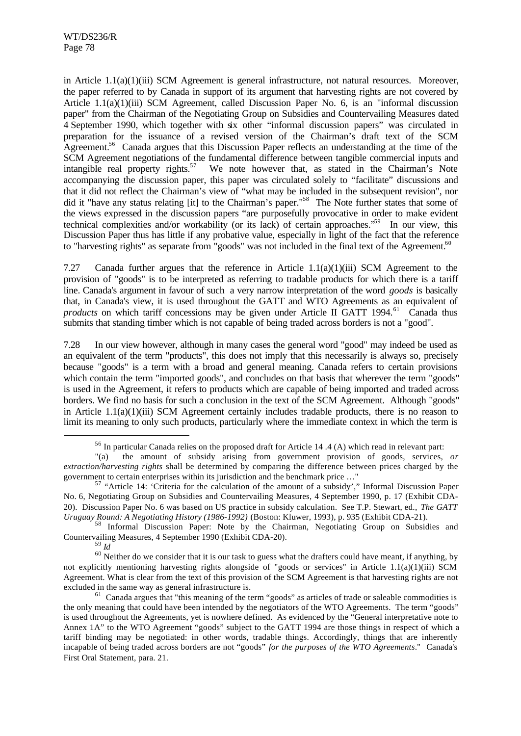in Article 1.1(a)(1)(iii) SCM Agreement is general infrastructure, not natural resources. Moreover, the paper referred to by Canada in support of its argument that harvesting rights are not covered by Article 1.1(a)(1)(iii) SCM Agreement, called Discussion Paper No. 6, is an "informal discussion paper" from the Chairman of the Negotiating Group on Subsidies and Countervailing Measures dated 4 September 1990, which together with six other "informal discussion papers" was circulated in preparation for the issuance of a revised version of the Chairman's draft text of the SCM Agreement.[56] Canada argues that this Discussion Paper reflects an understanding at the time of the SCM Agreement negotiations of the fundamental difference between tangible commercial inputs and intangible real property rights.[57] We note however that, as stated in the Chairman's Note accompanying the discussion paper, this paper was circulated solely to "facilitate" discussions and that it did not reflect the Chairman's view of "what may be included in the subsequent revision", nor did it "have any status relating [it] to the Chairman's paper."[58] The Note further states that some of the views expressed in the discussion papers "are purposefully provocative in order to make evident technical complexities and/or workability (or its lack) of certain approaches."[59] In our view, this Discussion Paper thus has little if any probative value, especially in light of the fact that the reference to "harvesting rights" as separate from "goods" was not included in the final text of the Agreement.[60]

7.27 Canada further argues that the reference in Article 1.1(a)(1)(iii) SCM Agreement to the provision of "goods" is to be interpreted as referring to tradable products for which there is a tariff line. Canada's argument in favour of such a very narrow interpretation of the word *goods* is basically that, in Canada's view, it is used throughout the GATT and WTO Agreements as an equivalent of *products* on which tariff concessions may be given under Article II GATT 1994.[61] Canada thus submits that standing timber which is not capable of being traded across borders is not a "good".

7.28 In our view however, although in many cases the general word "good" may indeed be used as an equivalent of the term "products", this does not imply that this necessarily is always so, precisely because "goods" is a term with a broad and general meaning. Canada refers to certain provisions which contain the term "imported goods", and concludes on that basis that wherever the term "goods" is used in the Agreement, it refers to products which are capable of being imported and traded across borders. We find no basis for such a conclusion in the text of the SCM Agreement. Although "goods" in Article 1.1(a)(1)(iii) SCM Agreement certainly includes tradable products, there is no reason to limit its meaning to only such products, particularly where the immediate context in which the term is

---

[56] In particular Canada relies on the proposed draft for Article 14 .4 (A) which read in relevant part:

"(a) the amount of subsidy arising from government provision of goods, services, *or extraction/harvesting rights* shall be determined by comparing the difference between prices charged by the government to certain enterprises within its jurisdiction and the benchmark price …"

[57] "Article 14: 'Criteria for the calculation of the amount of a subsidy'," Informal Discussion Paper No. 6, Negotiating Group on Subsidies and Countervailing Measures, 4 September 1990, p. 17 (Exhibit CDA-20). Discussion Paper No. 6 was based on US practice in subsidy calculation. See T.P. Stewart, ed., *The GATT Uruguay Round: A Negotiating History (1986-1992)* (Boston: Kluwer, 1993), p. 935 (Exhibit CDA-21).

[58] Informal Discussion Paper: Note by the Chairman, Negotiating Group on Subsidies and Countervailing Measures, 4 September 1990 (Exhibit CDA-20).

[59] *Id*

[60] Neither do we consider that it is our task to guess what the drafters could have meant, if anything, by not explicitly mentioning harvesting rights alongside of "goods or services" in Article 1.1(a)(1)(iii) SCM Agreement. What is clear from the text of this provision of the SCM Agreement is that harvesting rights are not excluded in the same way as general infrastructure is.

[61] Canada argues that "this meaning of the term "goods" as articles of trade or saleable commodities is the only meaning that could have been intended by the negotiators of the WTO Agreements. The term "goods" is used throughout the Agreements, yet is nowhere defined. As evidenced by the "General interpretative note to Annex 1A" to the WTO Agreement "goods" subject to the GATT 1994 are those things in respect of which a tariff binding may be negotiated: in other words, tradable things. Accordingly, things that are inherently incapable of being traded across borders are not "goods" *for the purposes of the WTO Agreements*." Canada's First Oral Statement, para. 21.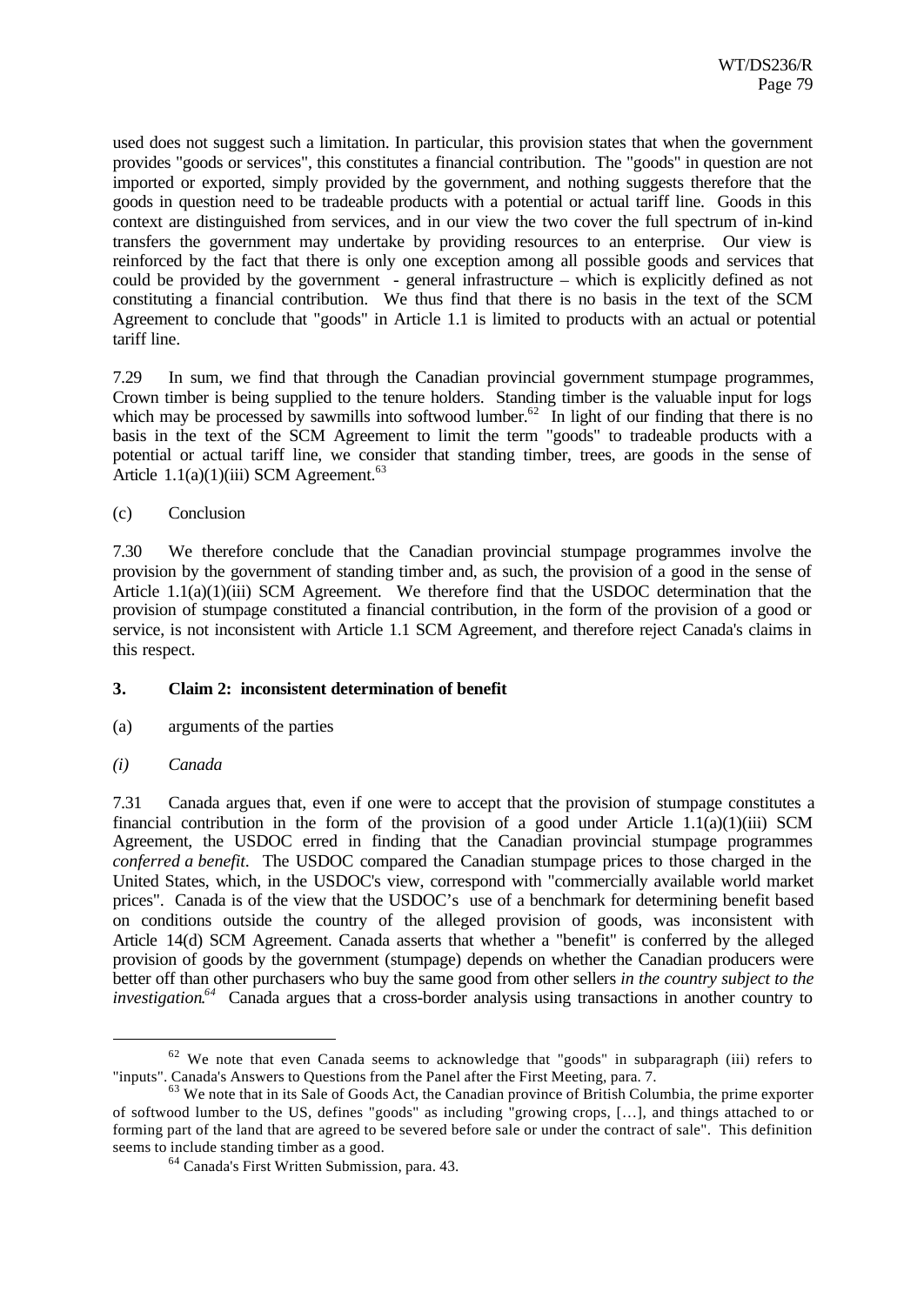used does not suggest such a limitation. In particular, this provision states that when the government provides "goods or services", this constitutes a financial contribution. The "goods" in question are not imported or exported, simply provided by the government, and nothing suggests therefore that the goods in question need to be tradeable products with a potential or actual tariff line. Goods in this context are distinguished from services, and in our view the two cover the full spectrum of in-kind transfers the government may undertake by providing resources to an enterprise. Our view is reinforced by the fact that there is only one exception among all possible goods and services that could be provided by the government - general infrastructure – which is explicitly defined as not constituting a financial contribution. We thus find that there is no basis in the text of the SCM Agreement to conclude that "goods" in Article 1.1 is limited to products with an actual or potential tariff line.

7.29 In sum, we find that through the Canadian provincial government stumpage programmes, Crown timber is being supplied to the tenure holders. Standing timber is the valuable input for logs which may be processed by sawmills into softwood lumber.[62] In light of our finding that there is no basis in the text of the SCM Agreement to limit the term "goods" to tradeable products with a potential or actual tariff line, we consider that standing timber, trees, are goods in the sense of Article 1.1(a)(1)(iii) SCM Agreement.[63]

(c) Conclusion

7.30 We therefore conclude that the Canadian provincial stumpage programmes involve the provision by the government of standing timber and, as such, the provision of a good in the sense of Article 1.1(a)(1)(iii) SCM Agreement. We therefore find that the USDOC determination that the provision of stumpage constituted a financial contribution, in the form of the provision of a good or service, is not inconsistent with Article 1.1 SCM Agreement, and therefore reject Canada's claims in this respect.

### 3. Claim 2: inconsistent determination of benefit

(a) arguments of the parties

*(i) Canada*

7.31 Canada argues that, even if one were to accept that the provision of stumpage constitutes a financial contribution in the form of the provision of a good under Article 1.1(a)(1)(iii) SCM Agreement, the USDOC erred in finding that the Canadian provincial stumpage programmes *conferred a benefit*. The USDOC compared the Canadian stumpage prices to those charged in the United States, which, in the USDOC's view, correspond with "commercially available world market prices". Canada is of the view that the USDOC's use of a benchmark for determining benefit based on conditions outside the country of the alleged provision of goods, was inconsistent with Article 14(d) SCM Agreement. Canada asserts that whether a "benefit" is conferred by the alleged provision of goods by the government (stumpage) depends on whether the Canadian producers were better off than other purchasers who buy the same good from other sellers *in the country subject to the investigation*.[64] Canada argues that a cross-border analysis using transactions in another country to

---

[62] We note that even Canada seems to acknowledge that "goods" in subparagraph (iii) refers to "inputs". Canada's Answers to Questions from the Panel after the First Meeting, para. 7.

[63] We note that in its Sale of Goods Act, the Canadian province of British Columbia, the prime exporter of softwood lumber to the US, defines "goods" as including "growing crops, […], and things attached to or forming part of the land that are agreed to be severed before sale or under the contract of sale". This definition seems to include standing timber as a good.

[64] Canada's First Written Submission, para. 43.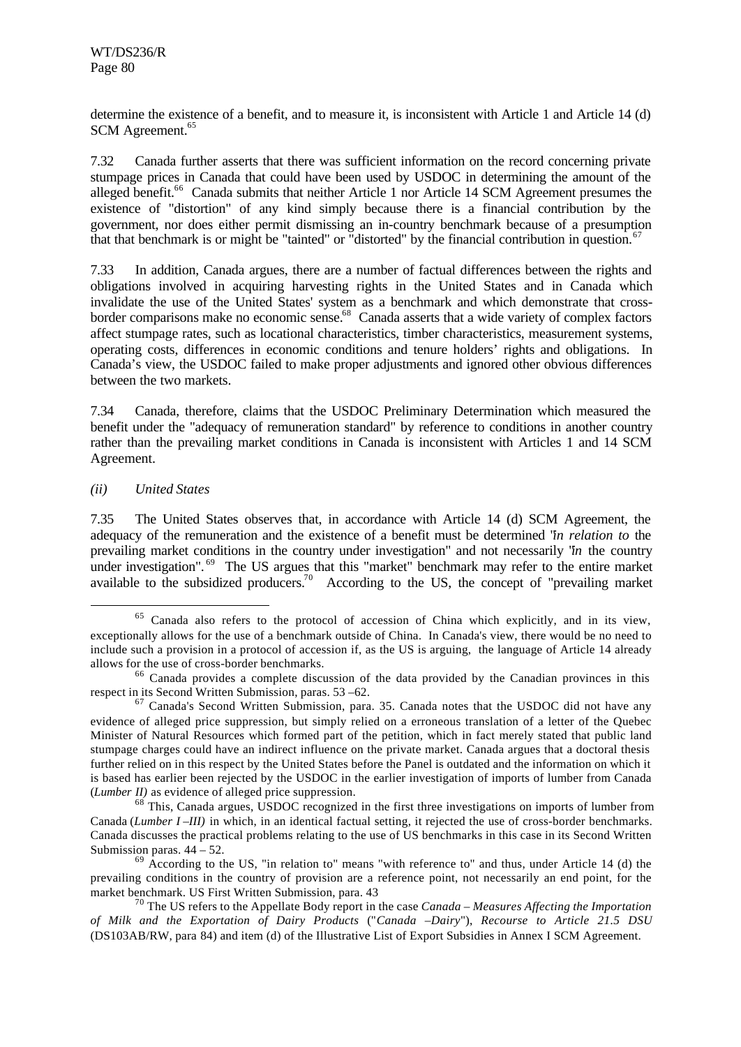determine the existence of a benefit, and to measure it, is inconsistent with Article 1 and Article 14 (d) SCM Agreement.[65]

7.32 Canada further asserts that there was sufficient information on the record concerning private stumpage prices in Canada that could have been used by USDOC in determining the amount of the alleged benefit.[66] Canada submits that neither Article 1 nor Article 14 SCM Agreement presumes the existence of "distortion" of any kind simply because there is a financial contribution by the government, nor does either permit dismissing an in-country benchmark because of a presumption that that benchmark is or might be "tainted" or "distorted" by the financial contribution in question.[67]

7.33 In addition, Canada argues, there are a number of factual differences between the rights and obligations involved in acquiring harvesting rights in the United States and in Canada which invalidate the use of the United States' system as a benchmark and which demonstrate that cross-border comparisons make no economic sense.[68] Canada asserts that a wide variety of complex factors affect stumpage rates, such as locational characteristics, timber characteristics, measurement systems, operating costs, differences in economic conditions and tenure holders' rights and obligations. In Canada's view, the USDOC failed to make proper adjustments and ignored other obvious differences between the two markets.

7.34 Canada, therefore, claims that the USDOC Preliminary Determination which measured the benefit under the "adequacy of remuneration standard" by reference to conditions in another country rather than the prevailing market conditions in Canada is inconsistent with Articles 1 and 14 SCM Agreement.

*(ii) United States*

7.35 The United States observes that, in accordance with Article 14 (d) SCM Agreement, the adequacy of the remuneration and the existence of a benefit must be determined "*in relation to* the prevailing market conditions in the country under investigation" and not necessarily "*in* the country under investigation".[69] The US argues that this "market" benchmark may refer to the entire market available to the subsidized producers.[70] According to the US, the concept of "prevailing market

---

[65] Canada also refers to the protocol of accession of China which explicitly, and in its view, exceptionally allows for the use of a benchmark outside of China. In Canada's view, there would be no need to include such a provision in a protocol of accession if, as the US is arguing, the language of Article 14 already allows for the use of cross-border benchmarks.

[66] Canada provides a complete discussion of the data provided by the Canadian provinces in this respect in its Second Written Submission, paras. 53 –62.

[67] Canada's Second Written Submission, para. 35. Canada notes that the USDOC did not have any evidence of alleged price suppression, but simply relied on a erroneous translation of a letter of the Quebec Minister of Natural Resources which formed part of the petition, which in fact merely stated that public land stumpage charges could have an indirect influence on the private market. Canada argues that a doctoral thesis further relied on in this respect by the United States before the Panel is outdated and the information on which it is based has earlier been rejected by the USDOC in the earlier investigation of imports of lumber from Canada (*Lumber II)* as evidence of alleged price suppression.

[68] This, Canada argues, USDOC recognized in the first three investigations on imports of lumber from Canada (*Lumber I –III)* in which, in an identical factual setting, it rejected the use of cross-border benchmarks. Canada discusses the practical problems relating to the use of US benchmarks in this case in its Second Written Submission paras. 44 – 52.

[69] According to the US, "in relation to" means "with reference to" and thus, under Article 14 (d) the prevailing conditions in the country of provision are a reference point, not necessarily an end point, for the market benchmark. US First Written Submission, para. 43

[70] The US refers to the Appellate Body report in the case *Canada – Measures Affecting the Importation of Milk and the Exportation of Dairy Products* ("*Canada –Dairy*"), *Recourse to Article 21.5 DSU* (DS103AB/RW, para 84) and item (d) of the Illustrative List of Export Subsidies in Annex I SCM Agreement.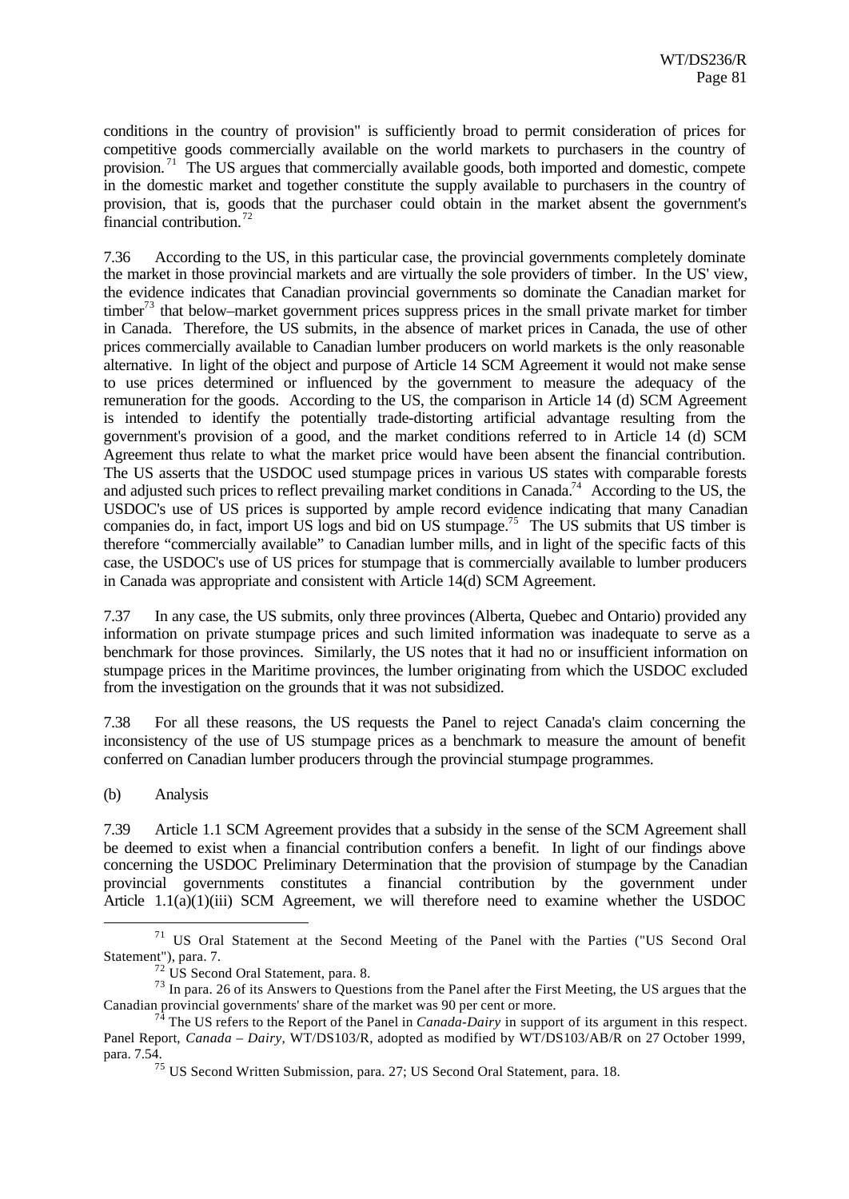conditions in the country of provision" is sufficiently broad to permit consideration of prices for competitive goods commercially available on the world markets to purchasers in the country of provision.[71] The US argues that commercially available goods, both imported and domestic, compete in the domestic market and together constitute the supply available to purchasers in the country of provision, that is, goods that the purchaser could obtain in the market absent the government's financial contribution.[72]

7.36 According to the US, in this particular case, the provincial governments completely dominate the market in those provincial markets and are virtually the sole providers of timber. In the US' view, the evidence indicates that Canadian provincial governments so dominate the Canadian market for timber[73] that below–market government prices suppress prices in the small private market for timber in Canada. Therefore, the US submits, in the absence of market prices in Canada, the use of other prices commercially available to Canadian lumber producers on world markets is the only reasonable alternative. In light of the object and purpose of Article 14 SCM Agreement it would not make sense to use prices determined or influenced by the government to measure the adequacy of the remuneration for the goods. According to the US, the comparison in Article 14 (d) SCM Agreement is intended to identify the potentially trade-distorting artificial advantage resulting from the government's provision of a good, and the market conditions referred to in Article 14 (d) SCM Agreement thus relate to what the market price would have been absent the financial contribution. The US asserts that the USDOC used stumpage prices in various US states with comparable forests and adjusted such prices to reflect prevailing market conditions in Canada.[74] According to the US, the USDOC's use of US prices is supported by ample record evidence indicating that many Canadian companies do, in fact, import US logs and bid on US stumpage.[75] The US submits that US timber is therefore "commercially available" to Canadian lumber mills, and in light of the specific facts of this case, the USDOC's use of US prices for stumpage that is commercially available to lumber producers in Canada was appropriate and consistent with Article 14(d) SCM Agreement.

7.37 In any case, the US submits, only three provinces (Alberta, Quebec and Ontario) provided any information on private stumpage prices and such limited information was inadequate to serve as a benchmark for those provinces. Similarly, the US notes that it had no or insufficient information on stumpage prices in the Maritime provinces, the lumber originating from which the USDOC excluded from the investigation on the grounds that it was not subsidized.

7.38 For all these reasons, the US requests the Panel to reject Canada's claim concerning the inconsistency of the use of US stumpage prices as a benchmark to measure the amount of benefit conferred on Canadian lumber producers through the provincial stumpage programmes.

(b) Analysis

7.39 Article 1.1 SCM Agreement provides that a subsidy in the sense of the SCM Agreement shall be deemed to exist when a financial contribution confers a benefit. In light of our findings above concerning the USDOC Preliminary Determination that the provision of stumpage by the Canadian provincial governments constitutes a financial contribution by the government under Article 1.1(a)(1)(iii) SCM Agreement, we will therefore need to examine whether the USDOC

---

[71] US Oral Statement at the Second Meeting of the Panel with the Parties ("US Second Oral Statement"), para. 7.

[72] US Second Oral Statement, para. 8.

[73] In para. 26 of its Answers to Questions from the Panel after the First Meeting, the US argues that the Canadian provincial governments' share of the market was 90 per cent or more.

[74] The US refers to the Report of the Panel in *Canada-Dairy* in support of its argument in this respect. Panel Report, *Canada – Dairy*, WT/DS103/R, adopted as modified by WT/DS103/AB/R on 27 October 1999, para. 7.54.

[75] US Second Written Submission, para. 27; US Second Oral Statement, para. 18.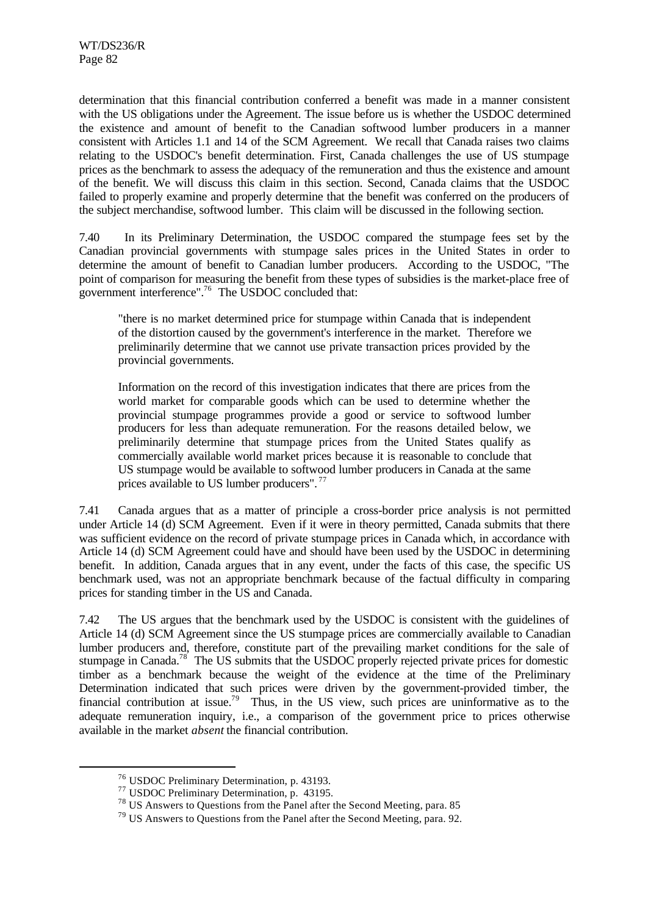determination that this financial contribution conferred a benefit was made in a manner consistent with the US obligations under the Agreement. The issue before us is whether the USDOC determined the existence and amount of benefit to the Canadian softwood lumber producers in a manner consistent with Articles 1.1 and 14 of the SCM Agreement. We recall that Canada raises two claims relating to the USDOC's benefit determination. First, Canada challenges the use of US stumpage prices as the benchmark to assess the adequacy of the remuneration and thus the existence and amount of the benefit. We will discuss this claim in this section. Second, Canada claims that the USDOC failed to properly examine and properly determine that the benefit was conferred on the producers of the subject merchandise, softwood lumber. This claim will be discussed in the following section.

7.40 In its Preliminary Determination, the USDOC compared the stumpage fees set by the Canadian provincial governments with stumpage sales prices in the United States in order to determine the amount of benefit to Canadian lumber producers. According to the USDOC, "The point of comparison for measuring the benefit from these types of subsidies is the market-place free of government interference".[76] The USDOC concluded that:

> "there is no market determined price for stumpage within Canada that is independent of the distortion caused by the government's interference in the market. Therefore we preliminarily determine that we cannot use private transaction prices provided by the provincial governments.
>
> Information on the record of this investigation indicates that there are prices from the world market for comparable goods which can be used to determine whether the provincial stumpage programmes provide a good or service to softwood lumber producers for less than adequate remuneration. For the reasons detailed below, we preliminarily determine that stumpage prices from the United States qualify as commercially available world market prices because it is reasonable to conclude that US stumpage would be available to softwood lumber producers in Canada at the same prices available to US lumber producers".[77]

7.41 Canada argues that as a matter of principle a cross-border price analysis is not permitted under Article 14 (d) SCM Agreement. Even if it were in theory permitted, Canada submits that there was sufficient evidence on the record of private stumpage prices in Canada which, in accordance with Article 14 (d) SCM Agreement could have and should have been used by the USDOC in determining benefit. In addition, Canada argues that in any event, under the facts of this case, the specific US benchmark used, was not an appropriate benchmark because of the factual difficulty in comparing prices for standing timber in the US and Canada.

7.42 The US argues that the benchmark used by the USDOC is consistent with the guidelines of Article 14 (d) SCM Agreement since the US stumpage prices are commercially available to Canadian lumber producers and, therefore, constitute part of the prevailing market conditions for the sale of stumpage in Canada.[78] The US submits that the USDOC properly rejected private prices for domestic timber as a benchmark because the weight of the evidence at the time of the Preliminary Determination indicated that such prices were driven by the government-provided timber, the financial contribution at issue.[79] Thus, in the US view, such prices are uninformative as to the adequate remuneration inquiry, i.e., a comparison of the government price to prices otherwise available in the market *absent* the financial contribution.

---

[76] USDOC Preliminary Determination, p. 43193.

[77] USDOC Preliminary Determination, p. 43195.

[78] US Answers to Questions from the Panel after the Second Meeting, para. 85

[79] US Answers to Questions from the Panel after the Second Meeting, para. 92.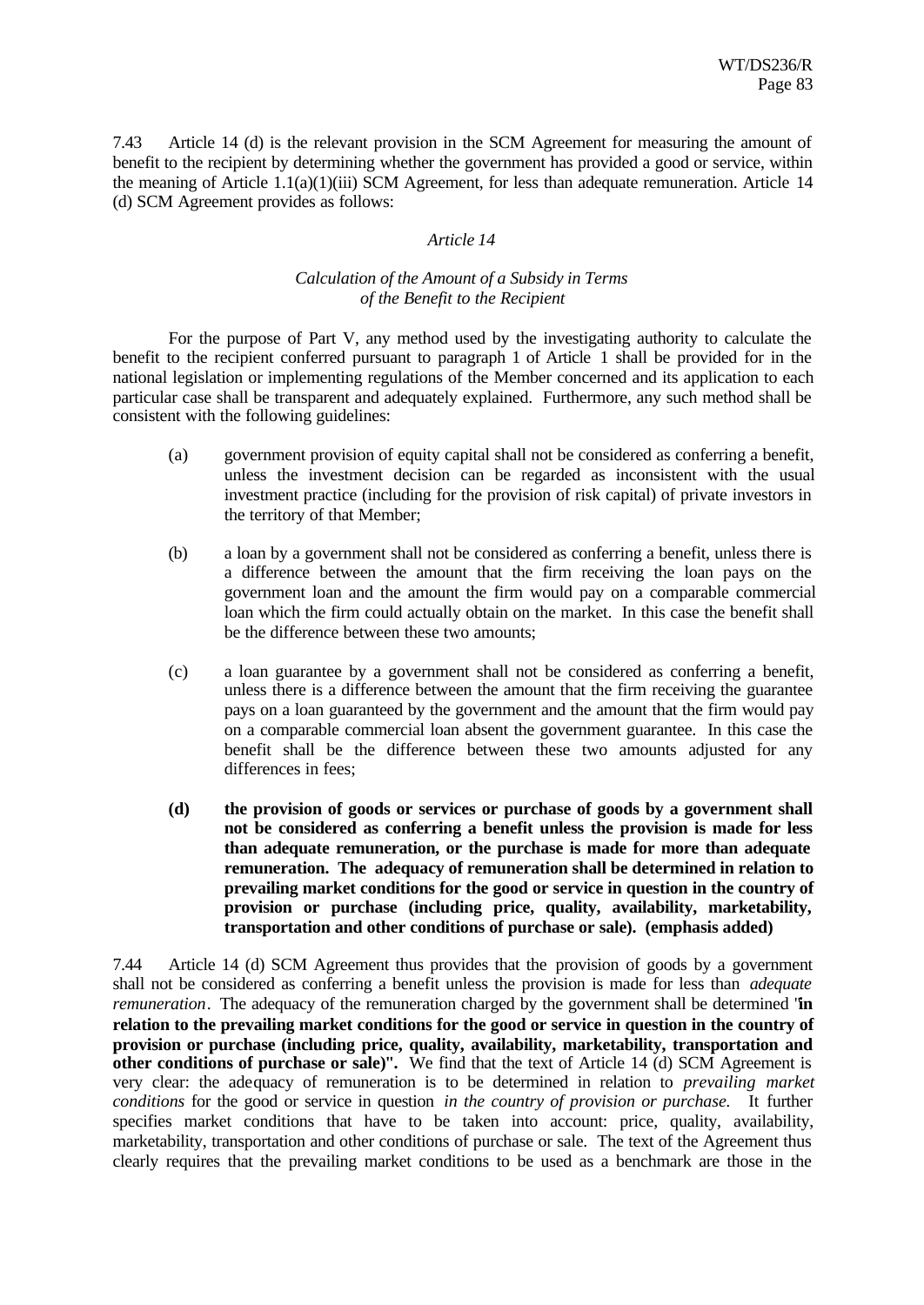7.43 Article 14 (d) is the relevant provision in the SCM Agreement for measuring the amount of benefit to the recipient by determining whether the government has provided a good or service, within the meaning of Article 1.1(a)(1)(iii) SCM Agreement, for less than adequate remuneration. Article 14 (d) SCM Agreement provides as follows:

*Article 14*

*Calculation of the Amount of a Subsidy in Terms of the Benefit to the Recipient*

For the purpose of Part V, any method used by the investigating authority to calculate the benefit to the recipient conferred pursuant to paragraph 1 of Article 1 shall be provided for in the national legislation or implementing regulations of the Member concerned and its application to each particular case shall be transparent and adequately explained. Furthermore, any such method shall be consistent with the following guidelines:

(a) government provision of equity capital shall not be considered as conferring a benefit, unless the investment decision can be regarded as inconsistent with the usual investment practice (including for the provision of risk capital) of private investors in the territory of that Member;

(b) a loan by a government shall not be considered as conferring a benefit, unless there is a difference between the amount that the firm receiving the loan pays on the government loan and the amount the firm would pay on a comparable commercial loan which the firm could actually obtain on the market. In this case the benefit shall be the difference between these two amounts;

(c) a loan guarantee by a government shall not be considered as conferring a benefit, unless there is a difference between the amount that the firm receiving the guarantee pays on a loan guaranteed by the government and the amount that the firm would pay on a comparable commercial loan absent the government guarantee. In this case the benefit shall be the difference between these two amounts adjusted for any differences in fees;

**(d) the provision of goods or services or purchase of goods by a government shall not be considered as conferring a benefit unless the provision is made for less than adequate remuneration, or the purchase is made for more than adequate remuneration. The adequacy of remuneration shall be determined in relation to prevailing market conditions for the good or service in question in the country of provision or purchase (including price, quality, availability, marketability, transportation and other conditions of purchase or sale). (emphasis added)**

7.44 Article 14 (d) SCM Agreement thus provides that the provision of goods by a government shall not be considered as conferring a benefit unless the provision is made for less than *adequate remuneration*. The adequacy of the remuneration charged by the government shall be determined "**in relation to the prevailing market conditions for the good or service in question in the country of provision or purchase (including price, quality, availability, marketability, transportation and other conditions of purchase or sale)".** We find that the text of Article 14 (d) SCM Agreement is very clear: the adequacy of remuneration is to be determined in relation to *prevailing market conditions* for the good or service in question *in the country of provision or purchase.* It further specifies market conditions that have to be taken into account: price, quality, availability, marketability, transportation and other conditions of purchase or sale. The text of the Agreement thus clearly requires that the prevailing market conditions to be used as a benchmark are those in the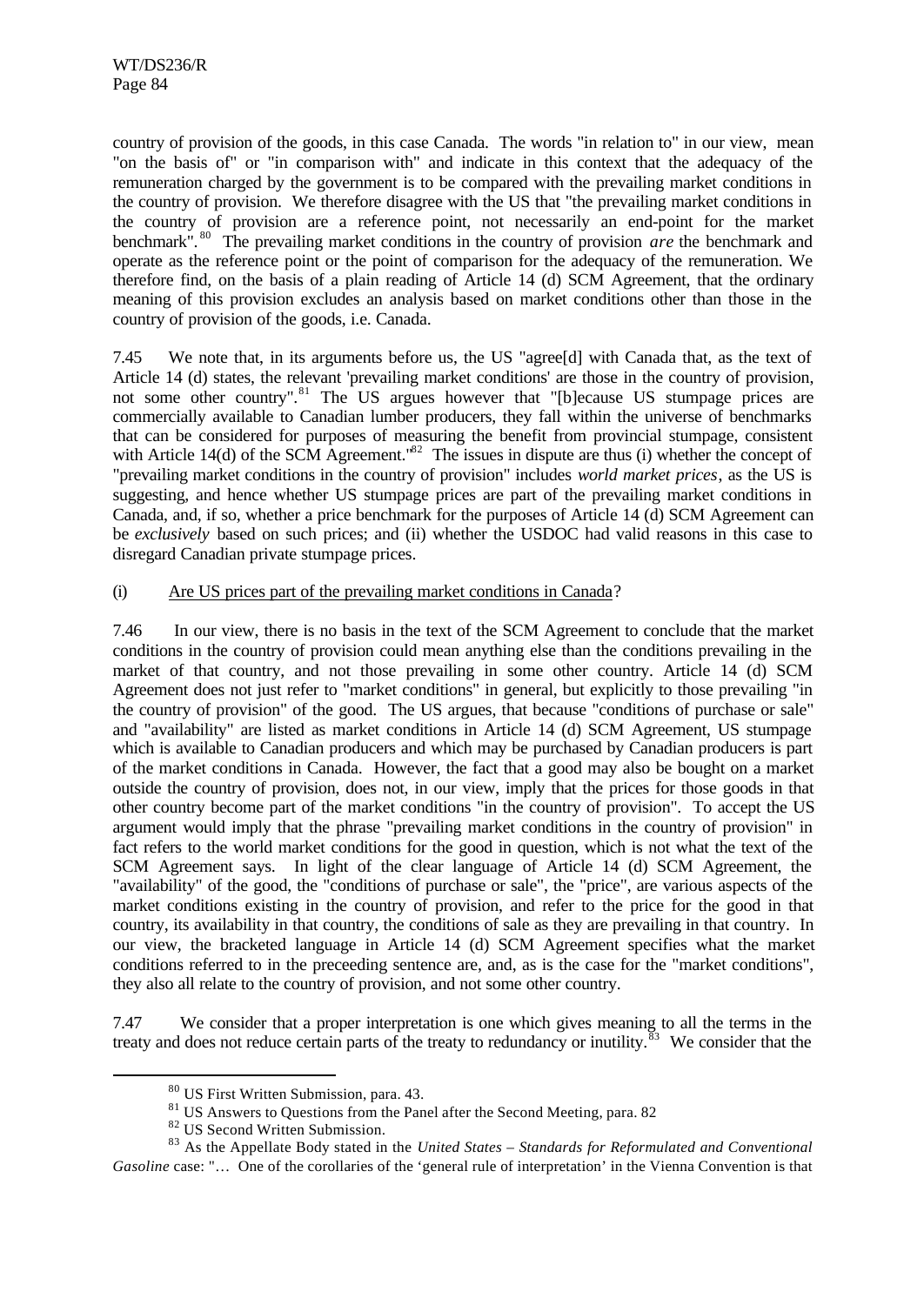country of provision of the goods, in this case Canada. The words "in relation to" in our view, mean "on the basis of" or "in comparison with" and indicate in this context that the adequacy of the remuneration charged by the government is to be compared with the prevailing market conditions in the country of provision. We therefore disagree with the US that "the prevailing market conditions in the country of provision are a reference point, not necessarily an end-point for the market benchmark".[80] The prevailing market conditions in the country of provision *are* the benchmark and operate as the reference point or the point of comparison for the adequacy of the remuneration. We therefore find, on the basis of a plain reading of Article 14 (d) SCM Agreement, that the ordinary meaning of this provision excludes an analysis based on market conditions other than those in the country of provision of the goods, i.e. Canada.

7.45 We note that, in its arguments before us, the US "agree[d] with Canada that, as the text of Article 14 (d) states, the relevant 'prevailing market conditions' are those in the country of provision, not some other country".[81] The US argues however that "[b]ecause US stumpage prices are commercially available to Canadian lumber producers, they fall within the universe of benchmarks that can be considered for purposes of measuring the benefit from provincial stumpage, consistent with Article 14(d) of the SCM Agreement."[82] The issues in dispute are thus (i) whether the concept of "prevailing market conditions in the country of provision" includes *world market prices*, as the US is suggesting, and hence whether US stumpage prices are part of the prevailing market conditions in Canada, and, if so, whether a price benchmark for the purposes of Article 14 (d) SCM Agreement can be *exclusively* based on such prices; and (ii) whether the USDOC had valid reasons in this case to disregard Canadian private stumpage prices.

(i) Are US prices part of the prevailing market conditions in Canada?

7.46 In our view, there is no basis in the text of the SCM Agreement to conclude that the market conditions in the country of provision could mean anything else than the conditions prevailing in the market of that country, and not those prevailing in some other country. Article 14 (d) SCM Agreement does not just refer to "market conditions" in general, but explicitly to those prevailing "in the country of provision" of the good. The US argues, that because "conditions of purchase or sale" and "availability" are listed as market conditions in Article 14 (d) SCM Agreement, US stumpage which is available to Canadian producers and which may be purchased by Canadian producers is part of the market conditions in Canada. However, the fact that a good may also be bought on a market outside the country of provision, does not, in our view, imply that the prices for those goods in that other country become part of the market conditions "in the country of provision". To accept the US argument would imply that the phrase "prevailing market conditions in the country of provision" in fact refers to the world market conditions for the good in question, which is not what the text of the SCM Agreement says. In light of the clear language of Article 14 (d) SCM Agreement, the "availability" of the good, the "conditions of purchase or sale", the "price", are various aspects of the market conditions existing in the country of provision, and refer to the price for the good in that country, its availability in that country, the conditions of sale as they are prevailing in that country. In our view, the bracketed language in Article 14 (d) SCM Agreement specifies what the market conditions referred to in the preceeding sentence are, and, as is the case for the "market conditions", they also all relate to the country of provision, and not some other country.

7.47 We consider that a proper interpretation is one which gives meaning to all the terms in the treaty and does not reduce certain parts of the treaty to redundancy or inutility.[83] We consider that the

---

[80] US First Written Submission, para. 43.

[81] US Answers to Questions from the Panel after the Second Meeting, para. 82

[82] US Second Written Submission.

[83] As the Appellate Body stated in the *United States – Standards for Reformulated and Conventional Gasoline* case: "… One of the corollaries of the 'general rule of interpretation' in the Vienna Convention is that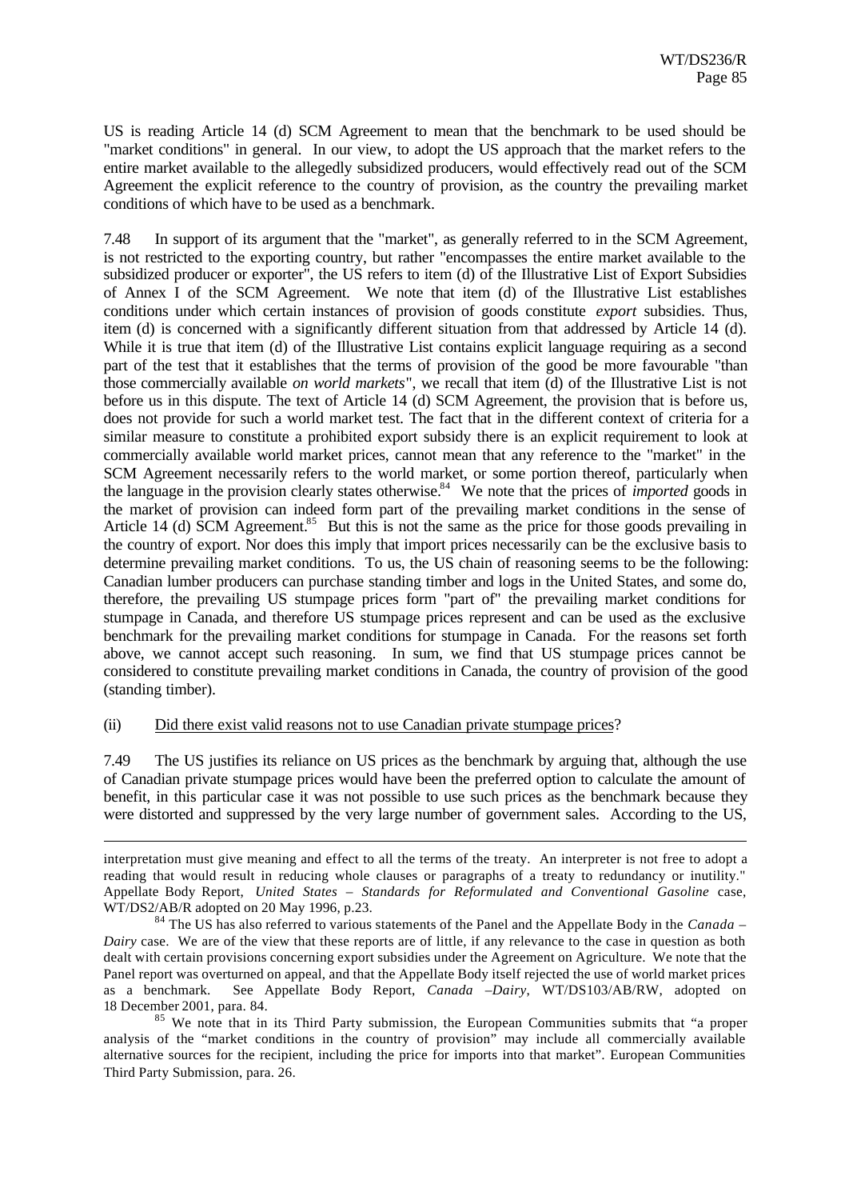US is reading Article 14 (d) SCM Agreement to mean that the benchmark to be used should be "market conditions" in general. In our view, to adopt the US approach that the market refers to the entire market available to the allegedly subsidized producers, would effectively read out of the SCM Agreement the explicit reference to the country of provision, as the country the prevailing market conditions of which have to be used as a benchmark.

7.48 In support of its argument that the "market", as generally referred to in the SCM Agreement, is not restricted to the exporting country, but rather "encompasses the entire market available to the subsidized producer or exporter", the US refers to item (d) of the Illustrative List of Export Subsidies of Annex I of the SCM Agreement. We note that item (d) of the Illustrative List establishes conditions under which certain instances of provision of goods constitute *export* subsidies. Thus, item (d) is concerned with a significantly different situation from that addressed by Article 14 (d). While it is true that item (d) of the Illustrative List contains explicit language requiring as a second part of the test that it establishes that the terms of provision of the good be more favourable "than those commercially available *on world markets*", we recall that item (d) of the Illustrative List is not before us in this dispute. The text of Article 14 (d) SCM Agreement, the provision that is before us, does not provide for such a world market test. The fact that in the different context of criteria for a similar measure to constitute a prohibited export subsidy there is an explicit requirement to look at commercially available world market prices, cannot mean that any reference to the "market" in the SCM Agreement necessarily refers to the world market, or some portion thereof, particularly when the language in the provision clearly states otherwise.[84] We note that the prices of *imported* goods in the market of provision can indeed form part of the prevailing market conditions in the sense of Article 14 (d) SCM Agreement.[85] But this is not the same as the price for those goods prevailing in the country of export. Nor does this imply that import prices necessarily can be the exclusive basis to determine prevailing market conditions. To us, the US chain of reasoning seems to be the following: Canadian lumber producers can purchase standing timber and logs in the United States, and some do, therefore, the prevailing US stumpage prices form "part of" the prevailing market conditions for stumpage in Canada, and therefore US stumpage prices represent and can be used as the exclusive benchmark for the prevailing market conditions for stumpage in Canada. For the reasons set forth above, we cannot accept such reasoning. In sum, we find that US stumpage prices cannot be considered to constitute prevailing market conditions in Canada, the country of provision of the good (standing timber).

(ii) Did there exist valid reasons not to use Canadian private stumpage prices?

7.49 The US justifies its reliance on US prices as the benchmark by arguing that, although the use of Canadian private stumpage prices would have been the preferred option to calculate the amount of benefit, in this particular case it was not possible to use such prices as the benchmark because they were distorted and suppressed by the very large number of government sales. According to the US,

---

interpretation must give meaning and effect to all the terms of the treaty. An interpreter is not free to adopt a reading that would result in reducing whole clauses or paragraphs of a treaty to redundancy or inutility." Appellate Body Report, *United States – Standards for Reformulated and Conventional Gasoline* case, WT/DS2/AB/R adopted on 20 May 1996, p.23.

[84] The US has also referred to various statements of the Panel and the Appellate Body in the *Canada – Dairy* case. We are of the view that these reports are of little, if any relevance to the case in question as both dealt with certain provisions concerning export subsidies under the Agreement on Agriculture. We note that the Panel report was overturned on appeal, and that the Appellate Body itself rejected the use of world market prices as a benchmark. See Appellate Body Report, *Canada –Dairy*, WT/DS103/AB/RW, adopted on 18 December 2001, para. 84.

[85] We note that in its Third Party submission, the European Communities submits that "a proper analysis of the "market conditions in the country of provision" may include all commercially available alternative sources for the recipient, including the price for imports into that market". European Communities Third Party Submission, para. 26.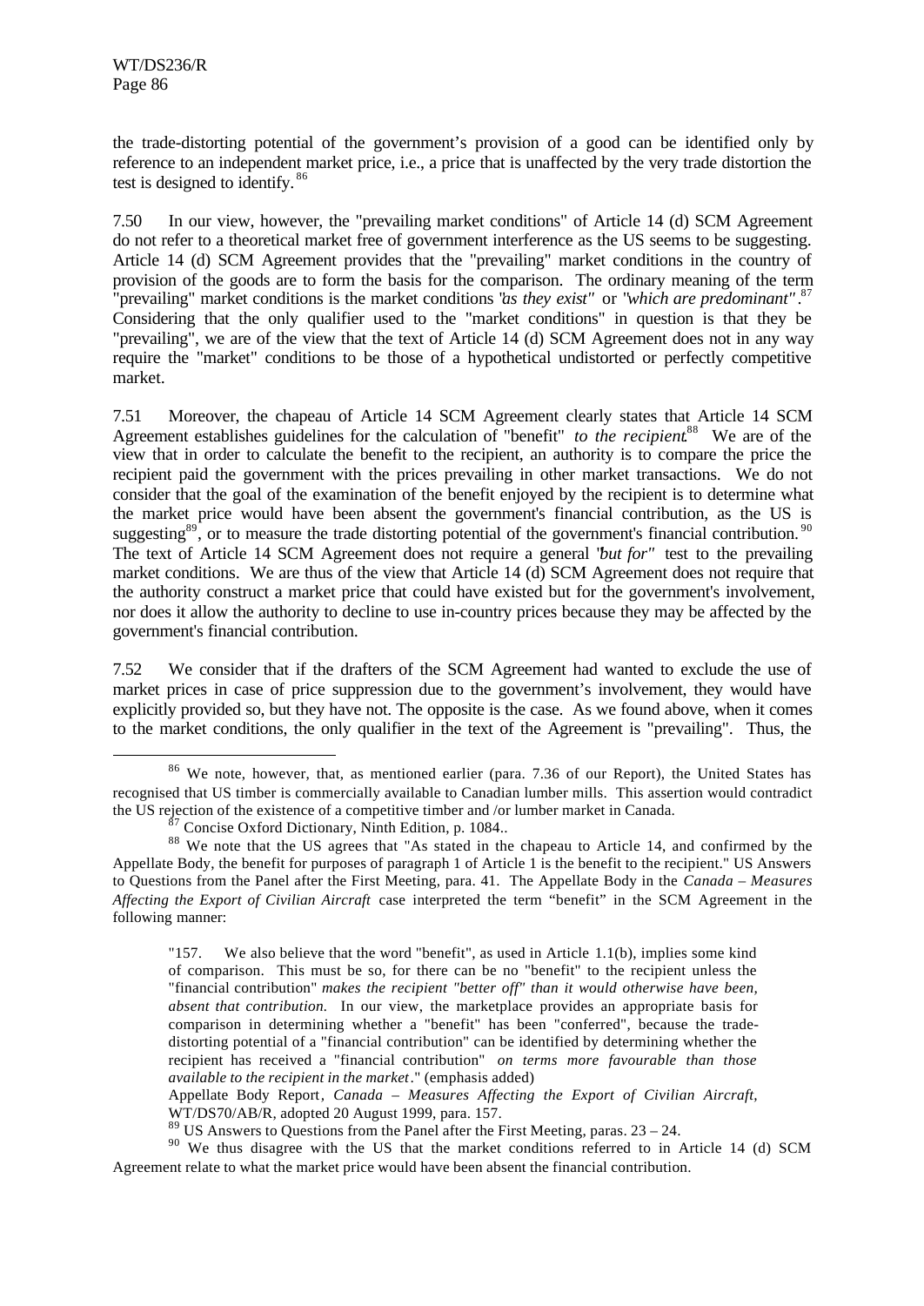the trade-distorting potential of the government's provision of a good can be identified only by reference to an independent market price, i.e., a price that is unaffected by the very trade distortion the test is designed to identify.[86]

7.50 In our view, however, the "prevailing market conditions" of Article 14 (d) SCM Agreement do not refer to a theoretical market free of government interference as the US seems to be suggesting. Article 14 (d) SCM Agreement provides that the "prevailing" market conditions in the country of provision of the goods are to form the basis for the comparison. The ordinary meaning of the term "prevailing" market conditions is the market conditions "*as they exist*" or "*which are predominant*".[87] Considering that the only qualifier used to the "market conditions" in question is that they be "prevailing", we are of the view that the text of Article 14 (d) SCM Agreement does not in any way require the "market" conditions to be those of a hypothetical undistorted or perfectly competitive market.

7.51 Moreover, the chapeau of Article 14 SCM Agreement clearly states that Article 14 SCM Agreement establishes guidelines for the calculation of "benefit" *to the recipient*.[88] We are of the view that in order to calculate the benefit to the recipient, an authority is to compare the price the recipient paid the government with the prices prevailing in other market transactions. We do not consider that the goal of the examination of the benefit enjoyed by the recipient is to determine what the market price would have been absent the government's financial contribution, as the US is suggesting[89], or to measure the trade distorting potential of the government's financial contribution.[90] The text of Article 14 SCM Agreement does not require a general "*but for*" test to the prevailing market conditions. We are thus of the view that Article 14 (d) SCM Agreement does not require that the authority construct a market price that could have existed but for the government's involvement, nor does it allow the authority to decline to use in-country prices because they may be affected by the government's financial contribution.

7.52 We consider that if the drafters of the SCM Agreement had wanted to exclude the use of market prices in case of price suppression due to the government's involvement, they would have explicitly provided so, but they have not. The opposite is the case. As we found above, when it comes to the market conditions, the only qualifier in the text of the Agreement is "prevailing". Thus, the

---

[86] We note, however, that, as mentioned earlier (para. 7.36 of our Report), the United States has recognised that US timber is commercially available to Canadian lumber mills. This assertion would contradict the US rejection of the existence of a competitive timber and /or lumber market in Canada.

[87] Concise Oxford Dictionary, Ninth Edition, p. 1084..

[88] We note that the US agrees that "As stated in the chapeau to Article 14, and confirmed by the Appellate Body, the benefit for purposes of paragraph 1 of Article 1 is the benefit to the recipient." US Answers to Questions from the Panel after the First Meeting, para. 41. The Appellate Body in the *Canada – Measures Affecting the Export of Civilian Aircraft* case interpreted the term "benefit" in the SCM Agreement in the following manner:

> "157. We also believe that the word "benefit", as used in Article 1.1(b), implies some kind of comparison. This must be so, for there can be no "benefit" to the recipient unless the "financial contribution" *makes the recipient "better off" than it would otherwise have been, absent that contribution.* In our view, the marketplace provides an appropriate basis for comparison in determining whether a "benefit" has been "conferred", because the trade-distorting potential of a "financial contribution" can be identified by determining whether the recipient has received a "financial contribution" *on terms more favourable than those available to the recipient in the market*." (emphasis added)
>
> Appellate Body Report, *Canada – Measures Affecting the Export of Civilian Aircraft*, WT/DS70/AB/R, adopted 20 August 1999, para. 157.

[89] US Answers to Questions from the Panel after the First Meeting, paras. 23 – 24.

[90] We thus disagree with the US that the market conditions referred to in Article 14 (d) SCM Agreement relate to what the market price would have been absent the financial contribution.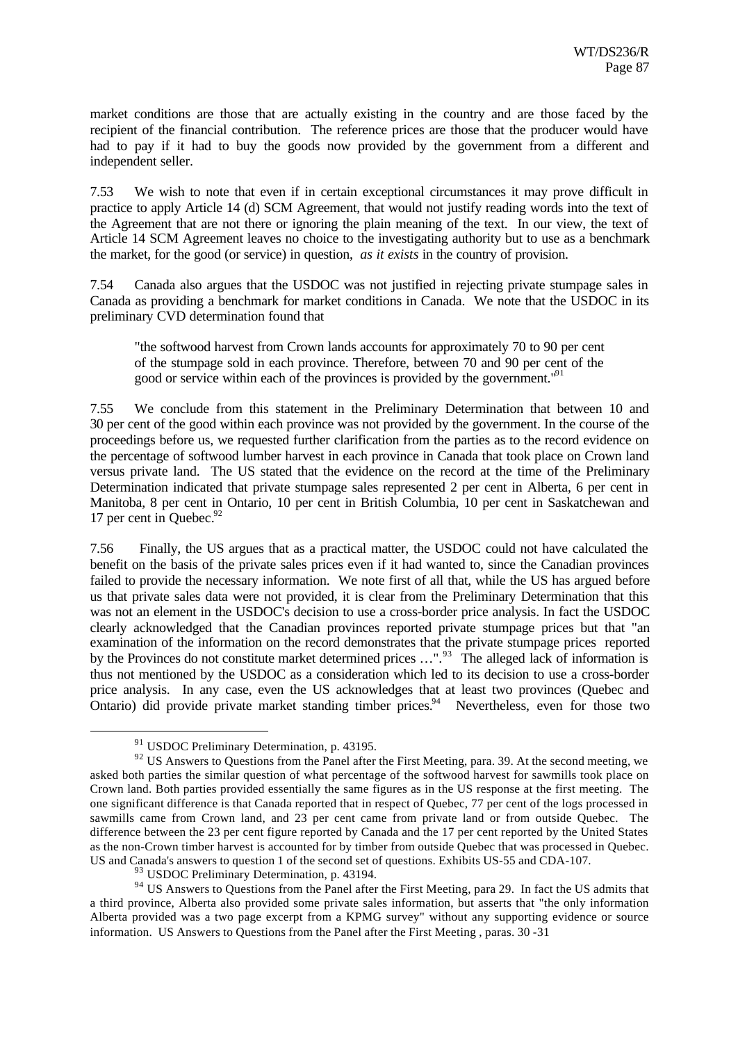market conditions are those that are actually existing in the country and are those faced by the recipient of the financial contribution. The reference prices are those that the producer would have had to pay if it had to buy the goods now provided by the government from a different and independent seller.

7.53 We wish to note that even if in certain exceptional circumstances it may prove difficult in practice to apply Article 14 (d) SCM Agreement, that would not justify reading words into the text of the Agreement that are not there or ignoring the plain meaning of the text. In our view, the text of Article 14 SCM Agreement leaves no choice to the investigating authority but to use as a benchmark the market, for the good (or service) in question, *as it exists* in the country of provision.

7.54 Canada also argues that the USDOC was not justified in rejecting private stumpage sales in Canada as providing a benchmark for market conditions in Canada. We note that the USDOC in its preliminary CVD determination found that

> "the softwood harvest from Crown lands accounts for approximately 70 to 90 per cent of the stumpage sold in each province. Therefore, between 70 and 90 per cent of the good or service within each of the provinces is provided by the government."[91]

7.55 We conclude from this statement in the Preliminary Determination that between 10 and 30 per cent of the good within each province was not provided by the government. In the course of the proceedings before us, we requested further clarification from the parties as to the record evidence on the percentage of softwood lumber harvest in each province in Canada that took place on Crown land versus private land. The US stated that the evidence on the record at the time of the Preliminary Determination indicated that private stumpage sales represented 2 per cent in Alberta, 6 per cent in Manitoba, 8 per cent in Ontario, 10 per cent in British Columbia, 10 per cent in Saskatchewan and 17 per cent in Quebec.[92]

7.56 Finally, the US argues that as a practical matter, the USDOC could not have calculated the benefit on the basis of the private sales prices even if it had wanted to, since the Canadian provinces failed to provide the necessary information. We note first of all that, while the US has argued before us that private sales data were not provided, it is clear from the Preliminary Determination that this was not an element in the USDOC's decision to use a cross-border price analysis. In fact the USDOC clearly acknowledged that the Canadian provinces reported private stumpage prices but that "an examination of the information on the record demonstrates that the private stumpage prices reported by the Provinces do not constitute market determined prices …".[93] The alleged lack of information is thus not mentioned by the USDOC as a consideration which led to its decision to use a cross-border price analysis. In any case, even the US acknowledges that at least two provinces (Quebec and Ontario) did provide private market standing timber prices.[94] Nevertheless, even for those two

---

[91] USDOC Preliminary Determination, p. 43195.

[92] US Answers to Questions from the Panel after the First Meeting, para. 39. At the second meeting, we asked both parties the similar question of what percentage of the softwood harvest for sawmills took place on Crown land. Both parties provided essentially the same figures as in the US response at the first meeting. The one significant difference is that Canada reported that in respect of Quebec, 77 per cent of the logs processed in sawmills came from Crown land, and 23 per cent came from private land or from outside Quebec. The difference between the 23 per cent figure reported by Canada and the 17 per cent reported by the United States as the non-Crown timber harvest is accounted for by timber from outside Quebec that was processed in Quebec. US and Canada's answers to question 1 of the second set of questions. Exhibits US-55 and CDA-107.

[93] USDOC Preliminary Determination, p. 43194.

[94] US Answers to Questions from the Panel after the First Meeting, para 29. In fact the US admits that a third province, Alberta also provided some private sales information, but asserts that "the only information Alberta provided was a two page excerpt from a KPMG survey" without any supporting evidence or source information. US Answers to Questions from the Panel after the First Meeting , paras. 30 -31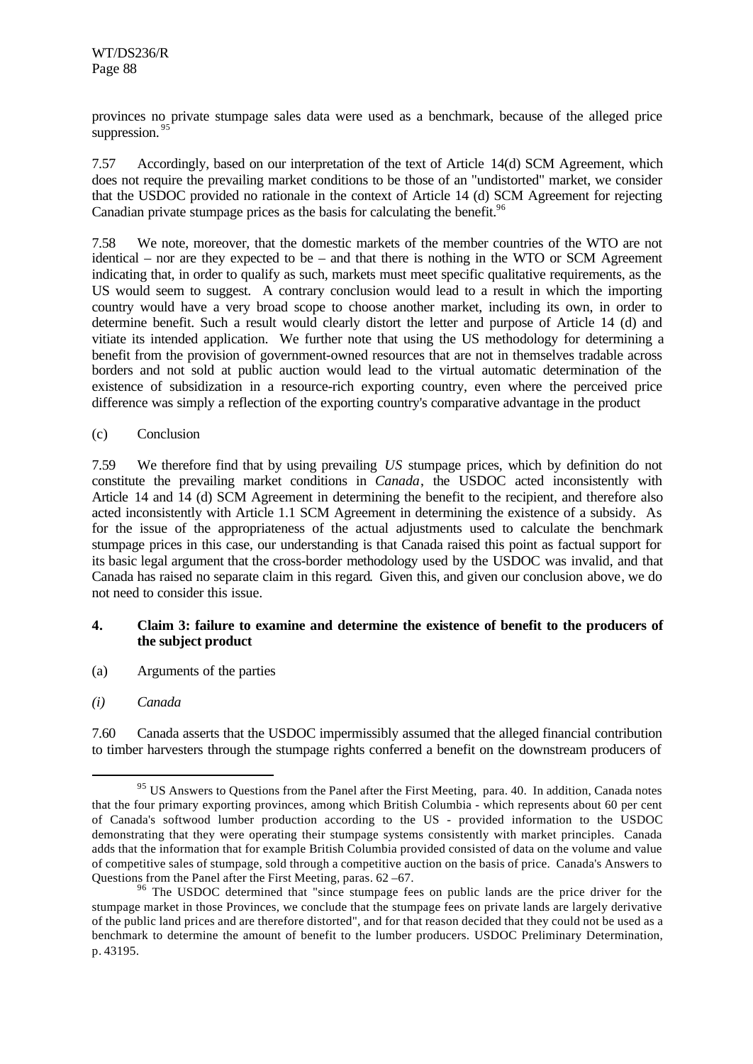provinces no private stumpage sales data were used as a benchmark, because of the alleged price suppression.[95]

7.57 Accordingly, based on our interpretation of the text of Article 14(d) SCM Agreement, which does not require the prevailing market conditions to be those of an "undistorted" market, we consider that the USDOC provided no rationale in the context of Article 14 (d) SCM Agreement for rejecting Canadian private stumpage prices as the basis for calculating the benefit.[96]

7.58 We note, moreover, that the domestic markets of the member countries of the WTO are not identical – nor are they expected to be – and that there is nothing in the WTO or SCM Agreement indicating that, in order to qualify as such, markets must meet specific qualitative requirements, as the US would seem to suggest. A contrary conclusion would lead to a result in which the importing country would have a very broad scope to choose another market, including its own, in order to determine benefit. Such a result would clearly distort the letter and purpose of Article 14 (d) and vitiate its intended application. We further note that using the US methodology for determining a benefit from the provision of government-owned resources that are not in themselves tradable across borders and not sold at public auction would lead to the virtual automatic determination of the existence of subsidization in a resource-rich exporting country, even where the perceived price difference was simply a reflection of the exporting country's comparative advantage in the product

(c) Conclusion

7.59 We therefore find that by using prevailing *US* stumpage prices, which by definition do not constitute the prevailing market conditions in *Canada*, the USDOC acted inconsistently with Article 14 and 14 (d) SCM Agreement in determining the benefit to the recipient, and therefore also acted inconsistently with Article 1.1 SCM Agreement in determining the existence of a subsidy. As for the issue of the appropriateness of the actual adjustments used to calculate the benchmark stumpage prices in this case, our understanding is that Canada raised this point as factual support for its basic legal argument that the cross-border methodology used by the USDOC was invalid, and that Canada has raised no separate claim in this regard. Given this, and given our conclusion above, we do not need to consider this issue.

#### 4. Claim 3: failure to examine and determine the existence of benefit to the producers of the subject product

(a) Arguments of the parties

*(i) Canada*

7.60 Canada asserts that the USDOC impermissibly assumed that the alleged financial contribution to timber harvesters through the stumpage rights conferred a benefit on the downstream producers of

---

[95] US Answers to Questions from the Panel after the First Meeting, para. 40. In addition, Canada notes that the four primary exporting provinces, among which British Columbia - which represents about 60 per cent of Canada's softwood lumber production according to the US - provided information to the USDOC demonstrating that they were operating their stumpage systems consistently with market principles. Canada adds that the information that for example British Columbia provided consisted of data on the volume and value of competitive sales of stumpage, sold through a competitive auction on the basis of price. Canada's Answers to Questions from the Panel after the First Meeting, paras. 62 –67.

[96] The USDOC determined that "since stumpage fees on public lands are the price driver for the stumpage market in those Provinces, we conclude that the stumpage fees on private lands are largely derivative of the public land prices and are therefore distorted", and for that reason decided that they could not be used as a benchmark to determine the amount of benefit to the lumber producers. USDOC Preliminary Determination, p. 43195.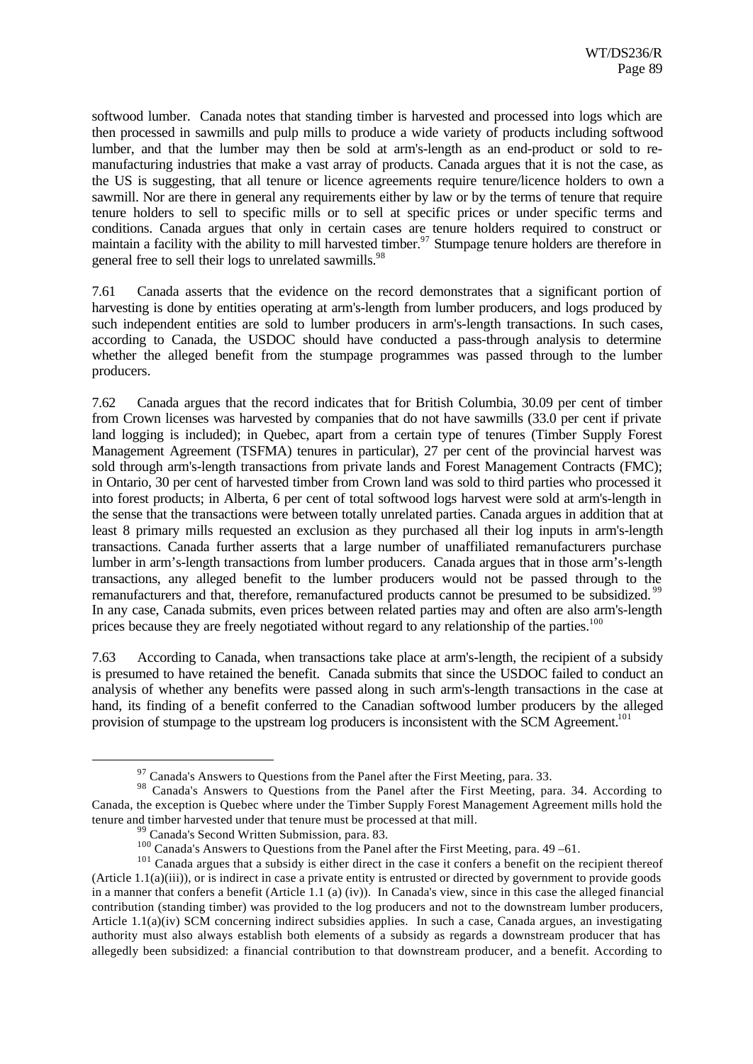softwood lumber. Canada notes that standing timber is harvested and processed into logs which are then processed in sawmills and pulp mills to produce a wide variety of products including softwood lumber, and that the lumber may then be sold at arm's-length as an end-product or sold to re-manufacturing industries that make a vast array of products. Canada argues that it is not the case, as the US is suggesting, that all tenure or licence agreements require tenure/licence holders to own a sawmill. Nor are there in general any requirements either by law or by the terms of tenure that require tenure holders to sell to specific mills or to sell at specific prices or under specific terms and conditions. Canada argues that only in certain cases are tenure holders required to construct or maintain a facility with the ability to mill harvested timber.[97] Stumpage tenure holders are therefore in general free to sell their logs to unrelated sawmills.[98]

7.61 Canada asserts that the evidence on the record demonstrates that a significant portion of harvesting is done by entities operating at arm's-length from lumber producers, and logs produced by such independent entities are sold to lumber producers in arm's-length transactions. In such cases, according to Canada, the USDOC should have conducted a pass-through analysis to determine whether the alleged benefit from the stumpage programmes was passed through to the lumber producers.

7.62 Canada argues that the record indicates that for British Columbia, 30.09 per cent of timber from Crown licenses was harvested by companies that do not have sawmills (33.0 per cent if private land logging is included); in Quebec, apart from a certain type of tenures (Timber Supply Forest Management Agreement (TSFMA) tenures in particular), 27 per cent of the provincial harvest was sold through arm's-length transactions from private lands and Forest Management Contracts (FMC); in Ontario, 30 per cent of harvested timber from Crown land was sold to third parties who processed it into forest products; in Alberta, 6 per cent of total softwood logs harvest were sold at arm's-length in the sense that the transactions were between totally unrelated parties. Canada argues in addition that at least 8 primary mills requested an exclusion as they purchased all their log inputs in arm's-length transactions. Canada further asserts that a large number of unaffiliated remanufacturers purchase lumber in arm's-length transactions from lumber producers. Canada argues that in those arm's-length transactions, any alleged benefit to the lumber producers would not be passed through to the remanufacturers and that, therefore, remanufactured products cannot be presumed to be subsidized.[99] In any case, Canada submits, even prices between related parties may and often are also arm's-length prices because they are freely negotiated without regard to any relationship of the parties.[100]

7.63 According to Canada, when transactions take place at arm's-length, the recipient of a subsidy is presumed to have retained the benefit. Canada submits that since the USDOC failed to conduct an analysis of whether any benefits were passed along in such arm's-length transactions in the case at hand, its finding of a benefit conferred to the Canadian softwood lumber producers by the alleged provision of stumpage to the upstream log producers is inconsistent with the SCM Agreement.[101]

---

[97] Canada's Answers to Questions from the Panel after the First Meeting, para. 33.

[98] Canada's Answers to Questions from the Panel after the First Meeting, para. 34. According to Canada, the exception is Quebec where under the Timber Supply Forest Management Agreement mills hold the tenure and timber harvested under that tenure must be processed at that mill.

[99] Canada's Second Written Submission, para. 83.

[100] Canada's Answers to Questions from the Panel after the First Meeting, para. 49 –61.

[101] Canada argues that a subsidy is either direct in the case it confers a benefit on the recipient thereof (Article 1.1(a)(iii)), or is indirect in case a private entity is entrusted or directed by government to provide goods in a manner that confers a benefit (Article 1.1 (a) (iv)). In Canada's view, since in this case the alleged financial contribution (standing timber) was provided to the log producers and not to the downstream lumber producers, Article 1.1(a)(iv) SCM concerning indirect subsidies applies. In such a case, Canada argues, an investigating authority must also always establish both elements of a subsidy as regards a downstream producer that has allegedly been subsidized: a financial contribution to that downstream producer, and a benefit. According to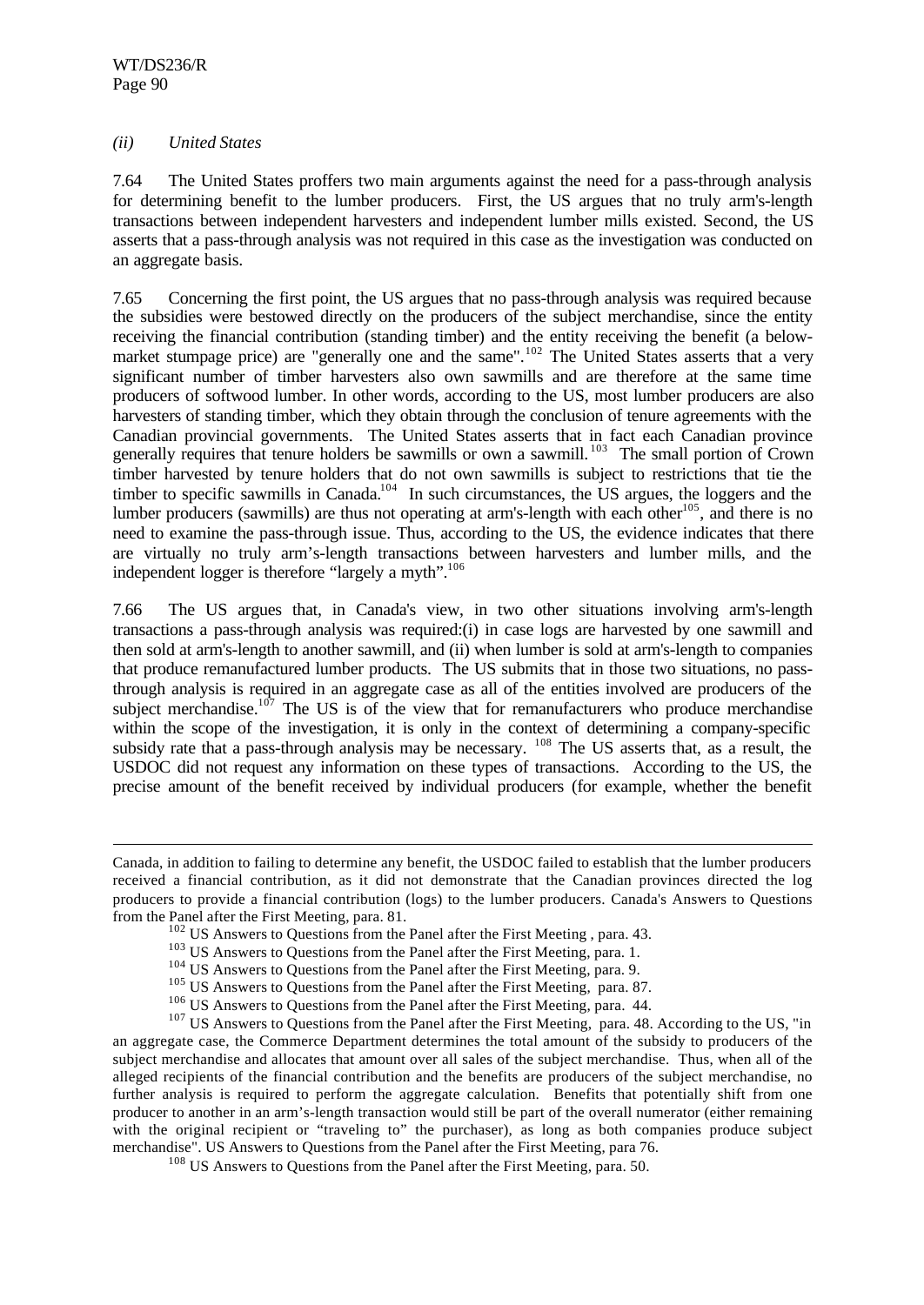*(ii) United States*

7.64 The United States proffers two main arguments against the need for a pass-through analysis for determining benefit to the lumber producers. First, the US argues that no truly arm's-length transactions between independent harvesters and independent lumber mills existed. Second, the US asserts that a pass-through analysis was not required in this case as the investigation was conducted on an aggregate basis.

7.65 Concerning the first point, the US argues that no pass-through analysis was required because the subsidies were bestowed directly on the producers of the subject merchandise, since the entity receiving the financial contribution (standing timber) and the entity receiving the benefit (a below-market stumpage price) are "generally one and the same".[102] The United States asserts that a very significant number of timber harvesters also own sawmills and are therefore at the same time producers of softwood lumber. In other words, according to the US, most lumber producers are also harvesters of standing timber, which they obtain through the conclusion of tenure agreements with the Canadian provincial governments. The United States asserts that in fact each Canadian province generally requires that tenure holders be sawmills or own a sawmill.[103] The small portion of Crown timber harvested by tenure holders that do not own sawmills is subject to restrictions that tie the timber to specific sawmills in Canada.[104] In such circumstances, the US argues, the loggers and the lumber producers (sawmills) are thus not operating at arm's-length with each other[105], and there is no need to examine the pass-through issue. Thus, according to the US, the evidence indicates that there are virtually no truly arm's-length transactions between harvesters and lumber mills, and the independent logger is therefore "largely a myth".[106]

7.66 The US argues that, in Canada's view, in two other situations involving arm's-length transactions a pass-through analysis was required:(i) in case logs are harvested by one sawmill and then sold at arm's-length to another sawmill, and (ii) when lumber is sold at arm's-length to companies that produce remanufactured lumber products. The US submits that in those two situations, no pass-through analysis is required in an aggregate case as all of the entities involved are producers of the subject merchandise.[107] The US is of the view that for remanufacturers who produce merchandise within the scope of the investigation, it is only in the context of determining a company-specific subsidy rate that a pass-through analysis may be necessary.[108] The US asserts that, as a result, the USDOC did not request any information on these types of transactions. According to the US, the precise amount of the benefit received by individual producers (for example, whether the benefit

---

Canada, in addition to failing to determine any benefit, the USDOC failed to establish that the lumber producers received a financial contribution, as it did not demonstrate that the Canadian provinces directed the log producers to provide a financial contribution (logs) to the lumber producers. Canada's Answers to Questions from the Panel after the First Meeting, para. 81.

[102] US Answers to Questions from the Panel after the First Meeting , para. 43.

[103] US Answers to Questions from the Panel after the First Meeting, para. 1.

[104] US Answers to Questions from the Panel after the First Meeting, para. 9.

[105] US Answers to Questions from the Panel after the First Meeting, para. 87.

[106] US Answers to Questions from the Panel after the First Meeting, para. 44.

[107] US Answers to Questions from the Panel after the First Meeting, para. 48. According to the US, "in an aggregate case, the Commerce Department determines the total amount of the subsidy to producers of the subject merchandise and allocates that amount over all sales of the subject merchandise. Thus, when all of the alleged recipients of the financial contribution and the benefits are producers of the subject merchandise, no further analysis is required to perform the aggregate calculation. Benefits that potentially shift from one producer to another in an arm's-length transaction would still be part of the overall numerator (either remaining with the original recipient or "traveling to" the purchaser), as long as both companies produce subject merchandise". US Answers to Questions from the Panel after the First Meeting, para 76.

[108] US Answers to Questions from the Panel after the First Meeting, para. 50.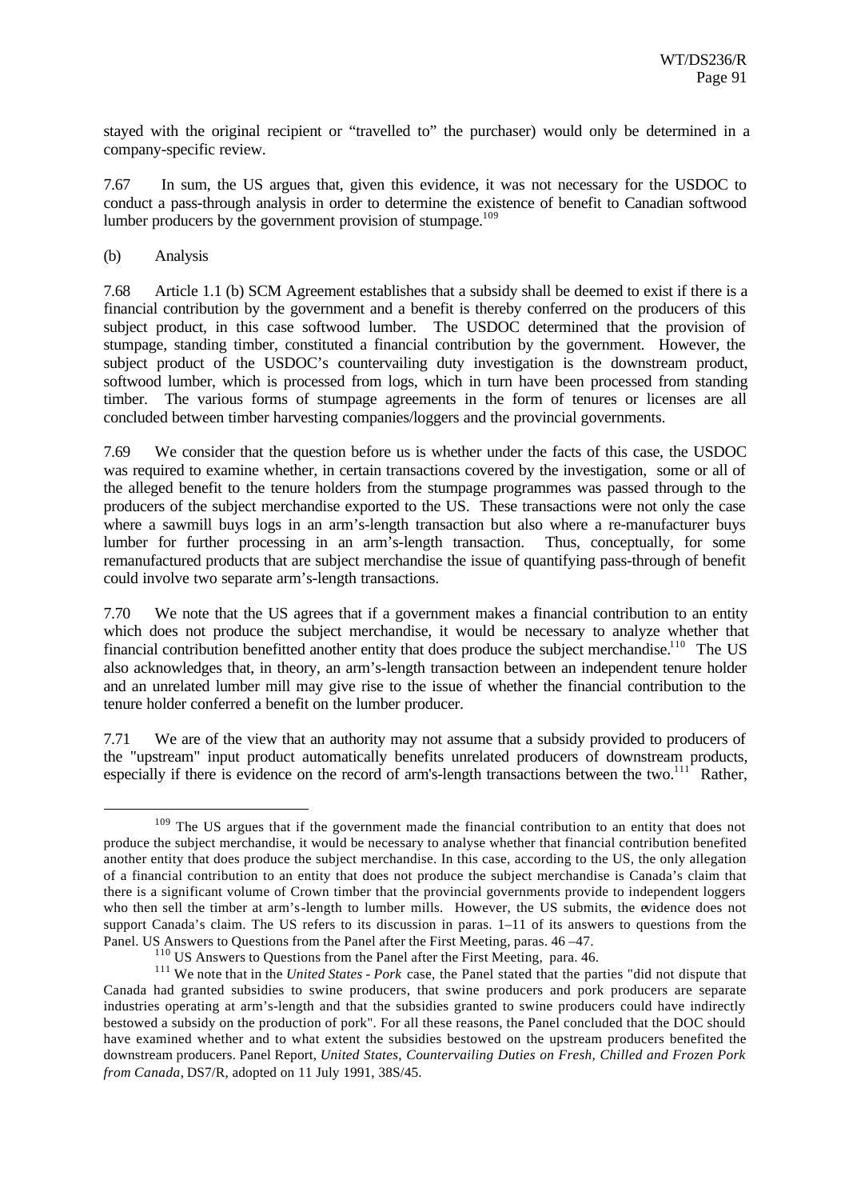stayed with the original recipient or "travelled to" the purchaser) would only be determined in a company-specific review.

7.67 In sum, the US argues that, given this evidence, it was not necessary for the USDOC to conduct a pass-through analysis in order to determine the existence of benefit to Canadian softwood lumber producers by the government provision of stumpage.[109]

(b) Analysis

7.68 Article 1.1 (b) SCM Agreement establishes that a subsidy shall be deemed to exist if there is a financial contribution by the government and a benefit is thereby conferred on the producers of this subject product, in this case softwood lumber. The USDOC determined that the provision of stumpage, standing timber, constituted a financial contribution by the government. However, the subject product of the USDOC's countervailing duty investigation is the downstream product, softwood lumber, which is processed from logs, which in turn have been processed from standing timber. The various forms of stumpage agreements in the form of tenures or licenses are all concluded between timber harvesting companies/loggers and the provincial governments.

7.69 We consider that the question before us is whether under the facts of this case, the USDOC was required to examine whether, in certain transactions covered by the investigation, some or all of the alleged benefit to the tenure holders from the stumpage programmes was passed through to the producers of the subject merchandise exported to the US. These transactions were not only the case where a sawmill buys logs in an arm's-length transaction but also where a re-manufacturer buys lumber for further processing in an arm's-length transaction. Thus, conceptually, for some remanufactured products that are subject merchandise the issue of quantifying pass-through of benefit could involve two separate arm's-length transactions.

7.70 We note that the US agrees that if a government makes a financial contribution to an entity which does not produce the subject merchandise, it would be necessary to analyze whether that financial contribution benefitted another entity that does produce the subject merchandise.[110] The US also acknowledges that, in theory, an arm's-length transaction between an independent tenure holder and an unrelated lumber mill may give rise to the issue of whether the financial contribution to the tenure holder conferred a benefit on the lumber producer.

7.71 We are of the view that an authority may not assume that a subsidy provided to producers of the "upstream" input product automatically benefits unrelated producers of downstream products, especially if there is evidence on the record of arm's-length transactions between the two.[111] Rather,

---

[109] The US argues that if the government made the financial contribution to an entity that does not produce the subject merchandise, it would be necessary to analyse whether that financial contribution benefited another entity that does produce the subject merchandise. In this case, according to the US, the only allegation of a financial contribution to an entity that does not produce the subject merchandise is Canada's claim that there is a significant volume of Crown timber that the provincial governments provide to independent loggers who then sell the timber at arm's-length to lumber mills. However, the US submits, the evidence does not support Canada's claim. The US refers to its discussion in paras. 1–11 of its answers to questions from the Panel. US Answers to Questions from the Panel after the First Meeting, paras. 46 –47.

[110] US Answers to Questions from the Panel after the First Meeting, para. 46.

[111] We note that in the *United States - Pork* case, the Panel stated that the parties "did not dispute that Canada had granted subsidies to swine producers, that swine producers and pork producers are separate industries operating at arm's-length and that the subsidies granted to swine producers could have indirectly bestowed a subsidy on the production of pork". For all these reasons, the Panel concluded that the DOC should have examined whether and to what extent the subsidies bestowed on the upstream producers benefited the downstream producers. Panel Report, *United States, Countervailing Duties on Fresh, Chilled and Frozen Pork from Canada*, DS7/R, adopted on 11 July 1991, 38S/45.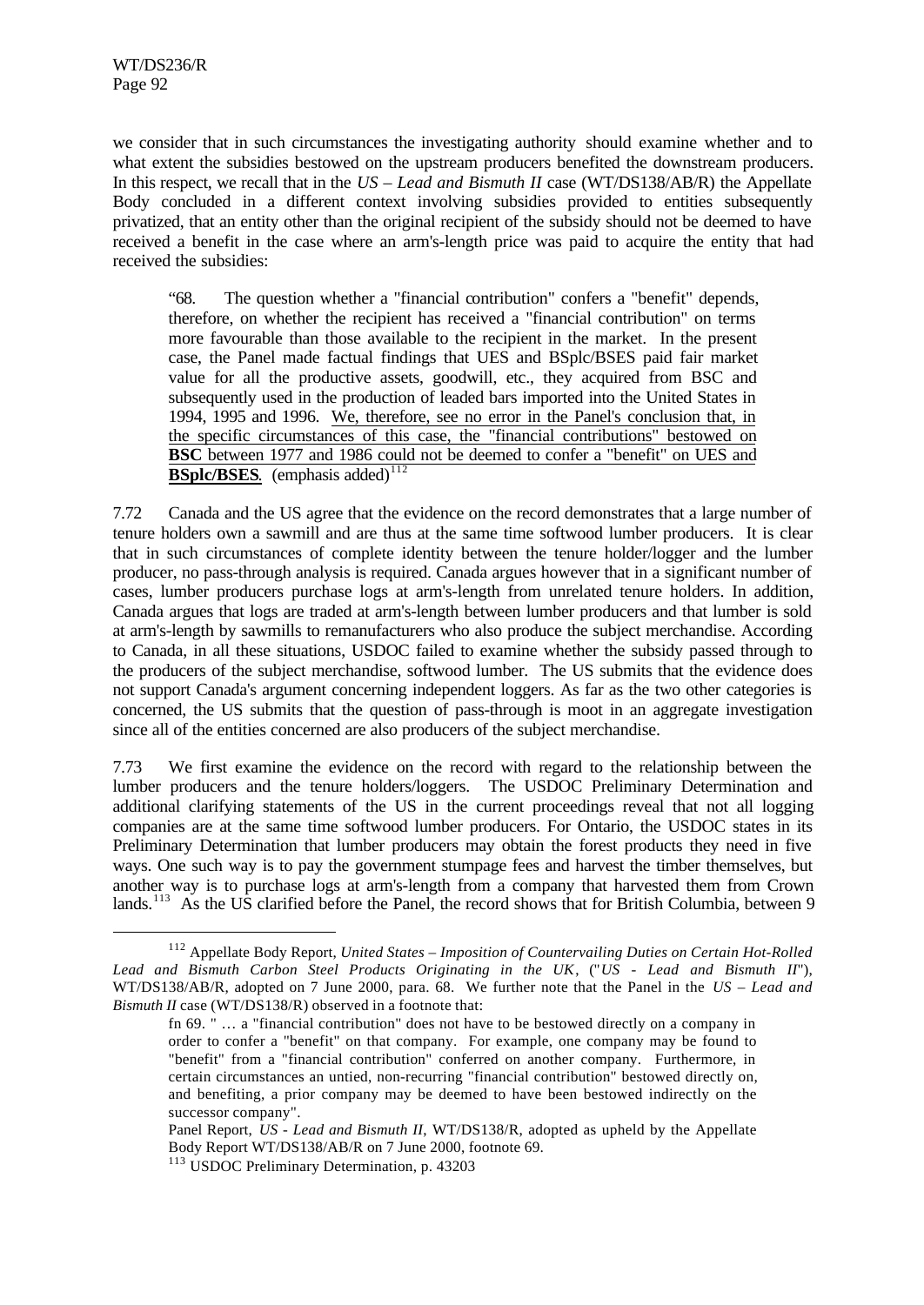we consider that in such circumstances the investigating authority should examine whether and to what extent the subsidies bestowed on the upstream producers benefited the downstream producers. In this respect, we recall that in the *US – Lead and Bismuth II* case (WT/DS138/AB/R) the Appellate Body concluded in a different context involving subsidies provided to entities subsequently privatized, that an entity other than the original recipient of the subsidy should not be deemed to have received a benefit in the case where an arm's-length price was paid to acquire the entity that had received the subsidies:

> "68. The question whether a "financial contribution" confers a "benefit" depends, therefore, on whether the recipient has received a "financial contribution" on terms more favourable than those available to the recipient in the market. In the present case, the Panel made factual findings that UES and BSplc/BSES paid fair market value for all the productive assets, goodwill, etc., they acquired from BSC and subsequently used in the production of leaded bars imported into the United States in 1994, 1995 and 1996. <u>We, therefore, see no error in the Panel's conclusion that, in the specific circumstances of this case, the "financial contributions" bestowed on **BSC** between 1977 and 1986 could not be deemed to confer a "benefit" on UES and **BSplc/BSES**</u>. (emphasis added)[112]

7.72 Canada and the US agree that the evidence on the record demonstrates that a large number of tenure holders own a sawmill and are thus at the same time softwood lumber producers. It is clear that in such circumstances of complete identity between the tenure holder/logger and the lumber producer, no pass-through analysis is required. Canada argues however that in a significant number of cases, lumber producers purchase logs at arm's-length from unrelated tenure holders. In addition, Canada argues that logs are traded at arm's-length between lumber producers and that lumber is sold at arm's-length by sawmills to remanufacturers who also produce the subject merchandise. According to Canada, in all these situations, USDOC failed to examine whether the subsidy passed through to the producers of the subject merchandise, softwood lumber. The US submits that the evidence does not support Canada's argument concerning independent loggers. As far as the two other categories is concerned, the US submits that the question of pass-through is moot in an aggregate investigation since all of the entities concerned are also producers of the subject merchandise.

7.73 We first examine the evidence on the record with regard to the relationship between the lumber producers and the tenure holders/loggers. The USDOC Preliminary Determination and additional clarifying statements of the US in the current proceedings reveal that not all logging companies are at the same time softwood lumber producers. For Ontario, the USDOC states in its Preliminary Determination that lumber producers may obtain the forest products they need in five ways. One such way is to pay the government stumpage fees and harvest the timber themselves, but another way is to purchase logs at arm's-length from a company that harvested them from Crown lands.[113] As the US clarified before the Panel, the record shows that for British Columbia, between 9

---

[112] Appellate Body Report, *United States – Imposition of Countervailing Duties on Certain Hot-Rolled Lead and Bismuth Carbon Steel Products Originating in the UK*, ("*US - Lead and Bismuth II*"), WT/DS138/AB/R, adopted on 7 June 2000, para. 68. We further note that the Panel in the *US – Lead and Bismuth II* case (WT/DS138/R) observed in a footnote that:

> fn 69. " … a "financial contribution" does not have to be bestowed directly on a company in order to confer a "benefit" on that company. For example, one company may be found to "benefit" from a "financial contribution" conferred on another company. Furthermore, in certain circumstances an untied, non-recurring "financial contribution" bestowed directly on, and benefiting, a prior company may be deemed to have been bestowed indirectly on the successor company".
>
> Panel Report, *US - Lead and Bismuth II*, WT/DS138/R, adopted as upheld by the Appellate Body Report WT/DS138/AB/R on 7 June 2000, footnote 69.

[113] USDOC Preliminary Determination, p. 43203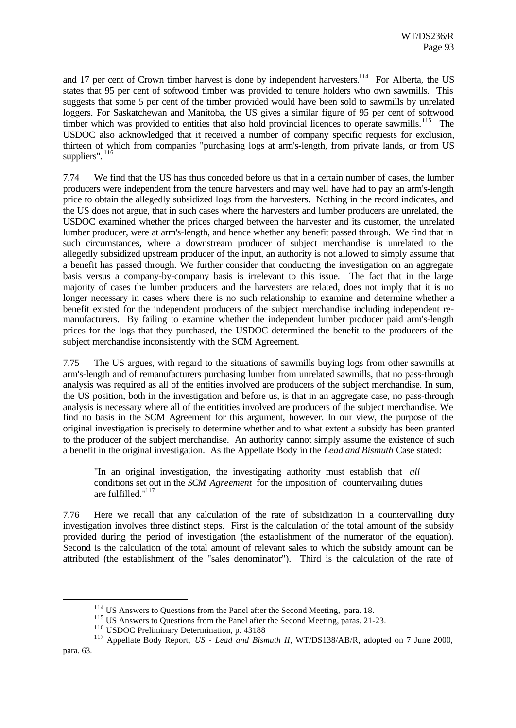and 17 per cent of Crown timber harvest is done by independent harvesters.[114] For Alberta, the US states that 95 per cent of softwood timber was provided to tenure holders who own sawmills. This suggests that some 5 per cent of the timber provided would have been sold to sawmills by unrelated loggers. For Saskatchewan and Manitoba, the US gives a similar figure of 95 per cent of softwood timber which was provided to entities that also hold provincial licences to operate sawmills.[115] The USDOC also acknowledged that it received a number of company specific requests for exclusion, thirteen of which from companies "purchasing logs at arm's-length, from private lands, or from US suppliers".[116]

7.74 We find that the US has thus conceded before us that in a certain number of cases, the lumber producers were independent from the tenure harvesters and may well have had to pay an arm's-length price to obtain the allegedly subsidized logs from the harvesters. Nothing in the record indicates, and the US does not argue, that in such cases where the harvesters and lumber producers are unrelated, the USDOC examined whether the prices charged between the harvester and its customer, the unrelated lumber producer, were at arm's-length, and hence whether any benefit passed through. We find that in such circumstances, where a downstream producer of subject merchandise is unrelated to the allegedly subsidized upstream producer of the input, an authority is not allowed to simply assume that a benefit has passed through. We further consider that conducting the investigation on an aggregate basis versus a company-by-company basis is irrelevant to this issue. The fact that in the large majority of cases the lumber producers and the harvesters are related, does not imply that it is no longer necessary in cases where there is no such relationship to examine and determine whether a benefit existed for the independent producers of the subject merchandise including independent re-manufacturers. By failing to examine whether the independent lumber producer paid arm's-length prices for the logs that they purchased, the USDOC determined the benefit to the producers of the subject merchandise inconsistently with the SCM Agreement.

7.75 The US argues, with regard to the situations of sawmills buying logs from other sawmills at arm's-length and of remanufacturers purchasing lumber from unrelated sawmills, that no pass-through analysis was required as all of the entities involved are producers of the subject merchandise. In sum, the US position, both in the investigation and before us, is that in an aggregate case, no pass-through analysis is necessary where all of the entitities involved are producers of the subject merchandise. We find no basis in the SCM Agreement for this argument, however. In our view, the purpose of the original investigation is precisely to determine whether and to what extent a subsidy has been granted to the producer of the subject merchandise. An authority cannot simply assume the existence of such a benefit in the original investigation. As the Appellate Body in the *Lead and Bismuth* Case stated:

> "In an original investigation, the investigating authority must establish that *all* conditions set out in the *SCM Agreement* for the imposition of countervailing duties are fulfilled."[117]

7.76 Here we recall that any calculation of the rate of subsidization in a countervailing duty investigation involves three distinct steps. First is the calculation of the total amount of the subsidy provided during the period of investigation (the establishment of the numerator of the equation). Second is the calculation of the total amount of relevant sales to which the subsidy amount can be attributed (the establishment of the "sales denominator"). Third is the calculation of the rate of

---

[114] US Answers to Questions from the Panel after the Second Meeting, para. 18.

[115] US Answers to Questions from the Panel after the Second Meeting, paras. 21-23.

[116] USDOC Preliminary Determination, p. 43188

[117] Appellate Body Report, *US - Lead and Bismuth II*, WT/DS138/AB/R, adopted on 7 June 2000, para. 63.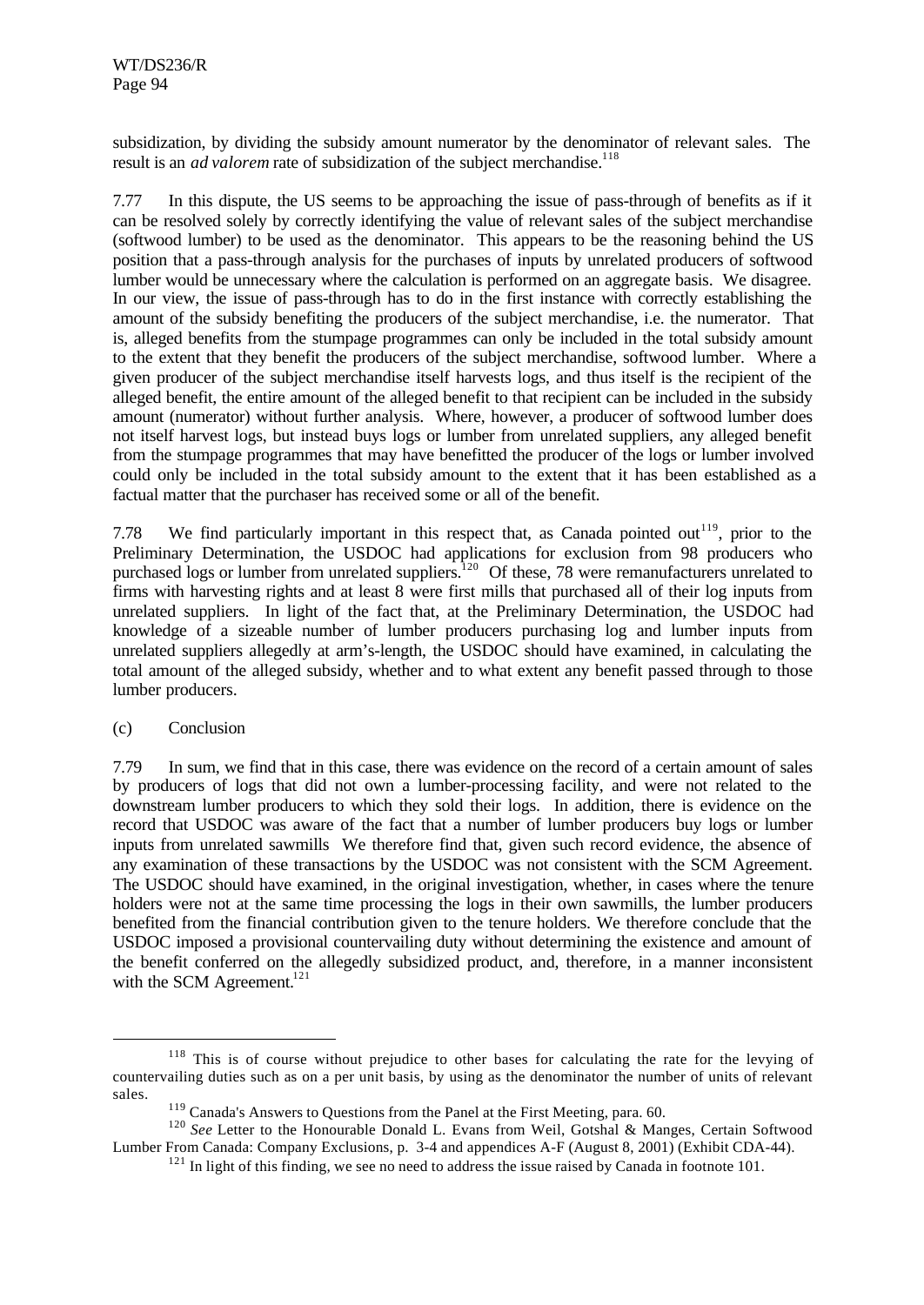subsidization, by dividing the subsidy amount numerator by the denominator of relevant sales. The result is an *ad valorem* rate of subsidization of the subject merchandise.[118]

7.77 In this dispute, the US seems to be approaching the issue of pass-through of benefits as if it can be resolved solely by correctly identifying the value of relevant sales of the subject merchandise (softwood lumber) to be used as the denominator. This appears to be the reasoning behind the US position that a pass-through analysis for the purchases of inputs by unrelated producers of softwood lumber would be unnecessary where the calculation is performed on an aggregate basis. We disagree. In our view, the issue of pass-through has to do in the first instance with correctly establishing the amount of the subsidy benefiting the producers of the subject merchandise, i.e. the numerator. That is, alleged benefits from the stumpage programmes can only be included in the total subsidy amount to the extent that they benefit the producers of the subject merchandise, softwood lumber. Where a given producer of the subject merchandise itself harvests logs, and thus itself is the recipient of the alleged benefit, the entire amount of the alleged benefit to that recipient can be included in the subsidy amount (numerator) without further analysis. Where, however, a producer of softwood lumber does not itself harvest logs, but instead buys logs or lumber from unrelated suppliers, any alleged benefit from the stumpage programmes that may have benefitted the producer of the logs or lumber involved could only be included in the total subsidy amount to the extent that it has been established as a factual matter that the purchaser has received some or all of the benefit.

7.78 We find particularly important in this respect that, as Canada pointed out[119], prior to the Preliminary Determination, the USDOC had applications for exclusion from 98 producers who purchased logs or lumber from unrelated suppliers.[120] Of these, 78 were remanufacturers unrelated to firms with harvesting rights and at least 8 were first mills that purchased all of their log inputs from unrelated suppliers. In light of the fact that, at the Preliminary Determination, the USDOC had knowledge of a sizeable number of lumber producers purchasing log and lumber inputs from unrelated suppliers allegedly at arm's-length, the USDOC should have examined, in calculating the total amount of the alleged subsidy, whether and to what extent any benefit passed through to those lumber producers.

(c) Conclusion

7.79 In sum, we find that in this case, there was evidence on the record of a certain amount of sales by producers of logs that did not own a lumber-processing facility, and were not related to the downstream lumber producers to which they sold their logs. In addition, there is evidence on the record that USDOC was aware of the fact that a number of lumber producers buy logs or lumber inputs from unrelated sawmills We therefore find that, given such record evidence, the absence of any examination of these transactions by the USDOC was not consistent with the SCM Agreement. The USDOC should have examined, in the original investigation, whether, in cases where the tenure holders were not at the same time processing the logs in their own sawmills, the lumber producers benefited from the financial contribution given to the tenure holders. We therefore conclude that the USDOC imposed a provisional countervailing duty without determining the existence and amount of the benefit conferred on the allegedly subsidized product, and, therefore, in a manner inconsistent with the SCM Agreement.[121]

---

[118] This is of course without prejudice to other bases for calculating the rate for the levying of countervailing duties such as on a per unit basis, by using as the denominator the number of units of relevant sales.

[119] Canada's Answers to Questions from the Panel at the First Meeting, para. 60.

[120] *See* Letter to the Honourable Donald L. Evans from Weil, Gotshal & Manges, Certain Softwood Lumber From Canada: Company Exclusions, p. 3-4 and appendices A-F (August 8, 2001) (Exhibit CDA-44).

[121] In light of this finding, we see no need to address the issue raised by Canada in footnote 101.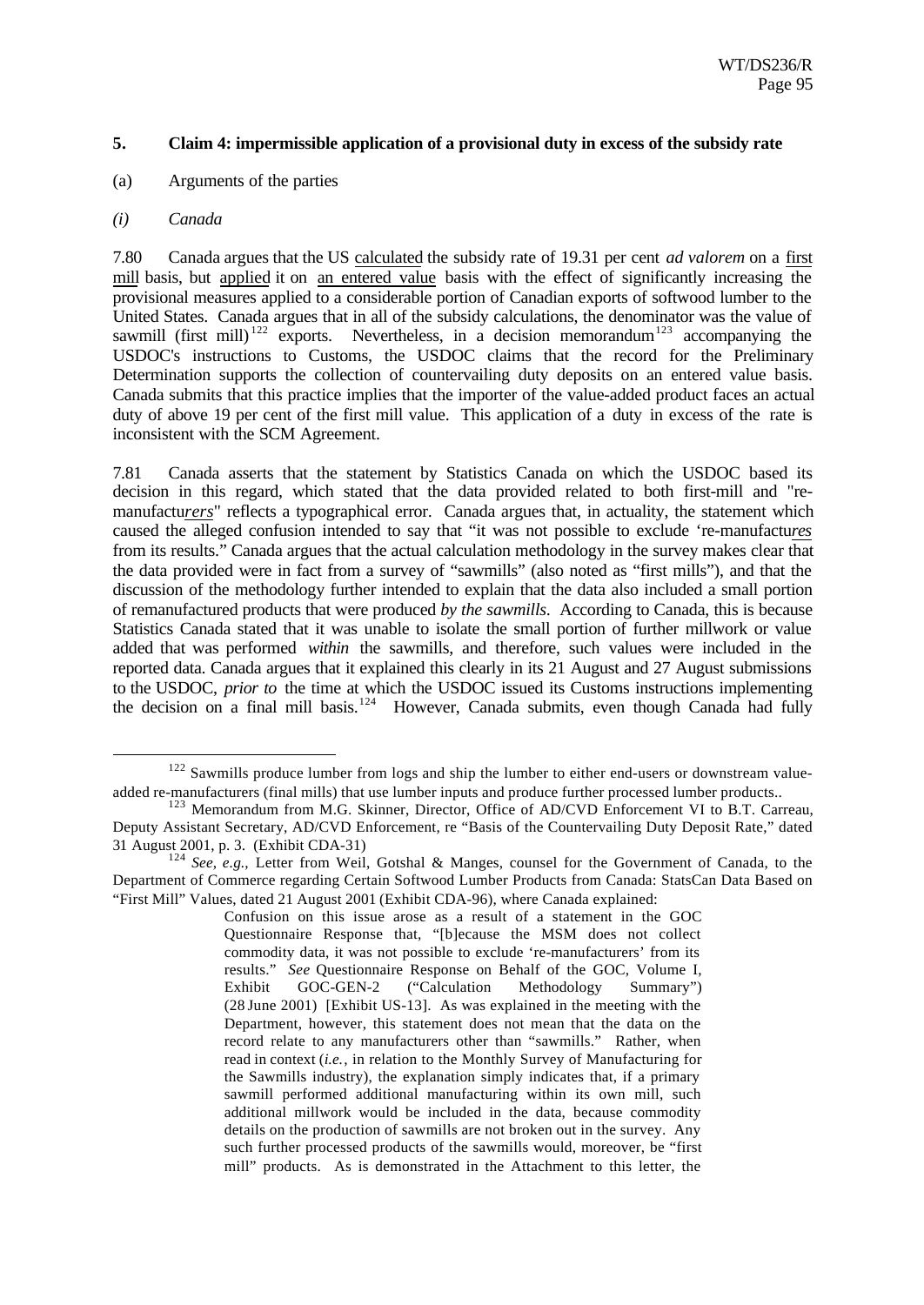### 5. Claim 4: impermissible application of a provisional duty in excess of the subsidy rate

(a) Arguments of the parties

*(i) Canada*

7.80 Canada argues that the US calculated the subsidy rate of 19.31 per cent *ad valorem* on a first mill basis, but applied it on an entered value basis with the effect of significantly increasing the provisional measures applied to a considerable portion of Canadian exports of softwood lumber to the United States. Canada argues that in all of the subsidy calculations, the denominator was the value of sawmill (first mill)[122] exports. Nevertheless, in a decision memorandum[123] accompanying the USDOC's instructions to Customs, the USDOC claims that the record for the Preliminary Determination supports the collection of countervailing duty deposits on an entered value basis. Canada submits that this practice implies that the importer of the value-added product faces an actual duty of above 19 per cent of the first mill value. This application of a duty in excess of the rate is inconsistent with the SCM Agreement.

7.81 Canada asserts that the statement by Statistics Canada on which the USDOC based its decision in this regard, which stated that the data provided related to both first-mill and "re-manufactu*rers*" reflects a typographical error. Canada argues that, in actuality, the statement which caused the alleged confusion intended to say that "it was not possible to exclude 're-manufactu*res* from its results." Canada argues that the actual calculation methodology in the survey makes clear that the data provided were in fact from a survey of "sawmills" (also noted as "first mills"), and that the discussion of the methodology further intended to explain that the data also included a small portion of remanufactured products that were produced *by the sawmills*. According to Canada, this is because Statistics Canada stated that it was unable to isolate the small portion of further millwork or value added that was performed *within* the sawmills, and therefore, such values were included in the reported data. Canada argues that it explained this clearly in its 21 August and 27 August submissions to the USDOC, *prior to* the time at which the USDOC issued its Customs instructions implementing the decision on a final mill basis.[124] However, Canada submits, even though Canada had fully

---

[122] Sawmills produce lumber from logs and ship the lumber to either end-users or downstream value-added re-manufacturers (final mills) that use lumber inputs and produce further processed lumber products..

[123] Memorandum from M.G. Skinner, Director, Office of AD/CVD Enforcement VI to B.T. Carreau, Deputy Assistant Secretary, AD/CVD Enforcement, re "Basis of the Countervailing Duty Deposit Rate," dated 31 August 2001, p. 3. (Exhibit CDA-31)

[124] *See, e.g.,* Letter from Weil, Gotshal & Manges, counsel for the Government of Canada, to the Department of Commerce regarding Certain Softwood Lumber Products from Canada: StatsCan Data Based on "First Mill" Values, dated 21 August 2001 (Exhibit CDA-96), where Canada explained:

> Confusion on this issue arose as a result of a statement in the GOC Questionnaire Response that, "[b]ecause the MSM does not collect commodity data, it was not possible to exclude 're-manufacturers' from its results." *See* Questionnaire Response on Behalf of the GOC, Volume I, Exhibit GOC-GEN-2 ("Calculation Methodology Summary") (28 June 2001) [Exhibit US-13]. As was explained in the meeting with the Department, however, this statement does not mean that the data on the record relate to any manufacturers other than "sawmills." Rather, when read in context (*i.e.*, in relation to the Monthly Survey of Manufacturing for the Sawmills industry), the explanation simply indicates that, if a primary sawmill performed additional manufacturing within its own mill, such additional millwork would be included in the data, because commodity details on the production of sawmills are not broken out in the survey. Any such further processed products of the sawmills would, moreover, be "first mill" products. As is demonstrated in the Attachment to this letter, the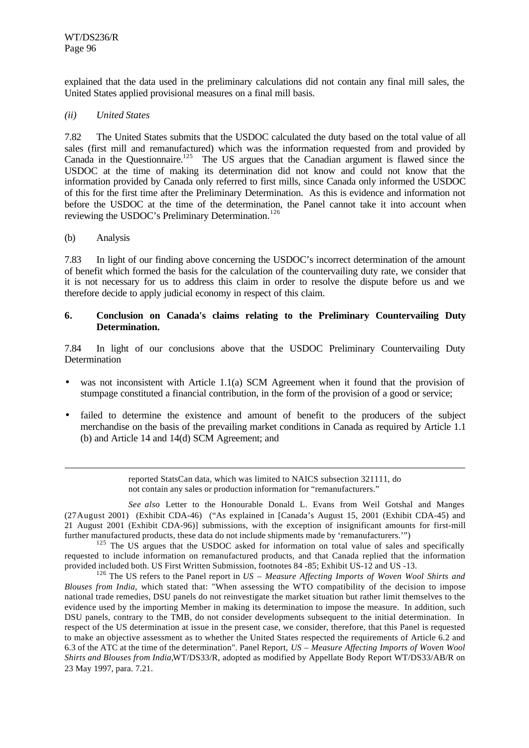explained that the data used in the preliminary calculations did not contain any final mill sales, the United States applied provisional measures on a final mill basis.

*(ii) United States*

7.82 The United States submits that the USDOC calculated the duty based on the total value of all sales (first mill and remanufactured) which was the information requested from and provided by Canada in the Questionnaire.[125] The US argues that the Canadian argument is flawed since the USDOC at the time of making its determination did not know and could not know that the information provided by Canada only referred to first mills, since Canada only informed the USDOC of this for the first time after the Preliminary Determination. As this is evidence and information not before the USDOC at the time of the determination, the Panel cannot take it into account when reviewing the USDOC's Preliminary Determination.[126]

(b) Analysis

7.83 In light of our finding above concerning the USDOC's incorrect determination of the amount of benefit which formed the basis for the calculation of the countervailing duty rate, we consider that it is not necessary for us to address this claim in order to resolve the dispute before us and we therefore decide to apply judicial economy in respect of this claim.

### 6. Conclusion on Canada's claims relating to the Preliminary Countervailing Duty Determination.

7.84 In light of our conclusions above that the USDOC Preliminary Countervailing Duty Determination

- was not inconsistent with Article 1.1(a) SCM Agreement when it found that the provision of stumpage constituted a financial contribution, in the form of the provision of a good or service;
- failed to determine the existence and amount of benefit to the producers of the subject merchandise on the basis of the prevailing market conditions in Canada as required by Article 1.1 (b) and Article 14 and 14(d) SCM Agreement; and

---

reported StatsCan data, which was limited to NAICS subsection 321111, do not contain any sales or production information for "remanufacturers."

*See also* Letter to the Honourable Donald L. Evans from Weil Gotshal and Manges (27 August 2001) (Exhibit CDA-46) ("As explained in [Canada's August 15, 2001 (Exhibit CDA-45) and 21 August 2001 (Exhibit CDA-96)] submissions, with the exception of insignificant amounts for first-mill further manufactured products, these data do not include shipments made by 'remanufacturers.'")

[125] The US argues that the USDOC asked for information on total value of sales and specifically requested to include information on remanufactured products, and that Canada replied that the information provided included both. US First Written Submission, footnotes 84 -85; Exhibit US-12 and US -13.

[126] The US refers to the Panel report in *US – Measure Affecting Imports of Woven Wool Shirts and Blouses from India*, which stated that: "When assessing the WTO compatibility of the decision to impose national trade remedies, DSU panels do not reinvestigate the market situation but rather limit themselves to the evidence used by the importing Member in making its determination to impose the measure. In addition, such DSU panels, contrary to the TMB, do not consider developments subsequent to the initial determination. In respect of the US determination at issue in the present case, we consider, therefore, that this Panel is requested to make an objective assessment as to whether the United States respected the requirements of Article 6.2 and 6.3 of the ATC at the time of the determination". Panel Report, *US – Measure Affecting Imports of Woven Wool Shirts and Blouses from India*,WT/DS33/R, adopted as modified by Appellate Body Report WT/DS33/AB/R on 23 May 1997, para. 7.21.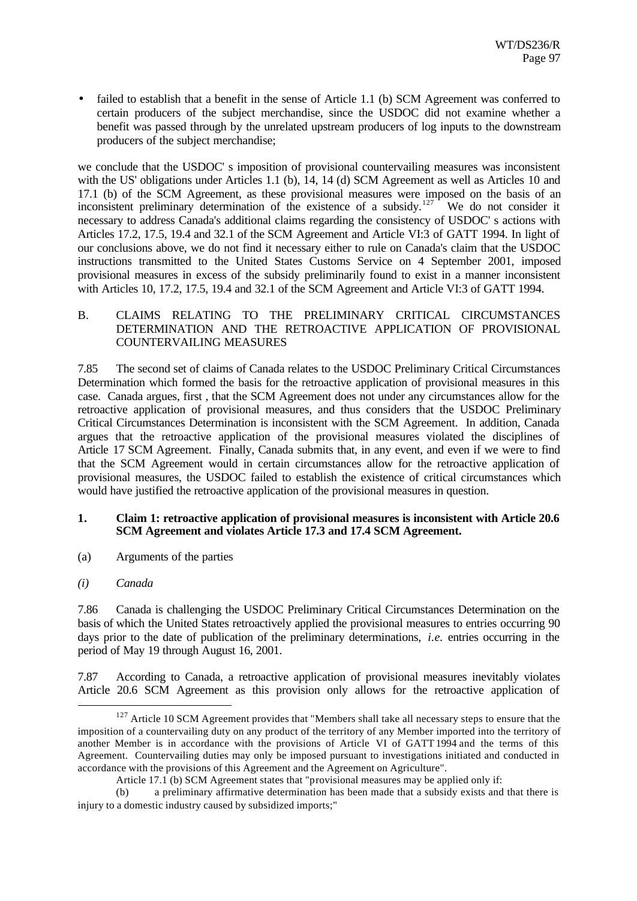- failed to establish that a benefit in the sense of Article 1.1 (b) SCM Agreement was conferred to certain producers of the subject merchandise, since the USDOC did not examine whether a benefit was passed through by the unrelated upstream producers of log inputs to the downstream producers of the subject merchandise;

we conclude that the USDOC' s imposition of provisional countervailing measures was inconsistent with the US' obligations under Articles 1.1 (b), 14, 14 (d) SCM Agreement as well as Articles 10 and 17.1 (b) of the SCM Agreement, as these provisional measures were imposed on the basis of an inconsistent preliminary determination of the existence of a subsidy.[127] We do not consider it necessary to address Canada's additional claims regarding the consistency of USDOC' s actions with Articles 17.2, 17.5, 19.4 and 32.1 of the SCM Agreement and Article VI:3 of GATT 1994. In light of our conclusions above, we do not find it necessary either to rule on Canada's claim that the USDOC instructions transmitted to the United States Customs Service on 4 September 2001, imposed provisional measures in excess of the subsidy preliminarily found to exist in a manner inconsistent with Articles 10, 17.2, 17.5, 19.4 and 32.1 of the SCM Agreement and Article VI:3 of GATT 1994.

## B. CLAIMS RELATING TO THE PRELIMINARY CRITICAL CIRCUMSTANCES DETERMINATION AND THE RETROACTIVE APPLICATION OF PROVISIONAL COUNTERVAILING MEASURES

7.85 The second set of claims of Canada relates to the USDOC Preliminary Critical Circumstances Determination which formed the basis for the retroactive application of provisional measures in this case. Canada argues, first , that the SCM Agreement does not under any circumstances allow for the retroactive application of provisional measures, and thus considers that the USDOC Preliminary Critical Circumstances Determination is inconsistent with the SCM Agreement. In addition, Canada argues that the retroactive application of the provisional measures violated the disciplines of Article 17 SCM Agreement. Finally, Canada submits that, in any event, and even if we were to find that the SCM Agreement would in certain circumstances allow for the retroactive application of provisional measures, the USDOC failed to establish the existence of critical circumstances which would have justified the retroactive application of the provisional measures in question.

### 1. Claim 1: retroactive application of provisional measures is inconsistent with Article 20.6 SCM Agreement and violates Article 17.3 and 17.4 SCM Agreement.

(a) Arguments of the parties

*(i) Canada*

7.86 Canada is challenging the USDOC Preliminary Critical Circumstances Determination on the basis of which the United States retroactively applied the provisional measures to entries occurring 90 days prior to the date of publication of the preliminary determinations, *i.e.* entries occurring in the period of May 19 through August 16, 2001.

7.87 According to Canada, a retroactive application of provisional measures inevitably violates Article 20.6 SCM Agreement as this provision only allows for the retroactive application of

---

[127] Article 10 SCM Agreement provides that "Members shall take all necessary steps to ensure that the imposition of a countervailing duty on any product of the territory of any Member imported into the territory of another Member is in accordance with the provisions of Article VI of GATT 1994 and the terms of this Agreement. Countervailing duties may only be imposed pursuant to investigations initiated and conducted in accordance with the provisions of this Agreement and the Agreement on Agriculture".

Article 17.1 (b) SCM Agreement states that "provisional measures may be applied only if:

(b) a preliminary affirmative determination has been made that a subsidy exists and that there is injury to a domestic industry caused by subsidized imports;"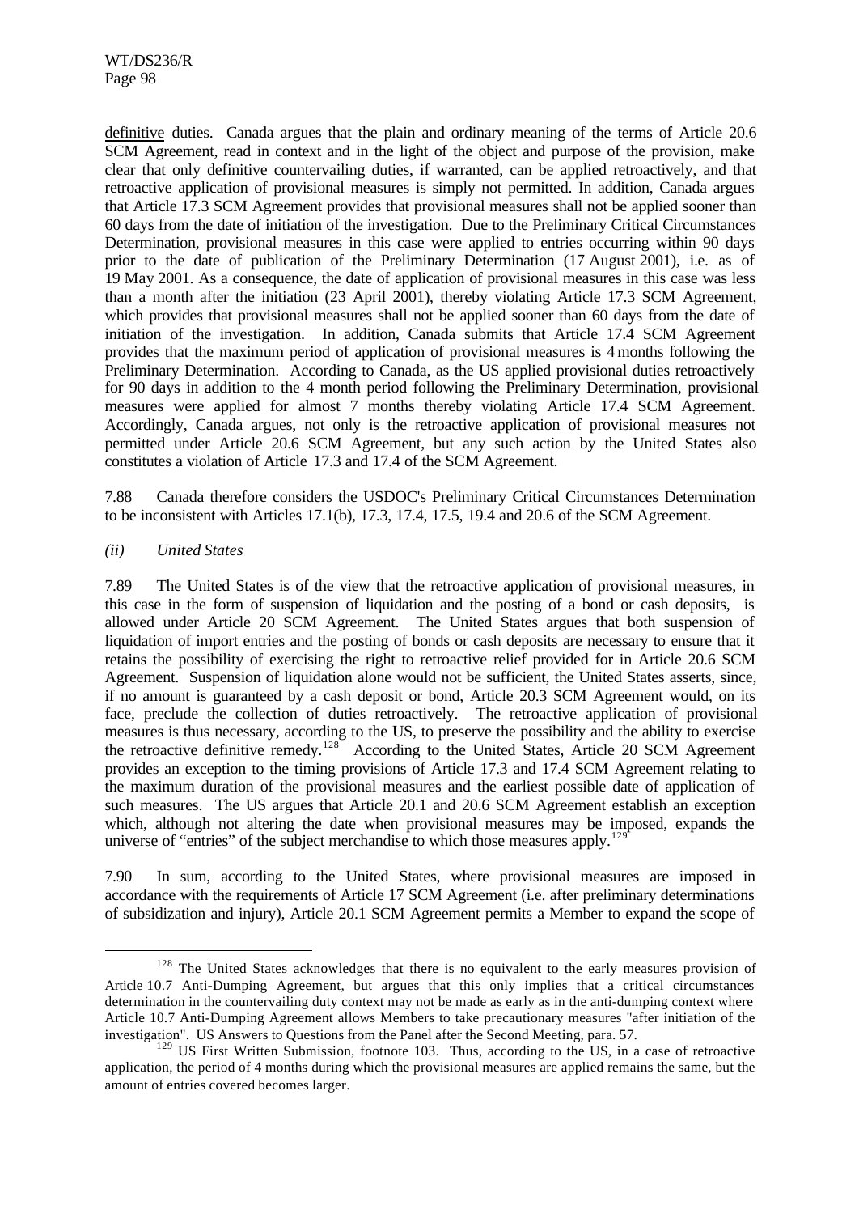definitive duties. Canada argues that the plain and ordinary meaning of the terms of Article 20.6 SCM Agreement, read in context and in the light of the object and purpose of the provision, make clear that only definitive countervailing duties, if warranted, can be applied retroactively, and that retroactive application of provisional measures is simply not permitted. In addition, Canada argues that Article 17.3 SCM Agreement provides that provisional measures shall not be applied sooner than 60 days from the date of initiation of the investigation. Due to the Preliminary Critical Circumstances Determination, provisional measures in this case were applied to entries occurring within 90 days prior to the date of publication of the Preliminary Determination (17 August 2001), i.e. as of 19 May 2001. As a consequence, the date of application of provisional measures in this case was less than a month after the initiation (23 April 2001), thereby violating Article 17.3 SCM Agreement, which provides that provisional measures shall not be applied sooner than 60 days from the date of initiation of the investigation. In addition, Canada submits that Article 17.4 SCM Agreement provides that the maximum period of application of provisional measures is 4 months following the Preliminary Determination. According to Canada, as the US applied provisional duties retroactively for 90 days in addition to the 4 month period following the Preliminary Determination, provisional measures were applied for almost 7 months thereby violating Article 17.4 SCM Agreement. Accordingly, Canada argues, not only is the retroactive application of provisional measures not permitted under Article 20.6 SCM Agreement, but any such action by the United States also constitutes a violation of Article 17.3 and 17.4 of the SCM Agreement.

7.88 Canada therefore considers the USDOC's Preliminary Critical Circumstances Determination to be inconsistent with Articles 17.1(b), 17.3, 17.4, 17.5, 19.4 and 20.6 of the SCM Agreement.

*(ii) United States*

7.89 The United States is of the view that the retroactive application of provisional measures, in this case in the form of suspension of liquidation and the posting of a bond or cash deposits, is allowed under Article 20 SCM Agreement. The United States argues that both suspension of liquidation of import entries and the posting of bonds or cash deposits are necessary to ensure that it retains the possibility of exercising the right to retroactive relief provided for in Article 20.6 SCM Agreement. Suspension of liquidation alone would not be sufficient, the United States asserts, since, if no amount is guaranteed by a cash deposit or bond, Article 20.3 SCM Agreement would, on its face, preclude the collection of duties retroactively. The retroactive application of provisional measures is thus necessary, according to the US, to preserve the possibility and the ability to exercise the retroactive definitive remedy.[128] According to the United States, Article 20 SCM Agreement provides an exception to the timing provisions of Article 17.3 and 17.4 SCM Agreement relating to the maximum duration of the provisional measures and the earliest possible date of application of such measures. The US argues that Article 20.1 and 20.6 SCM Agreement establish an exception which, although not altering the date when provisional measures may be imposed, expands the universe of "entries" of the subject merchandise to which those measures apply.[129]

7.90 In sum, according to the United States, where provisional measures are imposed in accordance with the requirements of Article 17 SCM Agreement (i.e. after preliminary determinations of subsidization and injury), Article 20.1 SCM Agreement permits a Member to expand the scope of

---

[128] The United States acknowledges that there is no equivalent to the early measures provision of Article 10.7 Anti-Dumping Agreement, but argues that this only implies that a critical circumstances determination in the countervailing duty context may not be made as early as in the anti-dumping context where Article 10.7 Anti-Dumping Agreement allows Members to take precautionary measures "after initiation of the investigation". US Answers to Questions from the Panel after the Second Meeting, para. 57.

[129] US First Written Submission, footnote 103. Thus, according to the US, in a case of retroactive application, the period of 4 months during which the provisional measures are applied remains the same, but the amount of entries covered becomes larger.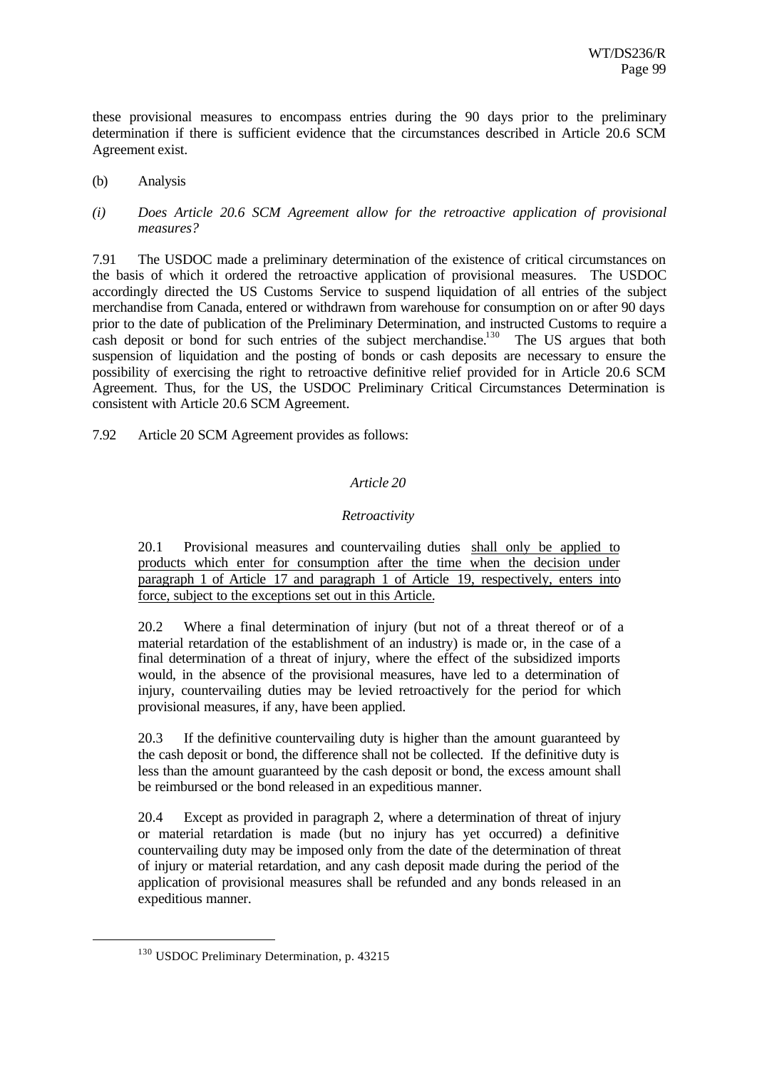these provisional measures to encompass entries during the 90 days prior to the preliminary determination if there is sufficient evidence that the circumstances described in Article 20.6 SCM Agreement exist.

(b) Analysis

*(i) Does Article 20.6 SCM Agreement allow for the retroactive application of provisional measures?*

7.91 The USDOC made a preliminary determination of the existence of critical circumstances on the basis of which it ordered the retroactive application of provisional measures. The USDOC accordingly directed the US Customs Service to suspend liquidation of all entries of the subject merchandise from Canada, entered or withdrawn from warehouse for consumption on or after 90 days prior to the date of publication of the Preliminary Determination, and instructed Customs to require a cash deposit or bond for such entries of the subject merchandise.[130] The US argues that both suspension of liquidation and the posting of bonds or cash deposits are necessary to ensure the possibility of exercising the right to retroactive definitive relief provided for in Article 20.6 SCM Agreement. Thus, for the US, the USDOC Preliminary Critical Circumstances Determination is consistent with Article 20.6 SCM Agreement.

7.92 Article 20 SCM Agreement provides as follows:

> *Article 20*
>
> *Retroactivity*
>
> 20.1 Provisional measures and countervailing duties <u>shall only be applied to products which enter for consumption after the time when the decision under paragraph 1 of Article 17 and paragraph 1 of Article 19, respectively, enters into force, subject to the exceptions set out in this Article.</u>
>
> 20.2 Where a final determination of injury (but not of a threat thereof or of a material retardation of the establishment of an industry) is made or, in the case of a final determination of a threat of injury, where the effect of the subsidized imports would, in the absence of the provisional measures, have led to a determination of injury, countervailing duties may be levied retroactively for the period for which provisional measures, if any, have been applied.
>
> 20.3 If the definitive countervailing duty is higher than the amount guaranteed by the cash deposit or bond, the difference shall not be collected. If the definitive duty is less than the amount guaranteed by the cash deposit or bond, the excess amount shall be reimbursed or the bond released in an expeditious manner.
>
> 20.4 Except as provided in paragraph 2, where a determination of threat of injury or material retardation is made (but no injury has yet occurred) a definitive countervailing duty may be imposed only from the date of the determination of threat of injury or material retardation, and any cash deposit made during the period of the application of provisional measures shall be refunded and any bonds released in an expeditious manner.

---

[130] USDOC Preliminary Determination, p. 43215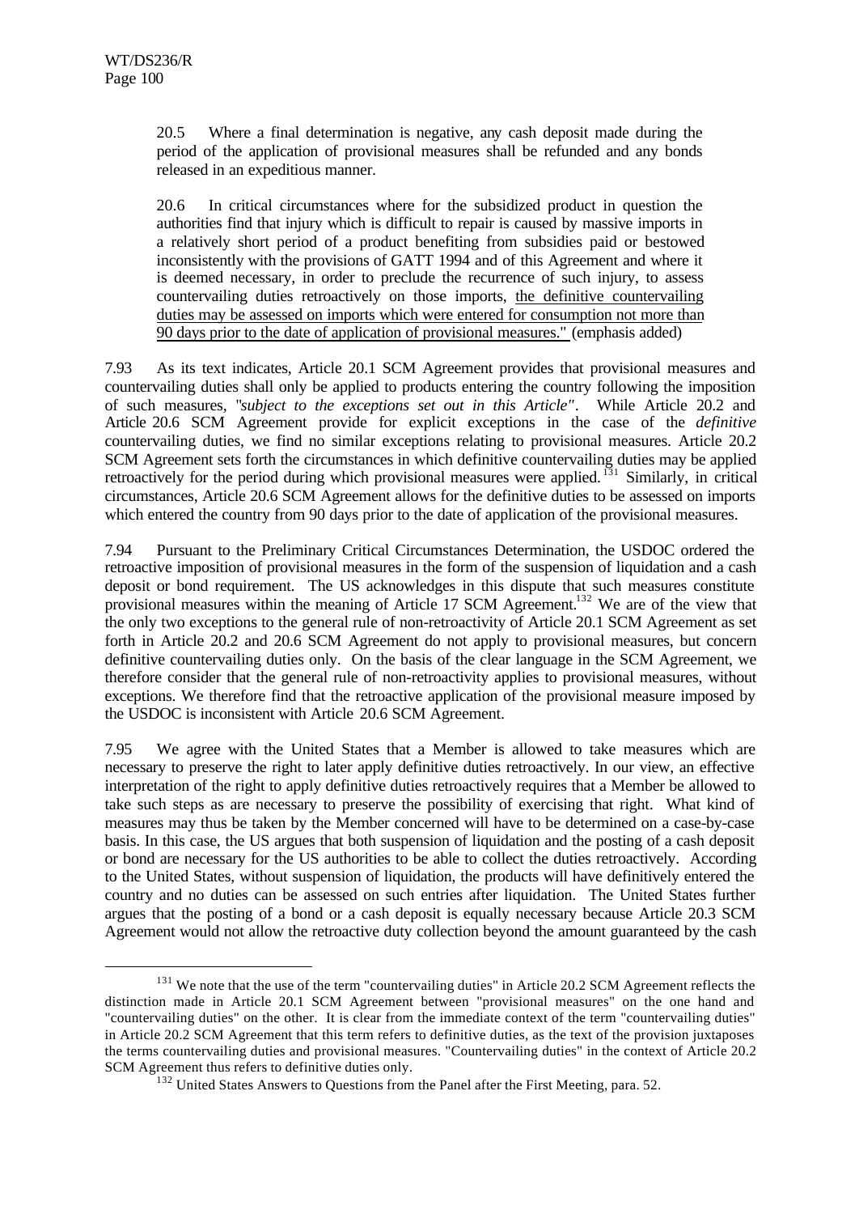20.5 Where a final determination is negative, any cash deposit made during the period of the application of provisional measures shall be refunded and any bonds released in an expeditious manner.

20.6 In critical circumstances where for the subsidized product in question the authorities find that injury which is difficult to repair is caused by massive imports in a relatively short period of a product benefiting from subsidies paid or bestowed inconsistently with the provisions of GATT 1994 and of this Agreement and where it is deemed necessary, in order to preclude the recurrence of such injury, to assess countervailing duties retroactively on those imports, <u>the definitive countervailing duties may be assessed on imports which were entered for consumption not more than 90 days prior to the date of application of provisional measures."</u> (emphasis added)

7.93 As its text indicates, Article 20.1 SCM Agreement provides that provisional measures and countervailing duties shall only be applied to products entering the country following the imposition of such measures, "*subject to the exceptions set out in this Article"*. While Article 20.2 and Article 20.6 SCM Agreement provide for explicit exceptions in the case of the *definitive* countervailing duties, we find no similar exceptions relating to provisional measures. Article 20.2 SCM Agreement sets forth the circumstances in which definitive countervailing duties may be applied retroactively for the period during which provisional measures were applied.[131] Similarly, in critical circumstances, Article 20.6 SCM Agreement allows for the definitive duties to be assessed on imports which entered the country from 90 days prior to the date of application of the provisional measures.

7.94 Pursuant to the Preliminary Critical Circumstances Determination, the USDOC ordered the retroactive imposition of provisional measures in the form of the suspension of liquidation and a cash deposit or bond requirement. The US acknowledges in this dispute that such measures constitute provisional measures within the meaning of Article 17 SCM Agreement.[132] We are of the view that the only two exceptions to the general rule of non-retroactivity of Article 20.1 SCM Agreement as set forth in Article 20.2 and 20.6 SCM Agreement do not apply to provisional measures, but concern definitive countervailing duties only. On the basis of the clear language in the SCM Agreement, we therefore consider that the general rule of non-retroactivity applies to provisional measures, without exceptions. We therefore find that the retroactive application of the provisional measure imposed by the USDOC is inconsistent with Article 20.6 SCM Agreement.

7.95 We agree with the United States that a Member is allowed to take measures which are necessary to preserve the right to later apply definitive duties retroactively. In our view, an effective interpretation of the right to apply definitive duties retroactively requires that a Member be allowed to take such steps as are necessary to preserve the possibility of exercising that right. What kind of measures may thus be taken by the Member concerned will have to be determined on a case-by-case basis. In this case, the US argues that both suspension of liquidation and the posting of a cash deposit or bond are necessary for the US authorities to be able to collect the duties retroactively. According to the United States, without suspension of liquidation, the products will have definitively entered the country and no duties can be assessed on such entries after liquidation. The United States further argues that the posting of a bond or a cash deposit is equally necessary because Article 20.3 SCM Agreement would not allow the retroactive duty collection beyond the amount guaranteed by the cash

---

[131] We note that the use of the term "countervailing duties" in Article 20.2 SCM Agreement reflects the distinction made in Article 20.1 SCM Agreement between "provisional measures" on the one hand and "countervailing duties" on the other. It is clear from the immediate context of the term "countervailing duties" in Article 20.2 SCM Agreement that this term refers to definitive duties, as the text of the provision juxtaposes the terms countervailing duties and provisional measures. "Countervailing duties" in the context of Article 20.2 SCM Agreement thus refers to definitive duties only.

[132] United States Answers to Questions from the Panel after the First Meeting, para. 52.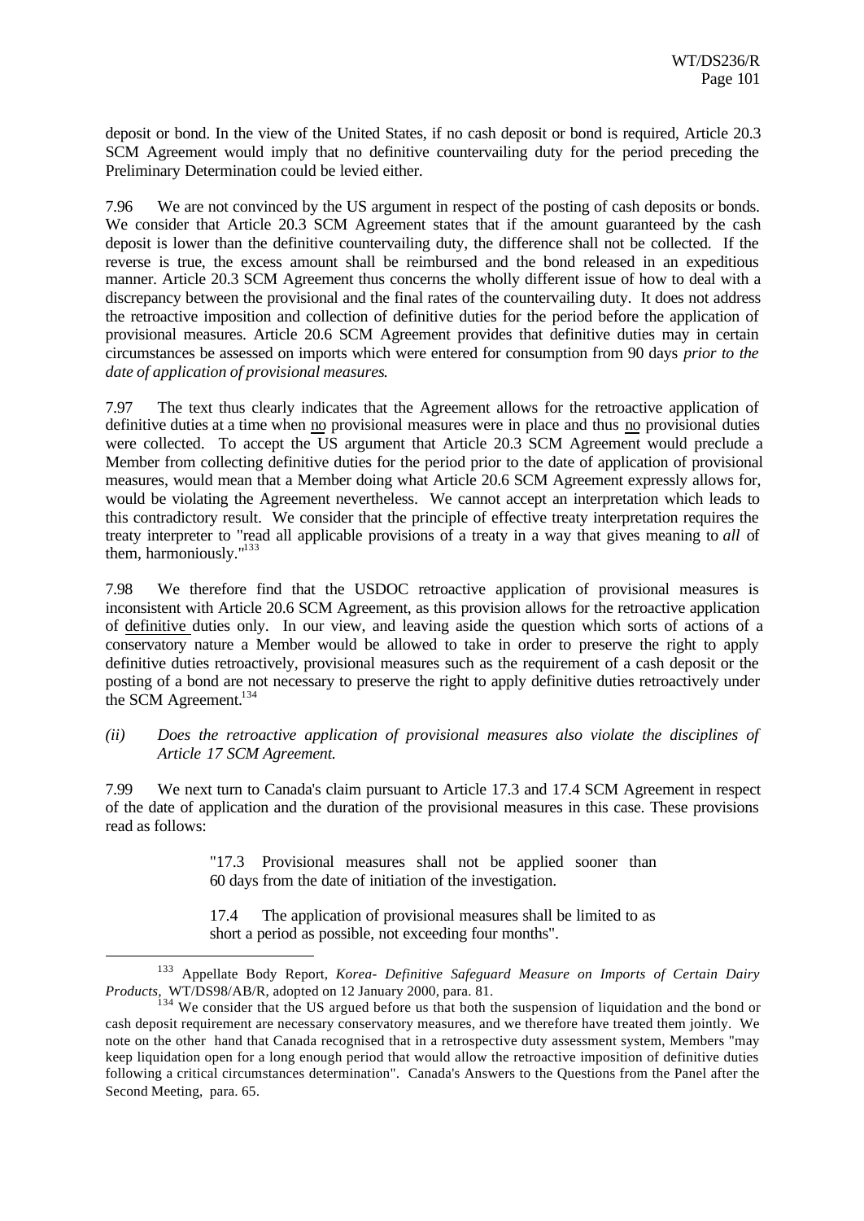deposit or bond. In the view of the United States, if no cash deposit or bond is required, Article 20.3 SCM Agreement would imply that no definitive countervailing duty for the period preceding the Preliminary Determination could be levied either.

7.96 We are not convinced by the US argument in respect of the posting of cash deposits or bonds. We consider that Article 20.3 SCM Agreement states that if the amount guaranteed by the cash deposit is lower than the definitive countervailing duty, the difference shall not be collected. If the reverse is true, the excess amount shall be reimbursed and the bond released in an expeditious manner. Article 20.3 SCM Agreement thus concerns the wholly different issue of how to deal with a discrepancy between the provisional and the final rates of the countervailing duty. It does not address the retroactive imposition and collection of definitive duties for the period before the application of provisional measures. Article 20.6 SCM Agreement provides that definitive duties may in certain circumstances be assessed on imports which were entered for consumption from 90 days *prior to the date of application of provisional measures*.

7.97 The text thus clearly indicates that the Agreement allows for the retroactive application of definitive duties at a time when no provisional measures were in place and thus no provisional duties were collected. To accept the US argument that Article 20.3 SCM Agreement would preclude a Member from collecting definitive duties for the period prior to the date of application of provisional measures, would mean that a Member doing what Article 20.6 SCM Agreement expressly allows for, would be violating the Agreement nevertheless. We cannot accept an interpretation which leads to this contradictory result. We consider that the principle of effective treaty interpretation requires the treaty interpreter to "read all applicable provisions of a treaty in a way that gives meaning to *all* of them, harmoniously."[133]

7.98 We therefore find that the USDOC retroactive application of provisional measures is inconsistent with Article 20.6 SCM Agreement, as this provision allows for the retroactive application of definitive duties only. In our view, and leaving aside the question which sorts of actions of a conservatory nature a Member would be allowed to take in order to preserve the right to apply definitive duties retroactively, provisional measures such as the requirement of a cash deposit or the posting of a bond are not necessary to preserve the right to apply definitive duties retroactively under the SCM Agreement.[134]

*(ii) Does the retroactive application of provisional measures also violate the disciplines of Article 17 SCM Agreement.*

7.99 We next turn to Canada's claim pursuant to Article 17.3 and 17.4 SCM Agreement in respect of the date of application and the duration of the provisional measures in this case. These provisions read as follows:

> "17.3 Provisional measures shall not be applied sooner than 60 days from the date of initiation of the investigation.
>
> 17.4 The application of provisional measures shall be limited to as short a period as possible, not exceeding four months".

---

[133] Appellate Body Report, *Korea- Definitive Safeguard Measure on Imports of Certain Dairy Products*, WT/DS98/AB/R, adopted on 12 January 2000, para. 81.

[134] We consider that the US argued before us that both the suspension of liquidation and the bond or cash deposit requirement are necessary conservatory measures, and we therefore have treated them jointly. We note on the other hand that Canada recognised that in a retrospective duty assessment system, Members "may keep liquidation open for a long enough period that would allow the retroactive imposition of definitive duties following a critical circumstances determination". Canada's Answers to the Questions from the Panel after the Second Meeting, para. 65.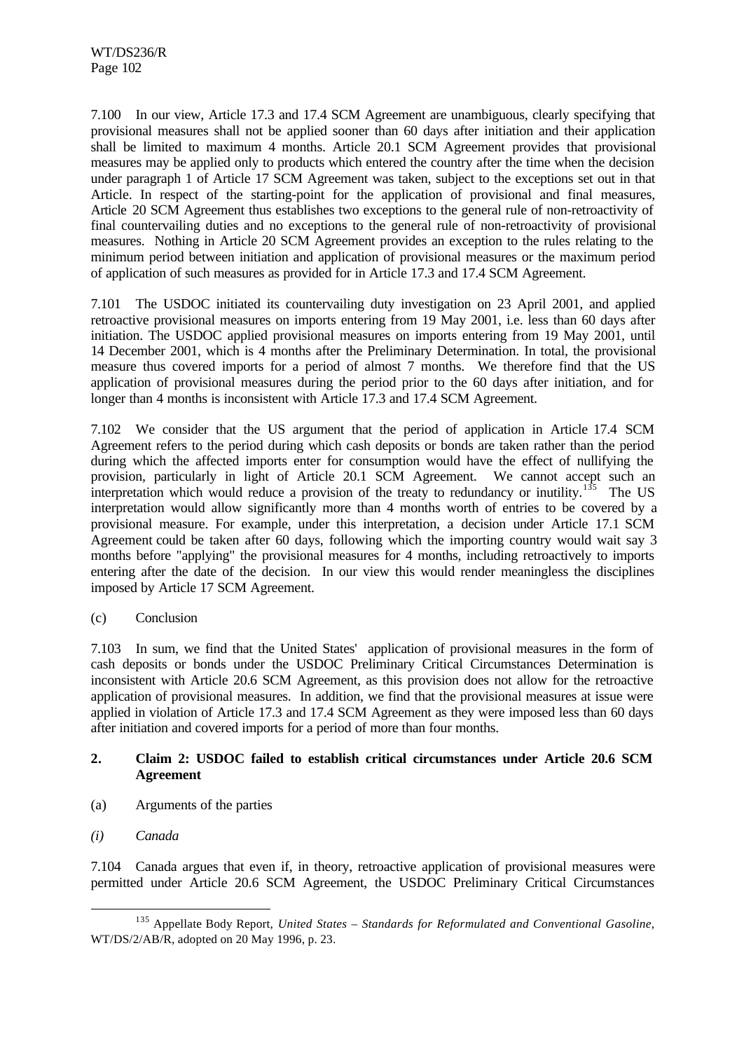7.100 In our view, Article 17.3 and 17.4 SCM Agreement are unambiguous, clearly specifying that provisional measures shall not be applied sooner than 60 days after initiation and their application shall be limited to maximum 4 months. Article 20.1 SCM Agreement provides that provisional measures may be applied only to products which entered the country after the time when the decision under paragraph 1 of Article 17 SCM Agreement was taken, subject to the exceptions set out in that Article. In respect of the starting-point for the application of provisional and final measures, Article 20 SCM Agreement thus establishes two exceptions to the general rule of non-retroactivity of final countervailing duties and no exceptions to the general rule of non-retroactivity of provisional measures. Nothing in Article 20 SCM Agreement provides an exception to the rules relating to the minimum period between initiation and application of provisional measures or the maximum period of application of such measures as provided for in Article 17.3 and 17.4 SCM Agreement.

7.101 The USDOC initiated its countervailing duty investigation on 23 April 2001, and applied retroactive provisional measures on imports entering from 19 May 2001, i.e. less than 60 days after initiation. The USDOC applied provisional measures on imports entering from 19 May 2001, until 14 December 2001, which is 4 months after the Preliminary Determination. In total, the provisional measure thus covered imports for a period of almost 7 months. We therefore find that the US application of provisional measures during the period prior to the 60 days after initiation, and for longer than 4 months is inconsistent with Article 17.3 and 17.4 SCM Agreement.

7.102 We consider that the US argument that the period of application in Article 17.4 SCM Agreement refers to the period during which cash deposits or bonds are taken rather than the period during which the affected imports enter for consumption would have the effect of nullifying the provision, particularly in light of Article 20.1 SCM Agreement. We cannot accept such an interpretation which would reduce a provision of the treaty to redundancy or inutility.[135] The US interpretation would allow significantly more than 4 months worth of entries to be covered by a provisional measure. For example, under this interpretation, a decision under Article 17.1 SCM Agreement could be taken after 60 days, following which the importing country would wait say 3 months before "applying" the provisional measures for 4 months, including retroactively to imports entering after the date of the decision. In our view this would render meaningless the disciplines imposed by Article 17 SCM Agreement.

(c) Conclusion

7.103 In sum, we find that the United States' application of provisional measures in the form of cash deposits or bonds under the USDOC Preliminary Critical Circumstances Determination is inconsistent with Article 20.6 SCM Agreement, as this provision does not allow for the retroactive application of provisional measures. In addition, we find that the provisional measures at issue were applied in violation of Article 17.3 and 17.4 SCM Agreement as they were imposed less than 60 days after initiation and covered imports for a period of more than four months.

**2. Claim 2: USDOC failed to establish critical circumstances under Article 20.6 SCM Agreement**

(a) Arguments of the parties

*(i) Canada*

7.104 Canada argues that even if, in theory, retroactive application of provisional measures were permitted under Article 20.6 SCM Agreement, the USDOC Preliminary Critical Circumstances

[135] Appellate Body Report, *United States – Standards for Reformulated and Conventional Gasoline*, WT/DS/2/AB/R, adopted on 20 May 1996, p. 23.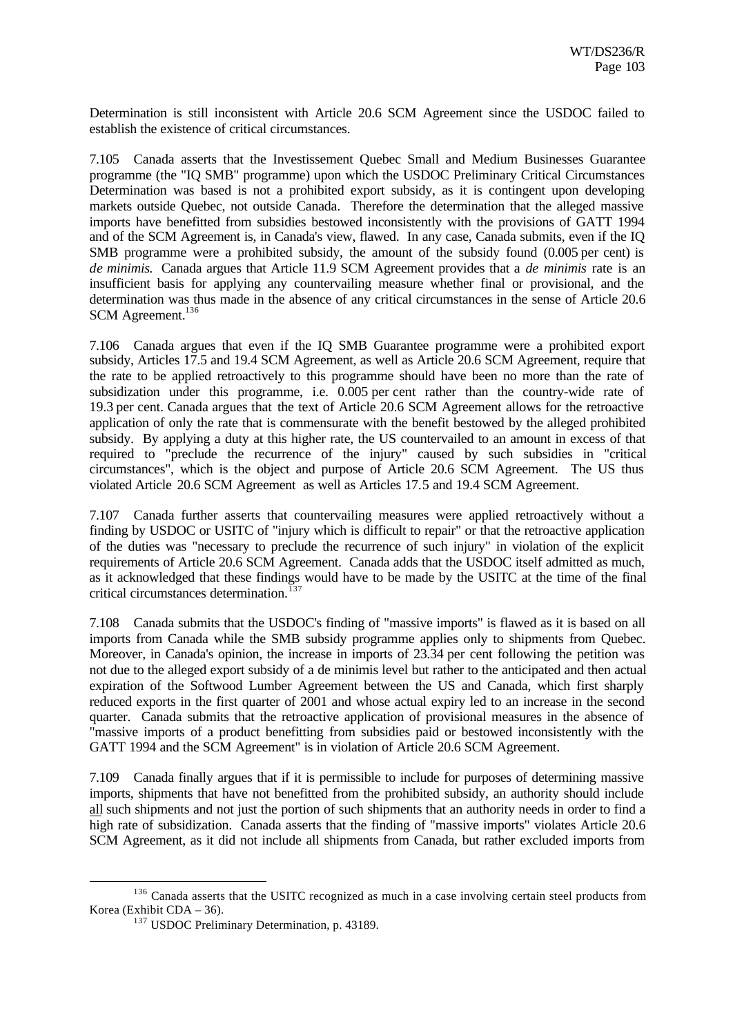Determination is still inconsistent with Article 20.6 SCM Agreement since the USDOC failed to establish the existence of critical circumstances.

7.105 Canada asserts that the Investissement Quebec Small and Medium Businesses Guarantee programme (the "IQ SMB" programme) upon which the USDOC Preliminary Critical Circumstances Determination was based is not a prohibited export subsidy, as it is contingent upon developing markets outside Quebec, not outside Canada. Therefore the determination that the alleged massive imports have benefitted from subsidies bestowed inconsistently with the provisions of GATT 1994 and of the SCM Agreement is, in Canada's view, flawed. In any case, Canada submits, even if the IQ SMB programme were a prohibited subsidy, the amount of the subsidy found (0.005 per cent) is *de minimis.* Canada argues that Article 11.9 SCM Agreement provides that a *de minimis* rate is an insufficient basis for applying any countervailing measure whether final or provisional, and the determination was thus made in the absence of any critical circumstances in the sense of Article 20.6 SCM Agreement.[136]

7.106 Canada argues that even if the IQ SMB Guarantee programme were a prohibited export subsidy, Articles 17.5 and 19.4 SCM Agreement, as well as Article 20.6 SCM Agreement, require that the rate to be applied retroactively to this programme should have been no more than the rate of subsidization under this programme, i.e. 0.005 per cent rather than the country-wide rate of 19.3 per cent. Canada argues that the text of Article 20.6 SCM Agreement allows for the retroactive application of only the rate that is commensurate with the benefit bestowed by the alleged prohibited subsidy. By applying a duty at this higher rate, the US countervailed to an amount in excess of that required to "preclude the recurrence of the injury" caused by such subsidies in "critical circumstances", which is the object and purpose of Article 20.6 SCM Agreement. The US thus violated Article 20.6 SCM Agreement as well as Articles 17.5 and 19.4 SCM Agreement.

7.107 Canada further asserts that countervailing measures were applied retroactively without a finding by USDOC or USITC of "injury which is difficult to repair" or that the retroactive application of the duties was "necessary to preclude the recurrence of such injury" in violation of the explicit requirements of Article 20.6 SCM Agreement. Canada adds that the USDOC itself admitted as much, as it acknowledged that these findings would have to be made by the USITC at the time of the final critical circumstances determination.[137]

7.108 Canada submits that the USDOC's finding of "massive imports" is flawed as it is based on all imports from Canada while the SMB subsidy programme applies only to shipments from Quebec. Moreover, in Canada's opinion, the increase in imports of 23.34 per cent following the petition was not due to the alleged export subsidy of a de minimis level but rather to the anticipated and then actual expiration of the Softwood Lumber Agreement between the US and Canada, which first sharply reduced exports in the first quarter of 2001 and whose actual expiry led to an increase in the second quarter. Canada submits that the retroactive application of provisional measures in the absence of "massive imports of a product benefitting from subsidies paid or bestowed inconsistently with the GATT 1994 and the SCM Agreement" is in violation of Article 20.6 SCM Agreement.

7.109 Canada finally argues that if it is permissible to include for purposes of determining massive imports, shipments that have not benefitted from the prohibited subsidy, an authority should include <u>all</u> such shipments and not just the portion of such shipments that an authority needs in order to find a high rate of subsidization. Canada asserts that the finding of "massive imports" violates Article 20.6 SCM Agreement, as it did not include all shipments from Canada, but rather excluded imports from

---

[136] Canada asserts that the USITC recognized as much in a case involving certain steel products from Korea (Exhibit CDA – 36).

[137] USDOC Preliminary Determination, p. 43189.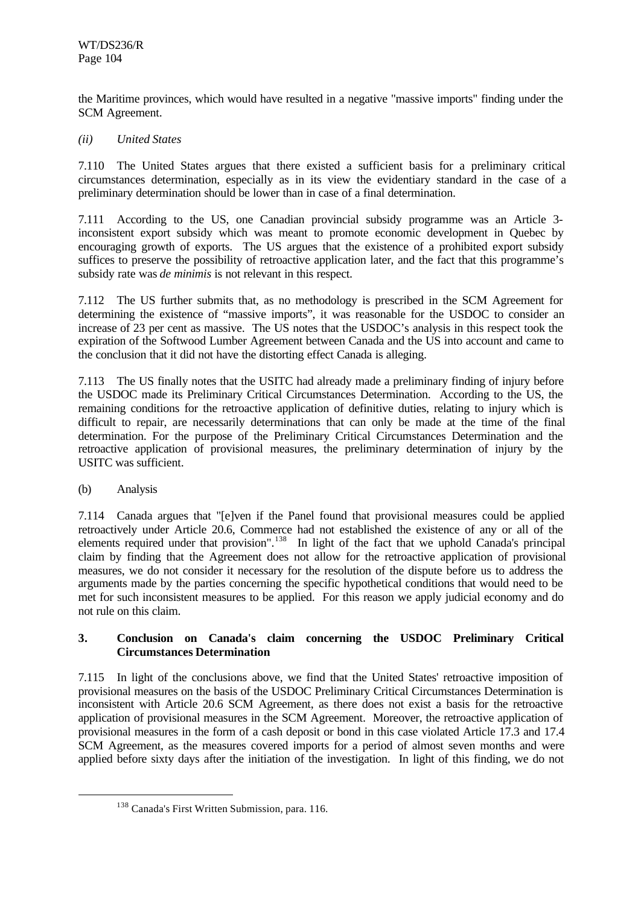the Maritime provinces, which would have resulted in a negative "massive imports" finding under the SCM Agreement.

*(ii) United States*

7.110 The United States argues that there existed a sufficient basis for a preliminary critical circumstances determination, especially as in its view the evidentiary standard in the case of a preliminary determination should be lower than in case of a final determination.

7.111 According to the US, one Canadian provincial subsidy programme was an Article 3-inconsistent export subsidy which was meant to promote economic development in Quebec by encouraging growth of exports. The US argues that the existence of a prohibited export subsidy suffices to preserve the possibility of retroactive application later, and the fact that this programme's subsidy rate was *de minimis* is not relevant in this respect.

7.112 The US further submits that, as no methodology is prescribed in the SCM Agreement for determining the existence of "massive imports", it was reasonable for the USDOC to consider an increase of 23 per cent as massive. The US notes that the USDOC's analysis in this respect took the expiration of the Softwood Lumber Agreement between Canada and the US into account and came to the conclusion that it did not have the distorting effect Canada is alleging.

7.113 The US finally notes that the USITC had already made a preliminary finding of injury before the USDOC made its Preliminary Critical Circumstances Determination. According to the US, the remaining conditions for the retroactive application of definitive duties, relating to injury which is difficult to repair, are necessarily determinations that can only be made at the time of the final determination. For the purpose of the Preliminary Critical Circumstances Determination and the retroactive application of provisional measures, the preliminary determination of injury by the USITC was sufficient.

(b) Analysis

7.114 Canada argues that "[e]ven if the Panel found that provisional measures could be applied retroactively under Article 20.6, Commerce had not established the existence of any or all of the elements required under that provision".[138] In light of the fact that we uphold Canada's principal claim by finding that the Agreement does not allow for the retroactive application of provisional measures, we do not consider it necessary for the resolution of the dispute before us to address the arguments made by the parties concerning the specific hypothetical conditions that would need to be met for such inconsistent measures to be applied. For this reason we apply judicial economy and do not rule on this claim.

### 3. Conclusion on Canada's claim concerning the USDOC Preliminary Critical Circumstances Determination

7.115 In light of the conclusions above, we find that the United States' retroactive imposition of provisional measures on the basis of the USDOC Preliminary Critical Circumstances Determination is inconsistent with Article 20.6 SCM Agreement, as there does not exist a basis for the retroactive application of provisional measures in the SCM Agreement. Moreover, the retroactive application of provisional measures in the form of a cash deposit or bond in this case violated Article 17.3 and 17.4 SCM Agreement, as the measures covered imports for a period of almost seven months and were applied before sixty days after the initiation of the investigation. In light of this finding, we do not

---

[138] Canada's First Written Submission, para. 116.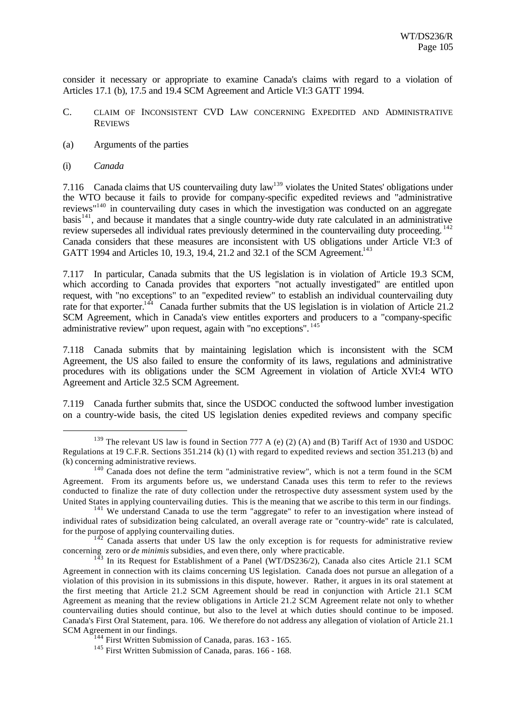consider it necessary or appropriate to examine Canada's claims with regard to a violation of Articles 17.1 (b), 17.5 and 19.4 SCM Agreement and Article VI:3 GATT 1994.

C. CLAIM OF INCONSISTENT CVD LAW CONCERNING EXPEDITED AND ADMINISTRATIVE REVIEWS

(a) Arguments of the parties

(i) *Canada*

7.116 Canada claims that US countervailing duty law[139] violates the United States' obligations under the WTO because it fails to provide for company-specific expedited reviews and "administrative reviews"[140] in countervailing duty cases in which the investigation was conducted on an aggregate basis[141], and because it mandates that a single country-wide duty rate calculated in an administrative review supersedes all individual rates previously determined in the countervailing duty proceeding.[142] Canada considers that these measures are inconsistent with US obligations under Article VI:3 of GATT 1994 and Articles 10, 19.3, 19.4, 21.2 and 32.1 of the SCM Agreement.[143]

7.117 In particular, Canada submits that the US legislation is in violation of Article 19.3 SCM, which according to Canada provides that exporters "not actually investigated" are entitled upon request, with "no exceptions" to an "expedited review" to establish an individual countervailing duty rate for that exporter.[144] Canada further submits that the US legislation is in violation of Article 21.2 SCM Agreement, which in Canada's view entitles exporters and producers to a "company-specific administrative review" upon request, again with "no exceptions".[145]

7.118 Canada submits that by maintaining legislation which is inconsistent with the SCM Agreement, the US also failed to ensure the conformity of its laws, regulations and administrative procedures with its obligations under the SCM Agreement in violation of Article XVI:4 WTO Agreement and Article 32.5 SCM Agreement.

7.119 Canada further submits that, since the USDOC conducted the softwood lumber investigation on a country-wide basis, the cited US legislation denies expedited reviews and company specific

---

[139] The relevant US law is found in Section 777 A (e) (2) (A) and (B) Tariff Act of 1930 and USDOC Regulations at 19 C.F.R. Sections 351.214 (k) (1) with regard to expedited reviews and section 351.213 (b) and (k) concerning administrative reviews.

[140] Canada does not define the term "administrative review", which is not a term found in the SCM Agreement. From its arguments before us, we understand Canada uses this term to refer to the reviews conducted to finalize the rate of duty collection under the retrospective duty assessment system used by the United States in applying countervailing duties. This is the meaning that we ascribe to this term in our findings.

[141] We understand Canada to use the term "aggregate" to refer to an investigation where instead of individual rates of subsidization being calculated, an overall average rate or "country-wide" rate is calculated, for the purpose of applying countervailing duties.

[142] Canada asserts that under US law the only exception is for requests for administrative review concerning zero or *de minimis* subsidies, and even there, only where practicable.

[143] In its Request for Establishment of a Panel (WT/DS236/2), Canada also cites Article 21.1 SCM Agreement in connection with its claims concerning US legislation. Canada does not pursue an allegation of a violation of this provision in its submissions in this dispute, however. Rather, it argues in its oral statement at the first meeting that Article 21.2 SCM Agreement should be read in conjunction with Article 21.1 SCM Agreement as meaning that the review obligations in Article 21.2 SCM Agreement relate not only to whether countervailing duties should continue, but also to the level at which duties should continue to be imposed. Canada's First Oral Statement, para. 106. We therefore do not address any allegation of violation of Article 21.1 SCM Agreement in our findings.

[144] First Written Submission of Canada, paras. 163 - 165.

[145] First Written Submission of Canada, paras. 166 - 168.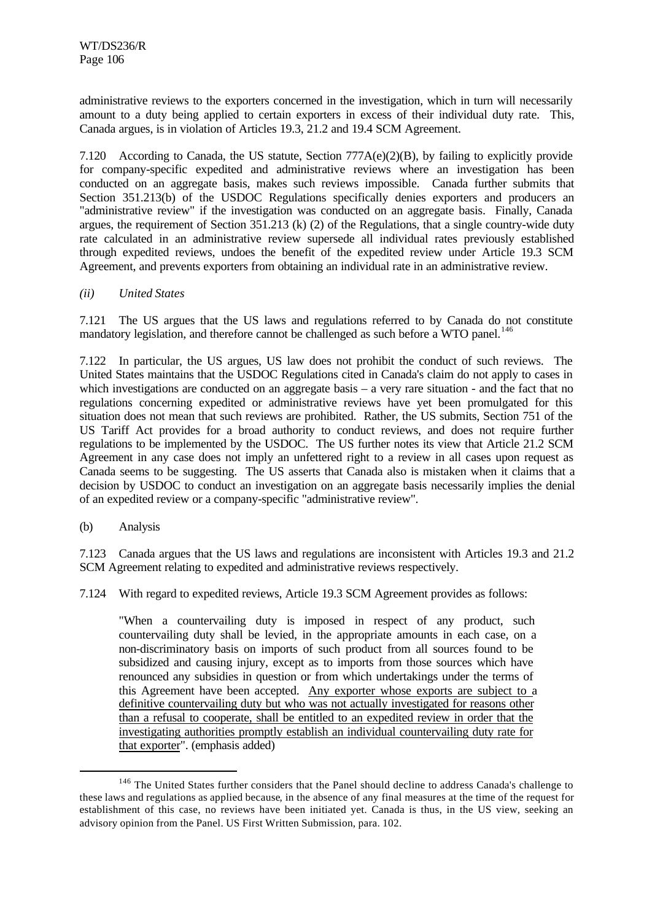administrative reviews to the exporters concerned in the investigation, which in turn will necessarily amount to a duty being applied to certain exporters in excess of their individual duty rate. This, Canada argues, is in violation of Articles 19.3, 21.2 and 19.4 SCM Agreement.

7.120 According to Canada, the US statute, Section 777A(e)(2)(B), by failing to explicitly provide for company-specific expedited and administrative reviews where an investigation has been conducted on an aggregate basis, makes such reviews impossible. Canada further submits that Section 351.213(b) of the USDOC Regulations specifically denies exporters and producers an "administrative review" if the investigation was conducted on an aggregate basis. Finally, Canada argues, the requirement of Section 351.213 (k) (2) of the Regulations, that a single country-wide duty rate calculated in an administrative review supersede all individual rates previously established through expedited reviews, undoes the benefit of the expedited review under Article 19.3 SCM Agreement, and prevents exporters from obtaining an individual rate in an administrative review.

*(ii) United States*

7.121 The US argues that the US laws and regulations referred to by Canada do not constitute mandatory legislation, and therefore cannot be challenged as such before a WTO panel.[146]

7.122 In particular, the US argues, US law does not prohibit the conduct of such reviews. The United States maintains that the USDOC Regulations cited in Canada's claim do not apply to cases in which investigations are conducted on an aggregate basis – a very rare situation - and the fact that no regulations concerning expedited or administrative reviews have yet been promulgated for this situation does not mean that such reviews are prohibited. Rather, the US submits, Section 751 of the US Tariff Act provides for a broad authority to conduct reviews, and does not require further regulations to be implemented by the USDOC. The US further notes its view that Article 21.2 SCM Agreement in any case does not imply an unfettered right to a review in all cases upon request as Canada seems to be suggesting. The US asserts that Canada also is mistaken when it claims that a decision by USDOC to conduct an investigation on an aggregate basis necessarily implies the denial of an expedited review or a company-specific "administrative review".

(b) Analysis

7.123 Canada argues that the US laws and regulations are inconsistent with Articles 19.3 and 21.2 SCM Agreement relating to expedited and administrative reviews respectively.

7.124 With regard to expedited reviews, Article 19.3 SCM Agreement provides as follows:

> "When a countervailing duty is imposed in respect of any product, such countervailing duty shall be levied, in the appropriate amounts in each case, on a non-discriminatory basis on imports of such product from all sources found to be subsidized and causing injury, except as to imports from those sources which have renounced any subsidies in question or from which undertakings under the terms of this Agreement have been accepted. Any exporter whose exports are subject to a definitive countervailing duty but who was not actually investigated for reasons other than a refusal to cooperate, shall be entitled to an expedited review in order that the investigating authorities promptly establish an individual countervailing duty rate for that exporter". (emphasis added)

[146] The United States further considers that the Panel should decline to address Canada's challenge to these laws and regulations as applied because, in the absence of any final measures at the time of the request for establishment of this case, no reviews have been initiated yet. Canada is thus, in the US view, seeking an advisory opinion from the Panel. US First Written Submission, para. 102.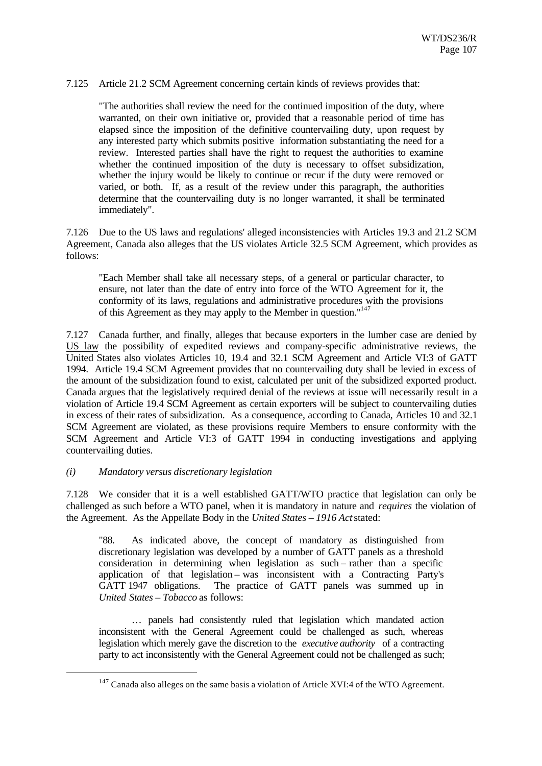7.125 Article 21.2 SCM Agreement concerning certain kinds of reviews provides that:

> "The authorities shall review the need for the continued imposition of the duty, where warranted, on their own initiative or, provided that a reasonable period of time has elapsed since the imposition of the definitive countervailing duty, upon request by any interested party which submits positive information substantiating the need for a review. Interested parties shall have the right to request the authorities to examine whether the continued imposition of the duty is necessary to offset subsidization, whether the injury would be likely to continue or recur if the duty were removed or varied, or both. If, as a result of the review under this paragraph, the authorities determine that the countervailing duty is no longer warranted, it shall be terminated immediately".

7.126 Due to the US laws and regulations' alleged inconsistencies with Articles 19.3 and 21.2 SCM Agreement, Canada also alleges that the US violates Article 32.5 SCM Agreement, which provides as follows:

> "Each Member shall take all necessary steps, of a general or particular character, to ensure, not later than the date of entry into force of the WTO Agreement for it, the conformity of its laws, regulations and administrative procedures with the provisions of this Agreement as they may apply to the Member in question."[147]

7.127 Canada further, and finally, alleges that because exporters in the lumber case are denied by US law the possibility of expedited reviews and company-specific administrative reviews, the United States also violates Articles 10, 19.4 and 32.1 SCM Agreement and Article VI:3 of GATT 1994. Article 19.4 SCM Agreement provides that no countervailing duty shall be levied in excess of the amount of the subsidization found to exist, calculated per unit of the subsidized exported product. Canada argues that the legislatively required denial of the reviews at issue will necessarily result in a violation of Article 19.4 SCM Agreement as certain exporters will be subject to countervailing duties in excess of their rates of subsidization. As a consequence, according to Canada, Articles 10 and 32.1 SCM Agreement are violated, as these provisions require Members to ensure conformity with the SCM Agreement and Article VI:3 of GATT 1994 in conducting investigations and applying countervailing duties.

*(i) Mandatory versus discretionary legislation*

7.128 We consider that it is a well established GATT/WTO practice that legislation can only be challenged as such before a WTO panel, when it is mandatory in nature and *requires* the violation of the Agreement. As the Appellate Body in the *United States – 1916 Act* stated:

> "88. As indicated above, the concept of mandatory as distinguished from discretionary legislation was developed by a number of GATT panels as a threshold consideration in determining when legislation as such – rather than a specific application of that legislation – was inconsistent with a Contracting Party's GATT 1947 obligations. The practice of GATT panels was summed up in *United States – Tobacco* as follows:
>
> … panels had consistently ruled that legislation which mandated action inconsistent with the General Agreement could be challenged as such, whereas legislation which merely gave the discretion to the *executive authority* of a contracting party to act inconsistently with the General Agreement could not be challenged as such;

---

[147] Canada also alleges on the same basis a violation of Article XVI:4 of the WTO Agreement.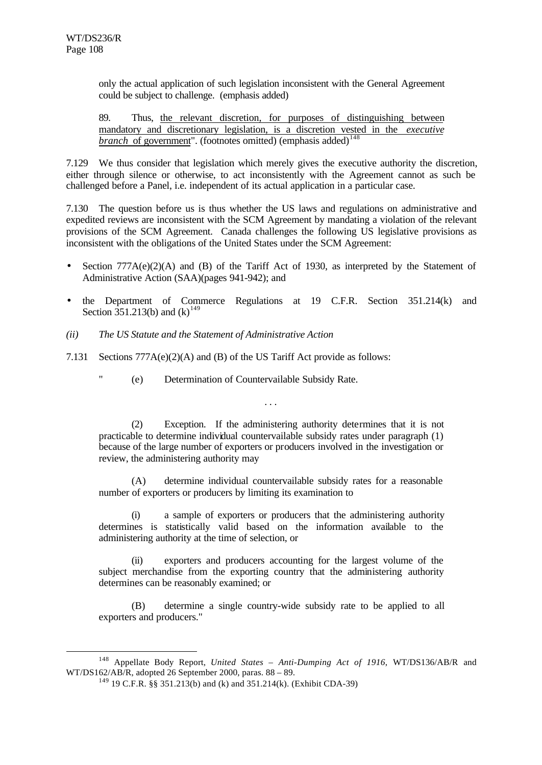only the actual application of such legislation inconsistent with the General Agreement could be subject to challenge. (emphasis added)

89. Thus, the relevant discretion, for purposes of distinguishing between mandatory and discretionary legislation, is a discretion vested in the *executive branch* of government". (footnotes omitted) (emphasis added)[148]

7.129 We thus consider that legislation which merely gives the executive authority the discretion, either through silence or otherwise, to act inconsistently with the Agreement cannot as such be challenged before a Panel, i.e. independent of its actual application in a particular case.

7.130 The question before us is thus whether the US laws and regulations on administrative and expedited reviews are inconsistent with the SCM Agreement by mandating a violation of the relevant provisions of the SCM Agreement. Canada challenges the following US legislative provisions as inconsistent with the obligations of the United States under the SCM Agreement:

- Section 777A(e)(2)(A) and (B) of the Tariff Act of 1930, as interpreted by the Statement of Administrative Action (SAA)(pages 941-942); and
- the Department of Commerce Regulations at 19 C.F.R. Section 351.214(k) and Section 351.213(b) and (k)[149]

*(ii) The US Statute and the Statement of Administrative Action*

7.131 Sections 777A(e)(2)(A) and (B) of the US Tariff Act provide as follows:

" (e) Determination of Countervailable Subsidy Rate.

. . .

(2) Exception. If the administering authority determines that it is not practicable to determine individual countervailable subsidy rates under paragraph (1) because of the large number of exporters or producers involved in the investigation or review, the administering authority may

(A) determine individual countervailable subsidy rates for a reasonable number of exporters or producers by limiting its examination to

(i) a sample of exporters or producers that the administering authority determines is statistically valid based on the information available to the administering authority at the time of selection, or

(ii) exporters and producers accounting for the largest volume of the subject merchandise from the exporting country that the administering authority determines can be reasonably examined; or

(B) determine a single country-wide subsidy rate to be applied to all exporters and producers."

---

[148] Appellate Body Report, *United States – Anti-Dumping Act of 1916*, WT/DS136/AB/R and WT/DS162/AB/R, adopted 26 September 2000, paras. 88 – 89.

[149] 19 C.F.R. §§ 351.213(b) and (k) and 351.214(k). (Exhibit CDA-39)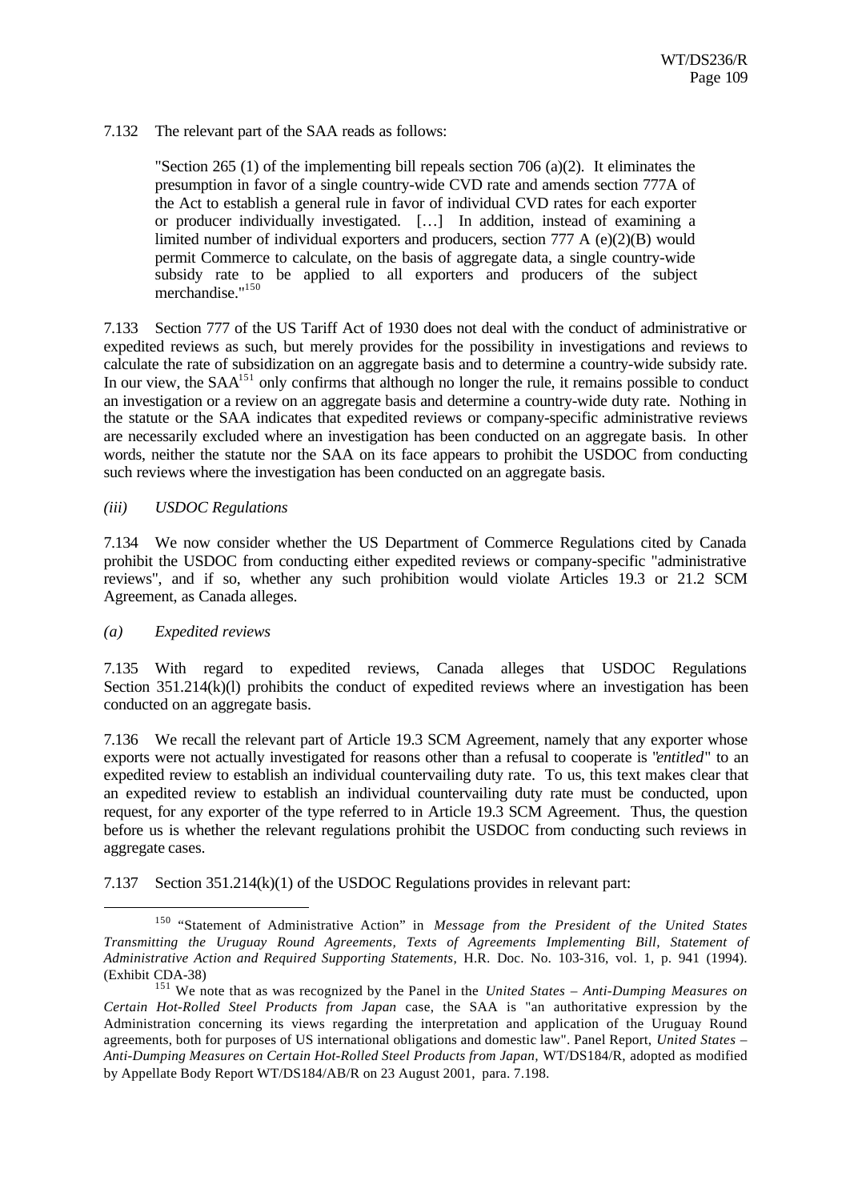7.132 The relevant part of the SAA reads as follows:

> "Section 265 (1) of the implementing bill repeals section 706 (a)(2). It eliminates the presumption in favor of a single country-wide CVD rate and amends section 777A of the Act to establish a general rule in favor of individual CVD rates for each exporter or producer individually investigated. […] In addition, instead of examining a limited number of individual exporters and producers, section 777 A (e)(2)(B) would permit Commerce to calculate, on the basis of aggregate data, a single country-wide subsidy rate to be applied to all exporters and producers of the subject merchandise."[150]

7.133 Section 777 of the US Tariff Act of 1930 does not deal with the conduct of administrative or expedited reviews as such, but merely provides for the possibility in investigations and reviews to calculate the rate of subsidization on an aggregate basis and to determine a country-wide subsidy rate. In our view, the SAA[151] only confirms that although no longer the rule, it remains possible to conduct an investigation or a review on an aggregate basis and determine a country-wide duty rate. Nothing in the statute or the SAA indicates that expedited reviews or company-specific administrative reviews are necessarily excluded where an investigation has been conducted on an aggregate basis. In other words, neither the statute nor the SAA on its face appears to prohibit the USDOC from conducting such reviews where the investigation has been conducted on an aggregate basis.

*(iii) USDOC Regulations*

7.134 We now consider whether the US Department of Commerce Regulations cited by Canada prohibit the USDOC from conducting either expedited reviews or company-specific "administrative reviews", and if so, whether any such prohibition would violate Articles 19.3 or 21.2 SCM Agreement, as Canada alleges.

*(a) Expedited reviews*

7.135 With regard to expedited reviews, Canada alleges that USDOC Regulations Section 351.214(k)(l) prohibits the conduct of expedited reviews where an investigation has been conducted on an aggregate basis.

7.136 We recall the relevant part of Article 19.3 SCM Agreement, namely that any exporter whose exports were not actually investigated for reasons other than a refusal to cooperate is "*entitled*" to an expedited review to establish an individual countervailing duty rate. To us, this text makes clear that an expedited review to establish an individual countervailing duty rate must be conducted, upon request, for any exporter of the type referred to in Article 19.3 SCM Agreement. Thus, the question before us is whether the relevant regulations prohibit the USDOC from conducting such reviews in aggregate cases.

7.137 Section 351.214(k)(1) of the USDOC Regulations provides in relevant part:

---

[150] "Statement of Administrative Action" in *Message from the President of the United States Transmitting the Uruguay Round Agreements, Texts of Agreements Implementing Bill, Statement of Administrative Action and Required Supporting Statements*, H.R. Doc. No. 103-316, vol. 1, p. 941 (1994). (Exhibit CDA-38)

[151] We note that as was recognized by the Panel in the *United States – Anti-Dumping Measures on Certain Hot-Rolled Steel Products from Japan* case, the SAA is "an authoritative expression by the Administration concerning its views regarding the interpretation and application of the Uruguay Round agreements, both for purposes of US international obligations and domestic law". Panel Report, *United States – Anti-Dumping Measures on Certain Hot-Rolled Steel Products from Japan*, WT/DS184/R, adopted as modified by Appellate Body Report WT/DS184/AB/R on 23 August 2001, para. 7.198.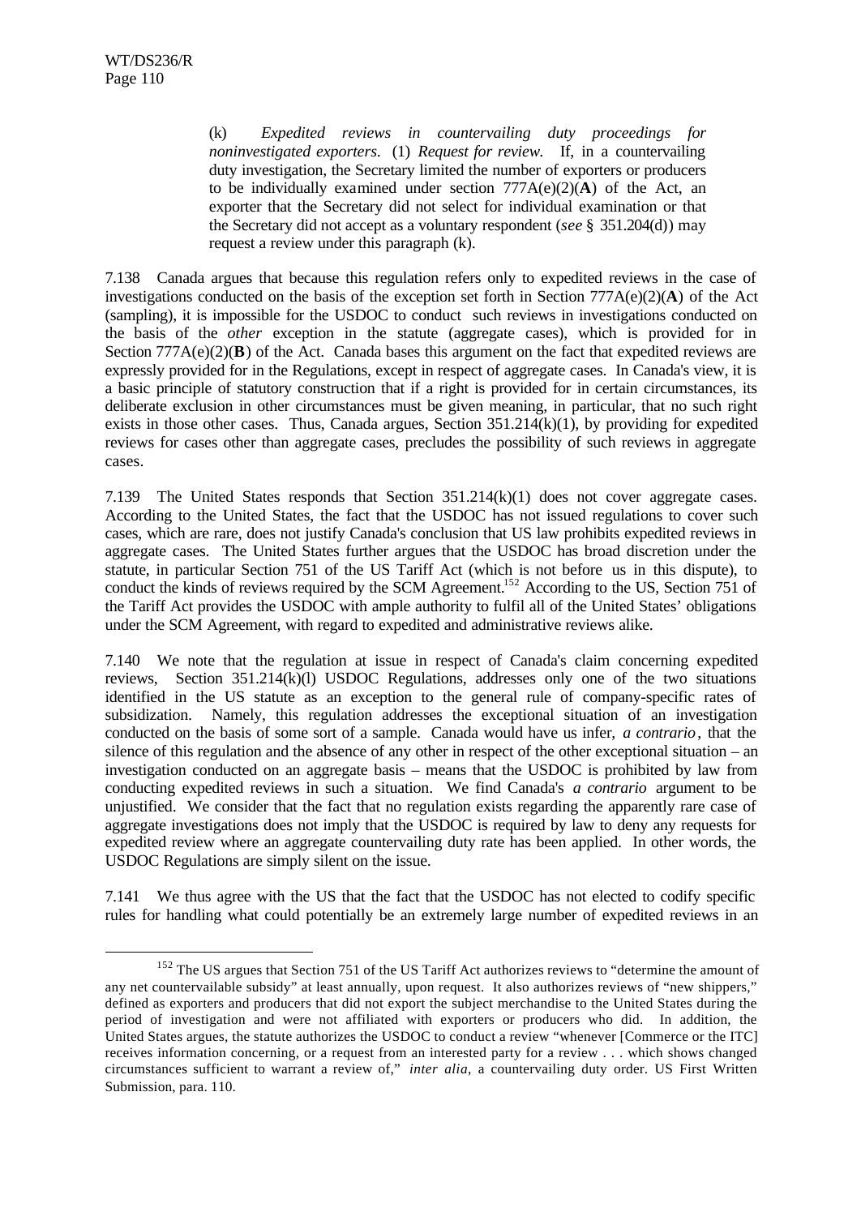> (k) *Expedited reviews in countervailing duty proceedings for noninvestigated exporters*. (1) *Request for review*. If, in a countervailing duty investigation, the Secretary limited the number of exporters or producers to be individually examined under section 777A(e)(2)(**A**) of the Act, an exporter that the Secretary did not select for individual examination or that the Secretary did not accept as a voluntary respondent (*see* § 351.204(d)) may request a review under this paragraph (k).

7.138 Canada argues that because this regulation refers only to expedited reviews in the case of investigations conducted on the basis of the exception set forth in Section 777A(e)(2)(**A**) of the Act (sampling), it is impossible for the USDOC to conduct such reviews in investigations conducted on the basis of the *other* exception in the statute (aggregate cases), which is provided for in Section 777A(e)(2)(**B**) of the Act. Canada bases this argument on the fact that expedited reviews are expressly provided for in the Regulations, except in respect of aggregate cases. In Canada's view, it is a basic principle of statutory construction that if a right is provided for in certain circumstances, its deliberate exclusion in other circumstances must be given meaning, in particular, that no such right exists in those other cases. Thus, Canada argues, Section 351.214(k)(1), by providing for expedited reviews for cases other than aggregate cases, precludes the possibility of such reviews in aggregate cases.

7.139 The United States responds that Section 351.214(k)(1) does not cover aggregate cases. According to the United States, the fact that the USDOC has not issued regulations to cover such cases, which are rare, does not justify Canada's conclusion that US law prohibits expedited reviews in aggregate cases. The United States further argues that the USDOC has broad discretion under the statute, in particular Section 751 of the US Tariff Act (which is not before us in this dispute), to conduct the kinds of reviews required by the SCM Agreement.[152] According to the US, Section 751 of the Tariff Act provides the USDOC with ample authority to fulfil all of the United States' obligations under the SCM Agreement, with regard to expedited and administrative reviews alike.

7.140 We note that the regulation at issue in respect of Canada's claim concerning expedited reviews, Section 351.214(k)(l) USDOC Regulations, addresses only one of the two situations identified in the US statute as an exception to the general rule of company-specific rates of subsidization. Namely, this regulation addresses the exceptional situation of an investigation conducted on the basis of some sort of a sample. Canada would have us infer, *a contrario*, that the silence of this regulation and the absence of any other in respect of the other exceptional situation – an investigation conducted on an aggregate basis – means that the USDOC is prohibited by law from conducting expedited reviews in such a situation. We find Canada's *a contrario* argument to be unjustified. We consider that the fact that no regulation exists regarding the apparently rare case of aggregate investigations does not imply that the USDOC is required by law to deny any requests for expedited review where an aggregate countervailing duty rate has been applied. In other words, the USDOC Regulations are simply silent on the issue.

7.141 We thus agree with the US that the fact that the USDOC has not elected to codify specific rules for handling what could potentially be an extremely large number of expedited reviews in an

---

[152] The US argues that Section 751 of the US Tariff Act authorizes reviews to "determine the amount of any net countervailable subsidy" at least annually, upon request. It also authorizes reviews of "new shippers," defined as exporters and producers that did not export the subject merchandise to the United States during the period of investigation and were not affiliated with exporters or producers who did. In addition, the United States argues, the statute authorizes the USDOC to conduct a review "whenever [Commerce or the ITC] receives information concerning, or a request from an interested party for a review . . . which shows changed circumstances sufficient to warrant a review of," *inter alia*, a countervailing duty order. US First Written Submission, para. 110.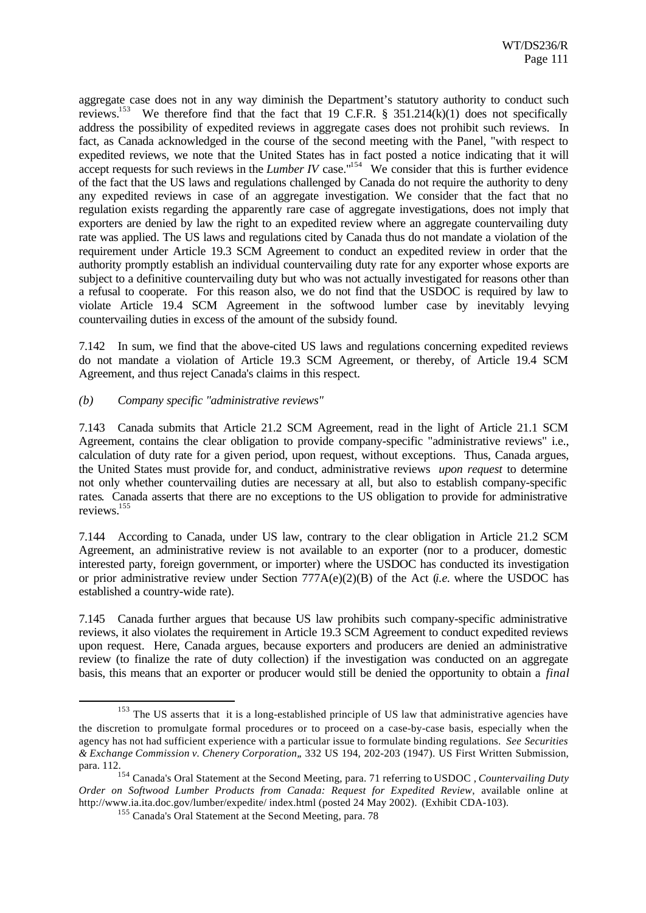aggregate case does not in any way diminish the Department's statutory authority to conduct such reviews.[153] We therefore find that the fact that 19 C.F.R. § 351.214(k)(1) does not specifically address the possibility of expedited reviews in aggregate cases does not prohibit such reviews. In fact, as Canada acknowledged in the course of the second meeting with the Panel, "with respect to expedited reviews, we note that the United States has in fact posted a notice indicating that it will accept requests for such reviews in the *Lumber IV* case."[154] We consider that this is further evidence of the fact that the US laws and regulations challenged by Canada do not require the authority to deny any expedited reviews in case of an aggregate investigation. We consider that the fact that no regulation exists regarding the apparently rare case of aggregate investigations, does not imply that exporters are denied by law the right to an expedited review where an aggregate countervailing duty rate was applied. The US laws and regulations cited by Canada thus do not mandate a violation of the requirement under Article 19.3 SCM Agreement to conduct an expedited review in order that the authority promptly establish an individual countervailing duty rate for any exporter whose exports are subject to a definitive countervailing duty but who was not actually investigated for reasons other than a refusal to cooperate. For this reason also, we do not find that the USDOC is required by law to violate Article 19.4 SCM Agreement in the softwood lumber case by inevitably levying countervailing duties in excess of the amount of the subsidy found.

7.142 In sum, we find that the above-cited US laws and regulations concerning expedited reviews do not mandate a violation of Article 19.3 SCM Agreement, or thereby, of Article 19.4 SCM Agreement, and thus reject Canada's claims in this respect.

*(b) Company specific "administrative reviews"*

7.143 Canada submits that Article 21.2 SCM Agreement, read in the light of Article 21.1 SCM Agreement, contains the clear obligation to provide company-specific "administrative reviews" i.e., calculation of duty rate for a given period, upon request, without exceptions. Thus, Canada argues, the United States must provide for, and conduct, administrative reviews *upon request* to determine not only whether countervailing duties are necessary at all, but also to establish company-specific rates. Canada asserts that there are no exceptions to the US obligation to provide for administrative reviews.[155]

7.144 According to Canada, under US law, contrary to the clear obligation in Article 21.2 SCM Agreement, an administrative review is not available to an exporter (nor to a producer, domestic interested party, foreign government, or importer) where the USDOC has conducted its investigation or prior administrative review under Section 777A(e)(2)(B) of the Act (*i.e.* where the USDOC has established a country-wide rate).

7.145 Canada further argues that because US law prohibits such company-specific administrative reviews, it also violates the requirement in Article 19.3 SCM Agreement to conduct expedited reviews upon request. Here, Canada argues, because exporters and producers are denied an administrative review (to finalize the rate of duty collection) if the investigation was conducted on an aggregate basis, this means that an exporter or producer would still be denied the opportunity to obtain a *final*

---

[153] The US asserts that it is a long-established principle of US law that administrative agencies have the discretion to promulgate formal procedures or to proceed on a case-by-case basis, especially when the agency has not had sufficient experience with a particular issue to formulate binding regulations. *See Securities & Exchange Commission v. Chenery Corporation*,, 332 US 194, 202-203 (1947). US First Written Submission, para. 112.

[154] Canada's Oral Statement at the Second Meeting, para. 71 referring to USDOC , *Countervailing Duty Order on Softwood Lumber Products from Canada: Request for Expedited Review*, available online at http://www.ia.ita.doc.gov/lumber/expedite/ index.html (posted 24 May 2002). (Exhibit CDA-103).

[155] Canada's Oral Statement at the Second Meeting, para. 78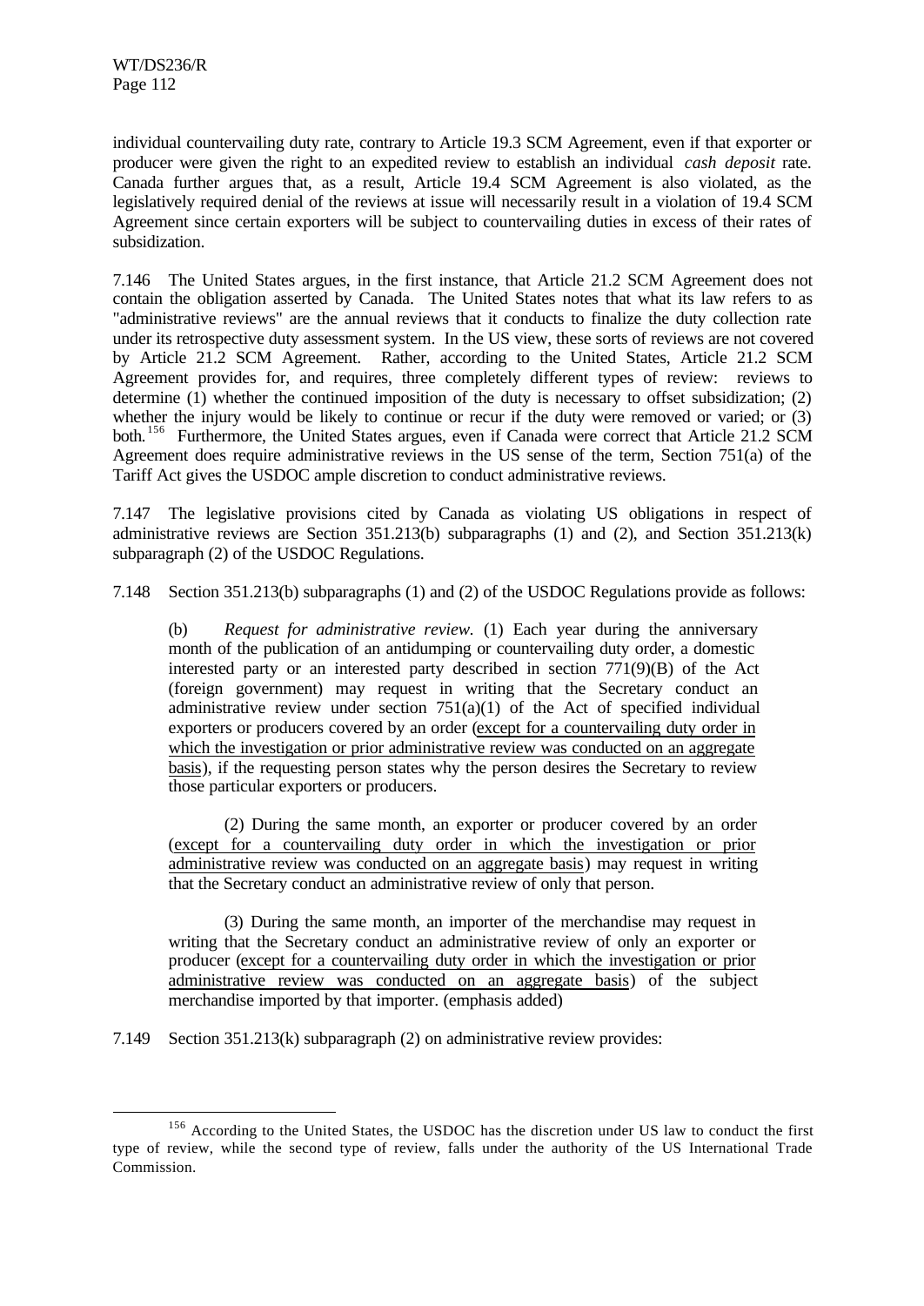individual countervailing duty rate, contrary to Article 19.3 SCM Agreement, even if that exporter or producer were given the right to an expedited review to establish an individual *cash deposit* rate. Canada further argues that, as a result, Article 19.4 SCM Agreement is also violated, as the legislatively required denial of the reviews at issue will necessarily result in a violation of 19.4 SCM Agreement since certain exporters will be subject to countervailing duties in excess of their rates of subsidization.

7.146 The United States argues, in the first instance, that Article 21.2 SCM Agreement does not contain the obligation asserted by Canada. The United States notes that what its law refers to as "administrative reviews" are the annual reviews that it conducts to finalize the duty collection rate under its retrospective duty assessment system. In the US view, these sorts of reviews are not covered by Article 21.2 SCM Agreement. Rather, according to the United States, Article 21.2 SCM Agreement provides for, and requires, three completely different types of review: reviews to determine (1) whether the continued imposition of the duty is necessary to offset subsidization; (2) whether the injury would be likely to continue or recur if the duty were removed or varied; or (3) both.[156] Furthermore, the United States argues, even if Canada were correct that Article 21.2 SCM Agreement does require administrative reviews in the US sense of the term, Section 751(a) of the Tariff Act gives the USDOC ample discretion to conduct administrative reviews.

7.147 The legislative provisions cited by Canada as violating US obligations in respect of administrative reviews are Section 351.213(b) subparagraphs (1) and (2), and Section 351.213(k) subparagraph (2) of the USDOC Regulations.

7.148 Section 351.213(b) subparagraphs (1) and (2) of the USDOC Regulations provide as follows:

> (b) *Request for administrative review.* (1) Each year during the anniversary month of the publication of an antidumping or countervailing duty order, a domestic interested party or an interested party described in section 771(9)(B) of the Act (foreign government) may request in writing that the Secretary conduct an administrative review under section 751(a)(1) of the Act of specified individual exporters or producers covered by an order (<u>except for a countervailing duty order in which the investigation or prior administrative review was conducted on an aggregate basis</u>), if the requesting person states why the person desires the Secretary to review those particular exporters or producers.
>
> (2) During the same month, an exporter or producer covered by an order (<u>except for a countervailing duty order in which the investigation or prior administrative review was conducted on an aggregate basis</u>) may request in writing that the Secretary conduct an administrative review of only that person.
>
> (3) During the same month, an importer of the merchandise may request in writing that the Secretary conduct an administrative review of only an exporter or producer (<u>except for a countervailing duty order in which the investigation or prior administrative review was conducted on an aggregate basis</u>) of the subject merchandise imported by that importer. (emphasis added)

7.149 Section 351.213(k) subparagraph (2) on administrative review provides:

---

[156] According to the United States, the USDOC has the discretion under US law to conduct the first type of review, while the second type of review, falls under the authority of the US International Trade Commission.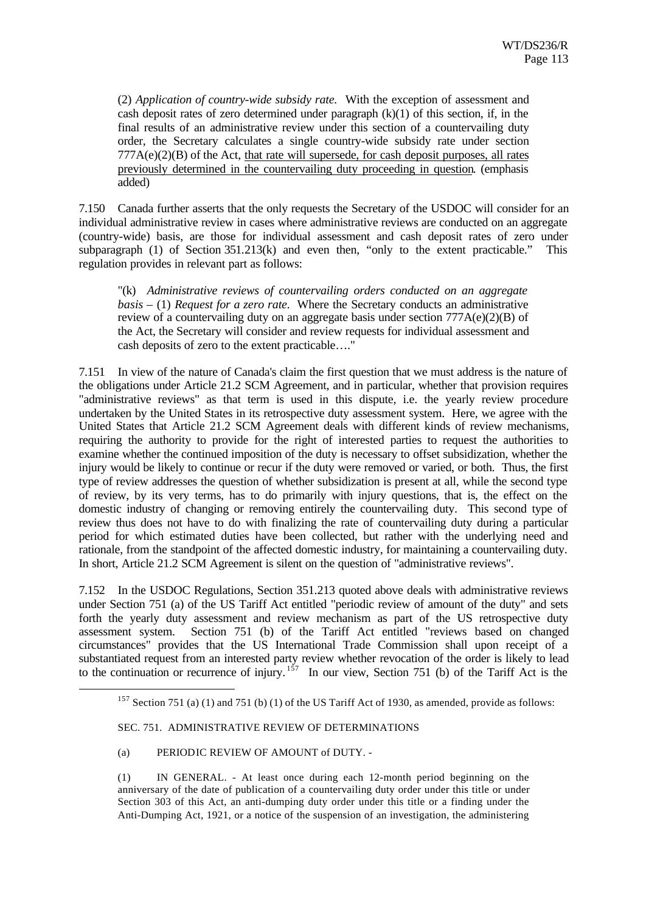(2) *Application of country-wide subsidy rate.* With the exception of assessment and cash deposit rates of zero determined under paragraph (k)(1) of this section, if, in the final results of an administrative review under this section of a countervailing duty order, the Secretary calculates a single country-wide subsidy rate under section 777A(e)(2)(B) of the Act, <u>that rate will supersede, for cash deposit purposes, all rates previously determined in the countervailing duty proceeding in question</u>. (emphasis added)

7.150 Canada further asserts that the only requests the Secretary of the USDOC will consider for an individual administrative review in cases where administrative reviews are conducted on an aggregate (country-wide) basis, are those for individual assessment and cash deposit rates of zero under subparagraph (1) of Section 351.213(k) and even then, "only to the extent practicable." This regulation provides in relevant part as follows:

> "(k) *Administrative reviews of countervailing orders conducted on an aggregate basis* – (1) *Request for a zero rate.* Where the Secretary conducts an administrative review of a countervailing duty on an aggregate basis under section 777A(e)(2)(B) of the Act, the Secretary will consider and review requests for individual assessment and cash deposits of zero to the extent practicable…."

7.151 In view of the nature of Canada's claim the first question that we must address is the nature of the obligations under Article 21.2 SCM Agreement, and in particular, whether that provision requires "administrative reviews" as that term is used in this dispute, i.e. the yearly review procedure undertaken by the United States in its retrospective duty assessment system. Here, we agree with the United States that Article 21.2 SCM Agreement deals with different kinds of review mechanisms, requiring the authority to provide for the right of interested parties to request the authorities to examine whether the continued imposition of the duty is necessary to offset subsidization, whether the injury would be likely to continue or recur if the duty were removed or varied, or both. Thus, the first type of review addresses the question of whether subsidization is present at all, while the second type of review, by its very terms, has to do primarily with injury questions, that is, the effect on the domestic industry of changing or removing entirely the countervailing duty. This second type of review thus does not have to do with finalizing the rate of countervailing duty during a particular period for which estimated duties have been collected, but rather with the underlying need and rationale, from the standpoint of the affected domestic industry, for maintaining a countervailing duty. In short, Article 21.2 SCM Agreement is silent on the question of "administrative reviews".

7.152 In the USDOC Regulations, Section 351.213 quoted above deals with administrative reviews under Section 751 (a) of the US Tariff Act entitled "periodic review of amount of the duty" and sets forth the yearly duty assessment and review mechanism as part of the US retrospective duty assessment system. Section 751 (b) of the Tariff Act entitled "reviews based on changed circumstances" provides that the US International Trade Commission shall upon receipt of a substantiated request from an interested party review whether revocation of the order is likely to lead to the continuation or recurrence of injury.[157] In our view, Section 751 (b) of the Tariff Act is the

---

[157] Section 751 (a) (1) and 751 (b) (1) of the US Tariff Act of 1930, as amended, provide as follows:

SEC. 751. ADMINISTRATIVE REVIEW OF DETERMINATIONS

(a) PERIODIC REVIEW OF AMOUNT of DUTY. -

(1) IN GENERAL. - At least once during each 12-month period beginning on the anniversary of the date of publication of a countervailing duty order under this title or under Section 303 of this Act, an anti-dumping duty order under this title or a finding under the Anti-Dumping Act, 1921, or a notice of the suspension of an investigation, the administering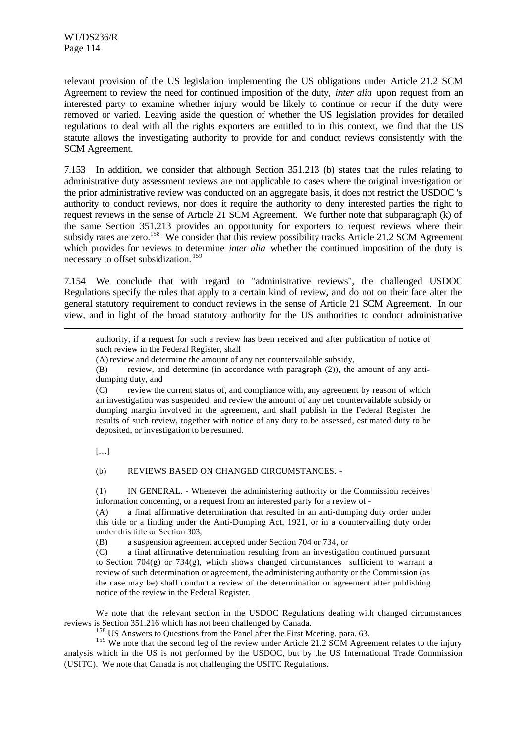relevant provision of the US legislation implementing the US obligations under Article 21.2 SCM Agreement to review the need for continued imposition of the duty, *inter alia* upon request from an interested party to examine whether injury would be likely to continue or recur if the duty were removed or varied. Leaving aside the question of whether the US legislation provides for detailed regulations to deal with all the rights exporters are entitled to in this context, we find that the US statute allows the investigating authority to provide for and conduct reviews consistently with the SCM Agreement.

7.153 In addition, we consider that although Section 351.213 (b) states that the rules relating to administrative duty assessment reviews are not applicable to cases where the original investigation or the prior administrative review was conducted on an aggregate basis, it does not restrict the USDOC 's authority to conduct reviews, nor does it require the authority to deny interested parties the right to request reviews in the sense of Article 21 SCM Agreement. We further note that subparagraph (k) of the same Section 351.213 provides an opportunity for exporters to request reviews where their subsidy rates are zero.[158] We consider that this review possibility tracks Article 21.2 SCM Agreement which provides for reviews to determine *inter alia* whether the continued imposition of the duty is necessary to offset subsidization.[159]

7.154 We conclude that with regard to "administrative reviews", the challenged USDOC Regulations specify the rules that apply to a certain kind of review, and do not on their face alter the general statutory requirement to conduct reviews in the sense of Article 21 SCM Agreement. In our view, and in light of the broad statutory authority for the US authorities to conduct administrative

---

> authority, if a request for such a review has been received and after publication of notice of such review in the Federal Register, shall
>
> (A) review and determine the amount of any net countervailable subsidy,
>
> (B) review, and determine (in accordance with paragraph (2)), the amount of any anti-dumping duty, and
>
> (C) review the current status of, and compliance with, any agreement by reason of which an investigation was suspended, and review the amount of any net countervailable subsidy or dumping margin involved in the agreement, and shall publish in the Federal Register the results of such review, together with notice of any duty to be assessed, estimated duty to be deposited, or investigation to be resumed.
>
> […]
>
> (b) REVIEWS BASED ON CHANGED CIRCUMSTANCES. -
>
> (1) IN GENERAL. - Whenever the administering authority or the Commission receives information concerning, or a request from an interested party for a review of -
>
> (A) a final affirmative determination that resulted in an anti-dumping duty order under this title or a finding under the Anti-Dumping Act, 1921, or in a countervailing duty order under this title or Section 303,
>
> (B) a suspension agreement accepted under Section 704 or 734, or
>
> (C) a final affirmative determination resulting from an investigation continued pursuant to Section 704(g) or 734(g), which shows changed circumstances sufficient to warrant a review of such determination or agreement, the administering authority or the Commission (as the case may be) shall conduct a review of the determination or agreement after publishing notice of the review in the Federal Register.

We note that the relevant section in the USDOC Regulations dealing with changed circumstances reviews is Section 351.216 which has not been challenged by Canada.

[158] US Answers to Questions from the Panel after the First Meeting, para. 63.

[159] We note that the second leg of the review under Article 21.2 SCM Agreement relates to the injury analysis which in the US is not performed by the USDOC, but by the US International Trade Commission (USITC). We note that Canada is not challenging the USITC Regulations.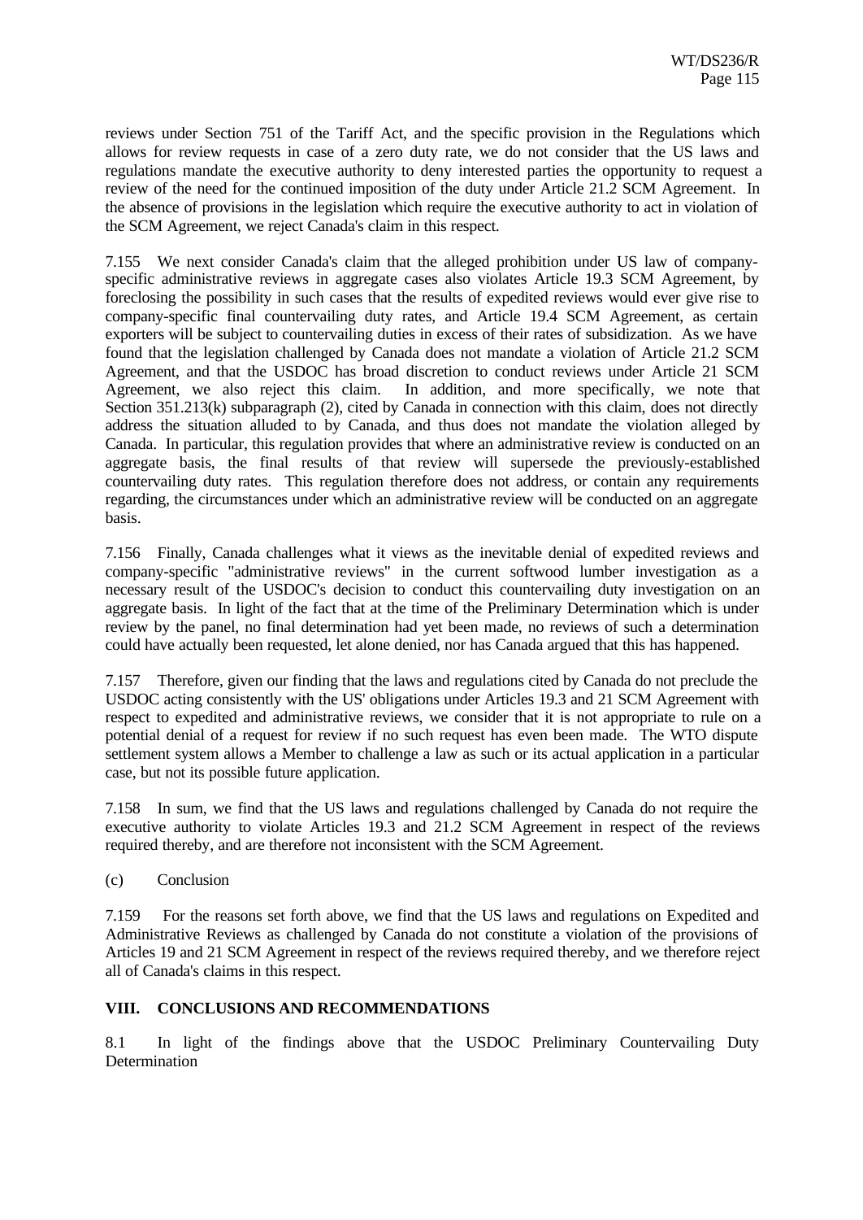reviews under Section 751 of the Tariff Act, and the specific provision in the Regulations which allows for review requests in case of a zero duty rate, we do not consider that the US laws and regulations mandate the executive authority to deny interested parties the opportunity to request a review of the need for the continued imposition of the duty under Article 21.2 SCM Agreement. In the absence of provisions in the legislation which require the executive authority to act in violation of the SCM Agreement, we reject Canada's claim in this respect.

7.155 We next consider Canada's claim that the alleged prohibition under US law of company-specific administrative reviews in aggregate cases also violates Article 19.3 SCM Agreement, by foreclosing the possibility in such cases that the results of expedited reviews would ever give rise to company-specific final countervailing duty rates, and Article 19.4 SCM Agreement, as certain exporters will be subject to countervailing duties in excess of their rates of subsidization. As we have found that the legislation challenged by Canada does not mandate a violation of Article 21.2 SCM Agreement, and that the USDOC has broad discretion to conduct reviews under Article 21 SCM Agreement, we also reject this claim. In addition, and more specifically, we note that Section 351.213(k) subparagraph (2), cited by Canada in connection with this claim, does not directly address the situation alluded to by Canada, and thus does not mandate the violation alleged by Canada. In particular, this regulation provides that where an administrative review is conducted on an aggregate basis, the final results of that review will supersede the previously-established countervailing duty rates. This regulation therefore does not address, or contain any requirements regarding, the circumstances under which an administrative review will be conducted on an aggregate basis.

7.156 Finally, Canada challenges what it views as the inevitable denial of expedited reviews and company-specific "administrative reviews" in the current softwood lumber investigation as a necessary result of the USDOC's decision to conduct this countervailing duty investigation on an aggregate basis. In light of the fact that at the time of the Preliminary Determination which is under review by the panel, no final determination had yet been made, no reviews of such a determination could have actually been requested, let alone denied, nor has Canada argued that this has happened.

7.157 Therefore, given our finding that the laws and regulations cited by Canada do not preclude the USDOC acting consistently with the US' obligations under Articles 19.3 and 21 SCM Agreement with respect to expedited and administrative reviews, we consider that it is not appropriate to rule on a potential denial of a request for review if no such request has even been made. The WTO dispute settlement system allows a Member to challenge a law as such or its actual application in a particular case, but not its possible future application.

7.158 In sum, we find that the US laws and regulations challenged by Canada do not require the executive authority to violate Articles 19.3 and 21.2 SCM Agreement in respect of the reviews required thereby, and are therefore not inconsistent with the SCM Agreement.

(c) Conclusion

7.159 For the reasons set forth above, we find that the US laws and regulations on Expedited and Administrative Reviews as challenged by Canada do not constitute a violation of the provisions of Articles 19 and 21 SCM Agreement in respect of the reviews required thereby, and we therefore reject all of Canada's claims in this respect.

## VIII. CONCLUSIONS AND RECOMMENDATIONS

8.1 In light of the findings above that the USDOC Preliminary Countervailing Duty Determination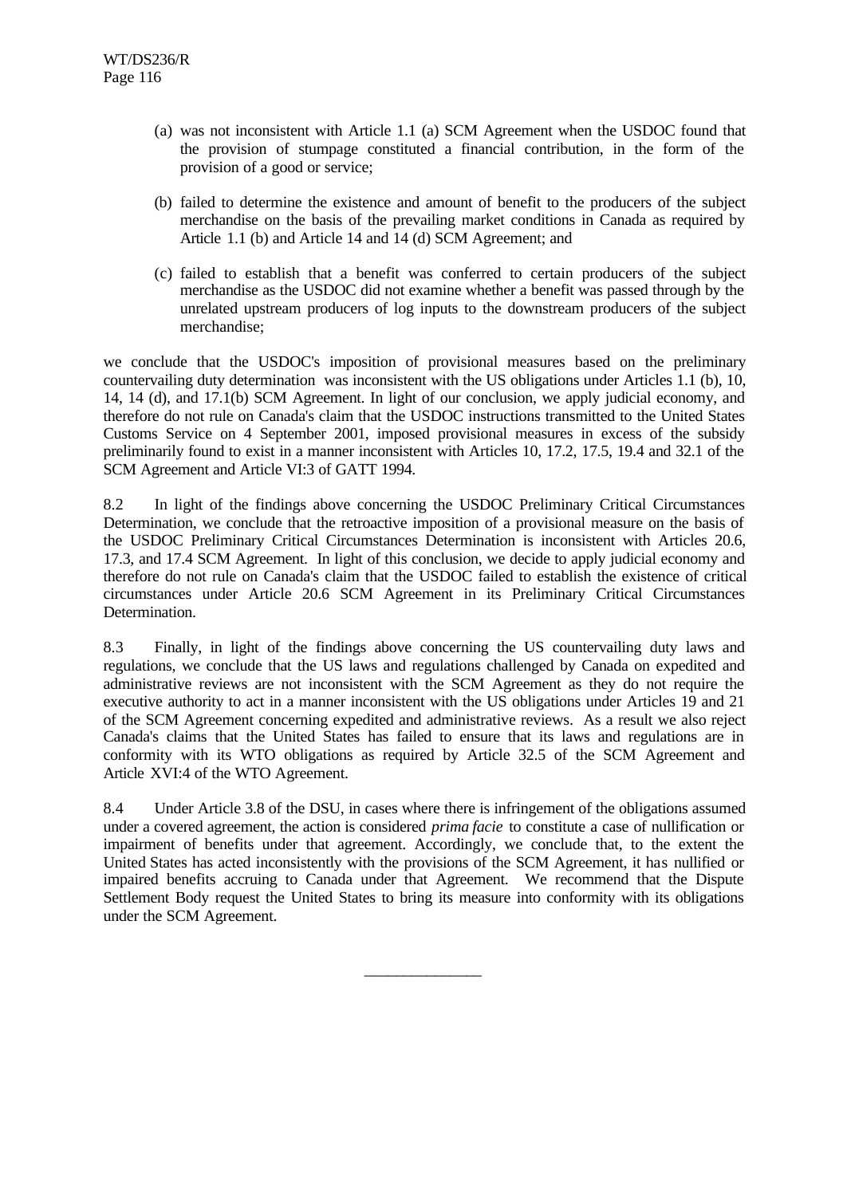(a) was not inconsistent with Article 1.1 (a) SCM Agreement when the USDOC found that the provision of stumpage constituted a financial contribution, in the form of the provision of a good or service;

(b) failed to determine the existence and amount of benefit to the producers of the subject merchandise on the basis of the prevailing market conditions in Canada as required by Article 1.1 (b) and Article 14 and 14 (d) SCM Agreement; and

(c) failed to establish that a benefit was conferred to certain producers of the subject merchandise as the USDOC did not examine whether a benefit was passed through by the unrelated upstream producers of log inputs to the downstream producers of the subject merchandise;

we conclude that the USDOC's imposition of provisional measures based on the preliminary countervailing duty determination was inconsistent with the US obligations under Articles 1.1 (b), 10, 14, 14 (d), and 17.1(b) SCM Agreement. In light of our conclusion, we apply judicial economy, and therefore do not rule on Canada's claim that the USDOC instructions transmitted to the United States Customs Service on 4 September 2001, imposed provisional measures in excess of the subsidy preliminarily found to exist in a manner inconsistent with Articles 10, 17.2, 17.5, 19.4 and 32.1 of the SCM Agreement and Article VI:3 of GATT 1994.

8.2 In light of the findings above concerning the USDOC Preliminary Critical Circumstances Determination, we conclude that the retroactive imposition of a provisional measure on the basis of the USDOC Preliminary Critical Circumstances Determination is inconsistent with Articles 20.6, 17.3, and 17.4 SCM Agreement. In light of this conclusion, we decide to apply judicial economy and therefore do not rule on Canada's claim that the USDOC failed to establish the existence of critical circumstances under Article 20.6 SCM Agreement in its Preliminary Critical Circumstances Determination.

8.3 Finally, in light of the findings above concerning the US countervailing duty laws and regulations, we conclude that the US laws and regulations challenged by Canada on expedited and administrative reviews are not inconsistent with the SCM Agreement as they do not require the executive authority to act in a manner inconsistent with the US obligations under Articles 19 and 21 of the SCM Agreement concerning expedited and administrative reviews. As a result we also reject Canada's claims that the United States has failed to ensure that its laws and regulations are in conformity with its WTO obligations as required by Article 32.5 of the SCM Agreement and Article XVI:4 of the WTO Agreement.

8.4 Under Article 3.8 of the DSU, in cases where there is infringement of the obligations assumed under a covered agreement, the action is considered *prima facie* to constitute a case of nullification or impairment of benefits under that agreement. Accordingly, we conclude that, to the extent the United States has acted inconsistently with the provisions of the SCM Agreement, it has nullified or impaired benefits accruing to Canada under that Agreement. We recommend that the Dispute Settlement Body request the United States to bring its measure into conformity with its obligations under the SCM Agreement.

---